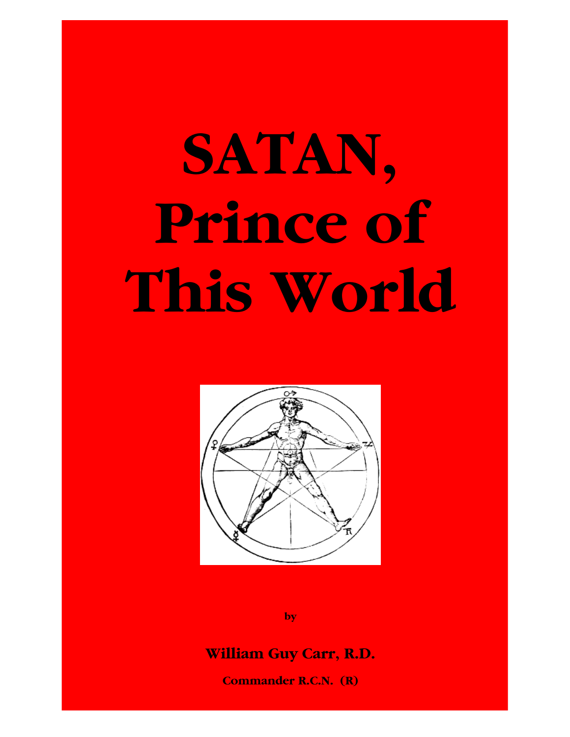# SATAN, Prince of This World

by

**William Guy Carr, R.D.**

**Commander R.C.N. (R)**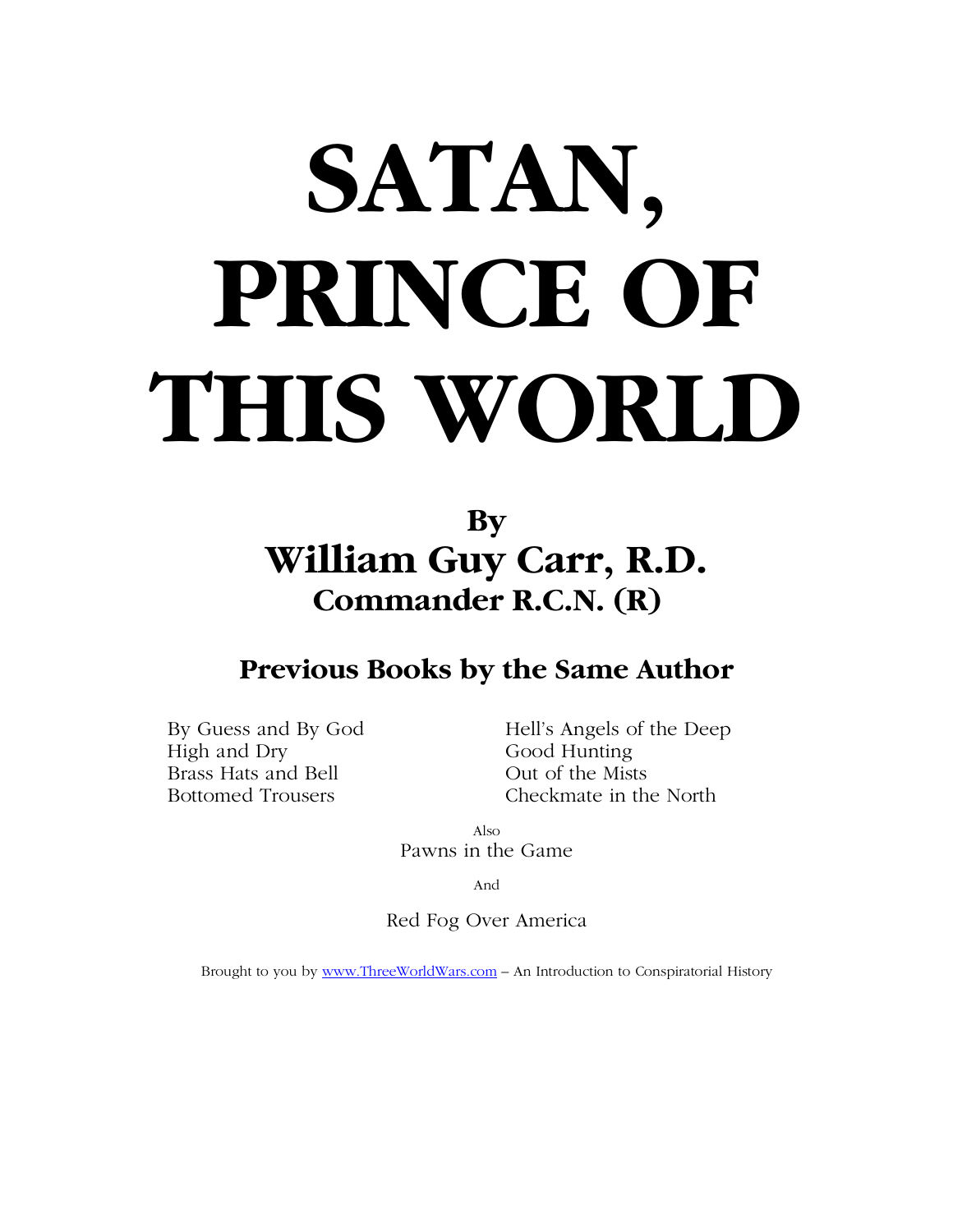# SATAN, PRINCE OF THIS WORLD

## By
## William Guy Carr, R.D.
### Commander R.C.N. (R)

## Previous Books by the Same Author

By Guess and By God
High and Dry
Brass Hats and Bell Bottomed Trousers
Hell's Angels of the Deep
Good Hunting
Out of the Mists
Checkmate in the North

Also

Pawns in the Game

And

Red Fog Over America

Brought to you by www.ThreeWorldWars.com – An Introduction to Conspiratorial History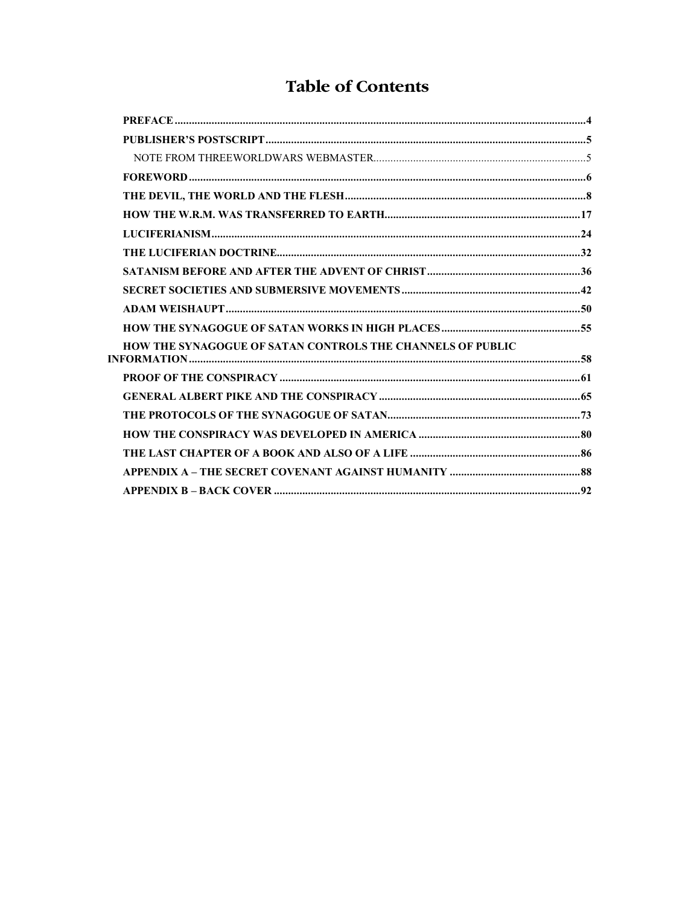# Table of Contents

- PREFACE ........ 4
- PUBLISHER'S POSTSCRIPT ........ 5
  - NOTE FROM THREEWORLDWARS WEBMASTER ........ 5
- FOREWORD ........ 6
- THE DEVIL, THE WORLD AND THE FLESH ........ 8
- HOW THE W.R.M. WAS TRANSFERRED TO EARTH ........ 17
- LUCIFERIANISM ........ 24
- THE LUCIFERIAN DOCTRINE ........ 32
- SATANISM BEFORE AND AFTER THE ADVENT OF CHRIST ........ 36
- SECRET SOCIETIES AND SUBMERSIVE MOVEMENTS ........ 42
- ADAM WEISHAUPT ........ 50
- HOW THE SYNAGOGUE OF SATAN WORKS IN HIGH PLACES ........ 55
- HOW THE SYNAGOGUE OF SATAN CONTROLS THE CHANNELS OF PUBLIC INFORMATION ........ 58
- PROOF OF THE CONSPIRACY ........ 61
- GENERAL ALBERT PIKE AND THE CONSPIRACY ........ 65
- THE PROTOCOLS OF THE SYNAGOGUE OF SATAN ........ 73
- HOW THE CONSPIRACY WAS DEVELOPED IN AMERICA ........ 80
- THE LAST CHAPTER OF A BOOK AND ALSO OF A LIFE ........ 86
- APPENDIX A – THE SECRET COVENANT AGAINST HUMANITY ........ 88
- APPENDIX B – BACK COVER ........ 92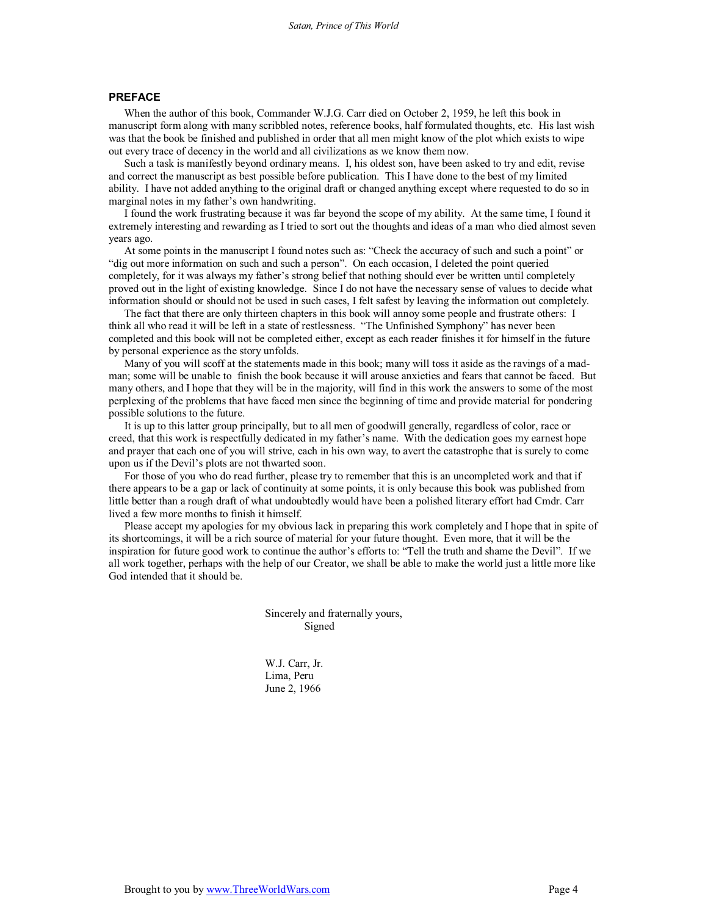## PREFACE

When the author of this book, Commander W.J.G. Carr died on October 2, 1959, he left this book in manuscript form along with many scribbled notes, reference books, half formulated thoughts, etc. His last wish was that the book be finished and published in order that all men might know of the plot which exists to wipe out every trace of decency in the world and all civilizations as we know them now.

Such a task is manifestly beyond ordinary means. I, his oldest son, have been asked to try and edit, revise and correct the manuscript as best possible before publication. This I have done to the best of my limited ability. I have not added anything to the original draft or changed anything except where requested to do so in marginal notes in my father's own handwriting.

I found the work frustrating because it was far beyond the scope of my ability. At the same time, I found it extremely interesting and rewarding as I tried to sort out the thoughts and ideas of a man who died almost seven years ago.

At some points in the manuscript I found notes such as: "Check the accuracy of such and such a point" or "dig out more information on such and such a person". On each occasion, I deleted the point queried completely, for it was always my father's strong belief that nothing should ever be written until completely proved out in the light of existing knowledge. Since I do not have the necessary sense of values to decide what information should or should not be used in such cases, I felt safest by leaving the information out completely.

The fact that there are only thirteen chapters in this book will annoy some people and frustrate others: I think all who read it will be left in a state of restlessness. "The Unfinished Symphony" has never been completed and this book will not be completed either, except as each reader finishes it for himself in the future by personal experience as the story unfolds.

Many of you will scoff at the statements made in this book; many will toss it aside as the ravings of a mad-man; some will be unable to finish the book because it will arouse anxieties and fears that cannot be faced. But many others, and I hope that they will be in the majority, will find in this work the answers to some of the most perplexing of the problems that have faced men since the beginning of time and provide material for pondering possible solutions to the future.

It is up to this latter group principally, but to all men of goodwill generally, regardless of color, race or creed, that this work is respectfully dedicated in my father's name. With the dedication goes my earnest hope and prayer that each one of you will strive, each in his own way, to avert the catastrophe that is surely to come upon us if the Devil's plots are not thwarted soon.

For those of you who do read further, please try to remember that this is an uncompleted work and that if there appears to be a gap or lack of continuity at some points, it is only because this book was published from little better than a rough draft of what undoubtedly would have been a polished literary effort had Cmdr. Carr lived a few more months to finish it himself.

Please accept my apologies for my obvious lack in preparing this work completely and I hope that in spite of its shortcomings, it will be a rich source of material for your future thought. Even more, that it will be the inspiration for future good work to continue the author's efforts to: "Tell the truth and shame the Devil". If we all work together, perhaps with the help of our Creator, we shall be able to make the world just a little more like God intended that it should be.

Sincerely and fraternally yours,
Signed

W.J. Carr, Jr.
Lima, Peru
June 2, 1966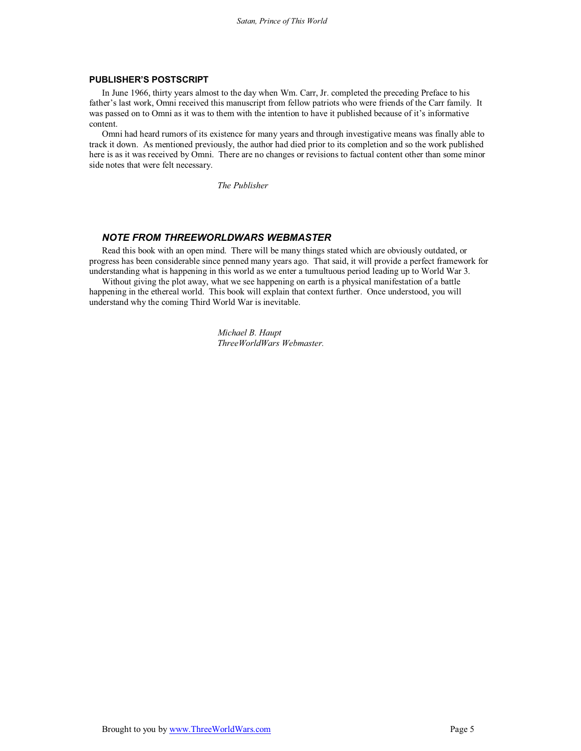## PUBLISHER'S POSTSCRIPT

In June 1966, thirty years almost to the day when Wm. Carr, Jr. completed the preceding Preface to his father's last work, Omni received this manuscript from fellow patriots who were friends of the Carr family. It was passed on to Omni as it was to them with the intention to have it published because of it's informative content.

Omni had heard rumors of its existence for many years and through investigative means was finally able to track it down. As mentioned previously, the author had died prior to its completion and so the work published here is as it was received by Omni. There are no changes or revisions to factual content other than some minor side notes that were felt necessary.

*The Publisher*

## *NOTE FROM THREEWORLDWARS WEBMASTER*

Read this book with an open mind. There will be many things stated which are obviously outdated, or progress has been considerable since penned many years ago. That said, it will provide a perfect framework for understanding what is happening in this world as we enter a tumultuous period leading up to World War 3.

Without giving the plot away, what we see happening on earth is a physical manifestation of a battle happening in the ethereal world. This book will explain that context further. Once understood, you will understand why the coming Third World War is inevitable.

*Michael B. Haupt*
*ThreeWorldWars Webmaster.*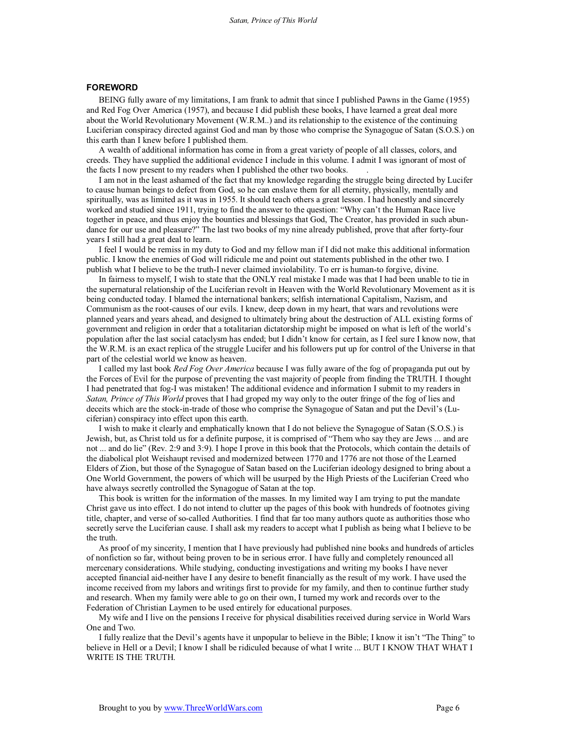## FOREWORD

BEING fully aware of my limitations, I am frank to admit that since I published Pawns in the Game (1955) and Red Fog Over America (1957), and because I did publish these books, I have learned a great deal more about the World Revolutionary Movement (W.R.M..) and its relationship to the existence of the continuing Luciferian conspiracy directed against God and man by those who comprise the Synagogue of Satan (S.O.S.) on this earth than I knew before I published them.

A wealth of additional information has come in from a great variety of people of all classes, colors, and creeds. They have supplied the additional evidence I include in this volume. I admit I was ignorant of most of the facts I now present to my readers when I published the other two books.

I am not in the least ashamed of the fact that my knowledge regarding the struggle being directed by Lucifer to cause human beings to defect from God, so he can enslave them for all eternity, physically, mentally and spiritually, was as limited as it was in 1955. It should teach others a great lesson. I had honestly and sincerely worked and studied since 1911, trying to find the answer to the question: "Why can't the Human Race live together in peace, and thus enjoy the bounties and blessings that God, The Creator, has provided in such abundance for our use and pleasure?" The last two books of my nine already published, prove that after forty-four years I still had a great deal to learn.

I feel I would be remiss in my duty to God and my fellow man if I did not make this additional information public. I know the enemies of God will ridicule me and point out statements published in the other two. I publish what I believe to be the truth-I never claimed inviolability. To err is human-to forgive, divine.

In fairness to myself, I wish to state that the ONLY real mistake I made was that I had been unable to tie in the supernatural relationship of the Luciferian revolt in Heaven with the World Revolutionary Movement as it is being conducted today. I blamed the international bankers; selfish international Capitalism, Nazism, and Communism as the root-causes of our evils. I knew, deep down in my heart, that wars and revolutions were planned years and years ahead, and designed to ultimately bring about the destruction of ALL existing forms of government and religion in order that a totalitarian dictatorship might be imposed on what is left of the world's population after the last social cataclysm has ended; but I didn't know for certain, as I feel sure I know now, that the W.R.M. is an exact replica of the struggle Lucifer and his followers put up for control of the Universe in that part of the celestial world we know as heaven.

I called my last book *Red Fog Over America* because I was fully aware of the fog of propaganda put out by the Forces of Evil for the purpose of preventing the vast majority of people from finding the TRUTH. I thought I had penetrated that fog-I was mistaken! The additional evidence and information I submit to my readers in *Satan, Prince of This World* proves that I had groped my way only to the outer fringe of the fog of lies and deceits which are the stock-in-trade of those who comprise the Synagogue of Satan and put the Devil's (Luciferian) conspiracy into effect upon this earth.

I wish to make it clearly and emphatically known that I do not believe the Synagogue of Satan (S.O.S.) is Jewish, but, as Christ told us for a definite purpose, it is comprised of "Them who say they are Jews ... and are not ... and do lie" (Rev. 2:9 and 3:9). I hope I prove in this book that the Protocols, which contain the details of the diabolical plot Weishaupt revised and modernized between 1770 and 1776 are not those of the Learned Elders of Zion, but those of the Synagogue of Satan based on the Luciferian ideology designed to bring about a One World Government, the powers of which will be usurped by the High Priests of the Luciferian Creed who have always secretly controlled the Synagogue of Satan at the top.

This book is written for the information of the masses. In my limited way I am trying to put the mandate Christ gave us into effect. I do not intend to clutter up the pages of this book with hundreds of footnotes giving title, chapter, and verse of so-called Authorities. I find that far too many authors quote as authorities those who secretly serve the Luciferian cause. I shall ask my readers to accept what I publish as being what I believe to be the truth.

As proof of my sincerity, I mention that I have previously had published nine books and hundreds of articles of nonfiction so far, without being proven to be in serious error. I have fully and completely renounced all mercenary considerations. While studying, conducting investigations and writing my books I have never accepted financial aid-neither have I any desire to benefit financially as the result of my work. I have used the income received from my labors and writings first to provide for my family, and then to continue further study and research. When my family were able to go on their own, I turned my work and records over to the Federation of Christian Laymen to be used entirely for educational purposes.

My wife and I live on the pensions I receive for physical disabilities received during service in World Wars One and Two.

I fully realize that the Devil's agents have it unpopular to believe in the Bible; I know it isn't "The Thing" to believe in Hell or a Devil; I know I shall be ridiculed because of what I write ... BUT I KNOW THAT WHAT I WRITE IS THE TRUTH.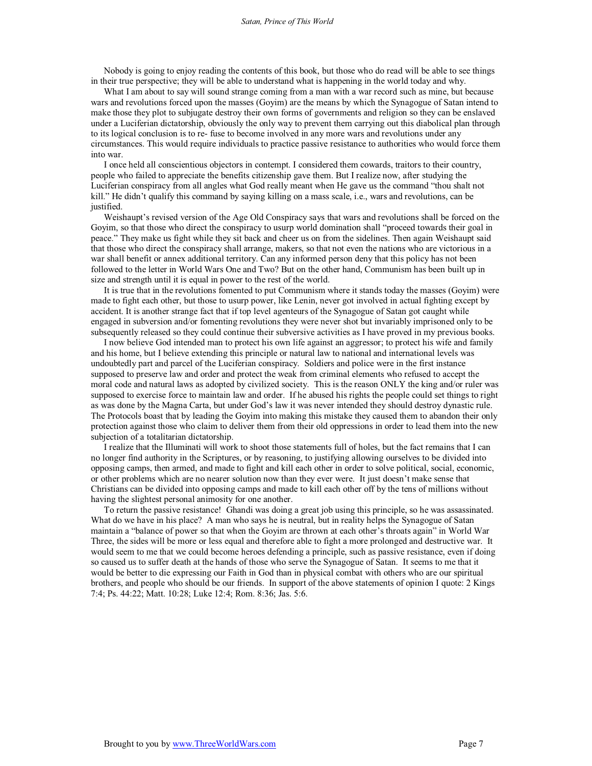Nobody is going to enjoy reading the contents of this book, but those who do read will be able to see things in their true perspective; they will be able to understand what is happening in the world today and why.

What I am about to say will sound strange coming from a man with a war record such as mine, but because wars and revolutions forced upon the masses (Goyim) are the means by which the Synagogue of Satan intend to make those they plot to subjugate destroy their own forms of governments and religion so they can be enslaved under a Luciferian dictatorship, obviously the only way to prevent them carrying out this diabolical plan through to its logical conclusion is to re- fuse to become involved in any more wars and revolutions under any circumstances. This would require individuals to practice passive resistance to authorities who would force them into war.

I once held all conscientious objectors in contempt. I considered them cowards, traitors to their country, people who failed to appreciate the benefits citizenship gave them. But I realize now, after studying the Luciferian conspiracy from all angles what God really meant when He gave us the command "thou shalt not kill." He didn't qualify this command by saying killing on a mass scale, i.e., wars and revolutions, can be justified.

Weishaupt's revised version of the Age Old Conspiracy says that wars and revolutions shall be forced on the Goyim, so that those who direct the conspiracy to usurp world domination shall "proceed towards their goal in peace." They make us fight while they sit back and cheer us on from the sidelines. Then again Weishaupt said that those who direct the conspiracy shall arrange, makers, so that not even the nations who are victorious in a war shall benefit or annex additional territory. Can any informed person deny that this policy has not been followed to the letter in World Wars One and Two? But on the other hand, Communism has been built up in size and strength until it is equal in power to the rest of the world.

It is true that in the revolutions fomented to put Communism where it stands today the masses (Goyim) were made to fight each other, but those to usurp power, like Lenin, never got involved in actual fighting except by accident. It is another strange fact that if top level agenteurs of the Synagogue of Satan got caught while engaged in subversion and/or fomenting revolutions they were never shot but invariably imprisoned only to be subsequently released so they could continue their subversive activities as I have proved in my previous books.

I now believe God intended man to protect his own life against an aggressor; to protect his wife and family and his home, but I believe extending this principle or natural law to national and international levels was undoubtedly part and parcel of the Luciferian conspiracy. Soldiers and police were in the first instance supposed to preserve law and order and protect the weak from criminal elements who refused to accept the moral code and natural laws as adopted by civilized society. This is the reason ONLY the king and/or ruler was supposed to exercise force to maintain law and order. If he abused his rights the people could set things to right as was done by the Magna Carta, but under God's law it was never intended they should destroy dynastic rule. The Protocols boast that by leading the Goyim into making this mistake they caused them to abandon their only protection against those who claim to deliver them from their old oppressions in order to lead them into the new subjection of a totalitarian dictatorship.

I realize that the Illuminati will work to shoot those statements full of holes, but the fact remains that I can no longer find authority in the Scriptures, or by reasoning, to justifying allowing ourselves to be divided into opposing camps, then armed, and made to fight and kill each other in order to solve political, social, economic, or other problems which are no nearer solution now than they ever were. It just doesn't make sense that Christians can be divided into opposing camps and made to kill each other off by the tens of millions without having the slightest personal animosity for one another.

To return the passive resistance! Ghandi was doing a great job using this principle, so he was assassinated. What do we have in his place? A man who says he is neutral, but in reality helps the Synagogue of Satan maintain a "balance of power so that when the Goyim are thrown at each other's throats again" in World War Three, the sides will be more or less equal and therefore able to fight a more prolonged and destructive war. It would seem to me that we could become heroes defending a principle, such as passive resistance, even if doing so caused us to suffer death at the hands of those who serve the Synagogue of Satan. It seems to me that it would be better to die expressing our Faith in God than in physical combat with others who are our spiritual brothers, and people who should be our friends. In support of the above statements of opinion I quote: 2 Kings 7:4; Ps. 44:22; Matt. 10:28; Luke 12:4; Rom. 8:36; Jas. 5:6.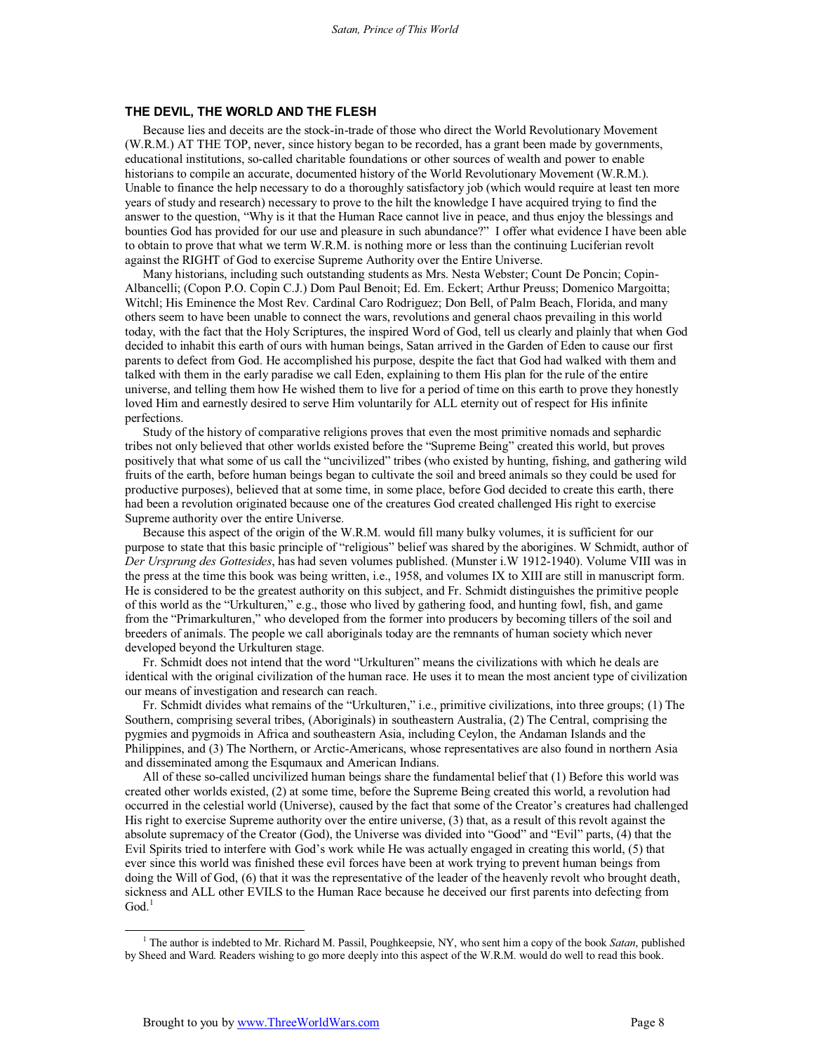## THE DEVIL, THE WORLD AND THE FLESH

Because lies and deceits are the stock-in-trade of those who direct the World Revolutionary Movement (W.R.M.) AT THE TOP, never, since history began to be recorded, has a grant been made by governments, educational institutions, so-called charitable foundations or other sources of wealth and power to enable historians to compile an accurate, documented history of the World Revolutionary Movement (W.R.M.). Unable to finance the help necessary to do a thoroughly satisfactory job (which would require at least ten more years of study and research) necessary to prove to the hilt the knowledge I have acquired trying to find the answer to the question, "Why is it that the Human Race cannot live in peace, and thus enjoy the blessings and bounties God has provided for our use and pleasure in such abundance?" I offer what evidence I have been able to obtain to prove that what we term W.R.M. is nothing more or less than the continuing Luciferian revolt against the RIGHT of God to exercise Supreme Authority over the Entire Universe.

Many historians, including such outstanding students as Mrs. Nesta Webster; Count De Poncin; Copin-Albancelli; (Copon P.O. Copin C.J.) Dom Paul Benoit; Ed. Em. Eckert; Arthur Preuss; Domenico Margoitta; Witchl; His Eminence the Most Rev. Cardinal Caro Rodriguez; Don Bell, of Palm Beach, Florida, and many others seem to have been unable to connect the wars, revolutions and general chaos prevailing in this world today, with the fact that the Holy Scriptures, the inspired Word of God, tell us clearly and plainly that when God decided to inhabit this earth of ours with human beings, Satan arrived in the Garden of Eden to cause our first parents to defect from God. He accomplished his purpose, despite the fact that God had walked with them and talked with them in the early paradise we call Eden, explaining to them His plan for the rule of the entire universe, and telling them how He wished them to live for a period of time on this earth to prove they honestly loved Him and earnestly desired to serve Him voluntarily for ALL eternity out of respect for His infinite perfections.

Study of the history of comparative religions proves that even the most primitive nomads and sephardic tribes not only believed that other worlds existed before the "Supreme Being" created this world, but proves positively that what some of us call the "uncivilized" tribes (who existed by hunting, fishing, and gathering wild fruits of the earth, before human beings began to cultivate the soil and breed animals so they could be used for productive purposes), believed that at some time, in some place, before God decided to create this earth, there had been a revolution originated because one of the creatures God created challenged His right to exercise Supreme authority over the entire Universe.

Because this aspect of the origin of the W.R.M. would fill many bulky volumes, it is sufficient for our purpose to state that this basic principle of "religious" belief was shared by the aborigines. W Schmidt, author of *Der Ursprung des Gottesides*, has had seven volumes published. (Munster i.W 1912-1940). Volume VIII was in the press at the time this book was being written, i.e., 1958, and volumes IX to XIII are still in manuscript form. He is considered to be the greatest authority on this subject, and Fr. Schmidt distinguishes the primitive people of this world as the "Urkulturen," e.g., those who lived by gathering food, and hunting fowl, fish, and game from the "Primarkulturen," who developed from the former into producers by becoming tillers of the soil and breeders of animals. The people we call aboriginals today are the remnants of human society which never developed beyond the Urkulturen stage.

Fr. Schmidt does not intend that the word "Urkulturen" means the civilizations with which he deals are identical with the original civilization of the human race. He uses it to mean the most ancient type of civilization our means of investigation and research can reach.

Fr. Schmidt divides what remains of the "Urkulturen," i.e., primitive civilizations, into three groups; (1) The Southern, comprising several tribes, (Aboriginals) in southeastern Australia, (2) The Central, comprising the pygmies and pygmoids in Africa and southeastern Asia, including Ceylon, the Andaman Islands and the Philippines, and (3) The Northern, or Arctic-Americans, whose representatives are also found in northern Asia and disseminated among the Esqumaux and American Indians.

All of these so-called uncivilized human beings share the fundamental belief that (1) Before this world was created other worlds existed, (2) at some time, before the Supreme Being created this world, a revolution had occurred in the celestial world (Universe), caused by the fact that some of the Creator's creatures had challenged His right to exercise Supreme authority over the entire universe, (3) that, as a result of this revolt against the absolute supremacy of the Creator (God), the Universe was divided into "Good" and "Evil" parts, (4) that the Evil Spirits tried to interfere with God's work while He was actually engaged in creating this world, (5) that ever since this world was finished these evil forces have been at work trying to prevent human beings from doing the Will of God, (6) that it was the representative of the leader of the heavenly revolt who brought death, sickness and ALL other EVILS to the Human Race because he deceived our first parents into defecting from God.[1]

---

[1] The author is indebted to Mr. Richard M. Passil, Poughkeepsie, NY, who sent him a copy of the book *Satan*, published by Sheed and Ward. Readers wishing to go more deeply into this aspect of the W.R.M. would do well to read this book.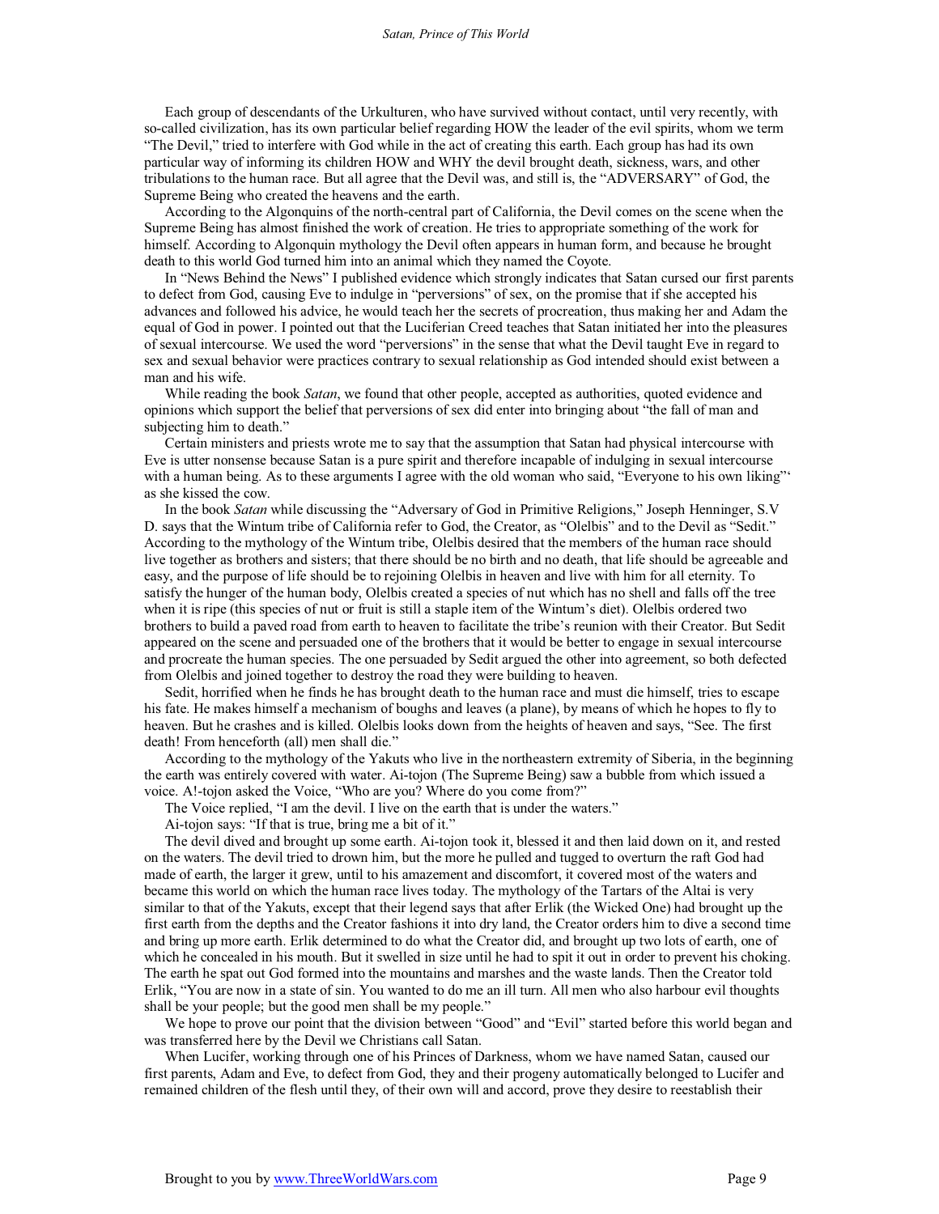Each group of descendants of the Urkulturen, who have survived without contact, until very recently, with so-called civilization, has its own particular belief regarding HOW the leader of the evil spirits, whom we term "The Devil," tried to interfere with God while in the act of creating this earth. Each group has had its own particular way of informing its children HOW and WHY the devil brought death, sickness, wars, and other tribulations to the human race. But all agree that the Devil was, and still is, the "ADVERSARY" of God, the Supreme Being who created the heavens and the earth.

According to the Algonquins of the north-central part of California, the Devil comes on the scene when the Supreme Being has almost finished the work of creation. He tries to appropriate something of the work for himself. According to Algonquin mythology the Devil often appears in human form, and because he brought death to this world God turned him into an animal which they named the Coyote.

In "News Behind the News" I published evidence which strongly indicates that Satan cursed our first parents to defect from God, causing Eve to indulge in "perversions" of sex, on the promise that if she accepted his advances and followed his advice, he would teach her the secrets of procreation, thus making her and Adam the equal of God in power. I pointed out that the Luciferian Creed teaches that Satan initiated her into the pleasures of sexual intercourse. We used the word "perversions" in the sense that what the Devil taught Eve in regard to sex and sexual behavior were practices contrary to sexual relationship as God intended should exist between a man and his wife.

While reading the book *Satan*, we found that other people, accepted as authorities, quoted evidence and opinions which support the belief that perversions of sex did enter into bringing about "the fall of man and subjecting him to death."

Certain ministers and priests wrote me to say that the assumption that Satan had physical intercourse with Eve is utter nonsense because Satan is a pure spirit and therefore incapable of indulging in sexual intercourse with a human being. As to these arguments I agree with the old woman who said, "Everyone to his own liking"' as she kissed the cow.

In the book *Satan* while discussing the "Adversary of God in Primitive Religions," Joseph Henninger, S.V D. says that the Wintum tribe of California refer to God, the Creator, as "Olelbis" and to the Devil as "Sedit." According to the mythology of the Wintum tribe, Olelbis desired that the members of the human race should live together as brothers and sisters; that there should be no birth and no death, that life should be agreeable and easy, and the purpose of life should be to rejoining Olelbis in heaven and live with him for all eternity. To satisfy the hunger of the human body, Olelbis created a species of nut which has no shell and falls off the tree when it is ripe (this species of nut or fruit is still a staple item of the Wintum's diet). Olelbis ordered two brothers to build a paved road from earth to heaven to facilitate the tribe's reunion with their Creator. But Sedit appeared on the scene and persuaded one of the brothers that it would be better to engage in sexual intercourse and procreate the human species. The one persuaded by Sedit argued the other into agreement, so both defected from Olelbis and joined together to destroy the road they were building to heaven.

Sedit, horrified when he finds he has brought death to the human race and must die himself, tries to escape his fate. He makes himself a mechanism of boughs and leaves (a plane), by means of which he hopes to fly to heaven. But he crashes and is killed. Olelbis looks down from the heights of heaven and says, "See. The first death! From henceforth (all) men shall die."

According to the mythology of the Yakuts who live in the northeastern extremity of Siberia, in the beginning the earth was entirely covered with water. Ai-tojon (The Supreme Being) saw a bubble from which issued a voice. A!-tojon asked the Voice, "Who are you? Where do you come from?"

The Voice replied, "I am the devil. I live on the earth that is under the waters."

Ai-tojon says: "If that is true, bring me a bit of it."

The devil dived and brought up some earth. Ai-tojon took it, blessed it and then laid down on it, and rested on the waters. The devil tried to drown him, but the more he pulled and tugged to overturn the raft God had made of earth, the larger it grew, until to his amazement and discomfort, it covered most of the waters and became this world on which the human race lives today. The mythology of the Tartars of the Altai is very similar to that of the Yakuts, except that their legend says that after Erlik (the Wicked One) had brought up the first earth from the depths and the Creator fashions it into dry land, the Creator orders him to dive a second time and bring up more earth. Erlik determined to do what the Creator did, and brought up two lots of earth, one of which he concealed in his mouth. But it swelled in size until he had to spit it out in order to prevent his choking. The earth he spat out God formed into the mountains and marshes and the waste lands. Then the Creator told Erlik, "You are now in a state of sin. You wanted to do me an ill turn. All men who also harbour evil thoughts shall be your people; but the good men shall be my people."

We hope to prove our point that the division between "Good" and "Evil" started before this world began and was transferred here by the Devil we Christians call Satan.

When Lucifer, working through one of his Princes of Darkness, whom we have named Satan, caused our first parents, Adam and Eve, to defect from God, they and their progeny automatically belonged to Lucifer and remained children of the flesh until they, of their own will and accord, prove they desire to reestablish their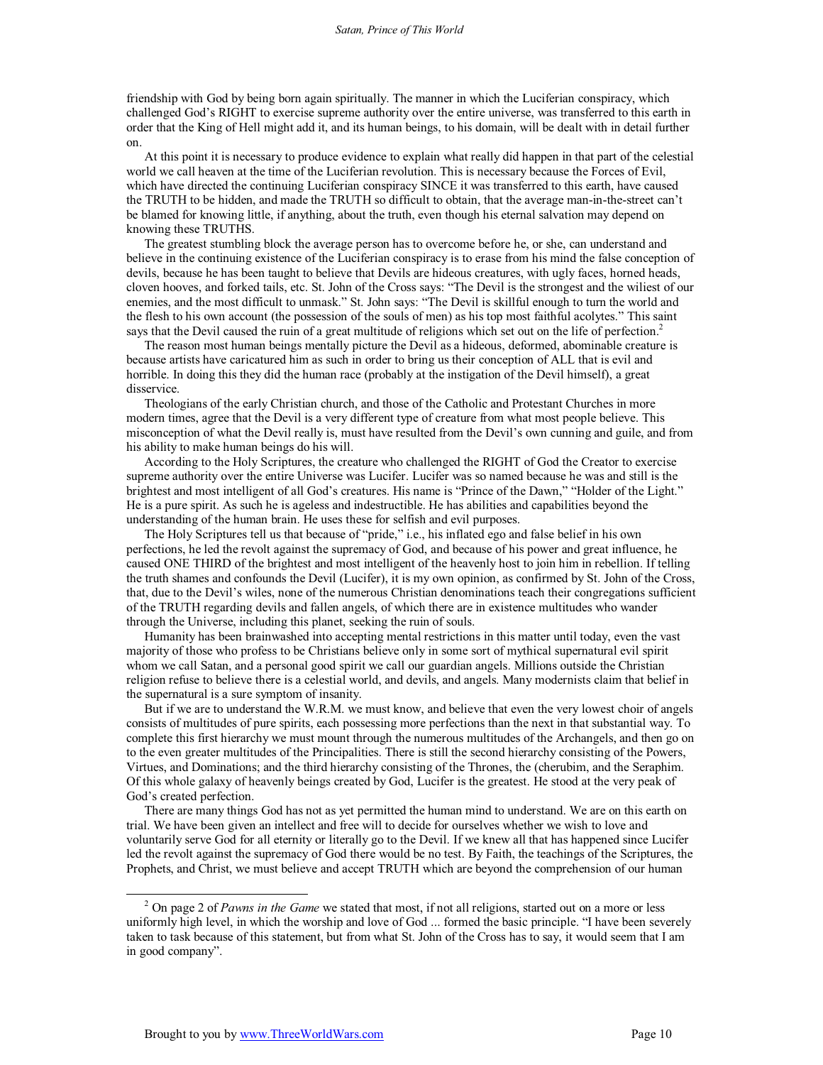friendship with God by being born again spiritually. The manner in which the Luciferian conspiracy, which challenged God's RIGHT to exercise supreme authority over the entire universe, was transferred to this earth in order that the King of Hell might add it, and its human beings, to his domain, will be dealt with in detail further on.

At this point it is necessary to produce evidence to explain what really did happen in that part of the celestial world we call heaven at the time of the Luciferian revolution. This is necessary because the Forces of Evil, which have directed the continuing Luciferian conspiracy SINCE it was transferred to this earth, have caused the TRUTH to be hidden, and made the TRUTH so difficult to obtain, that the average man-in-the-street can't be blamed for knowing little, if anything, about the truth, even though his eternal salvation may depend on knowing these TRUTHS.

The greatest stumbling block the average person has to overcome before he, or she, can understand and believe in the continuing existence of the Luciferian conspiracy is to erase from his mind the false conception of devils, because he has been taught to believe that Devils are hideous creatures, with ugly faces, horned heads, cloven hooves, and forked tails, etc. St. John of the Cross says: "The Devil is the strongest and the wiliest of our enemies, and the most difficult to unmask." St. John says: "The Devil is skillful enough to turn the world and the flesh to his own account (the possession of the souls of men) as his top most faithful acolytes." This saint says that the Devil caused the ruin of a great multitude of religions which set out on the life of perfection.[2]

The reason most human beings mentally picture the Devil as a hideous, deformed, abominable creature is because artists have caricatured him as such in order to bring us their conception of ALL that is evil and horrible. In doing this they did the human race (probably at the instigation of the Devil himself), a great disservice.

Theologians of the early Christian church, and those of the Catholic and Protestant Churches in more modern times, agree that the Devil is a very different type of creature from what most people believe. This misconception of what the Devil really is, must have resulted from the Devil's own cunning and guile, and from his ability to make human beings do his will.

According to the Holy Scriptures, the creature who challenged the RIGHT of God the Creator to exercise supreme authority over the entire Universe was Lucifer. Lucifer was so named because he was and still is the brightest and most intelligent of all God's creatures. His name is "Prince of the Dawn," "Holder of the Light." He is a pure spirit. As such he is ageless and indestructible. He has abilities and capabilities beyond the understanding of the human brain. He uses these for selfish and evil purposes.

The Holy Scriptures tell us that because of "pride," i.e., his inflated ego and false belief in his own perfections, he led the revolt against the supremacy of God, and because of his power and great influence, he caused ONE THIRD of the brightest and most intelligent of the heavenly host to join him in rebellion. If telling the truth shames and confounds the Devil (Lucifer), it is my own opinion, as confirmed by St. John of the Cross, that, due to the Devil's wiles, none of the numerous Christian denominations teach their congregations sufficient of the TRUTH regarding devils and fallen angels, of which there are in existence multitudes who wander through the Universe, including this planet, seeking the ruin of souls.

Humanity has been brainwashed into accepting mental restrictions in this matter until today, even the vast majority of those who profess to be Christians believe only in some sort of mythical supernatural evil spirit whom we call Satan, and a personal good spirit we call our guardian angels. Millions outside the Christian religion refuse to believe there is a celestial world, and devils, and angels. Many modernists claim that belief in the supernatural is a sure symptom of insanity.

But if we are to understand the W.R.M. we must know, and believe that even the very lowest choir of angels consists of multitudes of pure spirits, each possessing more perfections than the next in that substantial way. To complete this first hierarchy we must mount through the numerous multitudes of the Archangels, and then go on to the even greater multitudes of the Principalities. There is still the second hierarchy consisting of the Powers, Virtues, and Dominations; and the third hierarchy consisting of the Thrones, the (cherubim, and the Seraphim. Of this whole galaxy of heavenly beings created by God, Lucifer is the greatest. He stood at the very peak of God's created perfection.

There are many things God has not as yet permitted the human mind to understand. We are on this earth on trial. We have been given an intellect and free will to decide for ourselves whether we wish to love and voluntarily serve God for all eternity or literally go to the Devil. If we knew all that has happened since Lucifer led the revolt against the supremacy of God there would be no test. By Faith, the teachings of the Scriptures, the Prophets, and Christ, we must believe and accept TRUTH which are beyond the comprehension of our human

---

[2] On page 2 of *Pawns in the Game* we stated that most, if not all religions, started out on a more or less uniformly high level, in which the worship and love of God ... formed the basic principle. "I have been severely taken to task because of this statement, but from what St. John of the Cross has to say, it would seem that I am in good company".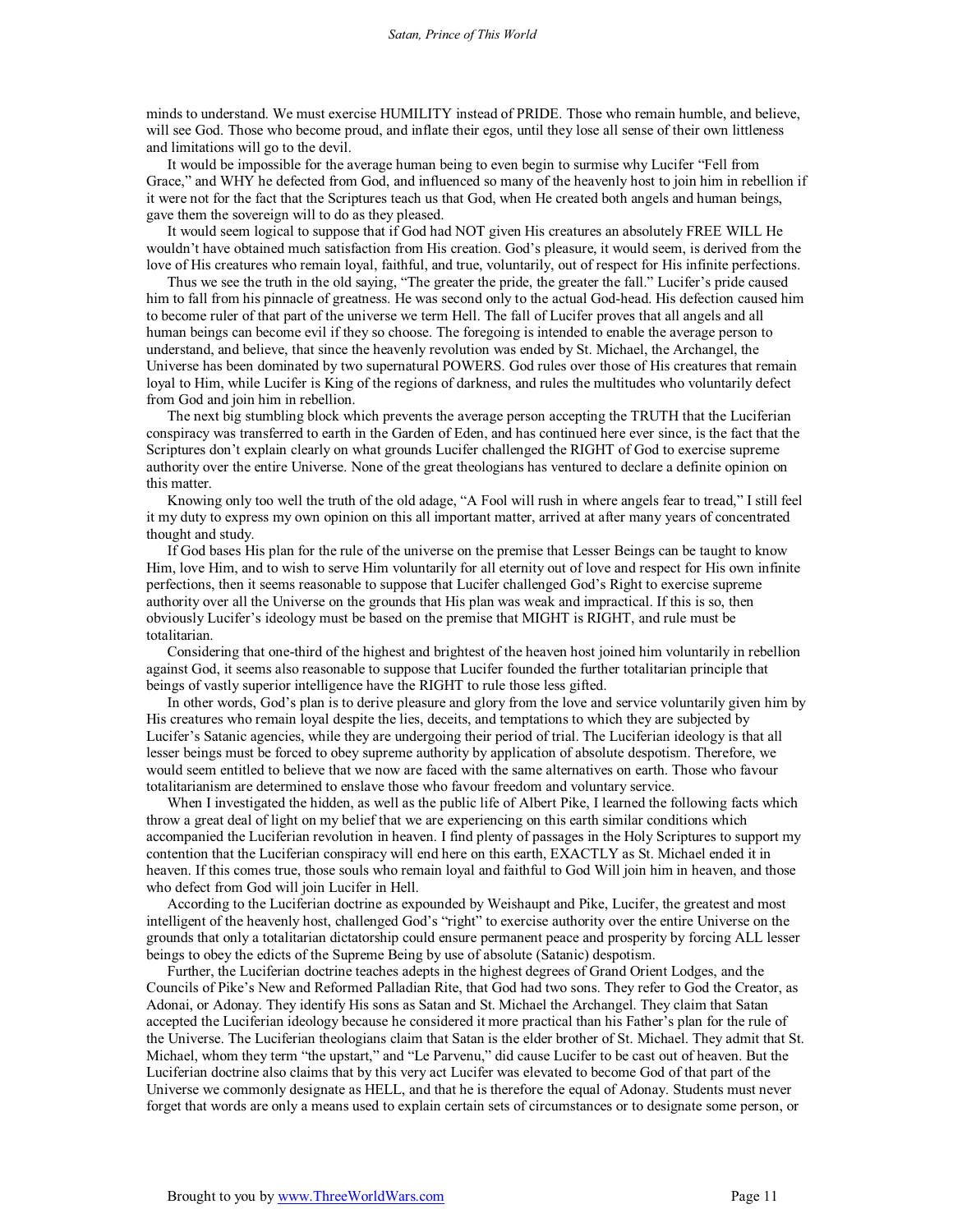minds to understand. We must exercise HUMILITY instead of PRIDE. Those who remain humble, and believe, will see God. Those who become proud, and inflate their egos, until they lose all sense of their own littleness and limitations will go to the devil.

It would be impossible for the average human being to even begin to surmise why Lucifer "Fell from Grace," and WHY he defected from God, and influenced so many of the heavenly host to join him in rebellion if it were not for the fact that the Scriptures teach us that God, when He created both angels and human beings, gave them the sovereign will to do as they pleased.

It would seem logical to suppose that if God had NOT given His creatures an absolutely FREE WILL He wouldn't have obtained much satisfaction from His creation. God's pleasure, it would seem, is derived from the love of His creatures who remain loyal, faithful, and true, voluntarily, out of respect for His infinite perfections.

Thus we see the truth in the old saying, "The greater the pride, the greater the fall." Lucifer's pride caused him to fall from his pinnacle of greatness. He was second only to the actual God-head. His defection caused him to become ruler of that part of the universe we term Hell. The fall of Lucifer proves that all angels and all human beings can become evil if they so choose. The foregoing is intended to enable the average person to understand, and believe, that since the heavenly revolution was ended by St. Michael, the Archangel, the Universe has been dominated by two supernatural POWERS. God rules over those of His creatures that remain loyal to Him, while Lucifer is King of the regions of darkness, and rules the multitudes who voluntarily defect from God and join him in rebellion.

The next big stumbling block which prevents the average person accepting the TRUTH that the Luciferian conspiracy was transferred to earth in the Garden of Eden, and has continued here ever since, is the fact that the Scriptures don't explain clearly on what grounds Lucifer challenged the RIGHT of God to exercise supreme authority over the entire Universe. None of the great theologians has ventured to declare a definite opinion on this matter.

Knowing only too well the truth of the old adage, "A Fool will rush in where angels fear to tread," I still feel it my duty to express my own opinion on this all important matter, arrived at after many years of concentrated thought and study.

If God bases His plan for the rule of the universe on the premise that Lesser Beings can be taught to know Him, love Him, and to wish to serve Him voluntarily for all eternity out of love and respect for His own infinite perfections, then it seems reasonable to suppose that Lucifer challenged God's Right to exercise supreme authority over all the Universe on the grounds that His plan was weak and impractical. If this is so, then obviously Lucifer's ideology must be based on the premise that MIGHT is RIGHT, and rule must be totalitarian.

Considering that one-third of the highest and brightest of the heaven host joined him voluntarily in rebellion against God, it seems also reasonable to suppose that Lucifer founded the further totalitarian principle that beings of vastly superior intelligence have the RIGHT to rule those less gifted.

In other words, God's plan is to derive pleasure and glory from the love and service voluntarily given him by His creatures who remain loyal despite the lies, deceits, and temptations to which they are subjected by Lucifer's Satanic agencies, while they are undergoing their period of trial. The Luciferian ideology is that all lesser beings must be forced to obey supreme authority by application of absolute despotism. Therefore, we would seem entitled to believe that we now are faced with the same alternatives on earth. Those who favour totalitarianism are determined to enslave those who favour freedom and voluntary service.

When I investigated the hidden, as well as the public life of Albert Pike, I learned the following facts which throw a great deal of light on my belief that we are experiencing on this earth similar conditions which accompanied the Luciferian revolution in heaven. I find plenty of passages in the Holy Scriptures to support my contention that the Luciferian conspiracy will end here on this earth, EXACTLY as St. Michael ended it in heaven. If this comes true, those souls who remain loyal and faithful to God Will join him in heaven, and those who defect from God will join Lucifer in Hell.

According to the Luciferian doctrine as expounded by Weishaupt and Pike, Lucifer, the greatest and most intelligent of the heavenly host, challenged God's "right" to exercise authority over the entire Universe on the grounds that only a totalitarian dictatorship could ensure permanent peace and prosperity by forcing ALL lesser beings to obey the edicts of the Supreme Being by use of absolute (Satanic) despotism.

Further, the Luciferian doctrine teaches adepts in the highest degrees of Grand Orient Lodges, and the Councils of Pike's New and Reformed Palladian Rite, that God had two sons. They refer to God the Creator, as Adonai, or Adonay. They identify His sons as Satan and St. Michael the Archangel. They claim that Satan accepted the Luciferian ideology because he considered it more practical than his Father's plan for the rule of the Universe. The Luciferian theologians claim that Satan is the elder brother of St. Michael. They admit that St. Michael, whom they term "the upstart," and "Le Parvenu," did cause Lucifer to be cast out of heaven. But the Luciferian doctrine also claims that by this very act Lucifer was elevated to become God of that part of the Universe we commonly designate as HELL, and that he is therefore the equal of Adonay. Students must never forget that words are only a means used to explain certain sets of circumstances or to designate some person, or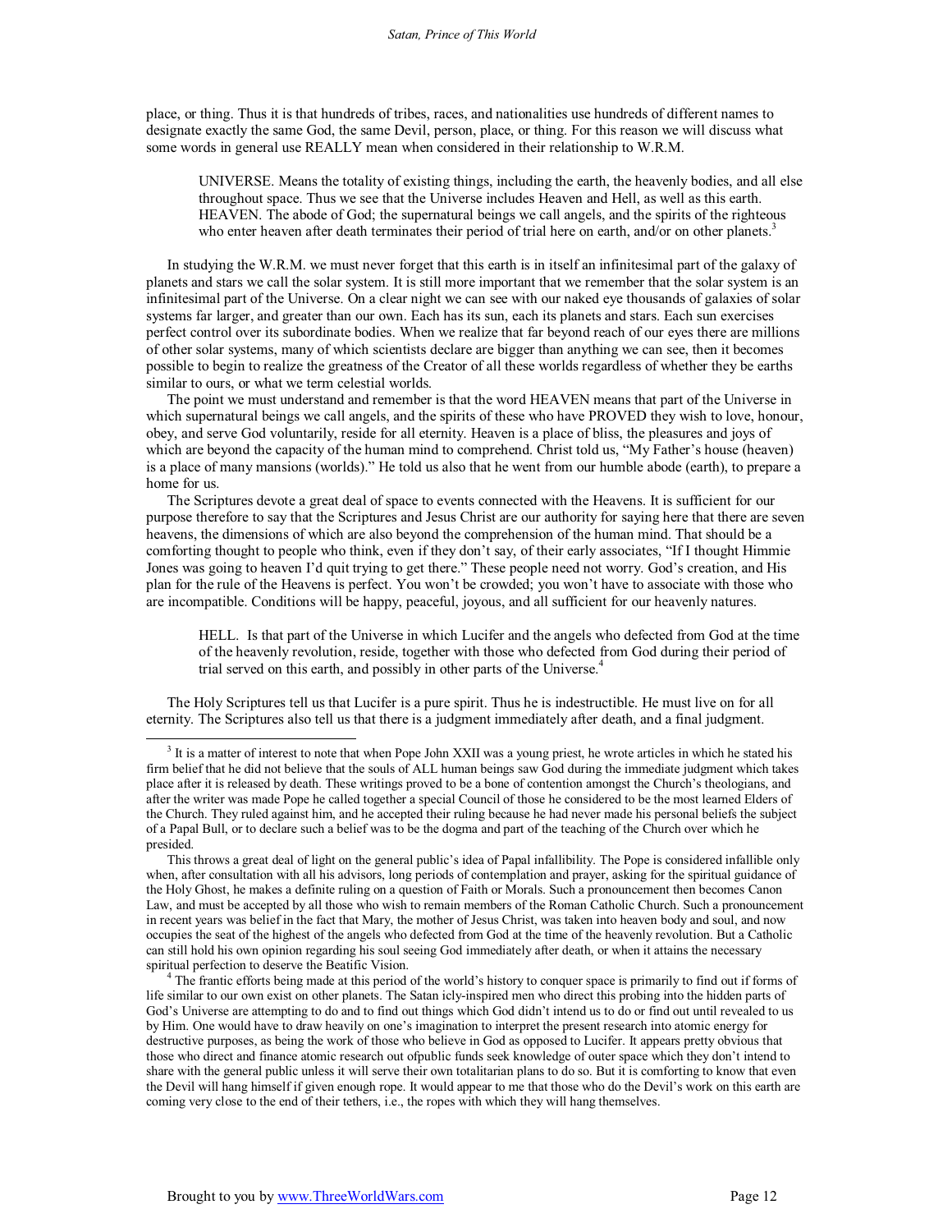place, or thing. Thus it is that hundreds of tribes, races, and nationalities use hundreds of different names to designate exactly the same God, the same Devil, person, place, or thing. For this reason we will discuss what some words in general use REALLY mean when considered in their relationship to W.R.M.

> UNIVERSE. Means the totality of existing things, including the earth, the heavenly bodies, and all else throughout space. Thus we see that the Universe includes Heaven and Hell, as well as this earth.
> HEAVEN. The abode of God; the supernatural beings we call angels, and the spirits of the righteous who enter heaven after death terminates their period of trial here on earth, and/or on other planets.[3]

In studying the W.R.M. we must never forget that this earth is in itself an infinitesimal part of the galaxy of planets and stars we call the solar system. It is still more important that we remember that the solar system is an infinitesimal part of the Universe. On a clear night we can see with our naked eye thousands of galaxies of solar systems far larger, and greater than our own. Each has its sun, each its planets and stars. Each sun exercises perfect control over its subordinate bodies. When we realize that far beyond reach of our eyes there are millions of other solar systems, many of which scientists declare are bigger than anything we can see, then it becomes possible to begin to realize the greatness of the Creator of all these worlds regardless of whether they be earths similar to ours, or what we term celestial worlds.

The point we must understand and remember is that the word HEAVEN means that part of the Universe in which supernatural beings we call angels, and the spirits of these who have PROVED they wish to love, honour, obey, and serve God voluntarily, reside for all eternity. Heaven is a place of bliss, the pleasures and joys of which are beyond the capacity of the human mind to comprehend. Christ told us, "My Father's house (heaven) is a place of many mansions (worlds)." He told us also that he went from our humble abode (earth), to prepare a home for us.

The Scriptures devote a great deal of space to events connected with the Heavens. It is sufficient for our purpose therefore to say that the Scriptures and Jesus Christ are our authority for saying here that there are seven heavens, the dimensions of which are also beyond the comprehension of the human mind. That should be a comforting thought to people who think, even if they don't say, of their early associates, "If I thought Himmie Jones was going to heaven I'd quit trying to get there." These people need not worry. God's creation, and His plan for the rule of the Heavens is perfect. You won't be crowded; you won't have to associate with those who are incompatible. Conditions will be happy, peaceful, joyous, and all sufficient for our heavenly natures.

> HELL. Is that part of the Universe in which Lucifer and the angels who defected from God at the time of the heavenly revolution, reside, together with those who defected from God during their period of trial served on this earth, and possibly in other parts of the Universe.[4]

The Holy Scriptures tell us that Lucifer is a pure spirit. Thus he is indestructible. He must live on for all eternity. The Scriptures also tell us that there is a judgment immediately after death, and a final judgment.

---

[3] It is a matter of interest to note that when Pope John XXII was a young priest, he wrote articles in which he stated his firm belief that he did not believe that the souls of ALL human beings saw God during the immediate judgment which takes place after it is released by death. These writings proved to be a bone of contention amongst the Church's theologians, and after the writer was made Pope he called together a special Council of those he considered to be the most learned Elders of the Church. They ruled against him, and he accepted their ruling because he had never made his personal beliefs the subject of a Papal Bull, or to declare such a belief was to be the dogma and part of the teaching of the Church over which he presided.

This throws a great deal of light on the general public's idea of Papal infallibility. The Pope is considered infallible only when, after consultation with all his advisors, long periods of contemplation and prayer, asking for the spiritual guidance of the Holy Ghost, he makes a definite ruling on a question of Faith or Morals. Such a pronouncement then becomes Canon Law, and must be accepted by all those who wish to remain members of the Roman Catholic Church. Such a pronouncement in recent years was belief in the fact that Mary, the mother of Jesus Christ, was taken into heaven body and soul, and now occupies the seat of the highest of the angels who defected from God at the time of the heavenly revolution. But a Catholic can still hold his own opinion regarding his soul seeing God immediately after death, or when it attains the necessary spiritual perfection to deserve the Beatific Vision.

[4] The frantic efforts being made at this period of the world's history to conquer space is primarily to find out if forms of life similar to our own exist on other planets. The Satan icly-inspired men who direct this probing into the hidden parts of God's Universe are attempting to do and to find out things which God didn't intend us to do or find out until revealed to us by Him. One would have to draw heavily on one's imagination to interpret the present research into atomic energy for destructive purposes, as being the work of those who believe in God as opposed to Lucifer. It appears pretty obvious that those who direct and finance atomic research out ofpublic funds seek knowledge of outer space which they don't intend to share with the general public unless it will serve their own totalitarian plans to do so. But it is comforting to know that even the Devil will hang himself if given enough rope. It would appear to me that those who do the Devil's work on this earth are coming very close to the end of their tethers, i.e., the ropes with which they will hang themselves.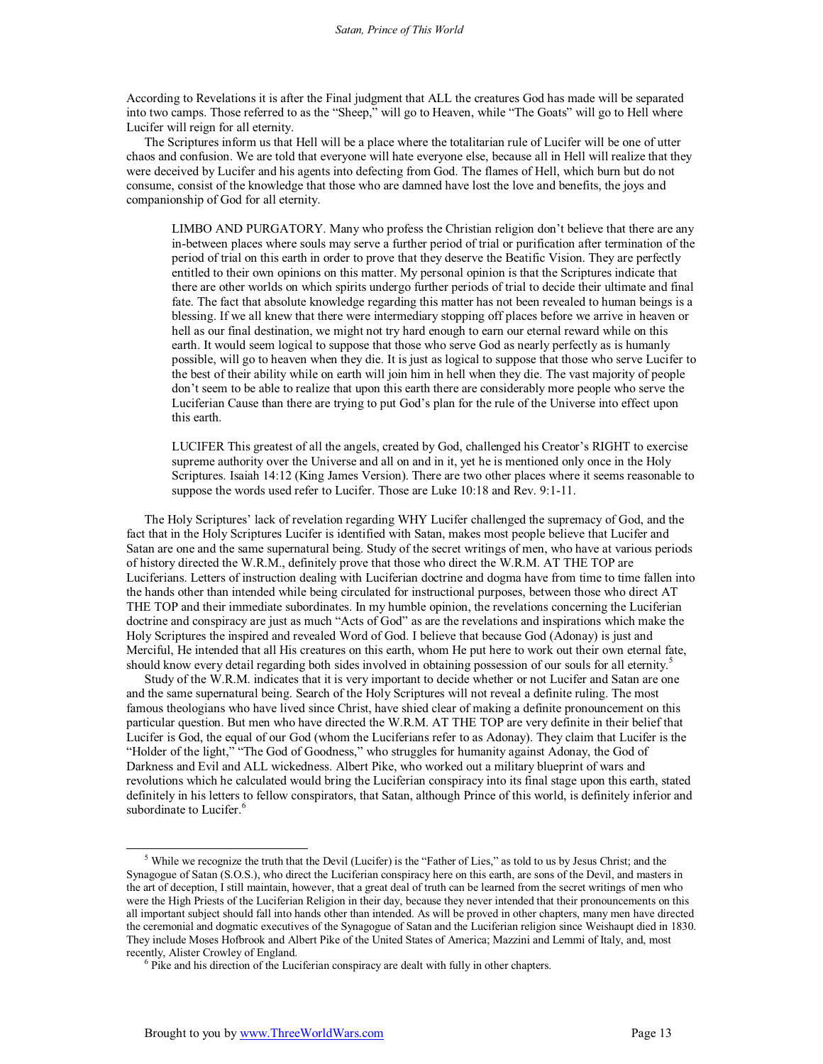According to Revelations it is after the Final judgment that ALL the creatures God has made will be separated into two camps. Those referred to as the "Sheep," will go to Heaven, while "The Goats" will go to Hell where Lucifer will reign for all eternity.

The Scriptures inform us that Hell will be a place where the totalitarian rule of Lucifer will be one of utter chaos and confusion. We are told that everyone will hate everyone else, because all in Hell will realize that they were deceived by Lucifer and his agents into defecting from God. The flames of Hell, which burn but do not consume, consist of the knowledge that those who are damned have lost the love and benefits, the joys and companionship of God for all eternity.

> LIMBO AND PURGATORY. Many who profess the Christian religion don't believe that there are any in-between places where souls may serve a further period of trial or purification after termination of the period of trial on this earth in order to prove that they deserve the Beatific Vision. They are perfectly entitled to their own opinions on this matter. My personal opinion is that the Scriptures indicate that there are other worlds on which spirits undergo further periods of trial to decide their ultimate and final fate. The fact that absolute knowledge regarding this matter has not been revealed to human beings is a blessing. If we all knew that there were intermediary stopping off places before we arrive in heaven or hell as our final destination, we might not try hard enough to earn our eternal reward while on this earth. It would seem logical to suppose that those who serve God as nearly perfectly as is humanly possible, will go to heaven when they die. It is just as logical to suppose that those who serve Lucifer to the best of their ability while on earth will join him in hell when they die. The vast majority of people don't seem to be able to realize that upon this earth there are considerably more people who serve the Luciferian Cause than there are trying to put God's plan for the rule of the Universe into effect upon this earth.
>
> LUCIFER This greatest of all the angels, created by God, challenged his Creator's RIGHT to exercise supreme authority over the Universe and all on and in it, yet he is mentioned only once in the Holy Scriptures. Isaiah 14:12 (King James Version). There are two other places where it seems reasonable to suppose the words used refer to Lucifer. Those are Luke 10:18 and Rev. 9:1-11.

The Holy Scriptures' lack of revelation regarding WHY Lucifer challenged the supremacy of God, and the fact that in the Holy Scriptures Lucifer is identified with Satan, makes most people believe that Lucifer and Satan are one and the same supernatural being. Study of the secret writings of men, who have at various periods of history directed the W.R.M., definitely prove that those who direct the W.R.M. AT THE TOP are Luciferians. Letters of instruction dealing with Luciferian doctrine and dogma have from time to time fallen into the hands other than intended while being circulated for instructional purposes, between those who direct AT THE TOP and their immediate subordinates. In my humble opinion, the revelations concerning the Luciferian doctrine and conspiracy are just as much "Acts of God" as are the revelations and inspirations which make the Holy Scriptures the inspired and revealed Word of God. I believe that because God (Adonay) is just and Merciful, He intended that all His creatures on this earth, whom He put here to work out their own eternal fate, should know every detail regarding both sides involved in obtaining possession of our souls for all eternity.[5]

Study of the W.R.M. indicates that it is very important to decide whether or not Lucifer and Satan are one and the same supernatural being. Search of the Holy Scriptures will not reveal a definite ruling. The most famous theologians who have lived since Christ, have shied clear of making a definite pronouncement on this particular question. But men who have directed the W.R.M. AT THE TOP are very definite in their belief that Lucifer is God, the equal of our God (whom the Luciferians refer to as Adonay). They claim that Lucifer is the "Holder of the light," "The God of Goodness," who struggles for humanity against Adonay, the God of Darkness and Evil and ALL wickedness. Albert Pike, who worked out a military blueprint of wars and revolutions which he calculated would bring the Luciferian conspiracy into its final stage upon this earth, stated definitely in his letters to fellow conspirators, that Satan, although Prince of this world, is definitely inferior and subordinate to Lucifer.[6]

---

[5] While we recognize the truth that the Devil (Lucifer) is the "Father of Lies," as told to us by Jesus Christ; and the Synagogue of Satan (S.O.S.), who direct the Luciferian conspiracy here on this earth, are sons of the Devil, and masters in the art of deception, I still maintain, however, that a great deal of truth can be learned from the secret writings of men who were the High Priests of the Luciferian Religion in their day, because they never intended that their pronouncements on this all important subject should fall into hands other than intended. As will be proved in other chapters, many men have directed the ceremonial and dogmatic executives of the Synagogue of Satan and the Luciferian religion since Weishaupt died in 1830. They include Moses Hofbrook and Albert Pike of the United States of America; Mazzini and Lemmi of Italy, and, most recently, Alister Crowley of England.

[6] Pike and his direction of the Luciferian conspiracy are dealt with fully in other chapters.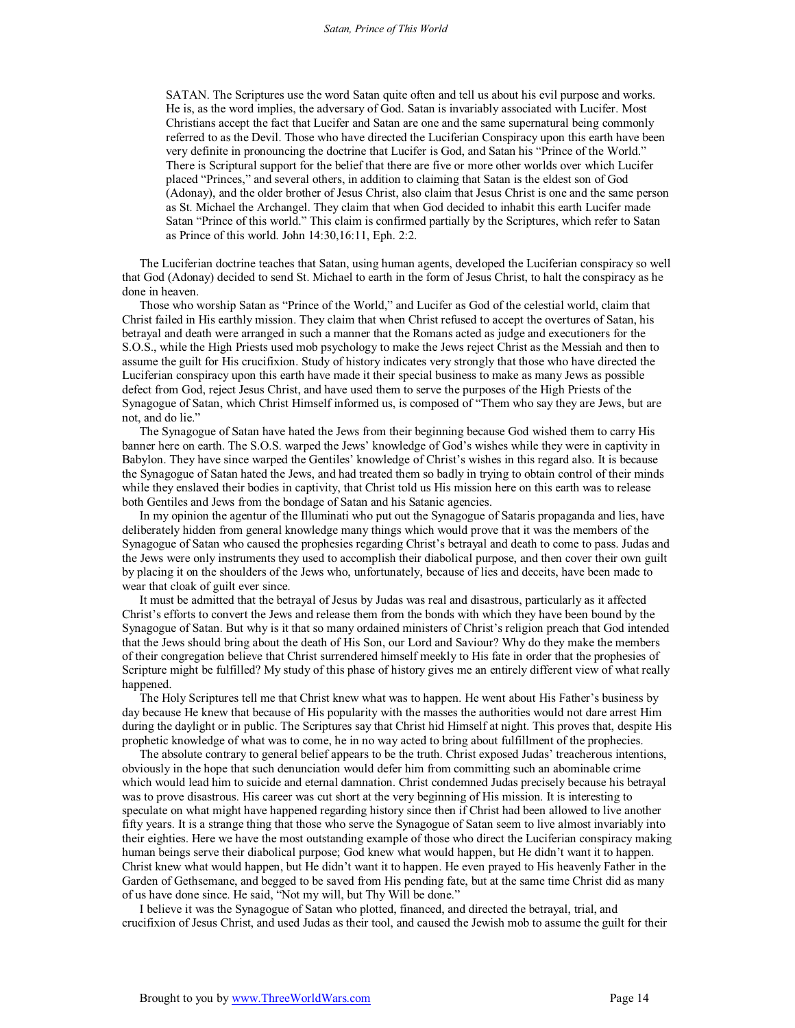> SATAN. The Scriptures use the word Satan quite often and tell us about his evil purpose and works. He is, as the word implies, the adversary of God. Satan is invariably associated with Lucifer. Most Christians accept the fact that Lucifer and Satan are one and the same supernatural being commonly referred to as the Devil. Those who have directed the Luciferian Conspiracy upon this earth have been very definite in pronouncing the doctrine that Lucifer is God, and Satan his "Prince of the World." There is Scriptural support for the belief that there are five or more other worlds over which Lucifer placed "Princes," and several others, in addition to claiming that Satan is the eldest son of God (Adonay), and the older brother of Jesus Christ, also claim that Jesus Christ is one and the same person as St. Michael the Archangel. They claim that when God decided to inhabit this earth Lucifer made Satan "Prince of this world." This claim is confirmed partially by the Scriptures, which refer to Satan as Prince of this world. John 14:30,16:11, Eph. 2:2.

The Luciferian doctrine teaches that Satan, using human agents, developed the Luciferian conspiracy so well that God (Adonay) decided to send St. Michael to earth in the form of Jesus Christ, to halt the conspiracy as he done in heaven.

Those who worship Satan as "Prince of the World," and Lucifer as God of the celestial world, claim that Christ failed in His earthly mission. They claim that when Christ refused to accept the overtures of Satan, his betrayal and death were arranged in such a manner that the Romans acted as judge and executioners for the S.O.S., while the High Priests used mob psychology to make the Jews reject Christ as the Messiah and then to assume the guilt for His crucifixion. Study of history indicates very strongly that those who have directed the Luciferian conspiracy upon this earth have made it their special business to make as many Jews as possible defect from God, reject Jesus Christ, and have used them to serve the purposes of the High Priests of the Synagogue of Satan, which Christ Himself informed us, is composed of "Them who say they are Jews, but are not, and do lie."

The Synagogue of Satan have hated the Jews from their beginning because God wished them to carry His banner here on earth. The S.O.S. warped the Jews' knowledge of God's wishes while they were in captivity in Babylon. They have since warped the Gentiles' knowledge of Christ's wishes in this regard also. It is because the Synagogue of Satan hated the Jews, and had treated them so badly in trying to obtain control of their minds while they enslaved their bodies in captivity, that Christ told us His mission here on this earth was to release both Gentiles and Jews from the bondage of Satan and his Satanic agencies.

In my opinion the agentur of the Illuminati who put out the Synagogue of Sataris propaganda and lies, have deliberately hidden from general knowledge many things which would prove that it was the members of the Synagogue of Satan who caused the prophesies regarding Christ's betrayal and death to come to pass. Judas and the Jews were only instruments they used to accomplish their diabolical purpose, and then cover their own guilt by placing it on the shoulders of the Jews who, unfortunately, because of lies and deceits, have been made to wear that cloak of guilt ever since.

It must be admitted that the betrayal of Jesus by Judas was real and disastrous, particularly as it affected Christ's efforts to convert the Jews and release them from the bonds with which they have been bound by the Synagogue of Satan. But why is it that so many ordained ministers of Christ's religion preach that God intended that the Jews should bring about the death of His Son, our Lord and Saviour? Why do they make the members of their congregation believe that Christ surrendered himself meekly to His fate in order that the prophesies of Scripture might be fulfilled? My study of this phase of history gives me an entirely different view of what really happened.

The Holy Scriptures tell me that Christ knew what was to happen. He went about His Father's business by day because He knew that because of His popularity with the masses the authorities would not dare arrest Him during the daylight or in public. The Scriptures say that Christ hid Himself at night. This proves that, despite His prophetic knowledge of what was to come, he in no way acted to bring about fulfillment of the prophecies.

The absolute contrary to general belief appears to be the truth. Christ exposed Judas' treacherous intentions, obviously in the hope that such denunciation would defer him from committing such an abominable crime which would lead him to suicide and eternal damnation. Christ condemned Judas precisely because his betrayal was to prove disastrous. His career was cut short at the very beginning of His mission. It is interesting to speculate on what might have happened regarding history since then if Christ had been allowed to live another fifty years. It is a strange thing that those who serve the Synagogue of Satan seem to live almost invariably into their eighties. Here we have the most outstanding example of those who direct the Luciferian conspiracy making human beings serve their diabolical purpose; God knew what would happen, but He didn't want it to happen. Christ knew what would happen, but He didn't want it to happen. He even prayed to His heavenly Father in the Garden of Gethsemane, and begged to be saved from His pending fate, but at the same time Christ did as many of us have done since. He said, "Not my will, but Thy Will be done."

I believe it was the Synagogue of Satan who plotted, financed, and directed the betrayal, trial, and crucifixion of Jesus Christ, and used Judas as their tool, and caused the Jewish mob to assume the guilt for their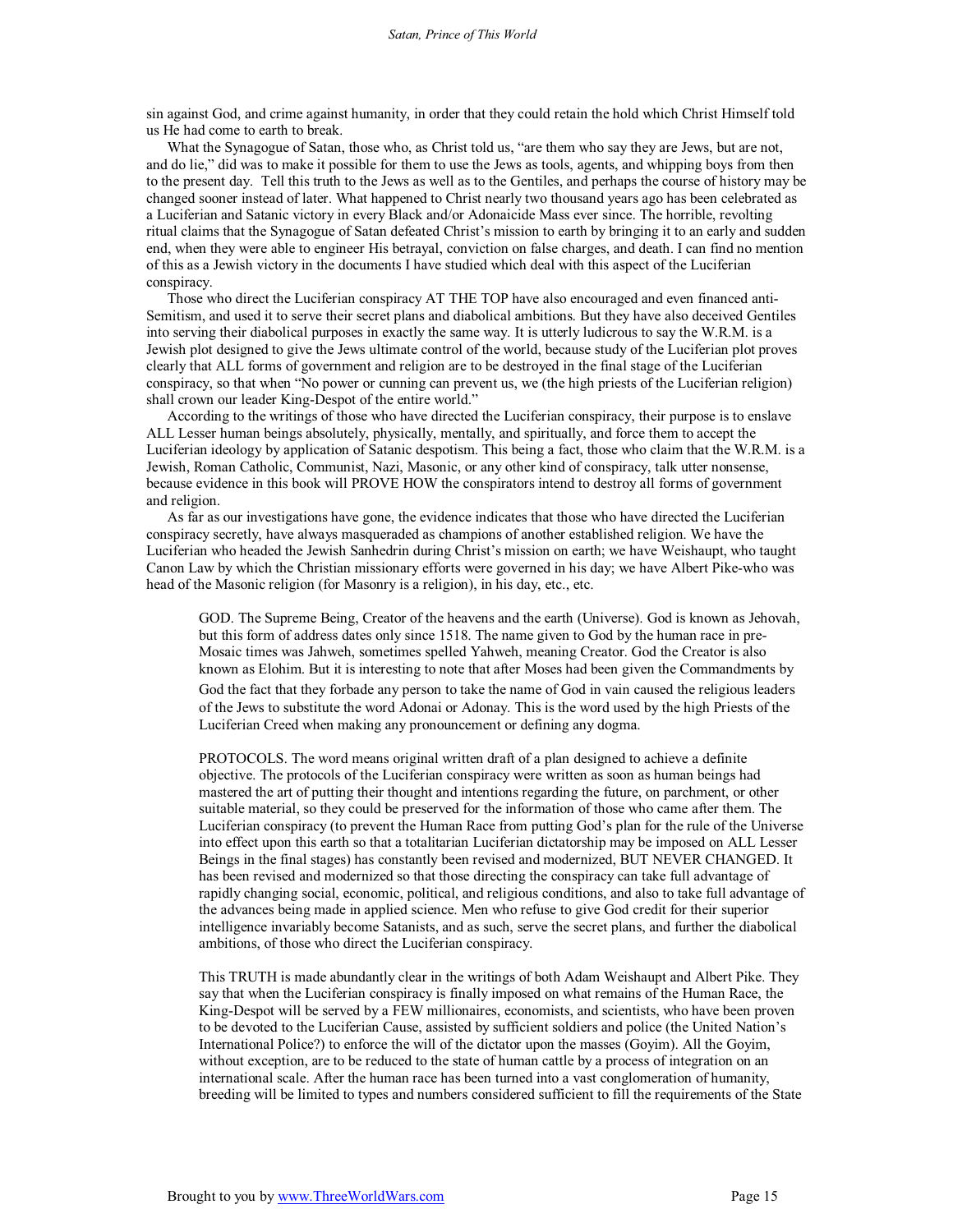sin against God, and crime against humanity, in order that they could retain the hold which Christ Himself told us He had come to earth to break.

What the Synagogue of Satan, those who, as Christ told us, "are them who say they are Jews, but are not, and do lie," did was to make it possible for them to use the Jews as tools, agents, and whipping boys from then to the present day. Tell this truth to the Jews as well as to the Gentiles, and perhaps the course of history may be changed sooner instead of later. What happened to Christ nearly two thousand years ago has been celebrated as a Luciferian and Satanic victory in every Black and/or Adonaicide Mass ever since. The horrible, revolting ritual claims that the Synagogue of Satan defeated Christ's mission to earth by bringing it to an early and sudden end, when they were able to engineer His betrayal, conviction on false charges, and death. I can find no mention of this as a Jewish victory in the documents I have studied which deal with this aspect of the Luciferian conspiracy.

Those who direct the Luciferian conspiracy AT THE TOP have also encouraged and even financed anti-Semitism, and used it to serve their secret plans and diabolical ambitions. But they have also deceived Gentiles into serving their diabolical purposes in exactly the same way. It is utterly ludicrous to say the W.R.M. is a Jewish plot designed to give the Jews ultimate control of the world, because study of the Luciferian plot proves clearly that ALL forms of government and religion are to be destroyed in the final stage of the Luciferian conspiracy, so that when "No power or cunning can prevent us, we (the high priests of the Luciferian religion) shall crown our leader King-Despot of the entire world."

According to the writings of those who have directed the Luciferian conspiracy, their purpose is to enslave ALL Lesser human beings absolutely, physically, mentally, and spiritually, and force them to accept the Luciferian ideology by application of Satanic despotism. This being a fact, those who claim that the W.R.M. is a Jewish, Roman Catholic, Communist, Nazi, Masonic, or any other kind of conspiracy, talk utter nonsense, because evidence in this book will PROVE HOW the conspirators intend to destroy all forms of government and religion.

As far as our investigations have gone, the evidence indicates that those who have directed the Luciferian conspiracy secretly, have always masqueraded as champions of another established religion. We have the Luciferian who headed the Jewish Sanhedrin during Christ's mission on earth; we have Weishaupt, who taught Canon Law by which the Christian missionary efforts were governed in his day; we have Albert Pike-who was head of the Masonic religion (for Masonry is a religion), in his day, etc., etc.

> GOD. The Supreme Being, Creator of the heavens and the earth (Universe). God is known as Jehovah, but this form of address dates only since 1518. The name given to God by the human race in pre-Mosaic times was Jahweh, sometimes spelled Yahweh, meaning Creator. God the Creator is also known as Elohim. But it is interesting to note that after Moses had been given the Commandments by God the fact that they forbade any person to take the name of God in vain caused the religious leaders of the Jews to substitute the word Adonai or Adonay. This is the word used by the high Priests of the Luciferian Creed when making any pronouncement or defining any dogma.
>
> PROTOCOLS. The word means original written draft of a plan designed to achieve a definite objective. The protocols of the Luciferian conspiracy were written as soon as human beings had mastered the art of putting their thought and intentions regarding the future, on parchment, or other suitable material, so they could be preserved for the information of those who came after them. The Luciferian conspiracy (to prevent the Human Race from putting God's plan for the rule of the Universe into effect upon this earth so that a totalitarian Luciferian dictatorship may be imposed on ALL Lesser Beings in the final stages) has constantly been revised and modernized, BUT NEVER CHANGED. It has been revised and modernized so that those directing the conspiracy can take full advantage of rapidly changing social, economic, political, and religious conditions, and also to take full advantage of the advances being made in applied science. Men who refuse to give God credit for their superior intelligence invariably become Satanists, and as such, serve the secret plans, and further the diabolical ambitions, of those who direct the Luciferian conspiracy.
>
> This TRUTH is made abundantly clear in the writings of both Adam Weishaupt and Albert Pike. They say that when the Luciferian conspiracy is finally imposed on what remains of the Human Race, the King-Despot will be served by a FEW millionaires, economists, and scientists, who have been proven to be devoted to the Luciferian Cause, assisted by sufficient soldiers and police (the United Nation's International Police?) to enforce the will of the dictator upon the masses (Goyim). All the Goyim, without exception, are to be reduced to the state of human cattle by a process of integration on an international scale. After the human race has been turned into a vast conglomeration of humanity, breeding will be limited to types and numbers considered sufficient to fill the requirements of the State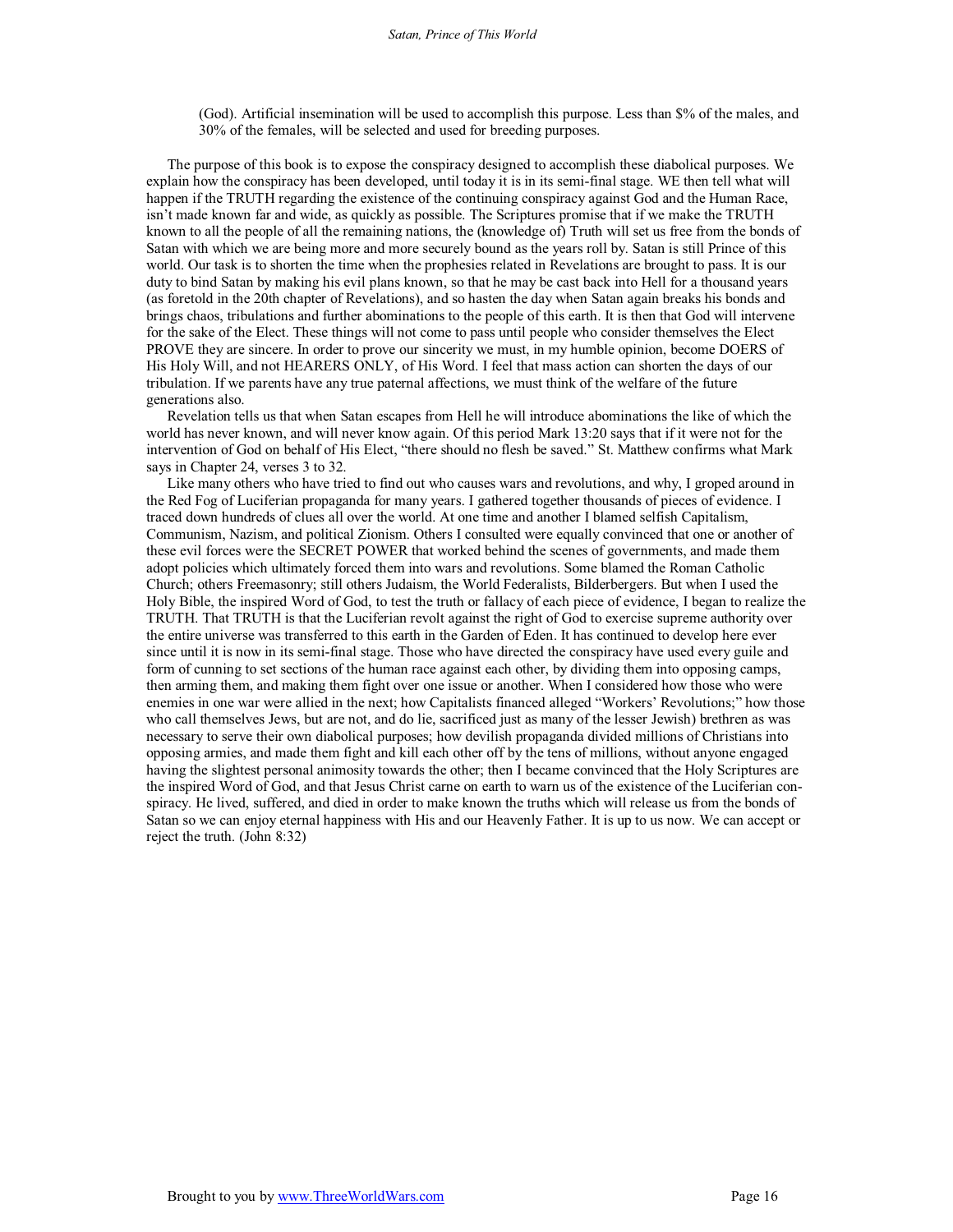> (God). Artificial insemination will be used to accomplish this purpose. Less than $% of the males, and 30% of the females, will be selected and used for breeding purposes.

The purpose of this book is to expose the conspiracy designed to accomplish these diabolical purposes. We explain how the conspiracy has been developed, until today it is in its semi-final stage. WE then tell what will happen if the TRUTH regarding the existence of the continuing conspiracy against God and the Human Race, isn't made known far and wide, as quickly as possible. The Scriptures promise that if we make the TRUTH known to all the people of all the remaining nations, the (knowledge of) Truth will set us free from the bonds of Satan with which we are being more and more securely bound as the years roll by. Satan is still Prince of this world. Our task is to shorten the time when the prophesies related in Revelations are brought to pass. It is our duty to bind Satan by making his evil plans known, so that he may be cast back into Hell for a thousand years (as foretold in the 20th chapter of Revelations), and so hasten the day when Satan again breaks his bonds and brings chaos, tribulations and further abominations to the people of this earth. It is then that God will intervene for the sake of the Elect. These things will not come to pass until people who consider themselves the Elect PROVE they are sincere. In order to prove our sincerity we must, in my humble opinion, become DOERS of His Holy Will, and not HEARERS ONLY, of His Word. I feel that mass action can shorten the days of our tribulation. If we parents have any true paternal affections, we must think of the welfare of the future generations also.

Revelation tells us that when Satan escapes from Hell he will introduce abominations the like of which the world has never known, and will never know again. Of this period Mark 13:20 says that if it were not for the intervention of God on behalf of His Elect, "there should no flesh be saved." St. Matthew confirms what Mark says in Chapter 24, verses 3 to 32.

Like many others who have tried to find out who causes wars and revolutions, and why, I groped around in the Red Fog of Luciferian propaganda for many years. I gathered together thousands of pieces of evidence. I traced down hundreds of clues all over the world. At one time and another I blamed selfish Capitalism, Communism, Nazism, and political Zionism. Others I consulted were equally convinced that one or another of these evil forces were the SECRET POWER that worked behind the scenes of governments, and made them adopt policies which ultimately forced them into wars and revolutions. Some blamed the Roman Catholic Church; others Freemasonry; still others Judaism, the World Federalists, Bilderbergers. But when I used the Holy Bible, the inspired Word of God, to test the truth or fallacy of each piece of evidence, I began to realize the TRUTH. That TRUTH is that the Luciferian revolt against the right of God to exercise supreme authority over the entire universe was transferred to this earth in the Garden of Eden. It has continued to develop here ever since until it is now in its semi-final stage. Those who have directed the conspiracy have used every guile and form of cunning to set sections of the human race against each other, by dividing them into opposing camps, then arming them, and making them fight over one issue or another. When I considered how those who were enemies in one war were allied in the next; how Capitalists financed alleged "Workers' Revolutions;" how those who call themselves Jews, but are not, and do lie, sacrificed just as many of the lesser Jewish) brethren as was necessary to serve their own diabolical purposes; how devilish propaganda divided millions of Christians into opposing armies, and made them fight and kill each other off by the tens of millions, without anyone engaged having the slightest personal animosity towards the other; then I became convinced that the Holy Scriptures are the inspired Word of God, and that Jesus Christ carne on earth to warn us of the existence of the Luciferian conspiracy. He lived, suffered, and died in order to make known the truths which will release us from the bonds of Satan so we can enjoy eternal happiness with His and our Heavenly Father. It is up to us now. We can accept or reject the truth. (John 8:32)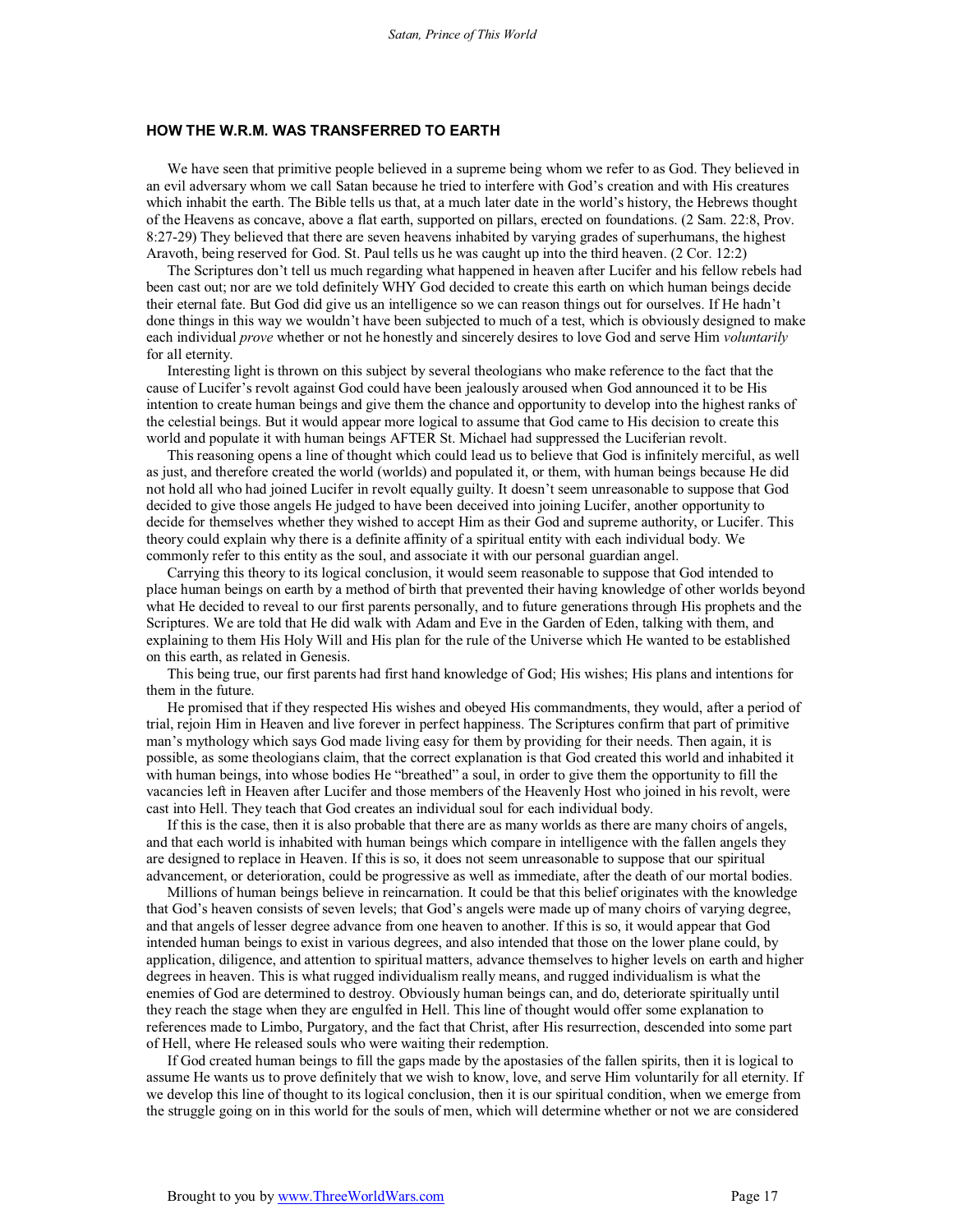## HOW THE W.R.M. WAS TRANSFERRED TO EARTH

We have seen that primitive people believed in a supreme being whom we refer to as God. They believed in an evil adversary whom we call Satan because he tried to interfere with God's creation and with His creatures which inhabit the earth. The Bible tells us that, at a much later date in the world's history, the Hebrews thought of the Heavens as concave, above a flat earth, supported on pillars, erected on foundations. (2 Sam. 22:8, Prov. 8:27-29) They believed that there are seven heavens inhabited by varying grades of superhumans, the highest Aravoth, being reserved for God. St. Paul tells us he was caught up into the third heaven. (2 Cor. 12:2)

The Scriptures don't tell us much regarding what happened in heaven after Lucifer and his fellow rebels had been cast out; nor are we told definitely WHY God decided to create this earth on which human beings decide their eternal fate. But God did give us an intelligence so we can reason things out for ourselves. If He hadn't done things in this way we wouldn't have been subjected to much of a test, which is obviously designed to make each individual *prove* whether or not he honestly and sincerely desires to love God and serve Him *voluntarily* for all eternity.

Interesting light is thrown on this subject by several theologians who make reference to the fact that the cause of Lucifer's revolt against God could have been jealously aroused when God announced it to be His intention to create human beings and give them the chance and opportunity to develop into the highest ranks of the celestial beings. But it would appear more logical to assume that God came to His decision to create this world and populate it with human beings AFTER St. Michael had suppressed the Luciferian revolt.

This reasoning opens a line of thought which could lead us to believe that God is infinitely merciful, as well as just, and therefore created the world (worlds) and populated it, or them, with human beings because He did not hold all who had joined Lucifer in revolt equally guilty. It doesn't seem unreasonable to suppose that God decided to give those angels He judged to have been deceived into joining Lucifer, another opportunity to decide for themselves whether they wished to accept Him as their God and supreme authority, or Lucifer. This theory could explain why there is a definite affinity of a spiritual entity with each individual body. We commonly refer to this entity as the soul, and associate it with our personal guardian angel.

Carrying this theory to its logical conclusion, it would seem reasonable to suppose that God intended to place human beings on earth by a method of birth that prevented their having knowledge of other worlds beyond what He decided to reveal to our first parents personally, and to future generations through His prophets and the Scriptures. We are told that He did walk with Adam and Eve in the Garden of Eden, talking with them, and explaining to them His Holy Will and His plan for the rule of the Universe which He wanted to be established on this earth, as related in Genesis.

This being true, our first parents had first hand knowledge of God; His wishes; His plans and intentions for them in the future.

He promised that if they respected His wishes and obeyed His commandments, they would, after a period of trial, rejoin Him in Heaven and live forever in perfect happiness. The Scriptures confirm that part of primitive man's mythology which says God made living easy for them by providing for their needs. Then again, it is possible, as some theologians claim, that the correct explanation is that God created this world and inhabited it with human beings, into whose bodies He "breathed" a soul, in order to give them the opportunity to fill the vacancies left in Heaven after Lucifer and those members of the Heavenly Host who joined in his revolt, were cast into Hell. They teach that God creates an individual soul for each individual body.

If this is the case, then it is also probable that there are as many worlds as there are many choirs of angels, and that each world is inhabited with human beings which compare in intelligence with the fallen angels they are designed to replace in Heaven. If this is so, it does not seem unreasonable to suppose that our spiritual advancement, or deterioration, could be progressive as well as immediate, after the death of our mortal bodies.

Millions of human beings believe in reincarnation. It could be that this belief originates with the knowledge that God's heaven consists of seven levels; that God's angels were made up of many choirs of varying degree, and that angels of lesser degree advance from one heaven to another. If this is so, it would appear that God intended human beings to exist in various degrees, and also intended that those on the lower plane could, by application, diligence, and attention to spiritual matters, advance themselves to higher levels on earth and higher degrees in heaven. This is what rugged individualism really means, and rugged individualism is what the enemies of God are determined to destroy. Obviously human beings can, and do, deteriorate spiritually until they reach the stage when they are engulfed in Hell. This line of thought would offer some explanation to references made to Limbo, Purgatory, and the fact that Christ, after His resurrection, descended into some part of Hell, where He released souls who were waiting their redemption.

If God created human beings to fill the gaps made by the apostasies of the fallen spirits, then it is logical to assume He wants us to prove definitely that we wish to know, love, and serve Him voluntarily for all eternity. If we develop this line of thought to its logical conclusion, then it is our spiritual condition, when we emerge from the struggle going on in this world for the souls of men, which will determine whether or not we are considered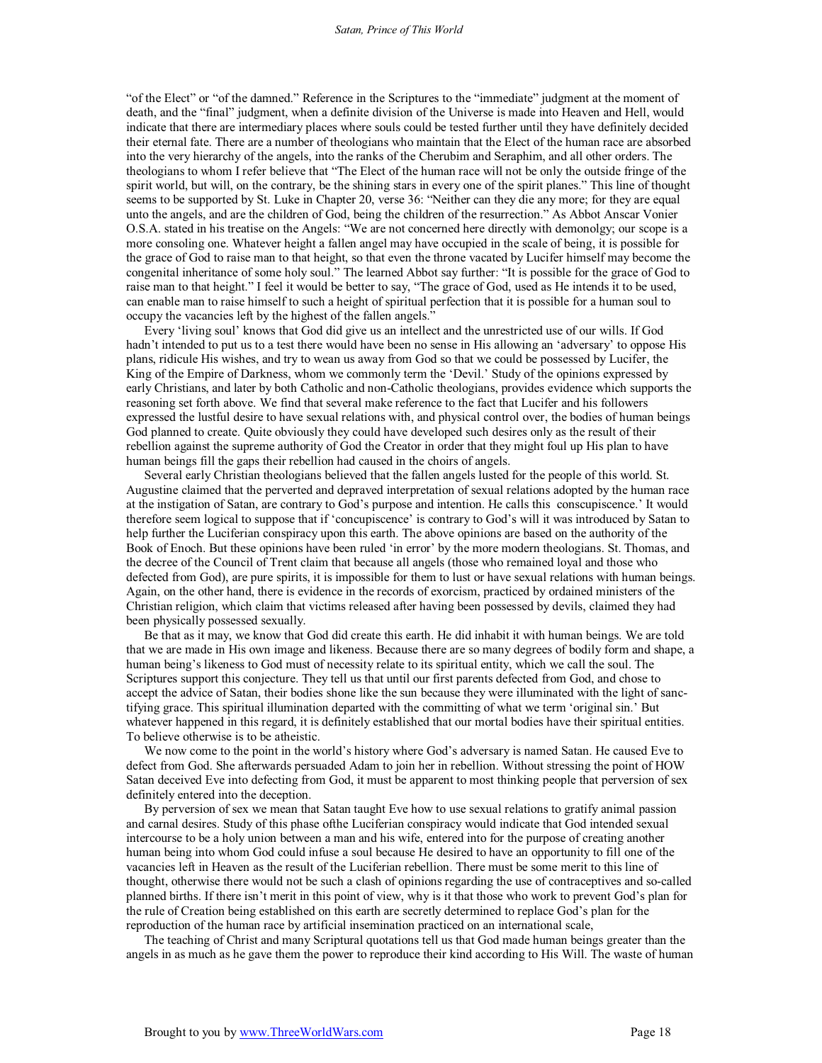"of the Elect" or "of the damned." Reference in the Scriptures to the "immediate" judgment at the moment of death, and the "final" judgment, when a definite division of the Universe is made into Heaven and Hell, would indicate that there are intermediary places where souls could be tested further until they have definitely decided their eternal fate. There are a number of theologians who maintain that the Elect of the human race are absorbed into the very hierarchy of the angels, into the ranks of the Cherubim and Seraphim, and all other orders. The theologians to whom I refer believe that "The Elect of the human race will not be only the outside fringe of the spirit world, but will, on the contrary, be the shining stars in every one of the spirit planes." This line of thought seems to be supported by St. Luke in Chapter 20, verse 36: "Neither can they die any more; for they are equal unto the angels, and are the children of God, being the children of the resurrection." As Abbot Anscar Vonier O.S.A. stated in his treatise on the Angels: "We are not concerned here directly with demonolgy; our scope is a more consoling one. Whatever height a fallen angel may have occupied in the scale of being, it is possible for the grace of God to raise man to that height, so that even the throne vacated by Lucifer himself may become the congenital inheritance of some holy soul." The learned Abbot say further: "It is possible for the grace of God to raise man to that height." I feel it would be better to say, "The grace of God, used as He intends it to be used, can enable man to raise himself to such a height of spiritual perfection that it is possible for a human soul to occupy the vacancies left by the highest of the fallen angels."

Every 'living soul' knows that God did give us an intellect and the unrestricted use of our wills. If God hadn't intended to put us to a test there would have been no sense in His allowing an 'adversary' to oppose His plans, ridicule His wishes, and try to wean us away from God so that we could be possessed by Lucifer, the King of the Empire of Darkness, whom we commonly term the 'Devil.' Study of the opinions expressed by early Christians, and later by both Catholic and non-Catholic theologians, provides evidence which supports the reasoning set forth above. We find that several make reference to the fact that Lucifer and his followers expressed the lustful desire to have sexual relations with, and physical control over, the bodies of human beings God planned to create. Quite obviously they could have developed such desires only as the result of their rebellion against the supreme authority of God the Creator in order that they might foul up His plan to have human beings fill the gaps their rebellion had caused in the choirs of angels.

Several early Christian theologians believed that the fallen angels lusted for the people of this world. St. Augustine claimed that the perverted and depraved interpretation of sexual relations adopted by the human race at the instigation of Satan, are contrary to God's purpose and intention. He calls this concupiscence.' It would therefore seem logical to suppose that if 'concupiscence' is contrary to God's will it was introduced by Satan to help further the Luciferian conspiracy upon this earth. The above opinions are based on the authority of the Book of Enoch. But these opinions have been ruled 'in error' by the more modern theologians. St. Thomas, and the decree of the Council of Trent claim that because all angels (those who remained loyal and those who defected from God), are pure spirits, it is impossible for them to lust or have sexual relations with human beings. Again, on the other hand, there is evidence in the records of exorcism, practiced by ordained ministers of the Christian religion, which claim that victims released after having been possessed by devils, claimed they had been physically possessed sexually.

Be that as it may, we know that God did create this earth. He did inhabit it with human beings. We are told that we are made in His own image and likeness. Because there are so many degrees of bodily form and shape, a human being's likeness to God must of necessity relate to its spiritual entity, which we call the soul. The Scriptures support this conjecture. They tell us that until our first parents defected from God, and chose to accept the advice of Satan, their bodies shone like the sun because they were illuminated with the light of sanctifying grace. This spiritual illumination departed with the committing of what we term 'original sin.' But whatever happened in this regard, it is definitely established that our mortal bodies have their spiritual entities. To believe otherwise is to be atheistic.

We now come to the point in the world's history where God's adversary is named Satan. He caused Eve to defect from God. She afterwards persuaded Adam to join her in rebellion. Without stressing the point of HOW Satan deceived Eve into defecting from God, it must be apparent to most thinking people that perversion of sex definitely entered into the deception.

By perversion of sex we mean that Satan taught Eve how to use sexual relations to gratify animal passion and carnal desires. Study of this phase ofthe Luciferian conspiracy would indicate that God intended sexual intercourse to be a holy union between a man and his wife, entered into for the purpose of creating another human being into whom God could infuse a soul because He desired to have an opportunity to fill one of the vacancies left in Heaven as the result of the Luciferian rebellion. There must be some merit to this line of thought, otherwise there would not be such a clash of opinions regarding the use of contraceptives and so-called planned births. If there isn't merit in this point of view, why is it that those who work to prevent God's plan for the rule of Creation being established on this earth are secretly determined to replace God's plan for the reproduction of the human race by artificial insemination practiced on an international scale,

The teaching of Christ and many Scriptural quotations tell us that God made human beings greater than the angels in as much as he gave them the power to reproduce their kind according to His Will. The waste of human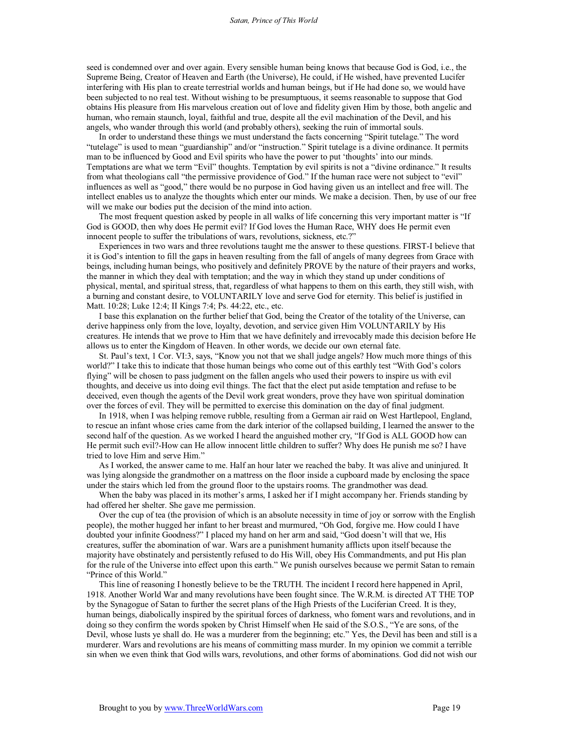seed is condemned over and over again. Every sensible human being knows that because God is God, i.e., the Supreme Being, Creator of Heaven and Earth (the Universe), He could, if He wished, have prevented Lucifer interfering with His plan to create terrestrial worlds and human beings, but if He had done so, we would have been subjected to no real test. Without wishing to be presumptuous, it seems reasonable to suppose that God obtains His pleasure from His marvelous creation out of love and fidelity given Him by those, both angelic and human, who remain staunch, loyal, faithful and true, despite all the evil machination of the Devil, and his angels, who wander through this world (and probably others), seeking the ruin of immortal souls.

In order to understand these things we must understand the facts concerning "Spirit tutelage." The word "tutelage" is used to mean "guardianship" and/or "instruction." Spirit tutelage is a divine ordinance. It permits man to be influenced by Good and Evil spirits who have the power to put 'thoughts' into our minds. Temptations are what we term "Evil" thoughts. Temptation by evil spirits is not a "divine ordinance." It results from what theologians call "the permissive providence of God." If the human race were not subject to "evil" influences as well as "good," there would be no purpose in God having given us an intellect and free will. The intellect enables us to analyze the thoughts which enter our minds. We make a decision. Then, by use of our free will we make our bodies put the decision of the mind into action.

The most frequent question asked by people in all walks of life concerning this very important matter is "If God is GOOD, then why does He permit evil? If God loves the Human Race, WHY does He permit even innocent people to suffer the tribulations of wars, revolutions, sickness, etc.?"

Experiences in two wars and three revolutions taught me the answer to these questions. FIRST-I believe that it is God's intention to fill the gaps in heaven resulting from the fall of angels of many degrees from Grace with beings, including human beings, who positively and definitely PROVE by the nature of their prayers and works, the manner in which they deal with temptation; and the way in which they stand up under conditions of physical, mental, and spiritual stress, that, regardless of what happens to them on this earth, they still wish, with a burning and constant desire, to VOLUNTARILY love and serve God for eternity. This belief is justified in Matt. 10:28; Luke 12:4; II Kings 7:4; Ps. 44:22, etc., etc.

I base this explanation on the further belief that God, being the Creator of the totality of the Universe, can derive happiness only from the love, loyalty, devotion, and service given Him VOLUNTARILY by His creatures. He intends that we prove to Him that we have definitely and irrevocably made this decision before He allows us to enter the Kingdom of Heaven. In other words, we decide our own eternal fate.

St. Paul's text, 1 Cor. VI:3, says, "Know you not that we shall judge angels? How much more things of this world?" I take this to indicate that those human beings who come out of this earthly test "With God's colors flying" will be chosen to pass judgment on the fallen angels who used their powers to inspire us with evil thoughts, and deceive us into doing evil things. The fact that the elect put aside temptation and refuse to be deceived, even though the agents of the Devil work great wonders, prove they have won spiritual domination over the forces of evil. They will be permitted to exercise this domination on the day of final judgment.

In 1918, when I was helping remove rubble, resulting from a German air raid on West Hartlepool, England, to rescue an infant whose cries came from the dark interior of the collapsed building, I learned the answer to the second half of the question. As we worked I heard the anguished mother cry, "If God is ALL GOOD how can He permit such evil?-How can He allow innocent little children to suffer? Why does He punish me so? I have tried to love Him and serve Him."

As I worked, the answer came to me. Half an hour later we reached the baby. It was alive and uninjured. It was lying alongside the grandmother on a mattress on the floor inside a cupboard made by enclosing the space under the stairs which led from the ground floor to the upstairs rooms. The grandmother was dead.

When the baby was placed in its mother's arms, I asked her if I might accompany her. Friends standing by had offered her shelter. She gave me permission.

Over the cup of tea (the provision of which is an absolute necessity in time of joy or sorrow with the English people), the mother hugged her infant to her breast and murmured, "Oh God, forgive me. How could I have doubted your infinite Goodness?" I placed my hand on her arm and said, "God doesn't will that we, His creatures, suffer the abomination of war. Wars are a punishment humanity afflicts upon itself because the majority have obstinately and persistently refused to do His Will, obey His Commandments, and put His plan for the rule of the Universe into effect upon this earth." We punish ourselves because we permit Satan to remain "Prince of this World."

This line of reasoning I honestly believe to be the TRUTH. The incident I record here happened in April, 1918. Another World War and many revolutions have been fought since. The W.R.M. is directed AT THE TOP by the Synagogue of Satan to further the secret plans of the High Priests of the Luciferian Creed. It is they, human beings, diabolically inspired by the spiritual forces of darkness, who foment wars and revolutions, and in doing so they confirm the words spoken by Christ Himself when He said of the S.O.S., "Ye are sons, of the Devil, whose lusts ye shall do. He was a murderer from the beginning; etc." Yes, the Devil has been and still is a murderer. Wars and revolutions are his means of committing mass murder. In my opinion we commit a terrible sin when we even think that God wills wars, revolutions, and other forms of abominations. God did not wish our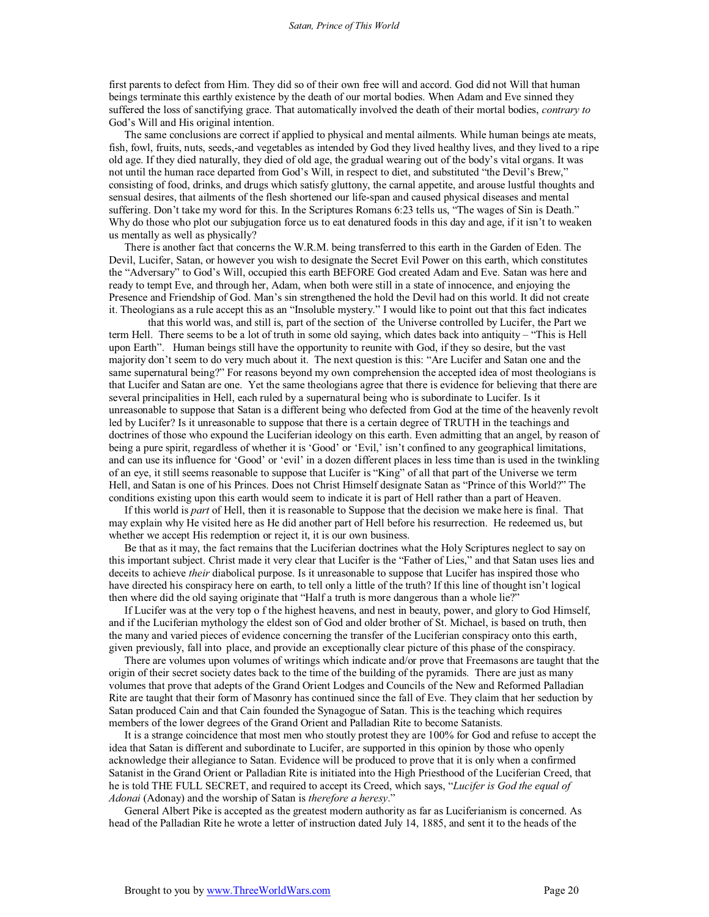first parents to defect from Him. They did so of their own free will and accord. God did not Will that human beings terminate this earthly existence by the death of our mortal bodies. When Adam and Eve sinned they suffered the loss of sanctifying grace. That automatically involved the death of their mortal bodies, *contrary to* God's Will and His original intention.

The same conclusions are correct if applied to physical and mental ailments. While human beings ate meats, fish, fowl, fruits, nuts, seeds,-and vegetables as intended by God they lived healthy lives, and they lived to a ripe old age. If they died naturally, they died of old age, the gradual wearing out of the body's vital organs. It was not until the human race departed from God's Will, in respect to diet, and substituted "the Devil's Brew," consisting of food, drinks, and drugs which satisfy gluttony, the carnal appetite, and arouse lustful thoughts and sensual desires, that ailments of the flesh shortened our life-span and caused physical diseases and mental suffering. Don't take my word for this. In the Scriptures Romans 6:23 tells us, "The wages of Sin is Death." Why do those who plot our subjugation force us to eat denatured foods in this day and age, if it isn't to weaken us mentally as well as physically?

There is another fact that concerns the W.R.M. being transferred to this earth in the Garden of Eden. The Devil, Lucifer, Satan, or however you wish to designate the Secret Evil Power on this earth, which constitutes the "Adversary" to God's Will, occupied this earth BEFORE God created Adam and Eve. Satan was here and ready to tempt Eve, and through her, Adam, when both were still in a state of innocence, and enjoying the Presence and Friendship of God. Man's sin strengthened the hold the Devil had on this world. It did not create it. Theologians as a rule accept this as an "Insoluble mystery." I would like to point out that this fact indicates that this world was, and still is, part of the section of the Universe controlled by Lucifer, the Part we term Hell. There seems to be a lot of truth in some old saying, which dates back into antiquity – "This is Hell upon Earth". Human beings still have the opportunity to reunite with God, if they so desire, but the vast majority don't seem to do very much about it. The next question is this: "Are Lucifer and Satan one and the same supernatural being?" For reasons beyond my own comprehension the accepted idea of most theologians is that Lucifer and Satan are one. Yet the same theologians agree that there is evidence for believing that there are several principalities in Hell, each ruled by a supernatural being who is subordinate to Lucifer. Is it unreasonable to suppose that Satan is a different being who defected from God at the time of the heavenly revolt led by Lucifer? Is it unreasonable to suppose that there is a certain degree of TRUTH in the teachings and doctrines of those who expound the Luciferian ideology on this earth. Even admitting that an angel, by reason of being a pure spirit, regardless of whether it is 'Good' or 'Evil,' isn't confined to any geographical limitations, and can use its influence for 'Good' or 'evil' in a dozen different places in less time than is used in the twinkling of an eye, it still seems reasonable to suppose that Lucifer is "King" of all that part of the Universe we term Hell, and Satan is one of his Princes. Does not Christ Himself designate Satan as "Prince of this World?" The conditions existing upon this earth would seem to indicate it is part of Hell rather than a part of Heaven.

If this world is *part* of Hell, then it is reasonable to Suppose that the decision we make here is final. That may explain why He visited here as He did another part of Hell before his resurrection. He redeemed us, but whether we accept His redemption or reject it, it is our own business.

Be that as it may, the fact remains that the Luciferian doctrines what the Holy Scriptures neglect to say on this important subject. Christ made it very clear that Lucifer is the "Father of Lies," and that Satan uses lies and deceits to achieve *their* diabolical purpose. Is it unreasonable to suppose that Lucifer has inspired those who have directed his conspiracy here on earth, to tell only a little of the truth? If this line of thought isn't logical then where did the old saying originate that "Half a truth is more dangerous than a whole lie?"

If Lucifer was at the very top o f the highest heavens, and nest in beauty, power, and glory to God Himself, and if the Luciferian mythology the eldest son of God and older brother of St. Michael, is based on truth, then the many and varied pieces of evidence concerning the transfer of the Luciferian conspiracy onto this earth, given previously, fall into place, and provide an exceptionally clear picture of this phase of the conspiracy.

There are volumes upon volumes of writings which indicate and/or prove that Freemasons are taught that the origin of their secret society dates back to the time of the building of the pyramids. There are just as many volumes that prove that adepts of the Grand Orient Lodges and Councils of the New and Reformed Palladian Rite are taught that their form of Masonry has continued since the fall of Eve. They claim that her seduction by Satan produced Cain and that Cain founded the Synagogue of Satan. This is the teaching which requires members of the lower degrees of the Grand Orient and Palladian Rite to become Satanists.

It is a strange coincidence that most men who stoutly protest they are 100% for God and refuse to accept the idea that Satan is different and subordinate to Lucifer, are supported in this opinion by those who openly acknowledge their allegiance to Satan. Evidence will be produced to prove that it is only when a confirmed Satanist in the Grand Orient or Palladian Rite is initiated into the High Priesthood of the Luciferian Creed, that he is told THE FULL SECRET, and required to accept its Creed, which says, "*Lucifer is God the equal of Adonai* (Adonay) and the worship of Satan is *therefore a heresy*."

General Albert Pike is accepted as the greatest modern authority as far as Luciferianism is concerned. As head of the Palladian Rite he wrote a letter of instruction dated July 14, 1885, and sent it to the heads of the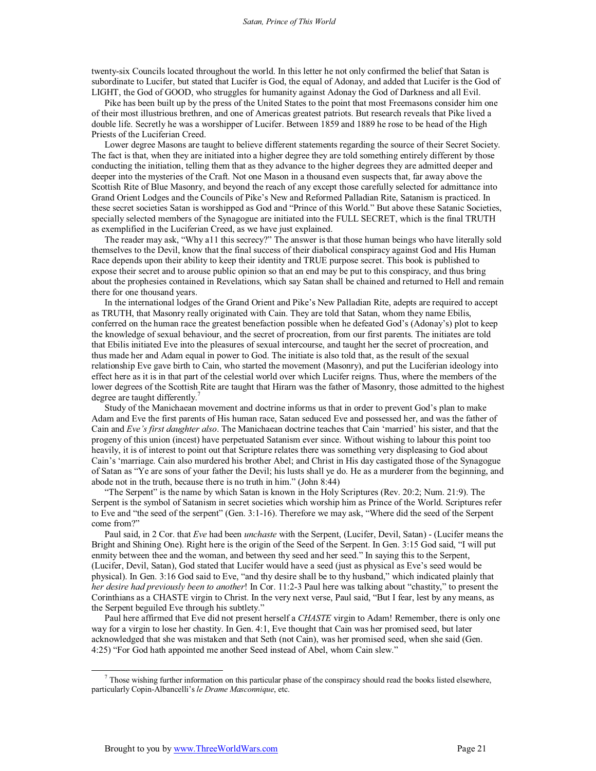twenty-six Councils located throughout the world. In this letter he not only confirmed the belief that Satan is subordinate to Lucifer, but stated that Lucifer is God, the equal of Adonay, and added that Lucifer is the God of LIGHT, the God of GOOD, who struggles for humanity against Adonay the God of Darkness and all Evil.

Pike has been built up by the press of the United States to the point that most Freemasons consider him one of their most illustrious brethren, and one of Americas greatest patriots. But research reveals that Pike lived a double life. Secretly he was a worshipper of Lucifer. Between 1859 and 1889 he rose to be head of the High Priests of the Luciferian Creed.

Lower degree Masons are taught to believe different statements regarding the source of their Secret Society. The fact is that, when they are initiated into a higher degree they are told something entirely different by those conducting the initiation, telling them that as they advance to the higher degrees they are admitted deeper and deeper into the mysteries of the Craft. Not one Mason in a thousand even suspects that, far away above the Scottish Rite of Blue Masonry, and beyond the reach of any except those carefully selected for admittance into Grand Orient Lodges and the Councils of Pike's New and Reformed Palladian Rite, Satanism is practiced. In these secret societies Satan is worshipped as God and "Prince of this World." But above these Satanic Societies, specially selected members of the Synagogue are initiated into the FULL SECRET, which is the final TRUTH as exemplified in the Luciferian Creed, as we have just explained.

The reader may ask, "Why a11 this secrecy?" The answer is that those human beings who have literally sold themselves to the Devil, know that the final success of their diabolical conspiracy against God and His Human Race depends upon their ability to keep their identity and TRUE purpose secret. This book is published to expose their secret and to arouse public opinion so that an end may be put to this conspiracy, and thus bring about the prophesies contained in Revelations, which say Satan shall be chained and returned to Hell and remain there for one thousand years.

In the international lodges of the Grand Orient and Pike's New Palladian Rite, adepts are required to accept as TRUTH, that Masonry really originated with Cain. They are told that Satan, whom they name Ebilis, conferred on the human race the greatest benefaction possible when he defeated God's (Adonay's) plot to keep the knowledge of sexual behaviour, and the secret of procreation, from our first parents. The initiates are told that Ebilis initiated Eve into the pleasures of sexual intercourse, and taught her the secret of procreation, and thus made her and Adam equal in power to God. The initiate is also told that, as the result of the sexual relationship Eve gave birth to Cain, who started the movement (Masonry), and put the Luciferian ideology into effect here as it is in that part of the celestial world over which Lucifer reigns. Thus, where the members of the lower degrees of the Scottish Rite are taught that Hirarn was the father of Masonry, those admitted to the highest degree are taught differently.[7]

Study of the Manichaean movement and doctrine informs us that in order to prevent God's plan to make Adam and Eve the first parents of His human race, Satan seduced Eve and possessed her, and was the father of Cain and *Eve's first daughter also*. The Manichaean doctrine teaches that Cain 'married' his sister, and that the progeny of this union (incest) have perpetuated Satanism ever since. Without wishing to labour this point too heavily, it is of interest to point out that Scripture relates there was something very displeasing to God about Cain's 'marriage. Cain also murdered his brother Abel; and Christ in His day castigated those of the Synagogue of Satan as "Ye are sons of your father the Devil; his lusts shall ye do. He as a murderer from the beginning, and abode not in the truth, because there is no truth in him." (John 8:44)

"The Serpent" is the name by which Satan is known in the Holy Scriptures (Rev. 20:2; Num. 21:9). The Serpent is the symbol of Satanism in secret societies which worship him as Prince of the World. Scriptures refer to Eve and "the seed of the serpent" (Gen. 3:1-16). Therefore we may ask, "Where did the seed of the Serpent come from?"

Paul said, in 2 Cor. that *Eve* had been *unchaste* with the Serpent, (Lucifer, Devil, Satan) - (Lucifer means the Bright and Shining One). Right here is the origin of the Seed of the Serpent. In Gen. 3:15 God said, "I will put enmity between thee and the woman, and between thy seed and her seed." In saying this to the Serpent, (Lucifer, Devil, Satan), God stated that Lucifer would have a seed (just as physical as Eve's seed would be physical). In Gen. 3:16 God said to Eve, "and thy desire shall be to thy husband," which indicated plainly that *her desire had previously been to another*! In Cor. 11:2-3 Paul here was talking about "chastity," to present the Corinthians as a CHASTE virgin to Christ. In the very next verse, Paul said, "But I fear, lest by any means, as the Serpent beguiled Eve through his subtlety."

Paul here affirmed that Eve did not present herself a *CHASTE* virgin to Adam! Remember, there is only one way for a virgin to lose her chastity. In Gen. 4:1, Eve thought that Cain was her promised seed, but later acknowledged that she was mistaken and that Seth (not Cain), was her promised seed, when she said (Gen. 4:25) "For God hath appointed me another Seed instead of Abel, whom Cain slew."

[7] Those wishing further information on this particular phase of the conspiracy should read the books listed elsewhere, particularly Copin-Albancelli's *le Drame Masconnique*, etc.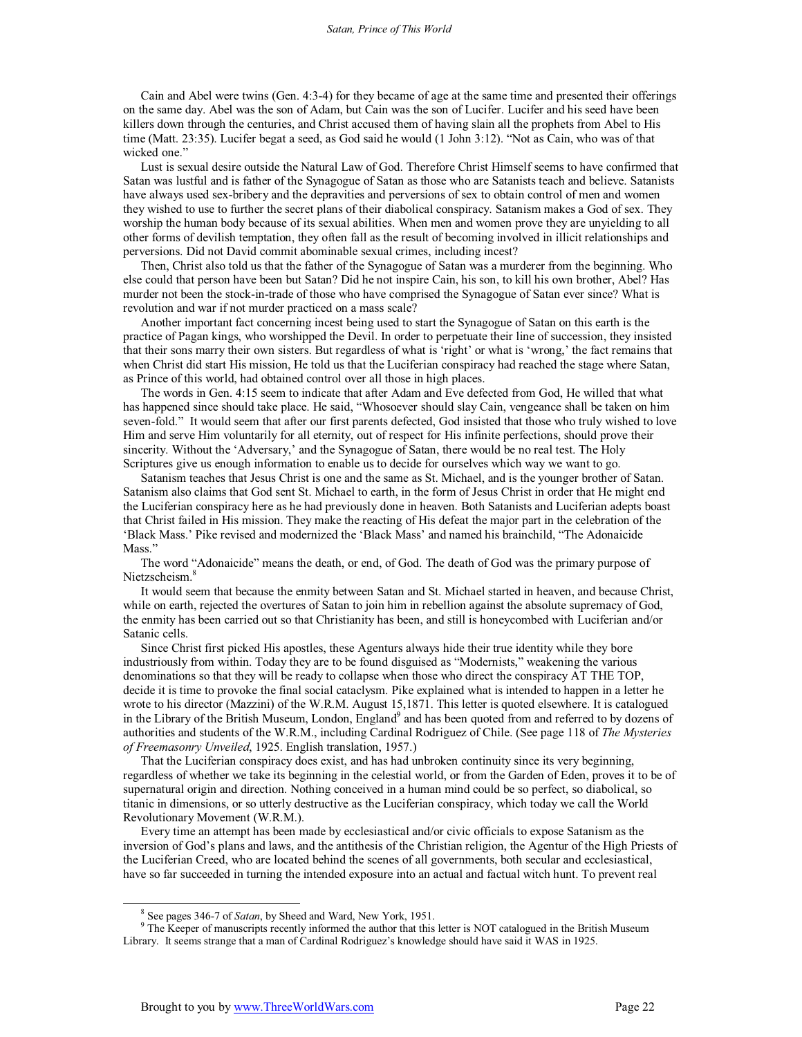Cain and Abel were twins (Gen. 4:3-4) for they became of age at the same time and presented their offerings on the same day. Abel was the son of Adam, but Cain was the son of Lucifer. Lucifer and his seed have been killers down through the centuries, and Christ accused them of having slain all the prophets from Abel to His time (Matt. 23:35). Lucifer begat a seed, as God said he would (1 John 3:12). "Not as Cain, who was of that wicked one."

Lust is sexual desire outside the Natural Law of God. Therefore Christ Himself seems to have confirmed that Satan was lustful and is father of the Synagogue of Satan as those who are Satanists teach and believe. Satanists have always used sex-bribery and the depravities and perversions of sex to obtain control of men and women they wished to use to further the secret plans of their diabolical conspiracy. Satanism makes a God of sex. They worship the human body because of its sexual abilities. When men and women prove they are unyielding to all other forms of devilish temptation, they often fall as the result of becoming involved in illicit relationships and perversions. Did not David commit abominable sexual crimes, including incest?

Then, Christ also told us that the father of the Synagogue of Satan was a murderer from the beginning. Who else could that person have been but Satan? Did he not inspire Cain, his son, to kill his own brother, Abel? Has murder not been the stock-in-trade of those who have comprised the Synagogue of Satan ever since? What is revolution and war if not murder practiced on a mass scale?

Another important fact concerning incest being used to start the Synagogue of Satan on this earth is the practice of Pagan kings, who worshipped the Devil. In order to perpetuate their line of succession, they insisted that their sons marry their own sisters. But regardless of what is 'right' or what is 'wrong,' the fact remains that when Christ did start His mission, He told us that the Luciferian conspiracy had reached the stage where Satan, as Prince of this world, had obtained control over all those in high places.

The words in Gen. 4:15 seem to indicate that after Adam and Eve defected from God, He willed that what has happened since should take place. He said, "Whosoever should slay Cain, vengeance shall be taken on him seven-fold." It would seem that after our first parents defected, God insisted that those who truly wished to love Him and serve Him voluntarily for all eternity, out of respect for His infinite perfections, should prove their sincerity. Without the 'Adversary,' and the Synagogue of Satan, there would be no real test. The Holy Scriptures give us enough information to enable us to decide for ourselves which way we want to go.

Satanism teaches that Jesus Christ is one and the same as St. Michael, and is the younger brother of Satan. Satanism also claims that God sent St. Michael to earth, in the form of Jesus Christ in order that He might end the Luciferian conspiracy here as he had previously done in heaven. Both Satanists and Luciferian adepts boast that Christ failed in His mission. They make the reacting of His defeat the major part in the celebration of the 'Black Mass.' Pike revised and modernized the 'Black Mass' and named his brainchild, "The Adonaicide Mass."

The word "Adonaicide" means the death, or end, of God. The death of God was the primary purpose of Nietzscheism.[8]

It would seem that because the enmity between Satan and St. Michael started in heaven, and because Christ, while on earth, rejected the overtures of Satan to join him in rebellion against the absolute supremacy of God, the enmity has been carried out so that Christianity has been, and still is honeycombed with Luciferian and/or Satanic cells.

Since Christ first picked His apostles, these Agenturs always hide their true identity while they bore industriously from within. Today they are to be found disguised as "Modernists," weakening the various denominations so that they will be ready to collapse when those who direct the conspiracy AT THE TOP, decide it is time to provoke the final social cataclysm. Pike explained what is intended to happen in a letter he wrote to his director (Mazzini) of the W.R.M. August 15,1871. This letter is quoted elsewhere. It is catalogued in the Library of the British Museum, London, England[9] and has been quoted from and referred to by dozens of authorities and students of the W.R.M., including Cardinal Rodriguez of Chile. (See page 118 of *The Mysteries of Freemasonry Unveiled*, 1925. English translation, 1957.)

That the Luciferian conspiracy does exist, and has had unbroken continuity since its very beginning, regardless of whether we take its beginning in the celestial world, or from the Garden of Eden, proves it to be of supernatural origin and direction. Nothing conceived in a human mind could be so perfect, so diabolical, so titanic in dimensions, or so utterly destructive as the Luciferian conspiracy, which today we call the World Revolutionary Movement (W.R.M.).

Every time an attempt has been made by ecclesiastical and/or civic officials to expose Satanism as the inversion of God's plans and laws, and the antithesis of the Christian religion, the Agentur of the High Priests of the Luciferian Creed, who are located behind the scenes of all governments, both secular and ecclesiastical, have so far succeeded in turning the intended exposure into an actual and factual witch hunt. To prevent real

---

[8] See pages 346-7 of *Satan*, by Sheed and Ward, New York, 1951.

[9] The Keeper of manuscripts recently informed the author that this letter is NOT catalogued in the British Museum Library. It seems strange that a man of Cardinal Rodriguez's knowledge should have said it WAS in 1925.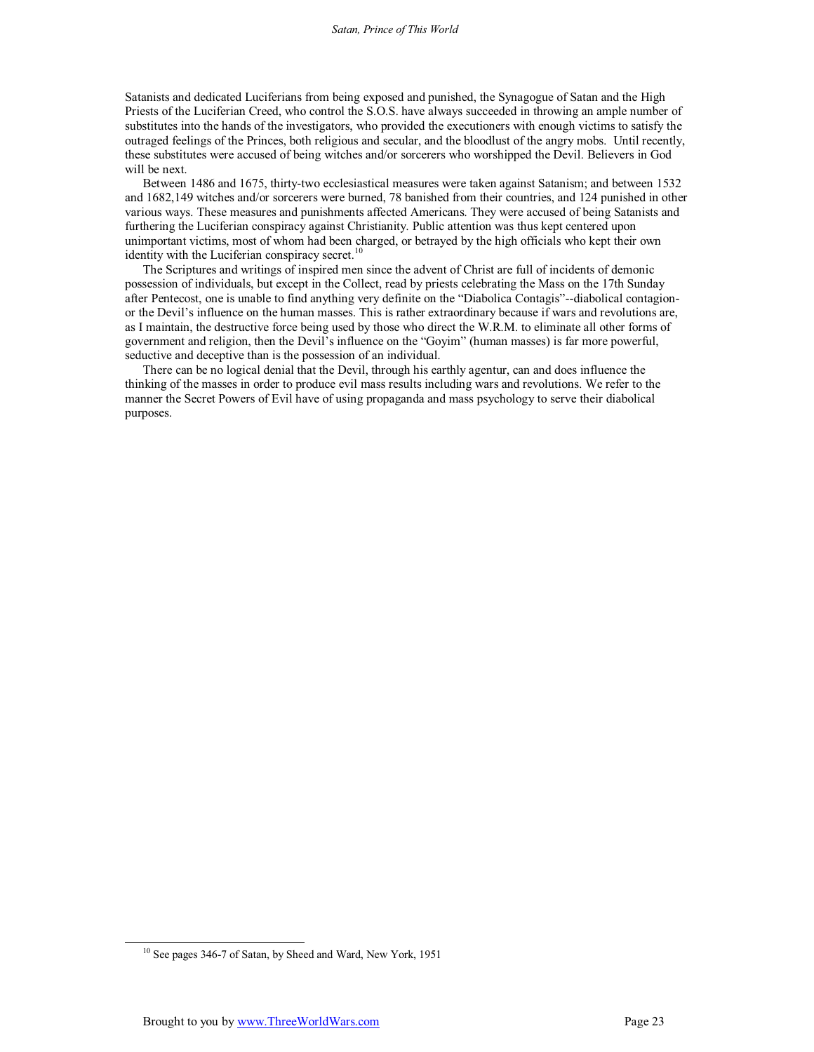Satanists and dedicated Luciferians from being exposed and punished, the Synagogue of Satan and the High Priests of the Luciferian Creed, who control the S.O.S. have always succeeded in throwing an ample number of substitutes into the hands of the investigators, who provided the executioners with enough victims to satisfy the outraged feelings of the Princes, both religious and secular, and the bloodlust of the angry mobs. Until recently, these substitutes were accused of being witches and/or sorcerers who worshipped the Devil. Believers in God will be next.

Between 1486 and 1675, thirty-two ecclesiastical measures were taken against Satanism; and between 1532 and 1682,149 witches and/or sorcerers were burned, 78 banished from their countries, and 124 punished in other various ways. These measures and punishments affected Americans. They were accused of being Satanists and furthering the Luciferian conspiracy against Christianity. Public attention was thus kept centered upon unimportant victims, most of whom had been charged, or betrayed by the high officials who kept their own identity with the Luciferian conspiracy secret.[10]

The Scriptures and writings of inspired men since the advent of Christ are full of incidents of demonic possession of individuals, but except in the Collect, read by priests celebrating the Mass on the 17th Sunday after Pentecost, one is unable to find anything very definite on the "Diabolica Contagis"--diabolical contagion- or the Devil's influence on the human masses. This is rather extraordinary because if wars and revolutions are, as I maintain, the destructive force being used by those who direct the W.R.M. to eliminate all other forms of government and religion, then the Devil's influence on the "Goyim" (human masses) is far more powerful, seductive and deceptive than is the possession of an individual.

There can be no logical denial that the Devil, through his earthly agentur, can and does influence the thinking of the masses in order to produce evil mass results including wars and revolutions. We refer to the manner the Secret Powers of Evil have of using propaganda and mass psychology to serve their diabolical purposes.

[10] See pages 346-7 of Satan, by Sheed and Ward, New York, 1951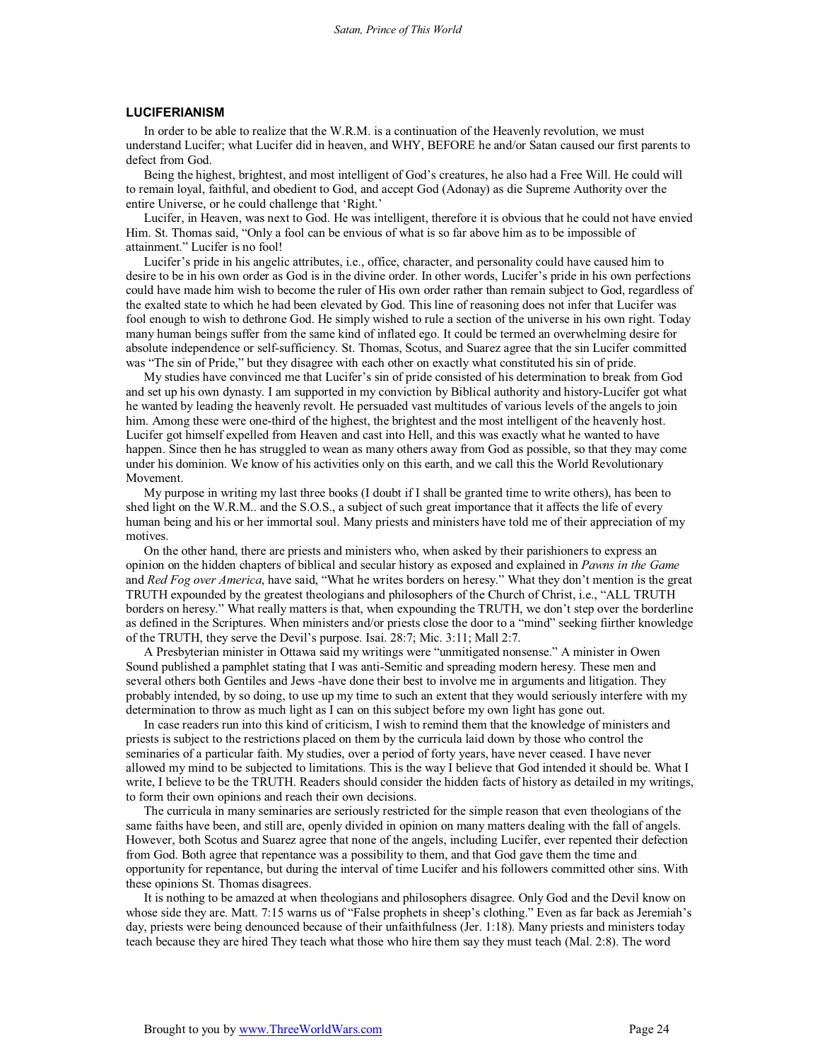## LUCIFERIANISM

In order to be able to realize that the W.R.M. is a continuation of the Heavenly revolution, we must understand Lucifer; what Lucifer did in heaven, and WHY, BEFORE he and/or Satan caused our first parents to defect from God.

Being the highest, brightest, and most intelligent of God's creatures, he also had a Free Will. He could will to remain loyal, faithful, and obedient to God, and accept God (Adonay) as die Supreme Authority over the entire Universe, or he could challenge that 'Right.'

Lucifer, in Heaven, was next to God. He was intelligent, therefore it is obvious that he could not have envied Him. St. Thomas said, "Only a fool can be envious of what is so far above him as to be impossible of attainment." Lucifer is no fool!

Lucifer's pride in his angelic attributes, i.e., office, character, and personality could have caused him to desire to be in his own order as God is in the divine order. In other words, Lucifer's pride in his own perfections could have made him wish to become the ruler of His own order rather than remain subject to God, regardless of the exalted state to which he had been elevated by God. This line of reasoning does not infer that Lucifer was fool enough to wish to dethrone God. He simply wished to rule a section of the universe in his own right. Today many human beings suffer from the same kind of inflated ego. It could be termed an overwhelming desire for absolute independence or self-sufficiency. St. Thomas, Scotus, and Suarez agree that the sin Lucifer committed was "The sin of Pride," but they disagree with each other on exactly what constituted his sin of pride.

My studies have convinced me that Lucifer's sin of pride consisted of his determination to break from God and set up his own dynasty. I am supported in my conviction by Biblical authority and history-Lucifer got what he wanted by leading the heavenly revolt. He persuaded vast multitudes of various levels of the angels to join him. Among these were one-third of the highest, the brightest and the most intelligent of the heavenly host. Lucifer got himself expelled from Heaven and cast into Hell, and this was exactly what he wanted to have happen. Since then he has struggled to wean as many others away from God as possible, so that they may come under his dominion. We know of his activities only on this earth, and we call this the World Revolutionary Movement.

My purpose in writing my last three books (I doubt if I shall be granted time to write others), has been to shed light on the W.R.M.. and the S.O.S., a subject of such great importance that it affects the life of every human being and his or her immortal soul. Many priests and ministers have told me of their appreciation of my motives.

On the other hand, there are priests and ministers who, when asked by their parishioners to express an opinion on the hidden chapters of biblical and secular history as exposed and explained in *Pawns in the Game* and *Red Fog over America*, have said, "What he writes borders on heresy." What they don't mention is the great TRUTH expounded by the greatest theologians and philosophers of the Church of Christ, i.e., "ALL TRUTH borders on heresy." What really matters is that, when expounding the TRUTH, we don't step over the borderline as defined in the Scriptures. When ministers and/or priests close the door to a "mind" seeking fiirther knowledge of the TRUTH, they serve the Devil's purpose. Isai. 28:7; Mic. 3:11; Mall 2:7.

A Presbyterian minister in Ottawa said my writings were "unmitigated nonsense." A minister in Owen Sound published a pamphlet stating that I was anti-Semitic and spreading modern heresy. These men and several others both Gentiles and Jews -have done their best to involve me in arguments and litigation. They probably intended, by so doing, to use up my time to such an extent that they would seriously interfere with my determination to throw as much light as I can on this subject before my own light has gone out.

In case readers run into this kind of criticism, I wish to remind them that the knowledge of ministers and priests is subject to the restrictions placed on them by the curricula laid down by those who control the seminaries of a particular faith. My studies, over a period of forty years, have never ceased. I have never allowed my mind to be subjected to limitations. This is the way I believe that God intended it should be. What I write, I believe to be the TRUTH. Readers should consider the hidden facts of history as detailed in my writings, to form their own opinions and reach their own decisions.

The curricula in many seminaries are seriously restricted for the simple reason that even theologians of the same faiths have been, and still are, openly divided in opinion on many matters dealing with the fall of angels. However, both Scotus and Suarez agree that none of the angels, including Lucifer, ever repented their defection from God. Both agree that repentance was a possibility to them, and that God gave them the time and opportunity for repentance, but during the interval of time Lucifer and his followers committed other sins. With these opinions St. Thomas disagrees.

It is nothing to be amazed at when theologians and philosophers disagree. Only God and the Devil know on whose side they are. Matt. 7:15 warns us of "False prophets in sheep's clothing." Even as far back as Jeremiah's day, priests were being denounced because of their unfaithfulness (Jer. 1:18). Many priests and ministers today teach because they are hired They teach what those who hire them say they must teach (Mal. 2:8). The word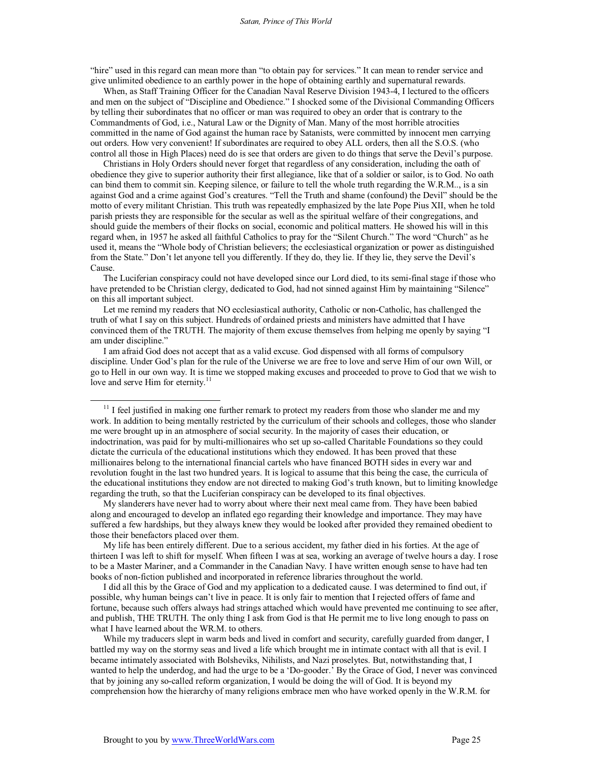"hire" used in this regard can mean more than "to obtain pay for services." It can mean to render service and give unlimited obedience to an earthly power in the hope of obtaining earthly and supernatural rewards.

When, as Staff Training Officer for the Canadian Naval Reserve Division 1943-4, I lectured to the officers and men on the subject of "Discipline and Obedience." I shocked some of the Divisional Commanding Officers by telling their subordinates that no officer or man was required to obey an order that is contrary to the Commandments of God, i.e., Natural Law or the Dignity of Man. Many of the most horrible atrocities committed in the name of God against the human race by Satanists, were committed by innocent men carrying out orders. How very convenient! If subordinates are required to obey ALL orders, then all the S.O.S. (who control all those in High Places) need do is see that orders are given to do things that serve the Devil's purpose.

Christians in Holy Orders should never forget that regardless of any consideration, including the oath of obedience they give to superior authority their first allegiance, like that of a soldier or sailor, is to God. No oath can bind them to commit sin. Keeping silence, or failure to tell the whole truth regarding the W.R.M.., is a sin against God and a crime against God's creatures. "Tell the Truth and shame (confound) the Devil" should be the motto of every militant Christian. This truth was repeatedly emphasized by the late Pope Pius XII, when he told parish priests they are responsible for the secular as well as the spiritual welfare of their congregations, and should guide the members of their flocks on social, economic and political matters. He showed his will in this regard when, in 1957 he asked all faithful Catholics to pray for the "Silent Church." The word "Church" as he used it, means the "Whole body of Christian believers; the ecclesiastical organization or power as distinguished from the State." Don't let anyone tell you differently. If they do, they lie. If they lie, they serve the Devil's Cause.

The Luciferian conspiracy could not have developed since our Lord died, to its semi-final stage if those who have pretended to be Christian clergy, dedicated to God, had not sinned against Him by maintaining "Silence" on this all important subject.

Let me remind my readers that NO ecclesiastical authority, Catholic or non-Catholic, has challenged the truth of what I say on this subject. Hundreds of ordained priests and ministers have admitted that I have convinced them of the TRUTH. The majority of them excuse themselves from helping me openly by saying "I am under discipline."

I am afraid God does not accept that as a valid excuse. God dispensed with all forms of compulsory discipline. Under God's plan for the rule of the Universe we are free to love and serve Him of our own Will, or go to Hell in our own way. It is time we stopped making excuses and proceeded to prove to God that we wish to love and serve Him for eternity.[11]

---

[11] I feel justified in making one further remark to protect my readers from those who slander me and my work. In addition to being mentally restricted by the curriculum of their schools and colleges, those who slander me were brought up in an atmosphere of social security. In the majority of cases their education, or indoctrination, was paid for by multi-millionaires who set up so-called Charitable Foundations so they could dictate the curricula of the educational institutions which they endowed. It has been proved that these millionaires belong to the international financial cartels who have financed BOTH sides in every war and revolution fought in the last two hundred years. It is logical to assume that this being the case, the curricula of the educational institutions they endow are not directed to making God's truth known, but to limiting knowledge regarding the truth, so that the Luciferian conspiracy can be developed to its final objectives.

My slanderers have never had to worry about where their next meal came from. They have been babied along and encouraged to develop an inflated ego regarding their knowledge and importance. They may have suffered a few hardships, but they always knew they would be looked after provided they remained obedient to those their benefactors placed over them.

My life has been entirely different. Due to a serious accident, my father died in his forties. At the age of thirteen I was left to shift for myself. When fifteen I was at sea, working an average of twelve hours a day. I rose to be a Master Mariner, and a Commander in the Canadian Navy. I have written enough sense to have had ten books of non-fiction published and incorporated in reference libraries throughout the world.

I did all this by the Grace of God and my application to a dedicated cause. I was determined to find out, if possible, why human beings can't live in peace. It is only fair to mention that I rejected offers of fame and fortune, because such offers always had strings attached which would have prevented me continuing to see after, and publish, THE TRUTH. The only thing I ask from God is that He permit me to live long enough to pass on what I have learned about the WR.M. to others.

While my traducers slept in warm beds and lived in comfort and security, carefully guarded from danger, I battled my way on the stormy seas and lived a life which brought me in intimate contact with all that is evil. I became intimately associated with Bolsheviks, Nihilists, and Nazi proselytes. But, notwithstanding that, I wanted to help the underdog, and had the urge to be a 'Do-gooder.' By the Grace of God, I never was convinced that by joining any so-called reform organization, I would be doing the will of God. It is beyond my comprehension how the hierarchy of many religions embrace men who have worked openly in the W.R.M. for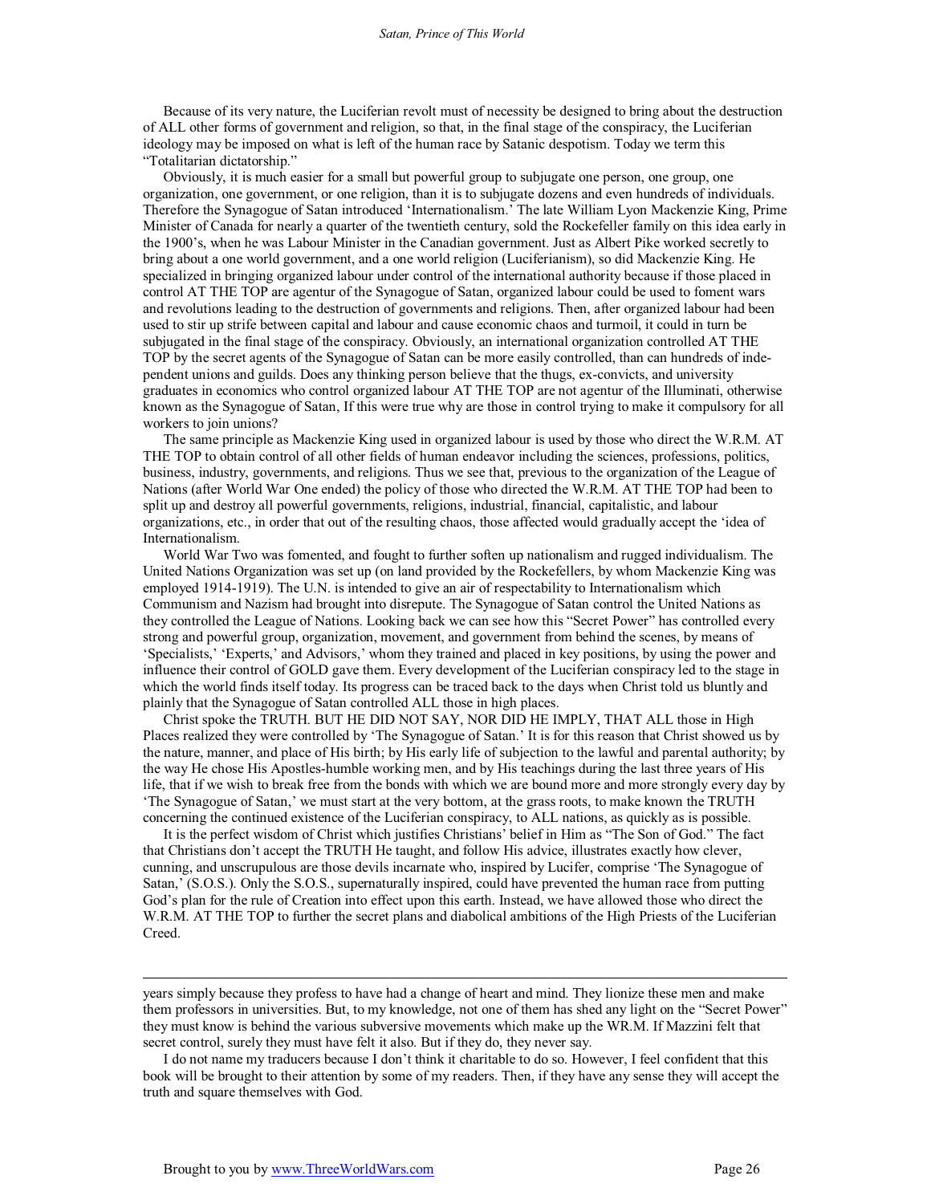Because of its very nature, the Luciferian revolt must of necessity be designed to bring about the destruction of ALL other forms of government and religion, so that, in the final stage of the conspiracy, the Luciferian ideology may be imposed on what is left of the human race by Satanic despotism. Today we term this "Totalitarian dictatorship."

Obviously, it is much easier for a small but powerful group to subjugate one person, one group, one organization, one government, or one religion, than it is to subjugate dozens and even hundreds of individuals. Therefore the Synagogue of Satan introduced 'Internationalism.' The late William Lyon Mackenzie King, Prime Minister of Canada for nearly a quarter of the twentieth century, sold the Rockefeller family on this idea early in the 1900's, when he was Labour Minister in the Canadian government. Just as Albert Pike worked secretly to bring about a one world government, and a one world religion (Luciferianism), so did Mackenzie King. He specialized in bringing organized labour under control of the international authority because if those placed in control AT THE TOP are agentur of the Synagogue of Satan, organized labour could be used to foment wars and revolutions leading to the destruction of governments and religions. Then, after organized labour had been used to stir up strife between capital and labour and cause economic chaos and turmoil, it could in turn be subjugated in the final stage of the conspiracy. Obviously, an international organization controlled AT THE TOP by the secret agents of the Synagogue of Satan can be more easily controlled, than can hundreds of independent unions and guilds. Does any thinking person believe that the thugs, ex-convicts, and university graduates in economics who control organized labour AT THE TOP are not agentur of the Illuminati, otherwise known as the Synagogue of Satan, If this were true why are those in control trying to make it compulsory for all workers to join unions?

The same principle as Mackenzie King used in organized labour is used by those who direct the W.R.M. AT THE TOP to obtain control of all other fields of human endeavor including the sciences, professions, politics, business, industry, governments, and religions. Thus we see that, previous to the organization of the League of Nations (after World War One ended) the policy of those who directed the W.R.M. AT THE TOP had been to split up and destroy all powerful governments, religions, industrial, financial, capitalistic, and labour organizations, etc., in order that out of the resulting chaos, those affected would gradually accept the 'idea of Internationalism.

World War Two was fomented, and fought to further soften up nationalism and rugged individualism. The United Nations Organization was set up (on land provided by the Rockefellers, by whom Mackenzie King was employed 1914-1919). The U.N. is intended to give an air of respectability to Internationalism which Communism and Nazism had brought into disrepute. The Synagogue of Satan control the United Nations as they controlled the League of Nations. Looking back we can see how this "Secret Power" has controlled every strong and powerful group, organization, movement, and government from behind the scenes, by means of 'Specialists,' 'Experts,' and Advisors,' whom they trained and placed in key positions, by using the power and influence their control of GOLD gave them. Every development of the Luciferian conspiracy led to the stage in which the world finds itself today. Its progress can be traced back to the days when Christ told us bluntly and plainly that the Synagogue of Satan controlled ALL those in high places.

Christ spoke the TRUTH. BUT HE DID NOT SAY, NOR DID HE IMPLY, THAT ALL those in High Places realized they were controlled by 'The Synagogue of Satan.' It is for this reason that Christ showed us by the nature, manner, and place of His birth; by His early life of subjection to the lawful and parental authority; by the way He chose His Apostles-humble working men, and by His teachings during the last three years of His life, that if we wish to break free from the bonds with which we are bound more and more strongly every day by 'The Synagogue of Satan,' we must start at the very bottom, at the grass roots, to make known the TRUTH concerning the continued existence of the Luciferian conspiracy, to ALL nations, as quickly as is possible.

It is the perfect wisdom of Christ which justifies Christians' belief in Him as "The Son of God." The fact that Christians don't accept the TRUTH He taught, and follow His advice, illustrates exactly how clever, cunning, and unscrupulous are those devils incarnate who, inspired by Lucifer, comprise 'The Synagogue of Satan,' (S.O.S.). Only the S.O.S., supernaturally inspired, could have prevented the human race from putting God's plan for the rule of Creation into effect upon this earth. Instead, we have allowed those who direct the W.R.M. AT THE TOP to further the secret plans and diabolical ambitions of the High Priests of the Luciferian Creed.

---

years simply because they profess to have had a change of heart and mind. They lionize these men and make them professors in universities. But, to my knowledge, not one of them has shed any light on the "Secret Power" they must know is behind the various subversive movements which make up the WR.M. If Mazzini felt that secret control, surely they must have felt it also. But if they do, they never say.

I do not name my traducers because I don't think it charitable to do so. However, I feel confident that this book will be brought to their attention by some of my readers. Then, if they have any sense they will accept the truth and square themselves with God.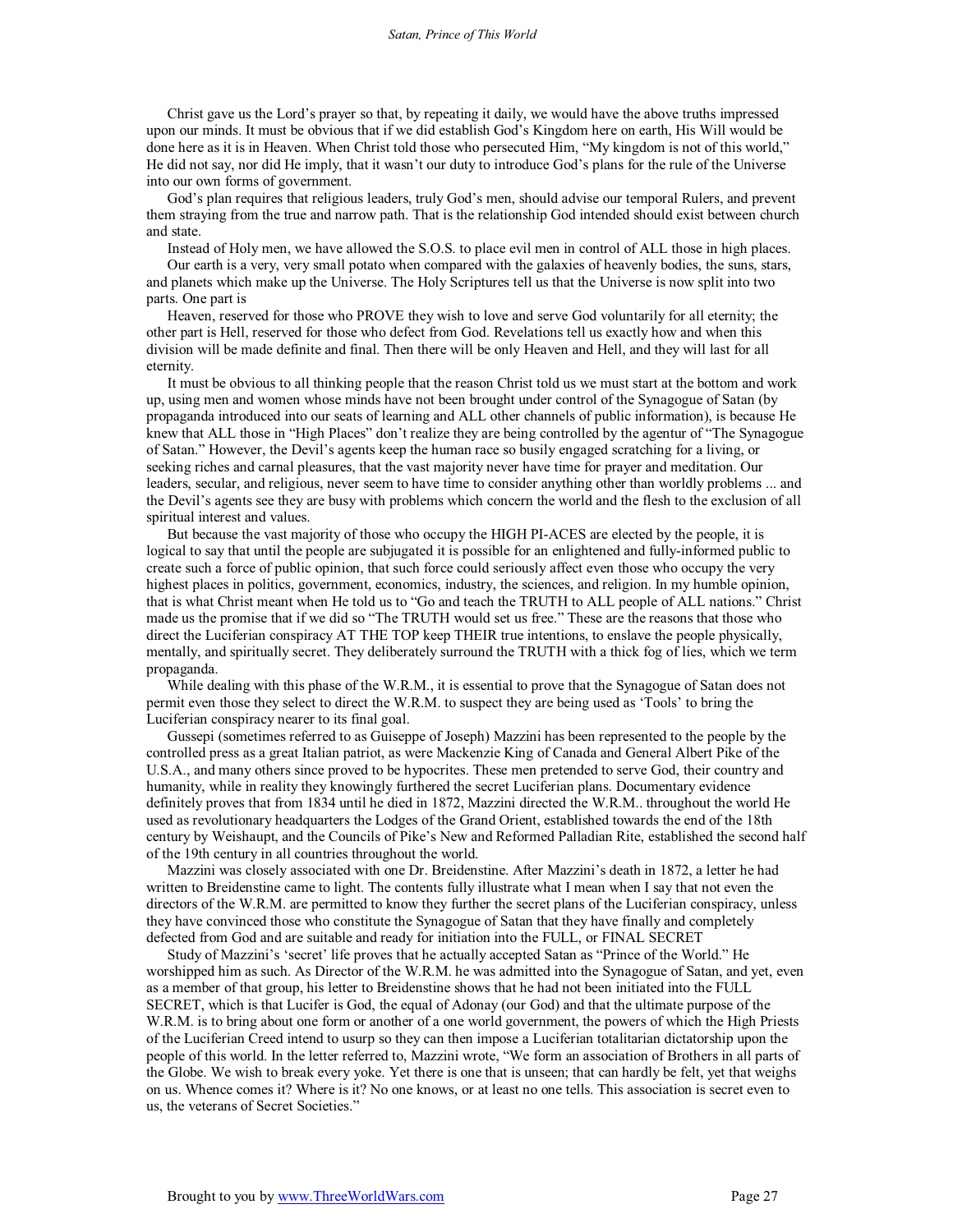Christ gave us the Lord's prayer so that, by repeating it daily, we would have the above truths impressed upon our minds. It must be obvious that if we did establish God's Kingdom here on earth, His Will would be done here as it is in Heaven. When Christ told those who persecuted Him, "My kingdom is not of this world," He did not say, nor did He imply, that it wasn't our duty to introduce God's plans for the rule of the Universe into our own forms of government.

God's plan requires that religious leaders, truly God's men, should advise our temporal Rulers, and prevent them straying from the true and narrow path. That is the relationship God intended should exist between church and state.

Instead of Holy men, we have allowed the S.O.S. to place evil men in control of ALL those in high places.

Our earth is a very, very small potato when compared with the galaxies of heavenly bodies, the suns, stars, and planets which make up the Universe. The Holy Scriptures tell us that the Universe is now split into two parts. One part is

Heaven, reserved for those who PROVE they wish to love and serve God voluntarily for all eternity; the other part is Hell, reserved for those who defect from God. Revelations tell us exactly how and when this division will be made definite and final. Then there will be only Heaven and Hell, and they will last for all eternity.

It must be obvious to all thinking people that the reason Christ told us we must start at the bottom and work up, using men and women whose minds have not been brought under control of the Synagogue of Satan (by propaganda introduced into our seats of learning and ALL other channels of public information), is because He knew that ALL those in "High Places" don't realize they are being controlled by the agentur of "The Synagogue of Satan." However, the Devil's agents keep the human race so busily engaged scratching for a living, or seeking riches and carnal pleasures, that the vast majority never have time for prayer and meditation. Our leaders, secular, and religious, never seem to have time to consider anything other than worldly problems ... and the Devil's agents see they are busy with problems which concern the world and the flesh to the exclusion of all spiritual interest and values.

But because the vast majority of those who occupy the HIGH PI-ACES are elected by the people, it is logical to say that until the people are subjugated it is possible for an enlightened and fully-informed public to create such a force of public opinion, that such force could seriously affect even those who occupy the very highest places in politics, government, economics, industry, the sciences, and religion. In my humble opinion, that is what Christ meant when He told us to "Go and teach the TRUTH to ALL people of ALL nations." Christ made us the promise that if we did so "The TRUTH would set us free." These are the reasons that those who direct the Luciferian conspiracy AT THE TOP keep THEIR true intentions, to enslave the people physically, mentally, and spiritually secret. They deliberately surround the TRUTH with a thick fog of lies, which we term propaganda.

While dealing with this phase of the W.R.M., it is essential to prove that the Synagogue of Satan does not permit even those they select to direct the W.R.M. to suspect they are being used as 'Tools' to bring the Luciferian conspiracy nearer to its final goal.

Gussepi (sometimes referred to as Guiseppe of Joseph) Mazzini has been represented to the people by the controlled press as a great Italian patriot, as were Mackenzie King of Canada and General Albert Pike of the U.S.A., and many others since proved to be hypocrites. These men pretended to serve God, their country and humanity, while in reality they knowingly furthered the secret Luciferian plans. Documentary evidence definitely proves that from 1834 until he died in 1872, Mazzini directed the W.R.M.. throughout the world He used as revolutionary headquarters the Lodges of the Grand Orient, established towards the end of the 18th century by Weishaupt, and the Councils of Pike's New and Reformed Palladian Rite, established the second half of the 19th century in all countries throughout the world.

Mazzini was closely associated with one Dr. Breidenstine. After Mazzini's death in 1872, a letter he had written to Breidenstine came to light. The contents fully illustrate what I mean when I say that not even the directors of the W.R.M. are permitted to know they further the secret plans of the Luciferian conspiracy, unless they have convinced those who constitute the Synagogue of Satan that they have finally and completely defected from God and are suitable and ready for initiation into the FULL, or FINAL SECRET

Study of Mazzini's 'secret' life proves that he actually accepted Satan as "Prince of the World." He worshipped him as such. As Director of the W.R.M. he was admitted into the Synagogue of Satan, and yet, even as a member of that group, his letter to Breidenstine shows that he had not been initiated into the FULL SECRET, which is that Lucifer is God, the equal of Adonay (our God) and that the ultimate purpose of the W.R.M. is to bring about one form or another of a one world government, the powers of which the High Priests of the Luciferian Creed intend to usurp so they can then impose a Luciferian totalitarian dictatorship upon the people of this world. In the letter referred to, Mazzini wrote, "We form an association of Brothers in all parts of the Globe. We wish to break every yoke. Yet there is one that is unseen; that can hardly be felt, yet that weighs on us. Whence comes it? Where is it? No one knows, or at least no one tells. This association is secret even to us, the veterans of Secret Societies."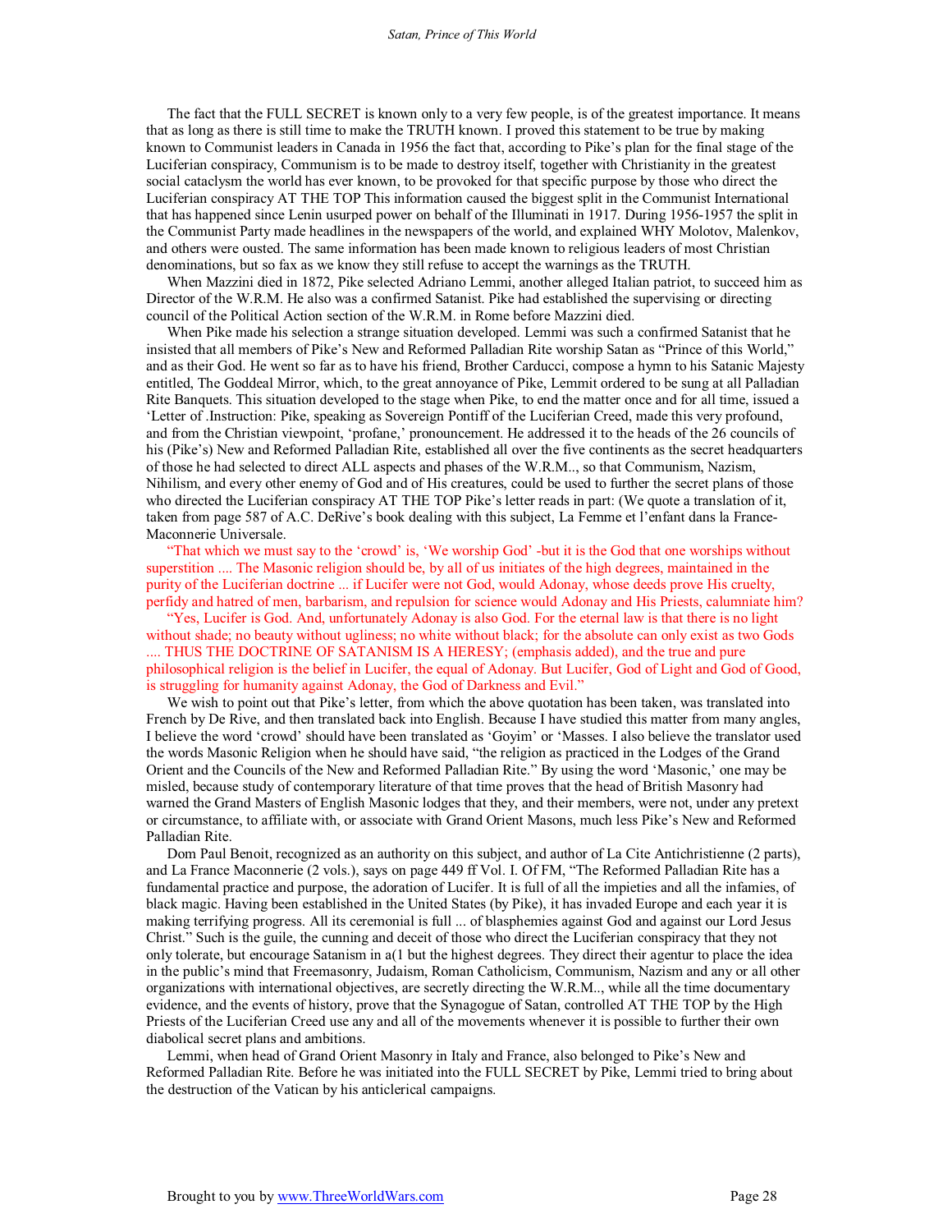The fact that the FULL SECRET is known only to a very few people, is of the greatest importance. It means that as long as there is still time to make the TRUTH known. I proved this statement to be true by making known to Communist leaders in Canada in 1956 the fact that, according to Pike's plan for the final stage of the Luciferian conspiracy, Communism is to be made to destroy itself, together with Christianity in the greatest social cataclysm the world has ever known, to be provoked for that specific purpose by those who direct the Luciferian conspiracy AT THE TOP This information caused the biggest split in the Communist International that has happened since Lenin usurped power on behalf of the Illuminati in 1917. During 1956-1957 the split in the Communist Party made headlines in the newspapers of the world, and explained WHY Molotov, Malenkov, and others were ousted. The same information has been made known to religious leaders of most Christian denominations, but so fax as we know they still refuse to accept the warnings as the TRUTH.

When Mazzini died in 1872, Pike selected Adriano Lemmi, another alleged Italian patriot, to succeed him as Director of the W.R.M. He also was a confirmed Satanist. Pike had established the supervising or directing council of the Political Action section of the W.R.M. in Rome before Mazzini died.

When Pike made his selection a strange situation developed. Lemmi was such a confirmed Satanist that he insisted that all members of Pike's New and Reformed Palladian Rite worship Satan as "Prince of this World," and as their God. He went so far as to have his friend, Brother Carducci, compose a hymn to his Satanic Majesty entitled, The Goddeal Mirror, which, to the great annoyance of Pike, Lemmit ordered to be sung at all Palladian Rite Banquets. This situation developed to the stage when Pike, to end the matter once and for all time, issued a 'Letter of .Instruction: Pike, speaking as Sovereign Pontiff of the Luciferian Creed, made this very profound, and from the Christian viewpoint, 'profane,' pronouncement. He addressed it to the heads of the 26 councils of his (Pike's) New and Reformed Palladian Rite, established all over the five continents as the secret headquarters of those he had selected to direct ALL aspects and phases of the W.R.M.., so that Communism, Nazism, Nihilism, and every other enemy of God and of His creatures, could be used to further the secret plans of those who directed the Luciferian conspiracy AT THE TOP Pike's letter reads in part: (We quote a translation of it, taken from page 587 of A.C. DeRive's book dealing with this subject, La Femme et l'enfant dans la France-Maconnerie Universale.

"That which we must say to the 'crowd' is, 'We worship God' -but it is the God that one worships without superstition .... The Masonic religion should be, by all of us initiates of the high degrees, maintained in the purity of the Luciferian doctrine ... if Lucifer were not God, would Adonay, whose deeds prove His cruelty, perfidy and hatred of men, barbarism, and repulsion for science would Adonay and His Priests, calumniate him?

"Yes, Lucifer is God. And, unfortunately Adonay is also God. For the eternal law is that there is no light without shade; no beauty without ugliness; no white without black; for the absolute can only exist as two Gods .... THUS THE DOCTRINE OF SATANISM IS A HERESY; (emphasis added), and the true and pure philosophical religion is the belief in Lucifer, the equal of Adonay. But Lucifer, God of Light and God of Good, is struggling for humanity against Adonay, the God of Darkness and Evil."

We wish to point out that Pike's letter, from which the above quotation has been taken, was translated into French by De Rive, and then translated back into English. Because I have studied this matter from many angles, I believe the word 'crowd' should have been translated as 'Goyim' or 'Masses. I also believe the translator used the words Masonic Religion when he should have said, "the religion as practiced in the Lodges of the Grand Orient and the Councils of the New and Reformed Palladian Rite." By using the word 'Masonic,' one may be misled, because study of contemporary literature of that time proves that the head of British Masonry had warned the Grand Masters of English Masonic lodges that they, and their members, were not, under any pretext or circumstance, to affiliate with, or associate with Grand Orient Masons, much less Pike's New and Reformed Palladian Rite.

Dom Paul Benoit, recognized as an authority on this subject, and author of La Cite Antichristienne (2 parts), and La France Maconnerie (2 vols.), says on page 449 ff Vol. I. Of FM, "The Reformed Palladian Rite has a fundamental practice and purpose, the adoration of Lucifer. It is full of all the impieties and all the infamies, of black magic. Having been established in the United States (by Pike), it has invaded Europe and each year it is making terrifying progress. All its ceremonial is full ... of blasphemies against God and against our Lord Jesus Christ." Such is the guile, the cunning and deceit of those who direct the Luciferian conspiracy that they not only tolerate, but encourage Satanism in a(1 but the highest degrees. They direct their agentur to place the idea in the public's mind that Freemasonry, Judaism, Roman Catholicism, Communism, Nazism and any or all other organizations with international objectives, are secretly directing the W.R.M.., while all the time documentary evidence, and the events of history, prove that the Synagogue of Satan, controlled AT THE TOP by the High Priests of the Luciferian Creed use any and all of the movements whenever it is possible to further their own diabolical secret plans and ambitions.

Lemmi, when head of Grand Orient Masonry in Italy and France, also belonged to Pike's New and Reformed Palladian Rite. Before he was initiated into the FULL SECRET by Pike, Lemmi tried to bring about the destruction of the Vatican by his anticlerical campaigns.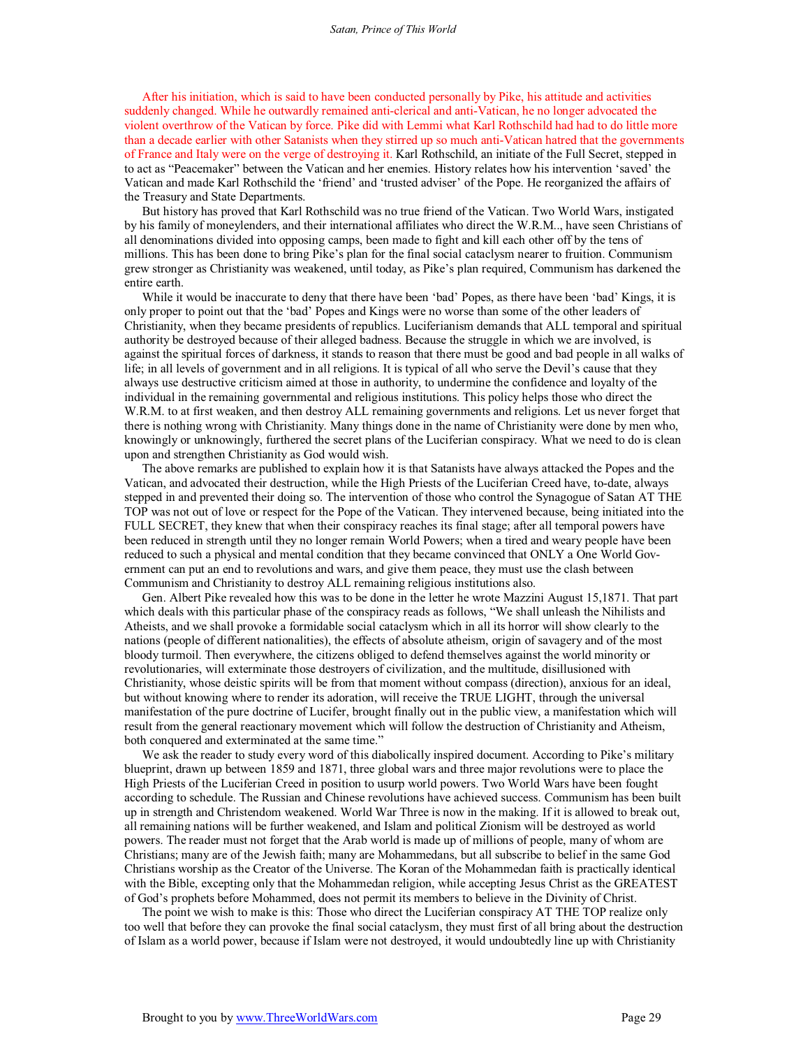After his initiation, which is said to have been conducted personally by Pike, his attitude and activities suddenly changed. While he outwardly remained anti-clerical and anti-Vatican, he no longer advocated the violent overthrow of the Vatican by force. Pike did with Lemmi what Karl Rothschild had had to do little more than a decade earlier with other Satanists when they stirred up so much anti-Vatican hatred that the governments of France and Italy were on the verge of destroying it. Karl Rothschild, an initiate of the Full Secret, stepped in to act as "Peacemaker" between the Vatican and her enemies. History relates how his intervention 'saved' the Vatican and made Karl Rothschild the 'friend' and 'trusted adviser' of the Pope. He reorganized the affairs of the Treasury and State Departments.

But history has proved that Karl Rothschild was no true friend of the Vatican. Two World Wars, instigated by his family of moneylenders, and their international affiliates who direct the W.R.M.., have seen Christians of all denominations divided into opposing camps, been made to fight and kill each other off by the tens of millions. This has been done to bring Pike's plan for the final social cataclysm nearer to fruition. Communism grew stronger as Christianity was weakened, until today, as Pike's plan required, Communism has darkened the entire earth.

While it would be inaccurate to deny that there have been 'bad' Popes, as there have been 'bad' Kings, it is only proper to point out that the 'bad' Popes and Kings were no worse than some of the other leaders of Christianity, when they became presidents of republics. Luciferianism demands that ALL temporal and spiritual authority be destroyed because of their alleged badness. Because the struggle in which we are involved, is against the spiritual forces of darkness, it stands to reason that there must be good and bad people in all walks of life; in all levels of government and in all religions. It is typical of all who serve the Devil's cause that they always use destructive criticism aimed at those in authority, to undermine the confidence and loyalty of the individual in the remaining governmental and religious institutions. This policy helps those who direct the W.R.M. to at first weaken, and then destroy ALL remaining governments and religions. Let us never forget that there is nothing wrong with Christianity. Many things done in the name of Christianity were done by men who, knowingly or unknowingly, furthered the secret plans of the Luciferian conspiracy. What we need to do is clean upon and strengthen Christianity as God would wish.

The above remarks are published to explain how it is that Satanists have always attacked the Popes and the Vatican, and advocated their destruction, while the High Priests of the Luciferian Creed have, to-date, always stepped in and prevented their doing so. The intervention of those who control the Synagogue of Satan AT THE TOP was not out of love or respect for the Pope of the Vatican. They intervened because, being initiated into the FULL SECRET, they knew that when their conspiracy reaches its final stage; after all temporal powers have been reduced in strength until they no longer remain World Powers; when a tired and weary people have been reduced to such a physical and mental condition that they became convinced that ONLY a One World Government can put an end to revolutions and wars, and give them peace, they must use the clash between Communism and Christianity to destroy ALL remaining religious institutions also.

Gen. Albert Pike revealed how this was to be done in the letter he wrote Mazzini August 15,1871. That part which deals with this particular phase of the conspiracy reads as follows, "We shall unleash the Nihilists and Atheists, and we shall provoke a formidable social cataclysm which in all its horror will show clearly to the nations (people of different nationalities), the effects of absolute atheism, origin of savagery and of the most bloody turmoil. Then everywhere, the citizens obliged to defend themselves against the world minority or revolutionaries, will exterminate those destroyers of civilization, and the multitude, disillusioned with Christianity, whose deistic spirits will be from that moment without compass (direction), anxious for an ideal, but without knowing where to render its adoration, will receive the TRUE LIGHT, through the universal manifestation of the pure doctrine of Lucifer, brought finally out in the public view, a manifestation which will result from the general reactionary movement which will follow the destruction of Christianity and Atheism, both conquered and exterminated at the same time."

We ask the reader to study every word of this diabolically inspired document. According to Pike's military blueprint, drawn up between 1859 and 1871, three global wars and three major revolutions were to place the High Priests of the Luciferian Creed in position to usurp world powers. Two World Wars have been fought according to schedule. The Russian and Chinese revolutions have achieved success. Communism has been built up in strength and Christendom weakened. World War Three is now in the making. If it is allowed to break out, all remaining nations will be further weakened, and Islam and political Zionism will be destroyed as world powers. The reader must not forget that the Arab world is made up of millions of people, many of whom are Christians; many are of the Jewish faith; many are Mohammedans, but all subscribe to belief in the same God Christians worship as the Creator of the Universe. The Koran of the Mohammedan faith is practically identical with the Bible, excepting only that the Mohammedan religion, while accepting Jesus Christ as the GREATEST of God's prophets before Mohammed, does not permit its members to believe in the Divinity of Christ.

The point we wish to make is this: Those who direct the Luciferian conspiracy AT THE TOP realize only too well that before they can provoke the final social cataclysm, they must first of all bring about the destruction of Islam as a world power, because if Islam were not destroyed, it would undoubtedly line up with Christianity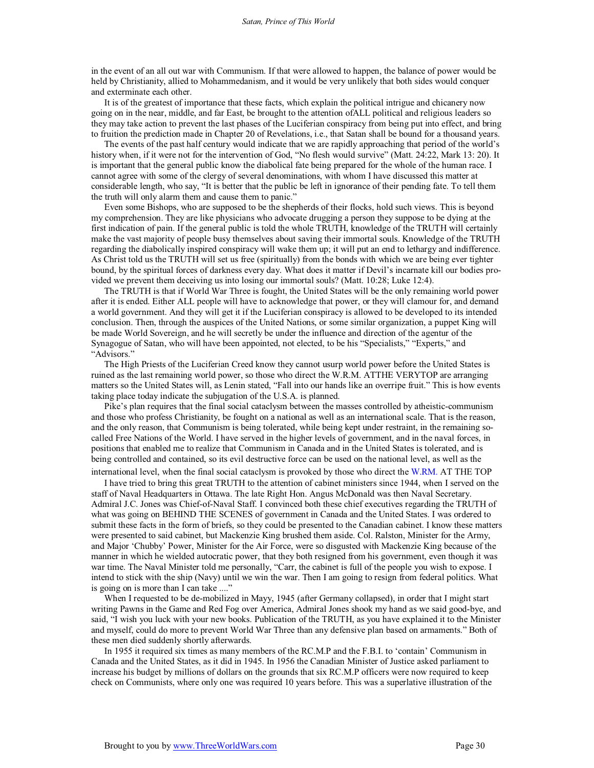in the event of an all out war with Communism. If that were allowed to happen, the balance of power would be held by Christianity, allied to Mohammedanism, and it would be very unlikely that both sides would conquer and exterminate each other.

It is of the greatest of importance that these facts, which explain the political intrigue and chicanery now going on in the near, middle, and far East, be brought to the attention ofALL political and religious leaders so they may take action to prevent the last phases of the Luciferian conspiracy from being put into effect, and bring to fruition the prediction made in Chapter 20 of Revelations, i.e., that Satan shall be bound for a thousand years.

The events of the past half century would indicate that we are rapidly approaching that period of the world's history when, if it were not for the intervention of God, "No flesh would survive" (Matt. 24:22, Mark 13: 20). It is important that the general public know the diabolical fate being prepared for the whole of the human race. I cannot agree with some of the clergy of several denominations, with whom I have discussed this matter at considerable length, who say, "It is better that the public be left in ignorance of their pending fate. To tell them the truth will only alarm them and cause them to panic."

Even some Bishops, who are supposed to be the shepherds of their flocks, hold such views. This is beyond my comprehension. They are like physicians who advocate drugging a person they suppose to be dying at the first indication of pain. If the general public is told the whole TRUTH, knowledge of the TRUTH will certainly make the vast majority of people busy themselves about saving their immortal souls. Knowledge of the TRUTH regarding the diabolically inspired conspiracy will wake them up; it will put an end to lethargy and indifference. As Christ told us the TRUTH will set us free (spiritually) from the bonds with which we are being ever tighter bound, by the spiritual forces of darkness every day. What does it matter if Devil's incarnate kill our bodies provided we prevent them deceiving us into losing our immortal souls? (Matt. 10:28; Luke 12:4).

The TRUTH is that if World War Three is fought, the United States will be the only remaining world power after it is ended. Either ALL people will have to acknowledge that power, or they will clamour for, and demand a world government. And they will get it if the Luciferian conspiracy is allowed to be developed to its intended conclusion. Then, through the auspices of the United Nations, or some similar organization, a puppet King will be made World Sovereign, and he will secretly be under the influence and direction of the agentur of the Synagogue of Satan, who will have been appointed, not elected, to be his "Specialists," "Experts," and "Advisors."

The High Priests of the Luciferian Creed know they cannot usurp world power before the United States is ruined as the last remaining world power, so those who direct the W.R.M. ATTHE VERYTOP are arranging matters so the United States will, as Lenin stated, "Fall into our hands like an overripe fruit." This is how events taking place today indicate the subjugation of the U.S.A. is planned.

Pike's plan requires that the final social cataclysm between the masses controlled by atheistic-communism and those who profess Christianity, be fought on a national as well as an international scale. That is the reason, and the only reason, that Communism is being tolerated, while being kept under restraint, in the remaining so-called Free Nations of the World. I have served in the higher levels of government, and in the naval forces, in positions that enabled me to realize that Communism in Canada and in the United States is tolerated, and is being controlled and contained, so its evil destructive force can be used on the national level, as well as the international level, when the final social cataclysm is provoked by those who direct the W.RM. AT THE TOP

I have tried to bring this great TRUTH to the attention of cabinet ministers since 1944, when I served on the staff of Naval Headquarters in Ottawa. The late Right Hon. Angus McDonald was then Naval Secretary. Admiral J.C. Jones was Chief-of-Naval Staff. I convinced both these chief executives regarding the TRUTH of what was going on BEHIND THE SCENES of government in Canada and the United States. I was ordered to submit these facts in the form of briefs, so they could be presented to the Canadian cabinet. I know these matters were presented to said cabinet, but Mackenzie King brushed them aside. Col. Ralston, Minister for the Army, and Major 'Chubby' Power, Minister for the Air Force, were so disgusted with Mackenzie King because of the manner in which he wielded autocratic power, that they both resigned from his government, even though it was war time. The Naval Minister told me personally, "Carr, the cabinet is full of the people you wish to expose. I intend to stick with the ship (Navy) until we win the war. Then I am going to resign from federal politics. What is going on is more than I can take ...."

When I requested to be de-mobilized in Mayy, 1945 (after Germany collapsed), in order that I might start writing Pawns in the Game and Red Fog over America, Admiral Jones shook my hand as we said good-bye, and said, "I wish you luck with your new books. Publication of the TRUTH, as you have explained it to the Minister and myself, could do more to prevent World War Three than any defensive plan based on armaments." Both of these men died suddenly shortly afterwards.

In 1955 it required six times as many members of the RC.M.P and the F.B.I. to 'contain' Communism in Canada and the United States, as it did in 1945. In 1956 the Canadian Minister of Justice asked parliament to increase his budget by millions of dollars on the grounds that six RC.M.P officers were now required to keep check on Communists, where only one was required 10 years before. This was a superlative illustration of the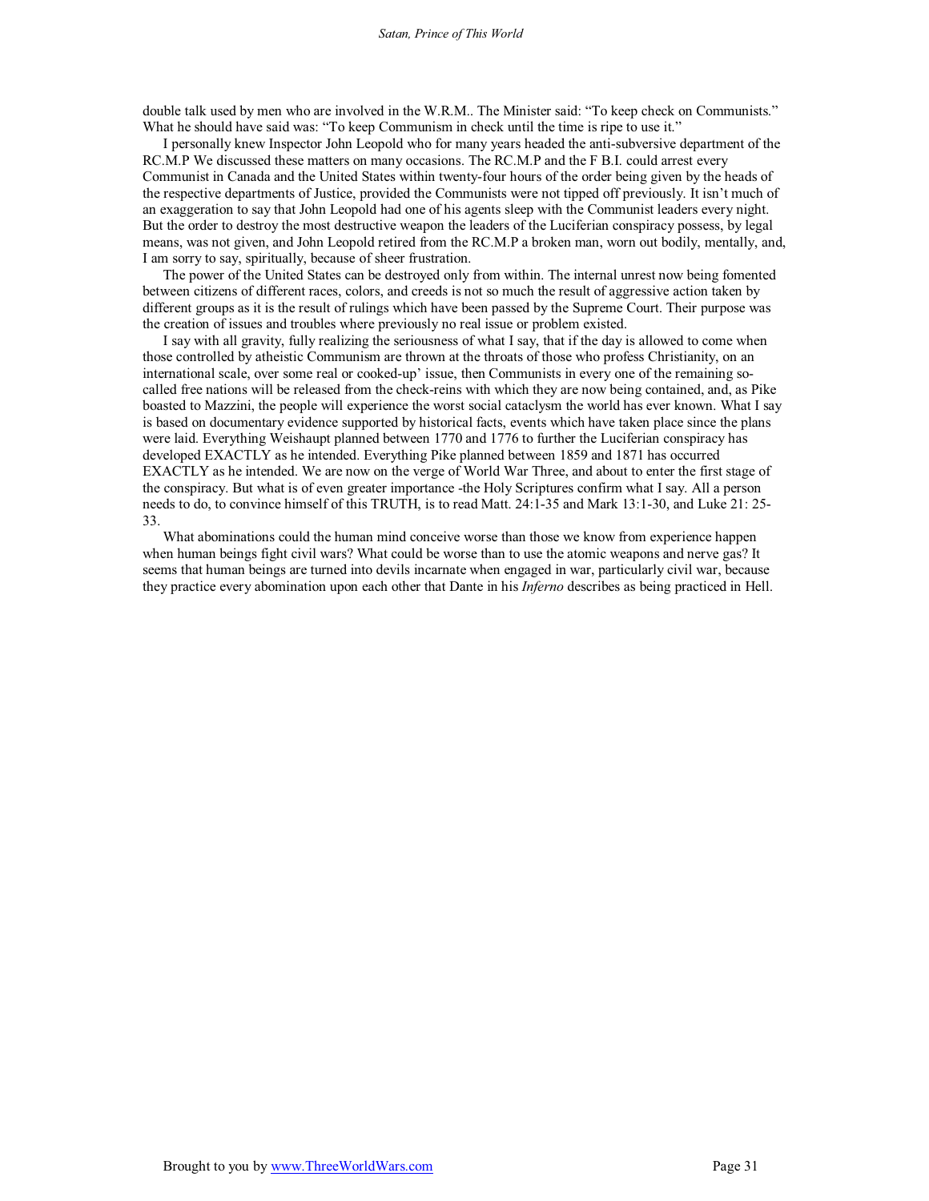double talk used by men who are involved in the W.R.M.. The Minister said: "To keep check on Communists." What he should have said was: "To keep Communism in check until the time is ripe to use it."

I personally knew Inspector John Leopold who for many years headed the anti-subversive department of the RC.M.P We discussed these matters on many occasions. The RC.M.P and the F B.I. could arrest every Communist in Canada and the United States within twenty-four hours of the order being given by the heads of the respective departments of Justice, provided the Communists were not tipped off previously. It isn't much of an exaggeration to say that John Leopold had one of his agents sleep with the Communist leaders every night. But the order to destroy the most destructive weapon the leaders of the Luciferian conspiracy possess, by legal means, was not given, and John Leopold retired from the RC.M.P a broken man, worn out bodily, mentally, and, I am sorry to say, spiritually, because of sheer frustration.

The power of the United States can be destroyed only from within. The internal unrest now being fomented between citizens of different races, colors, and creeds is not so much the result of aggressive action taken by different groups as it is the result of rulings which have been passed by the Supreme Court. Their purpose was the creation of issues and troubles where previously no real issue or problem existed.

I say with all gravity, fully realizing the seriousness of what I say, that if the day is allowed to come when those controlled by atheistic Communism are thrown at the throats of those who profess Christianity, on an international scale, over some real or cooked-up' issue, then Communists in every one of the remaining so-called free nations will be released from the check-reins with which they are now being contained, and, as Pike boasted to Mazzini, the people will experience the worst social cataclysm the world has ever known. What I say is based on documentary evidence supported by historical facts, events which have taken place since the plans were laid. Everything Weishaupt planned between 1770 and 1776 to further the Luciferian conspiracy has developed EXACTLY as he intended. Everything Pike planned between 1859 and 1871 has occurred EXACTLY as he intended. We are now on the verge of World War Three, and about to enter the first stage of the conspiracy. But what is of even greater importance -the Holy Scriptures confirm what I say. All a person needs to do, to convince himself of this TRUTH, is to read Matt. 24:1-35 and Mark 13:1-30, and Luke 21: 25-33.

What abominations could the human mind conceive worse than those we know from experience happen when human beings fight civil wars? What could be worse than to use the atomic weapons and nerve gas? It seems that human beings are turned into devils incarnate when engaged in war, particularly civil war, because they practice every abomination upon each other that Dante in his *Inferno* describes as being practiced in Hell.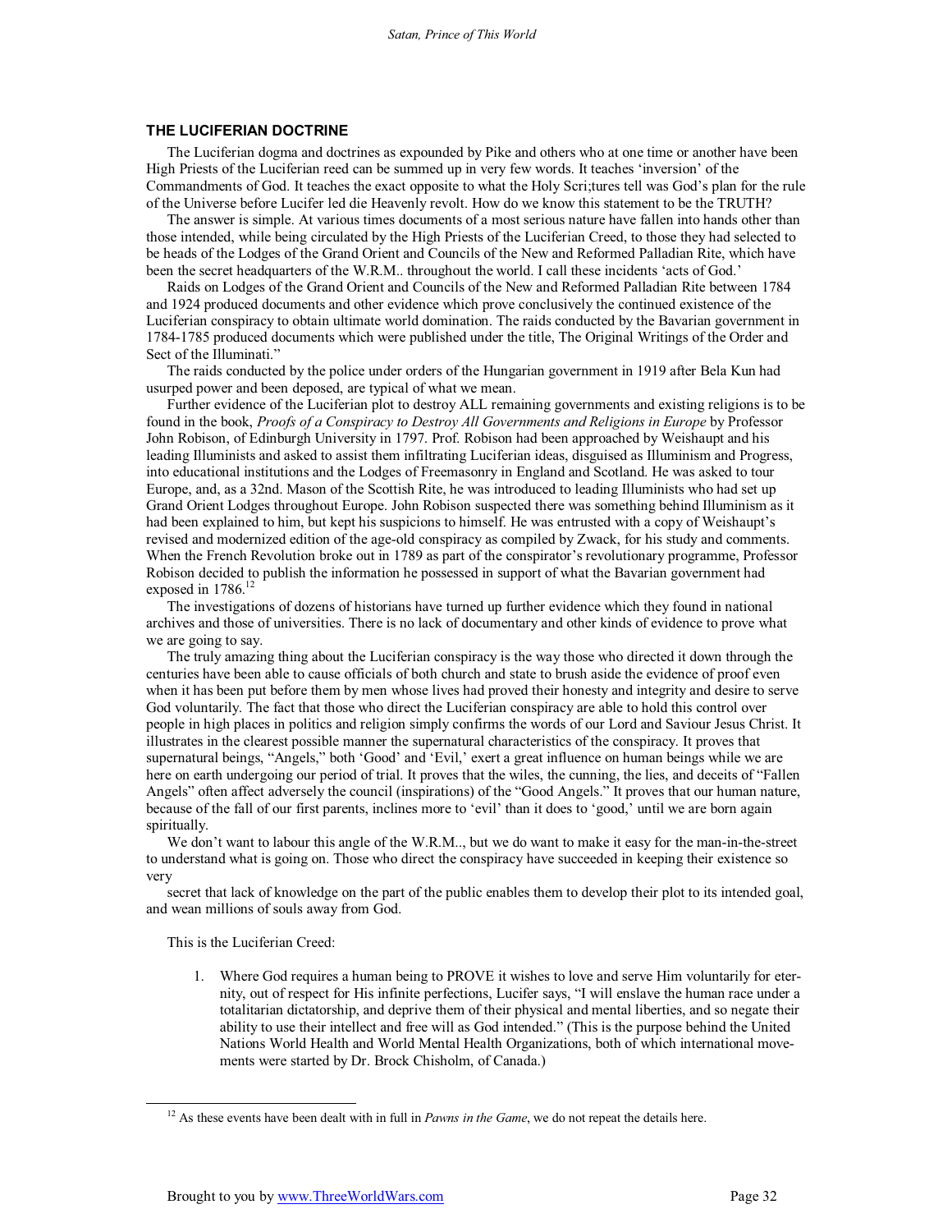## THE LUCIFERIAN DOCTRINE

The Luciferian dogma and doctrines as expounded by Pike and others who at one time or another have been High Priests of the Luciferian reed can be summed up in very few words. It teaches 'inversion' of the Commandments of God. It teaches the exact opposite to what the Holy Scri;tures tell was God's plan for the rule of the Universe before Lucifer led die Heavenly revolt. How do we know this statement to be the TRUTH?

The answer is simple. At various times documents of a most serious nature have fallen into hands other than those intended, while being circulated by the High Priests of the Luciferian Creed, to those they had selected to be heads of the Lodges of the Grand Orient and Councils of the New and Reformed Palladian Rite, which have been the secret headquarters of the W.R.M.. throughout the world. I call these incidents 'acts of God.'

Raids on Lodges of the Grand Orient and Councils of the New and Reformed Palladian Rite between 1784 and 1924 produced documents and other evidence which prove conclusively the continued existence of the Luciferian conspiracy to obtain ultimate world domination. The raids conducted by the Bavarian government in 1784-1785 produced documents which were published under the title, The Original Writings of the Order and Sect of the Illuminati."

The raids conducted by the police under orders of the Hungarian government in 1919 after Bela Kun had usurped power and been deposed, are typical of what we mean.

Further evidence of the Luciferian plot to destroy ALL remaining governments and existing religions is to be found in the book, *Proofs of a Conspiracy to Destroy All Governments and Religions in Europe* by Professor John Robison, of Edinburgh University in 1797. Prof. Robison had been approached by Weishaupt and his leading Illuminists and asked to assist them infiltrating Luciferian ideas, disguised as Illuminism and Progress, into educational institutions and the Lodges of Freemasonry in England and Scotland. He was asked to tour Europe, and, as a 32nd. Mason of the Scottish Rite, he was introduced to leading Illuminists who had set up Grand Orient Lodges throughout Europe. John Robison suspected there was something behind Illuminism as it had been explained to him, but kept his suspicions to himself. He was entrusted with a copy of Weishaupt's revised and modernized edition of the age-old conspiracy as compiled by Zwack, for his study and comments. When the French Revolution broke out in 1789 as part of the conspirator's revolutionary programme, Professor Robison decided to publish the information he possessed in support of what the Bavarian government had exposed in 1786.[12]

The investigations of dozens of historians have turned up further evidence which they found in national archives and those of universities. There is no lack of documentary and other kinds of evidence to prove what we are going to say.

The truly amazing thing about the Luciferian conspiracy is the way those who directed it down through the centuries have been able to cause officials of both church and state to brush aside the evidence of proof even when it has been put before them by men whose lives had proved their honesty and integrity and desire to serve God voluntarily. The fact that those who direct the Luciferian conspiracy are able to hold this control over people in high places in politics and religion simply confirms the words of our Lord and Saviour Jesus Christ. It illustrates in the clearest possible manner the supernatural characteristics of the conspiracy. It proves that supernatural beings, "Angels," both 'Good' and 'Evil,' exert a great influence on human beings while we are here on earth undergoing our period of trial. It proves that the wiles, the cunning, the lies, and deceits of "Fallen Angels" often affect adversely the council (inspirations) of the "Good Angels." It proves that our human nature, because of the fall of our first parents, inclines more to 'evil' than it does to 'good,' until we are born again spiritually.

We don't want to labour this angle of the W.R.M.., but we do want to make it easy for the man-in-the-street to understand what is going on. Those who direct the conspiracy have succeeded in keeping their existence so very secret that lack of knowledge on the part of the public enables them to develop their plot to its intended goal, and wean millions of souls away from God.

This is the Luciferian Creed:

1. Where God requires a human being to PROVE it wishes to love and serve Him voluntarily for eternity, out of respect for His infinite perfections, Lucifer says, "I will enslave the human race under a totalitarian dictatorship, and deprive them of their physical and mental liberties, and so negate their ability to use their intellect and free will as God intended." (This is the purpose behind the United Nations World Health and World Mental Health Organizations, both of which international movements were started by Dr. Brock Chisholm, of Canada.)

[12] As these events have been dealt with in full in *Pawns in the Game*, we do not repeat the details here.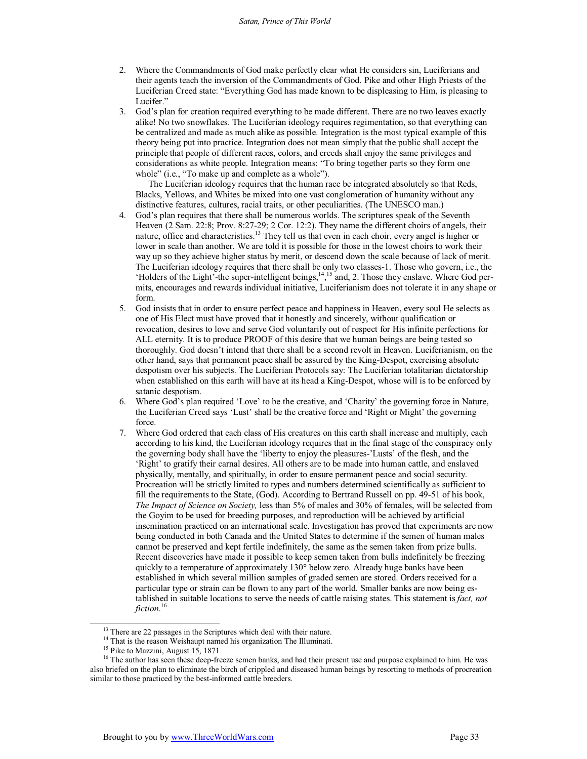2. Where the Commandments of God make perfectly clear what He considers sin, Luciferians and their agents teach the inversion of the Commandments of God. Pike and other High Priests of the Luciferian Creed state: "Everything God has made known to be displeasing to Him, is pleasing to Lucifer."
3. God's plan for creation required everything to be made different. There are no two leaves exactly alike! No two snowflakes. The Luciferian ideology requires regimentation, so that everything can be centralized and made as much alike as possible. Integration is the most typical example of this theory being put into practice. Integration does not mean simply that the public shall accept the principle that people of different races, colors, and creeds shall enjoy the same privileges and considerations as white people. Integration means: "To bring together parts so they form one whole" (i.e., "To make up and complete as a whole").

   The Luciferian ideology requires that the human race be integrated absolutely so that Reds, Blacks, Yellows, and Whites be mixed into one vast conglomeration of humanity without any distinctive features, cultures, racial traits, or other peculiarities. (The UNESCO man.)
4. God's plan requires that there shall be numerous worlds. The scriptures speak of the Seventh Heaven (2 Sam. 22:8; Prov. 8:27-29; 2 Cor. 12:2). They name the different choirs of angels, their nature, office and characteristics.[13] They tell us that even in each choir, every angel is higher or lower in scale than another. We are told it is possible for those in the lowest choirs to work their way up so they achieve higher status by merit, or descend down the scale because of lack of merit. The Luciferian ideology requires that there shall be only two classes-1. Those who govern, i.e., the 'Holders of the Light'-the super-intelligent beings,[14],[15] and, 2. Those they enslave. Where God permits, encourages and rewards individual initiative, Luciferianism does not tolerate it in any shape or form.
5. God insists that in order to ensure perfect peace and happiness in Heaven, every soul He selects as one of His Elect must have proved that it honestly and sincerely, without qualification or revocation, desires to love and serve God voluntarily out of respect for His infinite perfections for ALL eternity. It is to produce PROOF of this desire that we human beings are being tested so thoroughly. God doesn't intend that there shall be a second revolt in Heaven. Luciferianism, on the other hand, says that permanent peace shall be assured by the King-Despot, exercising absolute despotism over his subjects. The Luciferian Protocols say: The Luciferian totalitarian dictatorship when established on this earth will have at its head a King-Despot, whose will is to be enforced by satanic despotism.
6. Where God's plan required 'Love' to be the creative, and 'Charity' the governing force in Nature, the Luciferian Creed says 'Lust' shall be the creative force and 'Right or Might' the governing force.
7. Where God ordered that each class of His creatures on this earth shall increase and multiply, each according to his kind, the Luciferian ideology requires that in the final stage of the conspiracy only the governing body shall have the 'liberty to enjoy the pleasures-'Lusts' of the flesh, and the 'Right' to gratify their carnal desires. All others are to be made into human cattle, and enslaved physically, mentally, and spiritually, in order to ensure permanent peace and social security. Procreation will be strictly limited to types and numbers determined scientifically as sufficient to fill the requirements to the State, (God). According to Bertrand Russell on pp. 49-51 of his book, *The Impact of Science on Society,* less than 5% of males and 30% of females, will be selected from the Goyim to be used for breeding purposes, and reproduction will be achieved by artificial insemination practiced on an international scale. Investigation has proved that experiments are now being conducted in both Canada and the United States to determine if the semen of human males cannot be preserved and kept fertile indefinitely, the same as the semen taken from prize bulls. Recent discoveries have made it possible to keep semen taken from bulls indefinitely be freezing quickly to a temperature of approximately 130° below zero. Already huge banks have been established in which several million samples of graded semen are stored. Orders received for a particular type or strain can be flown to any part of the world. Smaller banks are now being established in suitable locations to serve the needs of cattle raising states. This statement is *fact, not fiction*.[16]

---

[13] There are 22 passages in the Scriptures which deal with their nature.

[14] That is the reason Weishaupt named his organization The Illuminati.

[15] Pike to Mazzini, August 15, 1871

[16] The author has seen these deep-freeze semen banks, and had their present use and purpose explained to him. He was also briefed on the plan to eliminate the birch of crippled and diseased human beings by resorting to methods of procreation similar to those practiced by the best-informed cattle breeders.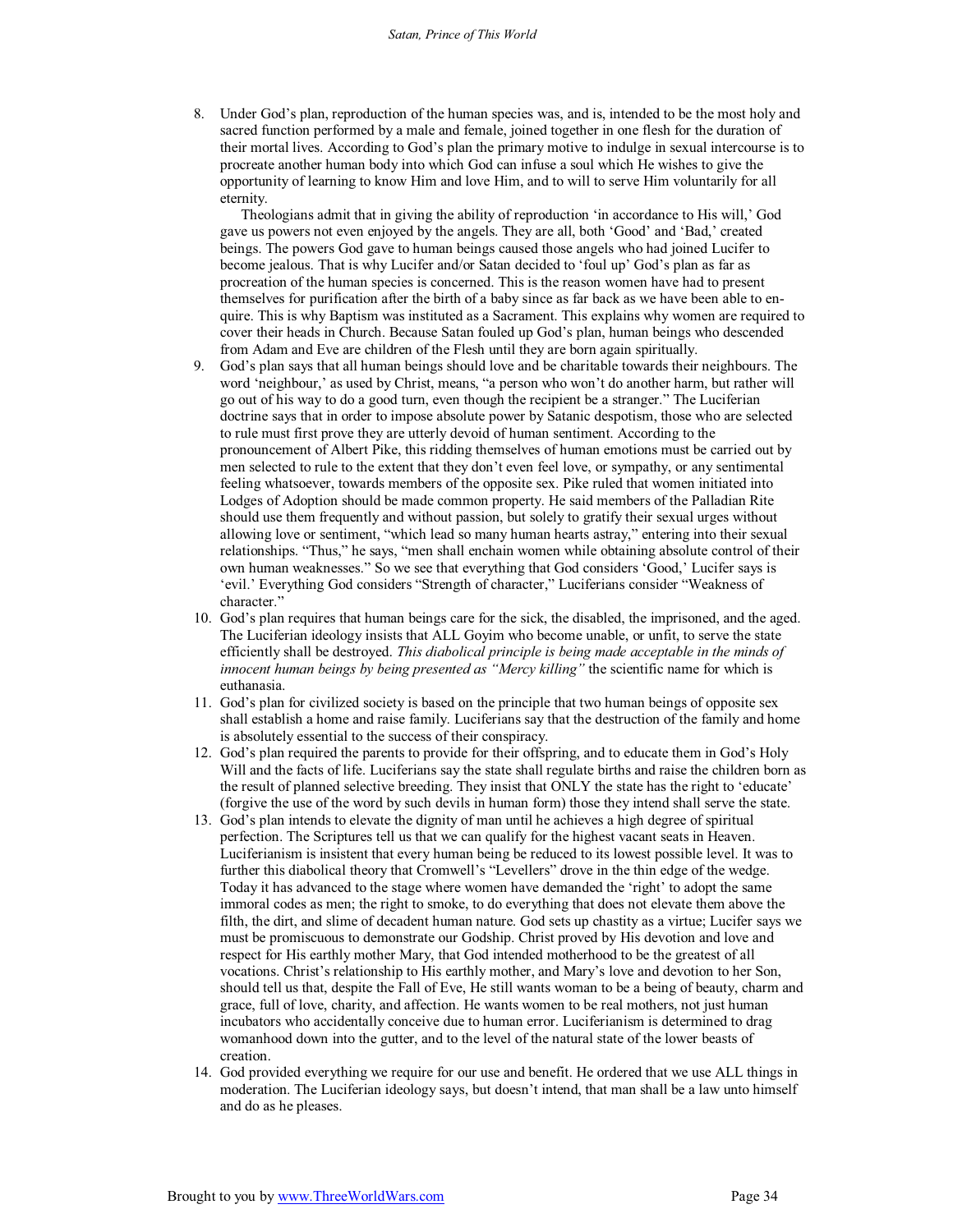8. Under God's plan, reproduction of the human species was, and is, intended to be the most holy and sacred function performed by a male and female, joined together in one flesh for the duration of their mortal lives. According to God's plan the primary motive to indulge in sexual intercourse is to procreate another human body into which God can infuse a soul which He wishes to give the opportunity of learning to know Him and love Him, and to will to serve Him voluntarily for all eternity.

   Theologians admit that in giving the ability of reproduction 'in accordance to His will,' God gave us powers not even enjoyed by the angels. They are all, both 'Good' and 'Bad,' created beings. The powers God gave to human beings caused those angels who had joined Lucifer to become jealous. That is why Lucifer and/or Satan decided to 'foul up' God's plan as far as procreation of the human species is concerned. This is the reason women have had to present themselves for purification after the birth of a baby since as far back as we have been able to enquire. This is why Baptism was instituted as a Sacrament. This explains why women are required to cover their heads in Church. Because Satan fouled up God's plan, human beings who descended from Adam and Eve are children of the Flesh until they are born again spiritually.

9. God's plan says that all human beings should love and be charitable towards their neighbours. The word 'neighbour,' as used by Christ, means, "a person who won't do another harm, but rather will go out of his way to do a good turn, even though the recipient be a stranger." The Luciferian doctrine says that in order to impose absolute power by Satanic despotism, those who are selected to rule must first prove they are utterly devoid of human sentiment. According to the pronouncement of Albert Pike, this ridding themselves of human emotions must be carried out by men selected to rule to the extent that they don't even feel love, or sympathy, or any sentimental feeling whatsoever, towards members of the opposite sex. Pike ruled that women initiated into Lodges of Adoption should be made common property. He said members of the Palladian Rite should use them frequently and without passion, but solely to gratify their sexual urges without allowing love or sentiment, "which lead so many human hearts astray," entering into their sexual relationships. "Thus," he says, "men shall enchain women while obtaining absolute control of their own human weaknesses." So we see that everything that God considers 'Good,' Lucifer says is 'evil.' Everything God considers "Strength of character," Luciferians consider "Weakness of character."

10. God's plan requires that human beings care for the sick, the disabled, the imprisoned, and the aged. The Luciferian ideology insists that ALL Goyim who become unable, or unfit, to serve the state efficiently shall be destroyed. *This diabolical principle is being made acceptable in the minds of innocent human beings by being presented as "Mercy killing"* the scientific name for which is euthanasia.

11. God's plan for civilized society is based on the principle that two human beings of opposite sex shall establish a home and raise family. Luciferians say that the destruction of the family and home is absolutely essential to the success of their conspiracy.

12. God's plan required the parents to provide for their offspring, and to educate them in God's Holy Will and the facts of life. Luciferians say the state shall regulate births and raise the children born as the result of planned selective breeding. They insist that ONLY the state has the right to 'educate' (forgive the use of the word by such devils in human form) those they intend shall serve the state.

13. God's plan intends to elevate the dignity of man until he achieves a high degree of spiritual perfection. The Scriptures tell us that we can qualify for the highest vacant seats in Heaven. Luciferianism is insistent that every human being be reduced to its lowest possible level. It was to further this diabolical theory that Cromwell's "Levellers" drove in the thin edge of the wedge. Today it has advanced to the stage where women have demanded the 'right' to adopt the same immoral codes as men; the right to smoke, to do everything that does not elevate them above the filth, the dirt, and slime of decadent human nature. God sets up chastity as a virtue; Lucifer says we must be promiscuous to demonstrate our Godship. Christ proved by His devotion and love and respect for His earthly mother Mary, that God intended motherhood to be the greatest of all vocations. Christ's relationship to His earthly mother, and Mary's love and devotion to her Son, should tell us that, despite the Fall of Eve, He still wants woman to be a being of beauty, charm and grace, full of love, charity, and affection. He wants women to be real mothers, not just human incubators who accidentally conceive due to human error. Luciferianism is determined to drag womanhood down into the gutter, and to the level of the natural state of the lower beasts of creation.

14. God provided everything we require for our use and benefit. He ordered that we use ALL things in moderation. The Luciferian ideology says, but doesn't intend, that man shall be a law unto himself and do as he pleases.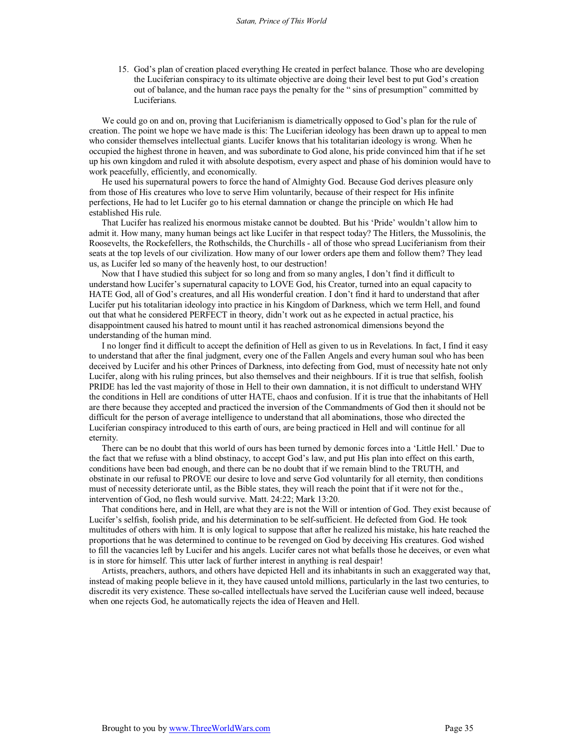15. God's plan of creation placed everything He created in perfect balance. Those who are developing the Luciferian conspiracy to its ultimate objective are doing their level best to put God's creation out of balance, and the human race pays the penalty for the " sins of presumption" committed by Luciferians.

We could go on and on, proving that Luciferianism is diametrically opposed to God's plan for the rule of creation. The point we hope we have made is this: The Luciferian ideology has been drawn up to appeal to men who consider themselves intellectual giants. Lucifer knows that his totalitarian ideology is wrong. When he occupied the highest throne in heaven, and was subordinate to God alone, his pride convinced him that if he set up his own kingdom and ruled it with absolute despotism, every aspect and phase of his dominion would have to work peacefully, efficiently, and economically.

He used his supernatural powers to force the hand of Almighty God. Because God derives pleasure only from those of His creatures who love to serve Him voluntarily, because of their respect for His infinite perfections, He had to let Lucifer go to his eternal damnation or change the principle on which He had established His rule.

That Lucifer has realized his enormous mistake cannot be doubted. But his 'Pride' wouldn't allow him to admit it. How many, many human beings act like Lucifer in that respect today? The Hitlers, the Mussolinis, the Roosevelts, the Rockefellers, the Rothschilds, the Churchills - all of those who spread Luciferianism from their seats at the top levels of our civilization. How many of our lower orders ape them and follow them? They lead us, as Lucifer led so many of the heavenly host, to our destruction!

Now that I have studied this subject for so long and from so many angles, I don't find it difficult to understand how Lucifer's supernatural capacity to LOVE God, his Creator, turned into an equal capacity to HATE God, all of God's creatures, and all His wonderful creation. I don't find it hard to understand that after Lucifer put his totalitarian ideology into practice in his Kingdom of Darkness, which we term Hell, and found out that what he considered PERFECT in theory, didn't work out as he expected in actual practice, his disappointment caused his hatred to mount until it has reached astronomical dimensions beyond the understanding of the human mind.

I no longer find it difficult to accept the definition of Hell as given to us in Revelations. In fact, I find it easy to understand that after the final judgment, every one of the Fallen Angels and every human soul who has been deceived by Lucifer and his other Princes of Darkness, into defecting from God, must of necessity hate not only Lucifer, along with his ruling princes, but also themselves and their neighbours. If it is true that selfish, foolish PRIDE has led the vast majority of those in Hell to their own damnation, it is not difficult to understand WHY the conditions in Hell are conditions of utter HATE, chaos and confusion. If it is true that the inhabitants of Hell are there because they accepted and practiced the inversion of the Commandments of God then it should not be difficult for the person of average intelligence to understand that all abominations, those who directed the Luciferian conspiracy introduced to this earth of ours, are being practiced in Hell and will continue for all eternity.

There can be no doubt that this world of ours has been turned by demonic forces into a 'Little Hell.' Due to the fact that we refuse with a blind obstinacy, to accept God's law, and put His plan into effect on this earth, conditions have been bad enough, and there can be no doubt that if we remain blind to the TRUTH, and obstinate in our refusal to PROVE our desire to love and serve God voluntarily for all eternity, then conditions must of necessity deteriorate until, as the Bible states, they will reach the point that if it were not for the., intervention of God, no flesh would survive. Matt. 24:22; Mark 13:20.

That conditions here, and in Hell, are what they are is not the Will or intention of God. They exist because of Lucifer's selfish, foolish pride, and his determination to be self-sufficient. He defected from God. He took multitudes of others with him. It is only logical to suppose that after he realized his mistake, his hate reached the proportions that he was determined to continue to be revenged on God by deceiving His creatures. God wished to fill the vacancies left by Lucifer and his angels. Lucifer cares not what befalls those he deceives, or even what is in store for himself. This utter lack of further interest in anything is real despair!

Artists, preachers, authors, and others have depicted Hell and its inhabitants in such an exaggerated way that, instead of making people believe in it, they have caused untold millions, particularly in the last two centuries, to discredit its very existence. These so-called intellectuals have served the Luciferian cause well indeed, because when one rejects God, he automatically rejects the idea of Heaven and Hell.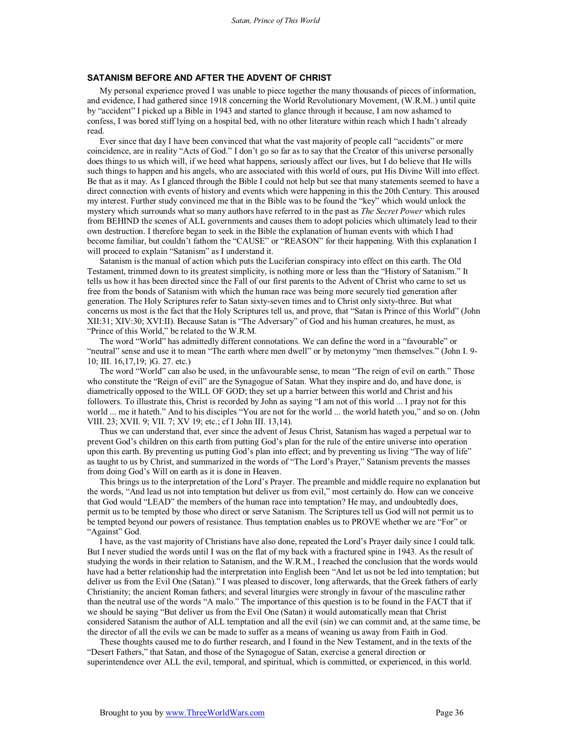## SATANISM BEFORE AND AFTER THE ADVENT OF CHRIST

My personal experience proved I was unable to piece together the many thousands of pieces of information, and evidence, I had gathered since 1918 concerning the World Revolutionary Movement, (W.R.M..) until quite by "accident" I picked up a Bible in 1943 and started to glance through it because, I am now ashamed to confess, I was bored stiff lying on a hospital bed, with no other literature within reach which I hadn't already read.

Ever since that day I have been convinced that what the vast majority of people call "accidents" or mere coincidence, are in reality "Acts of God." I don't go so far as to say that the Creator of this universe personally does things to us which will, if we heed what happens, seriously affect our lives, but I do believe that He wills such things to happen and his angels, who are associated with this world of ours, put His Divine Will into effect. Be that as it may. As I glanced through the Bible I could not help but see that many statements seemed to have a direct connection with events of history and events which were happening in this the 20th Century. This aroused my interest. Further study convinced me that in the Bible was to be found the "key" which would unlock the mystery which surrounds what so many authors have referred to in the past as *The Secret Power* which rules from BEHIND the scenes of ALL governments and causes them to adopt policies which ultimately lead to their own destruction. I therefore began to seek in the Bible the explanation of human events with which I had become familiar, but couldn't fathom the "CAUSE" or "REASON" for their happening. With this explanation I will proceed to explain "Satanism" as I understand it.

Satanism is the manual of action which puts the Luciferian conspiracy into effect on this earth. The Old Testament, trimmed down to its greatest simplicity, is nothing more or less than the "History of Satanism." It tells us how it has been directed since the Fall of our first parents to the Advent of Christ who carne to set us free from the bonds of Satanism with which the human race was being more securely tied generation after generation. The Holy Scriptures refer to Satan sixty-seven times and to Christ only sixty-three. But what concerns us most is the fact that the Holy Scriptures tell us, and prove, that "Satan is Prince of this World" (John XII:31; XIV:30; XVI:II). Because Satan is "The Adversary" of God and his human creatures, he must, as "Prince of this World," be related to the W.R.M.

The word "World" has admittedly different connotations. We can define the word in a "favourable" or "neutral" sense and use it to mean "The earth where men dwell" or by metonymy "men themselves." (John I. 9-10; III. 16,17,19; )G. 27. etc.)

The word "World" can also be used, in the unfavourable sense, to mean "The reign of evil on earth." Those who constitute the "Reign of evil" are the Synagogue of Satan. What they inspire and do, and have done, is diametrically opposed to the WILL OF GOD; they set up a barrier between this world and Christ and his followers. To illustrate this, Christ is recorded by John as saying "I am not of this world ... I pray not for this world ... me it hateth." And to his disciples "You are not for the world ... the world hateth you," and so on. (John VIII. 23; XVII. 9; VII. 7; XV 19; etc.; cf I John III. 13,14).

Thus we can understand that, ever since the advent of Jesus Christ, Satanism has waged a perpetual war to prevent God's children on this earth from putting God's plan for the rule of the entire universe into operation upon this earth. By preventing us putting God's plan into effect; and by preventing us living "The way of life" as taught to us by Christ, and summarized in the words of "The Lord's Prayer," Satanism prevents the masses from doing God's Will on earth as it is done in Heaven.

This brings us to the interpretation of the Lord's Prayer. The preamble and middle require no explanation but the words, "And lead us not into temptation but deliver us from evil," most certainly do. How can we conceive that God would "LEAD" the members of the human race into temptation? He may, and undoubtedly does, permit us to be tempted by those who direct or serve Satanism. The Scriptures tell us God will not permit us to be tempted beyond our powers of resistance. Thus temptation enables us to PROVE whether we are "For" or "Against" God.

I have, as the vast majority of Christians have also done, repeated the Lord's Prayer daily since I could talk. But I never studied the words until I was on the flat of my back with a fractured spine in 1943. As the result of studying the words in their relation to Satanism, and the W.R.M., I reached the conclusion that the words would have had a better relationship had the interpretation into English been "And let us not be led into temptation; but deliver us from the Evil One (Satan)." I was pleased to discover, long afterwards, that the Greek fathers of early Christianity; the ancient Roman fathers; and several liturgies were strongly in favour of the masculine rather than the neutral use of the words "A malo." The importance of this question is to be found in the FACT that if we should be saying "But deliver us from the Evil One (Satan) it would automatically mean that Christ considered Satanism the author of ALL temptation and all the evil (sin) we can commit and, at the same time, be the director of all the evils we can be made to suffer as a means of weaning us away from Faith in God.

These thoughts caused me to do further research, and I found in the New Testament, and in the texts of the "Desert Fathers," that Satan, and those of the Synagogue of Satan, exercise a general direction or superintendence over ALL the evil, temporal, and spiritual, which is committed, or experienced, in this world.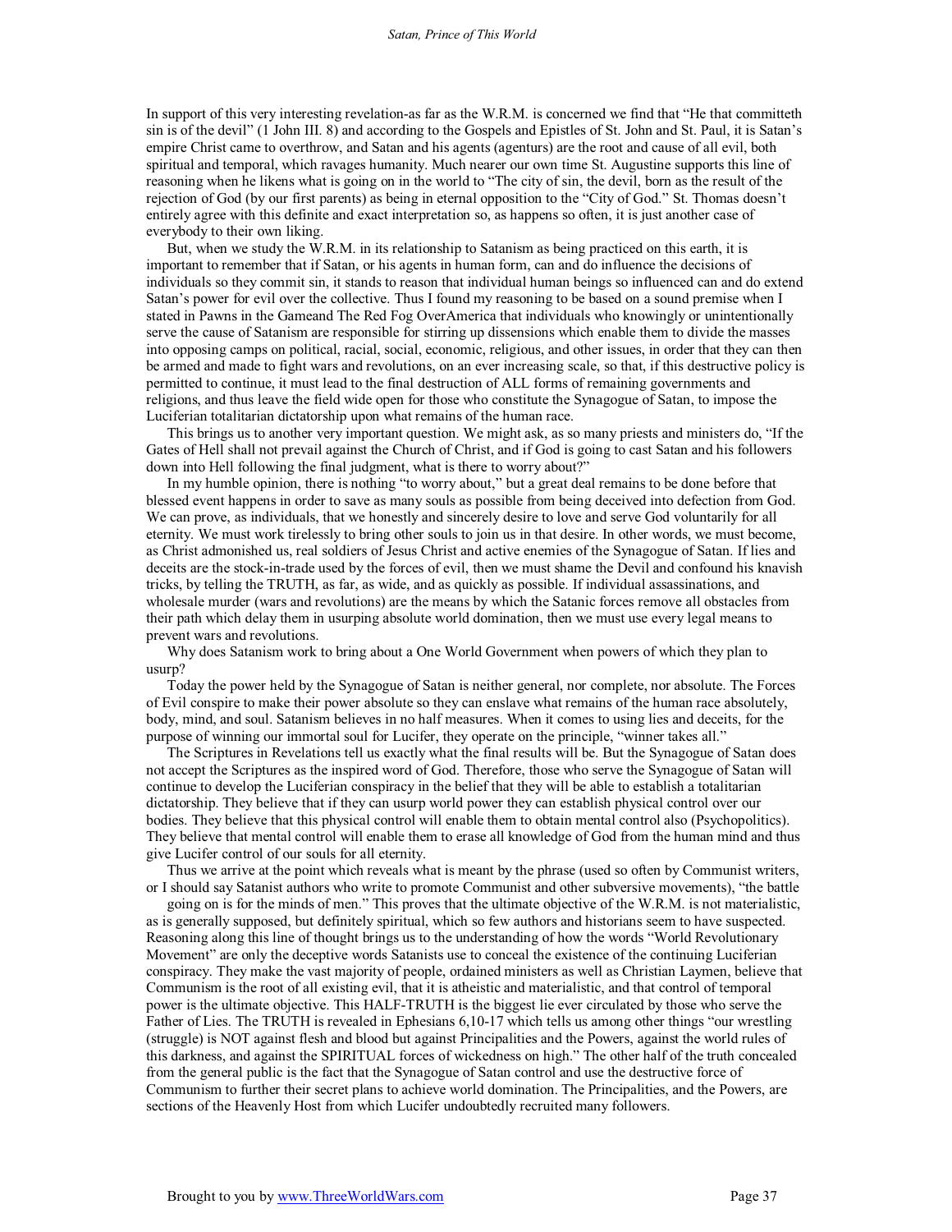In support of this very interesting revelation-as far as the W.R.M. is concerned we find that "He that committeth sin is of the devil" (1 John III. 8) and according to the Gospels and Epistles of St. John and St. Paul, it is Satan's empire Christ came to overthrow, and Satan and his agents (agenturs) are the root and cause of all evil, both spiritual and temporal, which ravages humanity. Much nearer our own time St. Augustine supports this line of reasoning when he likens what is going on in the world to "The city of sin, the devil, born as the result of the rejection of God (by our first parents) as being in eternal opposition to the "City of God." St. Thomas doesn't entirely agree with this definite and exact interpretation so, as happens so often, it is just another case of everybody to their own liking.

But, when we study the W.R.M. in its relationship to Satanism as being practiced on this earth, it is important to remember that if Satan, or his agents in human form, can and do influence the decisions of individuals so they commit sin, it stands to reason that individual human beings so influenced can and do extend Satan's power for evil over the collective. Thus I found my reasoning to be based on a sound premise when I stated in Pawns in the Gameand The Red Fog OverAmerica that individuals who knowingly or unintentionally serve the cause of Satanism are responsible for stirring up dissensions which enable them to divide the masses into opposing camps on political, racial, social, economic, religious, and other issues, in order that they can then be armed and made to fight wars and revolutions, on an ever increasing scale, so that, if this destructive policy is permitted to continue, it must lead to the final destruction of ALL forms of remaining governments and religions, and thus leave the field wide open for those who constitute the Synagogue of Satan, to impose the Luciferian totalitarian dictatorship upon what remains of the human race.

This brings us to another very important question. We might ask, as so many priests and ministers do, "If the Gates of Hell shall not prevail against the Church of Christ, and if God is going to cast Satan and his followers down into Hell following the final judgment, what is there to worry about?"

In my humble opinion, there is nothing "to worry about," but a great deal remains to be done before that blessed event happens in order to save as many souls as possible from being deceived into defection from God. We can prove, as individuals, that we honestly and sincerely desire to love and serve God voluntarily for all eternity. We must work tirelessly to bring other souls to join us in that desire. In other words, we must become, as Christ admonished us, real soldiers of Jesus Christ and active enemies of the Synagogue of Satan. If lies and deceits are the stock-in-trade used by the forces of evil, then we must shame the Devil and confound his knavish tricks, by telling the TRUTH, as far, as wide, and as quickly as possible. If individual assassinations, and wholesale murder (wars and revolutions) are the means by which the Satanic forces remove all obstacles from their path which delay them in usurping absolute world domination, then we must use every legal means to prevent wars and revolutions.

Why does Satanism work to bring about a One World Government when powers of which they plan to usurp?

Today the power held by the Synagogue of Satan is neither general, nor complete, nor absolute. The Forces of Evil conspire to make their power absolute so they can enslave what remains of the human race absolutely, body, mind, and soul. Satanism believes in no half measures. When it comes to using lies and deceits, for the purpose of winning our immortal soul for Lucifer, they operate on the principle, "winner takes all."

The Scriptures in Revelations tell us exactly what the final results will be. But the Synagogue of Satan does not accept the Scriptures as the inspired word of God. Therefore, those who serve the Synagogue of Satan will continue to develop the Luciferian conspiracy in the belief that they will be able to establish a totalitarian dictatorship. They believe that if they can usurp world power they can establish physical control over our bodies. They believe that this physical control will enable them to obtain mental control also (Psychopolitics). They believe that mental control will enable them to erase all knowledge of God from the human mind and thus give Lucifer control of our souls for all eternity.

Thus we arrive at the point which reveals what is meant by the phrase (used so often by Communist writers, or I should say Satanist authors who write to promote Communist and other subversive movements), "the battle going on is for the minds of men." This proves that the ultimate objective of the W.R.M. is not materialistic, as is generally supposed, but definitely spiritual, which so few authors and historians seem to have suspected. Reasoning along this line of thought brings us to the understanding of how the words "World Revolutionary Movement" are only the deceptive words Satanists use to conceal the existence of the continuing Luciferian conspiracy. They make the vast majority of people, ordained ministers as well as Christian Laymen, believe that Communism is the root of all existing evil, that it is atheistic and materialistic, and that control of temporal power is the ultimate objective. This HALF-TRUTH is the biggest lie ever circulated by those who serve the Father of Lies. The TRUTH is revealed in Ephesians 6,10-17 which tells us among other things "our wrestling (struggle) is NOT against flesh and blood but against Principalities and the Powers, against the world rules of this darkness, and against the SPIRITUAL forces of wickedness on high." The other half of the truth concealed from the general public is the fact that the Synagogue of Satan control and use the destructive force of Communism to further their secret plans to achieve world domination. The Principalities, and the Powers, are sections of the Heavenly Host from which Lucifer undoubtedly recruited many followers.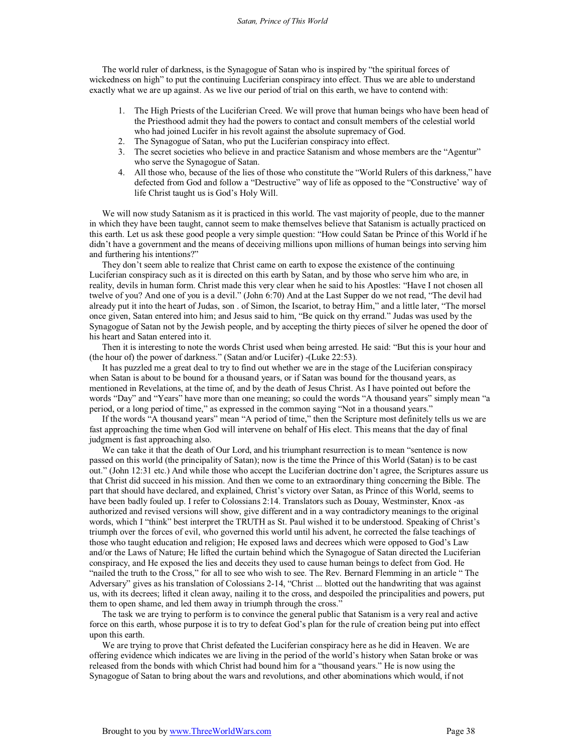The world ruler of darkness, is the Synagogue of Satan who is inspired by "the spiritual forces of wickedness on high" to put the continuing Luciferian conspiracy into effect. Thus we are able to understand exactly what we are up against. As we live our period of trial on this earth, we have to contend with:

1. The High Priests of the Luciferian Creed. We will prove that human beings who have been head of the Priesthood admit they had the powers to contact and consult members of the celestial world who had joined Lucifer in his revolt against the absolute supremacy of God.
2. The Synagogue of Satan, who put the Luciferian conspiracy into effect.
3. The secret societies who believe in and practice Satanism and whose members are the "Agentur" who serve the Synagogue of Satan.
4. All those who, because of the lies of those who constitute the "World Rulers of this darkness," have defected from God and follow a "Destructive" way of life as opposed to the "Constructive' way of life Christ taught us is God's Holy Will.

We will now study Satanism as it is practiced in this world. The vast majority of people, due to the manner in which they have been taught, cannot seem to make themselves believe that Satanism is actually practiced on this earth. Let us ask these good people a very simple question: "How could Satan be Prince of this World if he didn't have a government and the means of deceiving millions upon millions of human beings into serving him and furthering his intentions?"

They don't seem able to realize that Christ came on earth to expose the existence of the continuing Luciferian conspiracy such as it is directed on this earth by Satan, and by those who serve him who are, in reality, devils in human form. Christ made this very clear when he said to his Apostles: "Have I not chosen all twelve of you? And one of you is a devil." (John 6:70) And at the Last Supper do we not read, "The devil had already put it into the heart of Judas, son . of Simon, the Iscariot, to betray Him," and a little later, "The morsel once given, Satan entered into him; and Jesus said to him, "Be quick on thy errand." Judas was used by the Synagogue of Satan not by the Jewish people, and by accepting the thirty pieces of silver he opened the door of his heart and Satan entered into it.

Then it is interesting to note the words Christ used when being arrested. He said: "But this is your hour and (the hour of) the power of darkness." (Satan and/or Lucifer) -(Luke 22:53).

It has puzzled me a great deal to try to find out whether we are in the stage of the Luciferian conspiracy when Satan is about to be bound for a thousand years, or if Satan was bound for the thousand years, as mentioned in Revelations, at the time of, and by the death of Jesus Christ. As I have pointed out before the words "Day" and "Years" have more than one meaning; so could the words "A thousand years" simply mean "a period, or a long period of time," as expressed in the common saying "Not in a thousand years."

If the words "A thousand years" mean "A period of time," then the Scripture most definitely tells us we are fast approaching the time when God will intervene on behalf of His elect. This means that the day of final judgment is fast approaching also.

We can take it that the death of Our Lord, and his triumphant resurrection is to mean "sentence is now passed on this world (the principality of Satan); now is the time the Prince of this World (Satan) is to be cast out." (John 12:31 etc.) And while those who accept the Luciferian doctrine don't agree, the Scriptures assure us that Christ did succeed in his mission. And then we come to an extraordinary thing concerning the Bible. The part that should have declared, and explained, Christ's victory over Satan, as Prince of this World, seems to have been badly fouled up. I refer to Colossians 2:14. Translators such as Douay, Westminster, Knox -as authorized and revised versions will show, give different and in a way contradictory meanings to the original words, which I "think" best interpret the TRUTH as St. Paul wished it to be understood. Speaking of Christ's triumph over the forces of evil, who governed this world until his advent, he corrected the false teachings of those who taught education and religion; He exposed laws and decrees which were opposed to God's Law and/or the Laws of Nature; He lifted the curtain behind which the Synagogue of Satan directed the Luciferian conspiracy, and He exposed the lies and deceits they used to cause human beings to defect from God. He "nailed the truth to the Cross," for all to see who wish to see. The Rev. Bernard Flemming in an article " The Adversary" gives as his translation of Colossians 2-14, "Christ ... blotted out the handwriting that was against us, with its decrees; lifted it clean away, nailing it to the cross, and despoiled the principalities and powers, put them to open shame, and led them away in triumph through the cross."

The task we are trying to perform is to convince the general public that Satanism is a very real and active force on this earth, whose purpose it is to try to defeat God's plan for the rule of creation being put into effect upon this earth.

We are trying to prove that Christ defeated the Luciferian conspiracy here as he did in Heaven. We are offering evidence which indicates we are living in the period of the world's history when Satan broke or was released from the bonds with which Christ had bound him for a "thousand years." He is now using the Synagogue of Satan to bring about the wars and revolutions, and other abominations which would, if not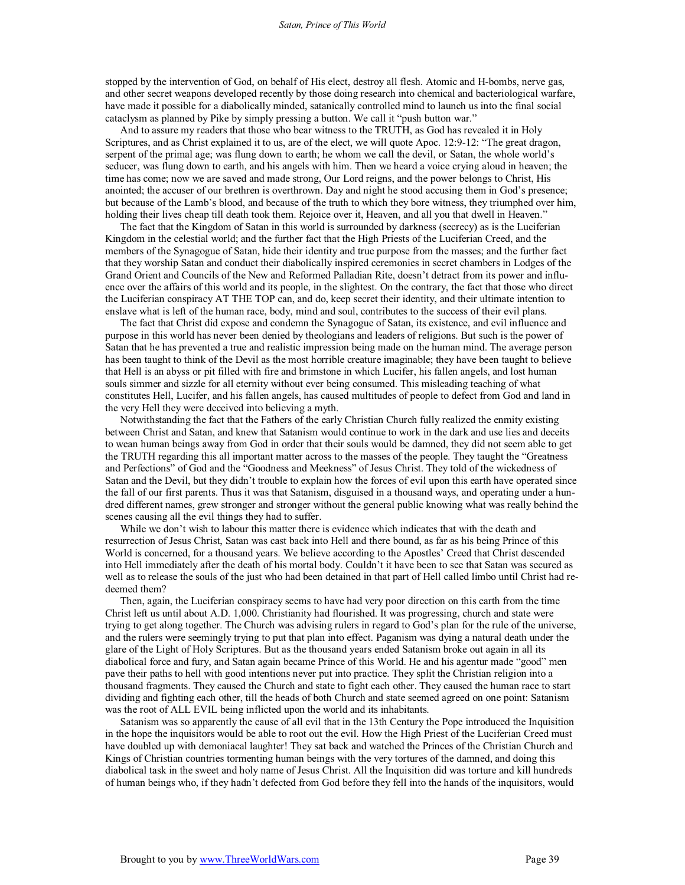stopped by the intervention of God, on behalf of His elect, destroy all flesh. Atomic and H-bombs, nerve gas, and other secret weapons developed recently by those doing research into chemical and bacteriological warfare, have made it possible for a diabolically minded, satanically controlled mind to launch us into the final social cataclysm as planned by Pike by simply pressing a button. We call it "push button war."

And to assure my readers that those who bear witness to the TRUTH, as God has revealed it in Holy Scriptures, and as Christ explained it to us, are of the elect, we will quote Apoc. 12:9-12: "The great dragon, serpent of the primal age; was flung down to earth; he whom we call the devil, or Satan, the whole world's seducer, was flung down to earth, and his angels with him. Then we heard a voice crying aloud in heaven; the time has come; now we are saved and made strong, Our Lord reigns, and the power belongs to Christ, His anointed; the accuser of our brethren is overthrown. Day and night he stood accusing them in God's presence; but because of the Lamb's blood, and because of the truth to which they bore witness, they triumphed over him, holding their lives cheap till death took them. Rejoice over it, Heaven, and all you that dwell in Heaven."

The fact that the Kingdom of Satan in this world is surrounded by darkness (secrecy) as is the Luciferian Kingdom in the celestial world; and the further fact that the High Priests of the Luciferian Creed, and the members of the Synagogue of Satan, hide their identity and true purpose from the masses; and the further fact that they worship Satan and conduct their diabolically inspired ceremonies in secret chambers in Lodges of the Grand Orient and Councils of the New and Reformed Palladian Rite, doesn't detract from its power and influence over the affairs of this world and its people, in the slightest. On the contrary, the fact that those who direct the Luciferian conspiracy AT THE TOP can, and do, keep secret their identity, and their ultimate intention to enslave what is left of the human race, body, mind and soul, contributes to the success of their evil plans.

The fact that Christ did expose and condemn the Synagogue of Satan, its existence, and evil influence and purpose in this world has never been denied by theologians and leaders of religions. But such is the power of Satan that he has prevented a true and realistic impression being made on the human mind. The average person has been taught to think of the Devil as the most horrible creature imaginable; they have been taught to believe that Hell is an abyss or pit filled with fire and brimstone in which Lucifer, his fallen angels, and lost human souls simmer and sizzle for all eternity without ever being consumed. This misleading teaching of what constitutes Hell, Lucifer, and his fallen angels, has caused multitudes of people to defect from God and land in the very Hell they were deceived into believing a myth.

Notwithstanding the fact that the Fathers of the early Christian Church fully realized the enmity existing between Christ and Satan, and knew that Satanism would continue to work in the dark and use lies and deceits to wean human beings away from God in order that their souls would be damned, they did not seem able to get the TRUTH regarding this all important matter across to the masses of the people. They taught the "Greatness and Perfections" of God and the "Goodness and Meekness" of Jesus Christ. They told of the wickedness of Satan and the Devil, but they didn't trouble to explain how the forces of evil upon this earth have operated since the fall of our first parents. Thus it was that Satanism, disguised in a thousand ways, and operating under a hundred different names, grew stronger and stronger without the general public knowing what was really behind the scenes causing all the evil things they had to suffer.

While we don't wish to labour this matter there is evidence which indicates that with the death and resurrection of Jesus Christ, Satan was cast back into Hell and there bound, as far as his being Prince of this World is concerned, for a thousand years. We believe according to the Apostles' Creed that Christ descended into Hell immediately after the death of his mortal body. Couldn't it have been to see that Satan was secured as well as to release the souls of the just who had been detained in that part of Hell called limbo until Christ had redeemed them?

Then, again, the Luciferian conspiracy seems to have had very poor direction on this earth from the time Christ left us until about A.D. 1,000. Christianity had flourished. It was progressing, church and state were trying to get along together. The Church was advising rulers in regard to God's plan for the rule of the universe, and the rulers were seemingly trying to put that plan into effect. Paganism was dying a natural death under the glare of the Light of Holy Scriptures. But as the thousand years ended Satanism broke out again in all its diabolical force and fury, and Satan again became Prince of this World. He and his agentur made "good" men pave their paths to hell with good intentions never put into practice. They split the Christian religion into a thousand fragments. They caused the Church and state to fight each other. They caused the human race to start dividing and fighting each other, till the heads of both Church and state seemed agreed on one point: Satanism was the root of ALL EVIL being inflicted upon the world and its inhabitants.

Satanism was so apparently the cause of all evil that in the 13th Century the Pope introduced the Inquisition in the hope the inquisitors would be able to root out the evil. How the High Priest of the Luciferian Creed must have doubled up with demoniacal laughter! They sat back and watched the Princes of the Christian Church and Kings of Christian countries tormenting human beings with the very tortures of the damned, and doing this diabolical task in the sweet and holy name of Jesus Christ. All the Inquisition did was torture and kill hundreds of human beings who, if they hadn't defected from God before they fell into the hands of the inquisitors, would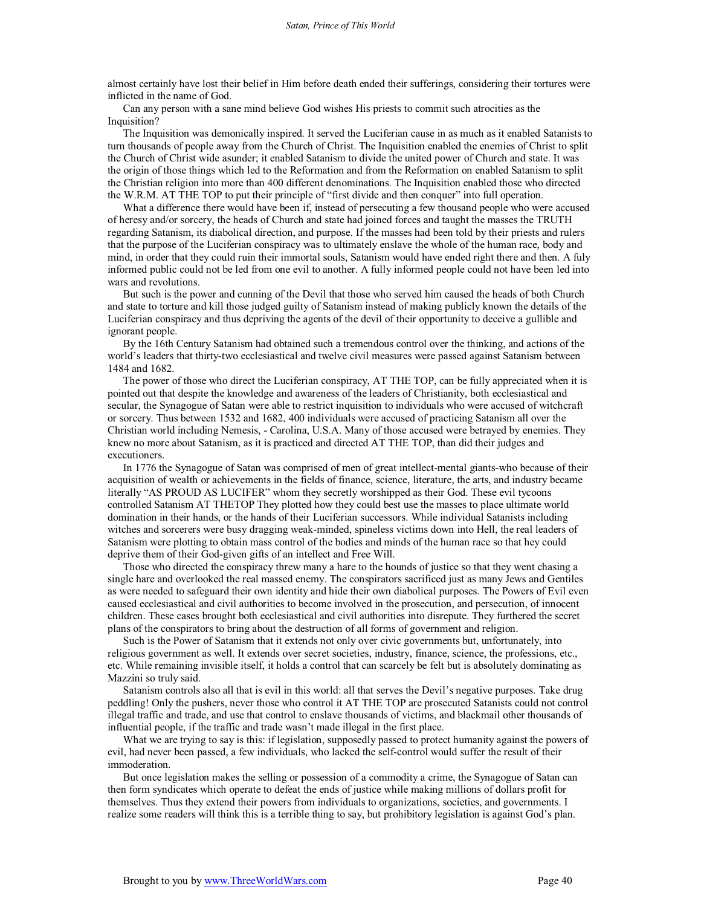almost certainly have lost their belief in Him before death ended their sufferings, considering their tortures were inflicted in the name of God.

Can any person with a sane mind believe God wishes His priests to commit such atrocities as the Inquisition?

The Inquisition was demonically inspired. It served the Luciferian cause in as much as it enabled Satanists to turn thousands of people away from the Church of Christ. The Inquisition enabled the enemies of Christ to split the Church of Christ wide asunder; it enabled Satanism to divide the united power of Church and state. It was the origin of those things which led to the Reformation and from the Reformation on enabled Satanism to split the Christian religion into more than 400 different denominations. The Inquisition enabled those who directed the W.R.M. AT THE TOP to put their principle of "first divide and then conquer" into full operation.

What a difference there would have been if, instead of persecuting a few thousand people who were accused of heresy and/or sorcery, the heads of Church and state had joined forces and taught the masses the TRUTH regarding Satanism, its diabolical direction, and purpose. If the masses had been told by their priests and rulers that the purpose of the Luciferian conspiracy was to ultimately enslave the whole of the human race, body and mind, in order that they could ruin their immortal souls, Satanism would have ended right there and then. A fuly informed public could not be led from one evil to another. A fully informed people could not have been led into wars and revolutions.

But such is the power and cunning of the Devil that those who served him caused the heads of both Church and state to torture and kill those judged guilty of Satanism instead of making publicly known the details of the Luciferian conspiracy and thus depriving the agents of the devil of their opportunity to deceive a gullible and ignorant people.

By the 16th Century Satanism had obtained such a tremendous control over the thinking, and actions of the world's leaders that thirty-two ecclesiastical and twelve civil measures were passed against Satanism between 1484 and 1682.

The power of those who direct the Luciferian conspiracy, AT THE TOP, can be fully appreciated when it is pointed out that despite the knowledge and awareness of the leaders of Christianity, both ecclesiastical and secular, the Synagogue of Satan were able to restrict inquisition to individuals who were accused of witchcraft or sorcery. Thus between 1532 and 1682, 400 individuals were accused of practicing Satanism all over the Christian world including Nemesis, - Carolina, U.S.A. Many of those accused were betrayed by enemies. They knew no more about Satanism, as it is practiced and directed AT THE TOP, than did their judges and executioners.

In 1776 the Synagogue of Satan was comprised of men of great intellect-mental giants-who because of their acquisition of wealth or achievements in the fields of finance, science, literature, the arts, and industry became literally "AS PROUD AS LUCIFER" whom they secretly worshipped as their God. These evil tycoons controlled Satanism AT THETOP They plotted how they could best use the masses to place ultimate world domination in their hands, or the hands of their Luciferian successors. While individual Satanists including witches and sorcerers were busy dragging weak-minded, spineless victims down into Hell, the real leaders of Satanism were plotting to obtain mass control of the bodies and minds of the human race so that hey could deprive them of their God-given gifts of an intellect and Free Will.

Those who directed the conspiracy threw many a hare to the hounds of justice so that they went chasing a single hare and overlooked the real massed enemy. The conspirators sacrificed just as many Jews and Gentiles as were needed to safeguard their own identity and hide their own diabolical purposes. The Powers of Evil even caused ecclesiastical and civil authorities to become involved in the prosecution, and persecution, of innocent children. These cases brought both ecclesiastical and civil authorities into disrepute. They furthered the secret plans of the conspirators to bring about the destruction of all forms of government and religion.

Such is the Power of Satanism that it extends not only over civic governments but, unfortunately, into religious government as well. It extends over secret societies, industry, finance, science, the professions, etc., etc. While remaining invisible itself, it holds a control that can scarcely be felt but is absolutely dominating as Mazzini so truly said.

Satanism controls also all that is evil in this world: all that serves the Devil's negative purposes. Take drug peddling! Only the pushers, never those who control it AT THE TOP are prosecuted Satanists could not control illegal traffic and trade, and use that control to enslave thousands of victims, and blackmail other thousands of influential people, if the traffic and trade wasn't made illegal in the first place.

What we are trying to say is this: if legislation, supposedly passed to protect humanity against the powers of evil, had never been passed, a few individuals, who lacked the self-control would suffer the result of their immoderation.

But once legislation makes the selling or possession of a commodity a crime, the Synagogue of Satan can then form syndicates which operate to defeat the ends of justice while making millions of dollars profit for themselves. Thus they extend their powers from individuals to organizations, societies, and governments. I realize some readers will think this is a terrible thing to say, but prohibitory legislation is against God's plan.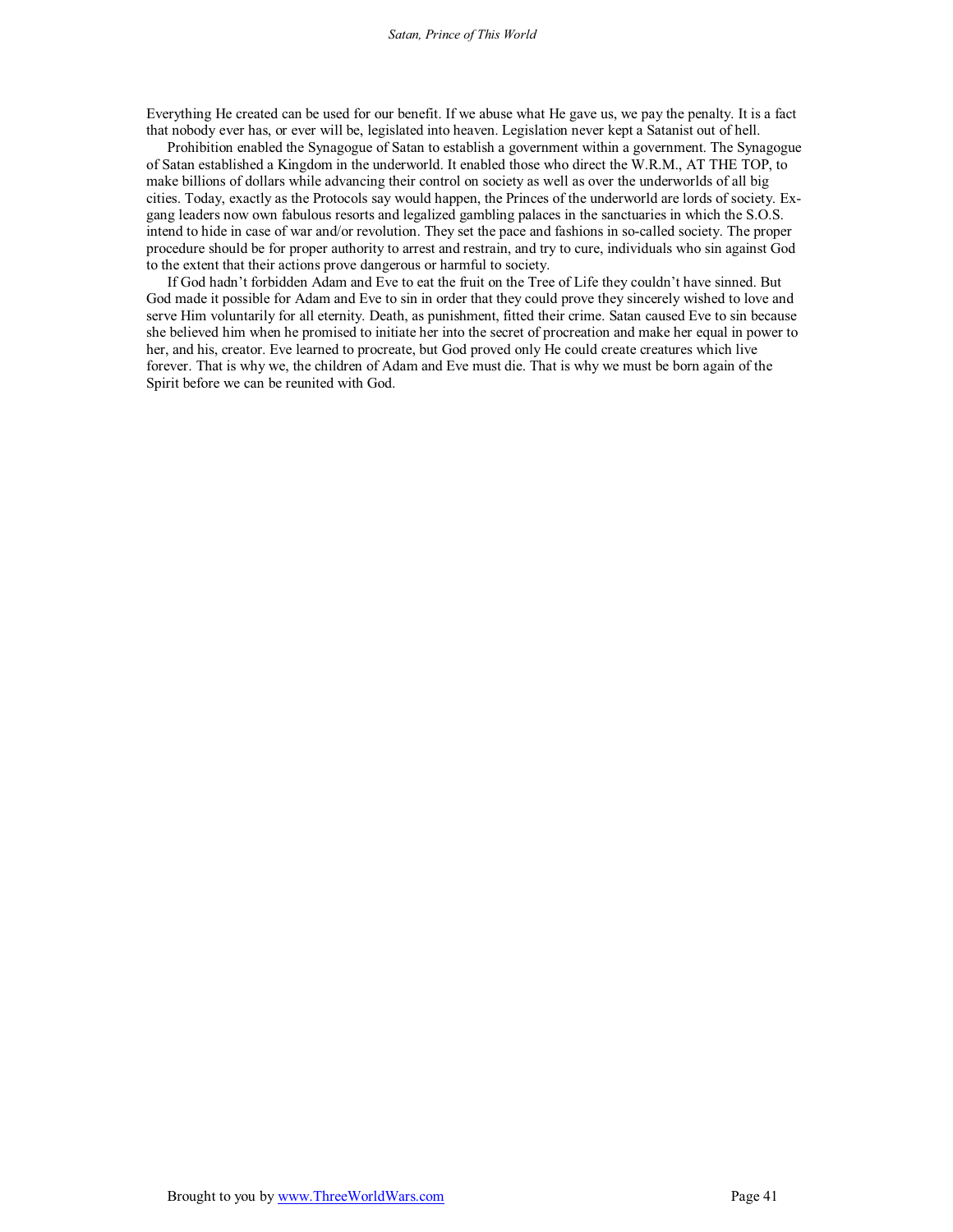Everything He created can be used for our benefit. If we abuse what He gave us, we pay the penalty. It is a fact that nobody ever has, or ever will be, legislated into heaven. Legislation never kept a Satanist out of hell.

Prohibition enabled the Synagogue of Satan to establish a government within a government. The Synagogue of Satan established a Kingdom in the underworld. It enabled those who direct the W.R.M., AT THE TOP, to make billions of dollars while advancing their control on society as well as over the underworlds of all big cities. Today, exactly as the Protocols say would happen, the Princes of the underworld are lords of society. Ex-gang leaders now own fabulous resorts and legalized gambling palaces in the sanctuaries in which the S.O.S. intend to hide in case of war and/or revolution. They set the pace and fashions in so-called society. The proper procedure should be for proper authority to arrest and restrain, and try to cure, individuals who sin against God to the extent that their actions prove dangerous or harmful to society.

If God hadn't forbidden Adam and Eve to eat the fruit on the Tree of Life they couldn't have sinned. But God made it possible for Adam and Eve to sin in order that they could prove they sincerely wished to love and serve Him voluntarily for all eternity. Death, as punishment, fitted their crime. Satan caused Eve to sin because she believed him when he promised to initiate her into the secret of procreation and make her equal in power to her, and his, creator. Eve learned to procreate, but God proved only He could create creatures which live forever. That is why we, the children of Adam and Eve must die. That is why we must be born again of the Spirit before we can be reunited with God.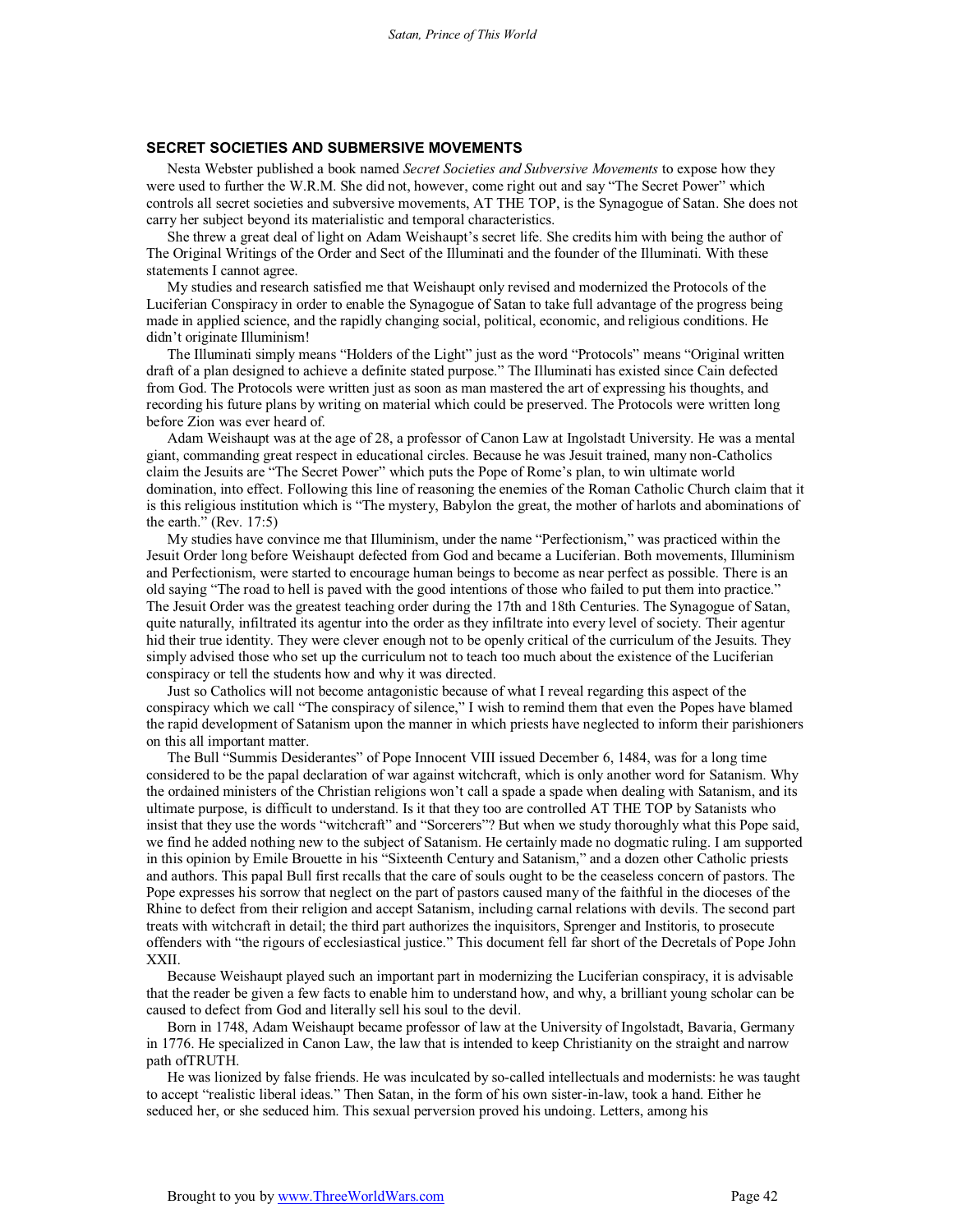## SECRET SOCIETIES AND SUBMERSIVE MOVEMENTS

Nesta Webster published a book named *Secret Societies and Subversive Movements* to expose how they were used to further the W.R.M. She did not, however, come right out and say "The Secret Power" which controls all secret societies and subversive movements, AT THE TOP, is the Synagogue of Satan. She does not carry her subject beyond its materialistic and temporal characteristics.

She threw a great deal of light on Adam Weishaupt's secret life. She credits him with being the author of The Original Writings of the Order and Sect of the Illuminati and the founder of the Illuminati. With these statements I cannot agree.

My studies and research satisfied me that Weishaupt only revised and modernized the Protocols of the Luciferian Conspiracy in order to enable the Synagogue of Satan to take full advantage of the progress being made in applied science, and the rapidly changing social, political, economic, and religious conditions. He didn't originate Illuminism!

The Illuminati simply means "Holders of the Light" just as the word "Protocols" means "Original written draft of a plan designed to achieve a definite stated purpose." The Illuminati has existed since Cain defected from God. The Protocols were written just as soon as man mastered the art of expressing his thoughts, and recording his future plans by writing on material which could be preserved. The Protocols were written long before Zion was ever heard of.

Adam Weishaupt was at the age of 28, a professor of Canon Law at Ingolstadt University. He was a mental giant, commanding great respect in educational circles. Because he was Jesuit trained, many non-Catholics claim the Jesuits are "The Secret Power" which puts the Pope of Rome's plan, to win ultimate world domination, into effect. Following this line of reasoning the enemies of the Roman Catholic Church claim that it is this religious institution which is "The mystery, Babylon the great, the mother of harlots and abominations of the earth." (Rev. 17:5)

My studies have convince me that Illuminism, under the name "Perfectionism," was practiced within the Jesuit Order long before Weishaupt defected from God and became a Luciferian. Both movements, Illuminism and Perfectionism, were started to encourage human beings to become as near perfect as possible. There is an old saying "The road to hell is paved with the good intentions of those who failed to put them into practice." The Jesuit Order was the greatest teaching order during the 17th and 18th Centuries. The Synagogue of Satan, quite naturally, infiltrated its agentur into the order as they infiltrate into every level of society. Their agentur hid their true identity. They were clever enough not to be openly critical of the curriculum of the Jesuits. They simply advised those who set up the curriculum not to teach too much about the existence of the Luciferian conspiracy or tell the students how and why it was directed.

Just so Catholics will not become antagonistic because of what I reveal regarding this aspect of the conspiracy which we call "The conspiracy of silence," I wish to remind them that even the Popes have blamed the rapid development of Satanism upon the manner in which priests have neglected to inform their parishioners on this all important matter.

The Bull "Summis Desiderantes" of Pope Innocent VIII issued December 6, 1484, was for a long time considered to be the papal declaration of war against witchcraft, which is only another word for Satanism. Why the ordained ministers of the Christian religions won't call a spade a spade when dealing with Satanism, and its ultimate purpose, is difficult to understand. Is it that they too are controlled AT THE TOP by Satanists who insist that they use the words "witchcraft" and "Sorcerers"? But when we study thoroughly what this Pope said, we find he added nothing new to the subject of Satanism. He certainly made no dogmatic ruling. I am supported in this opinion by Emile Brouette in his "Sixteenth Century and Satanism," and a dozen other Catholic priests and authors. This papal Bull first recalls that the care of souls ought to be the ceaseless concern of pastors. The Pope expresses his sorrow that neglect on the part of pastors caused many of the faithful in the dioceses of the Rhine to defect from their religion and accept Satanism, including carnal relations with devils. The second part treats with witchcraft in detail; the third part authorizes the inquisitors, Sprenger and Institoris, to prosecute offenders with "the rigours of ecclesiastical justice." This document fell far short of the Decretals of Pope John XXII.

Because Weishaupt played such an important part in modernizing the Luciferian conspiracy, it is advisable that the reader be given a few facts to enable him to understand how, and why, a brilliant young scholar can be caused to defect from God and literally sell his soul to the devil.

Born in 1748, Adam Weishaupt became professor of law at the University of Ingolstadt, Bavaria, Germany in 1776. He specialized in Canon Law, the law that is intended to keep Christianity on the straight and narrow path ofTRUTH.

He was lionized by false friends. He was inculcated by so-called intellectuals and modernists: he was taught to accept "realistic liberal ideas." Then Satan, in the form of his own sister-in-law, took a hand. Either he seduced her, or she seduced him. This sexual perversion proved his undoing. Letters, among his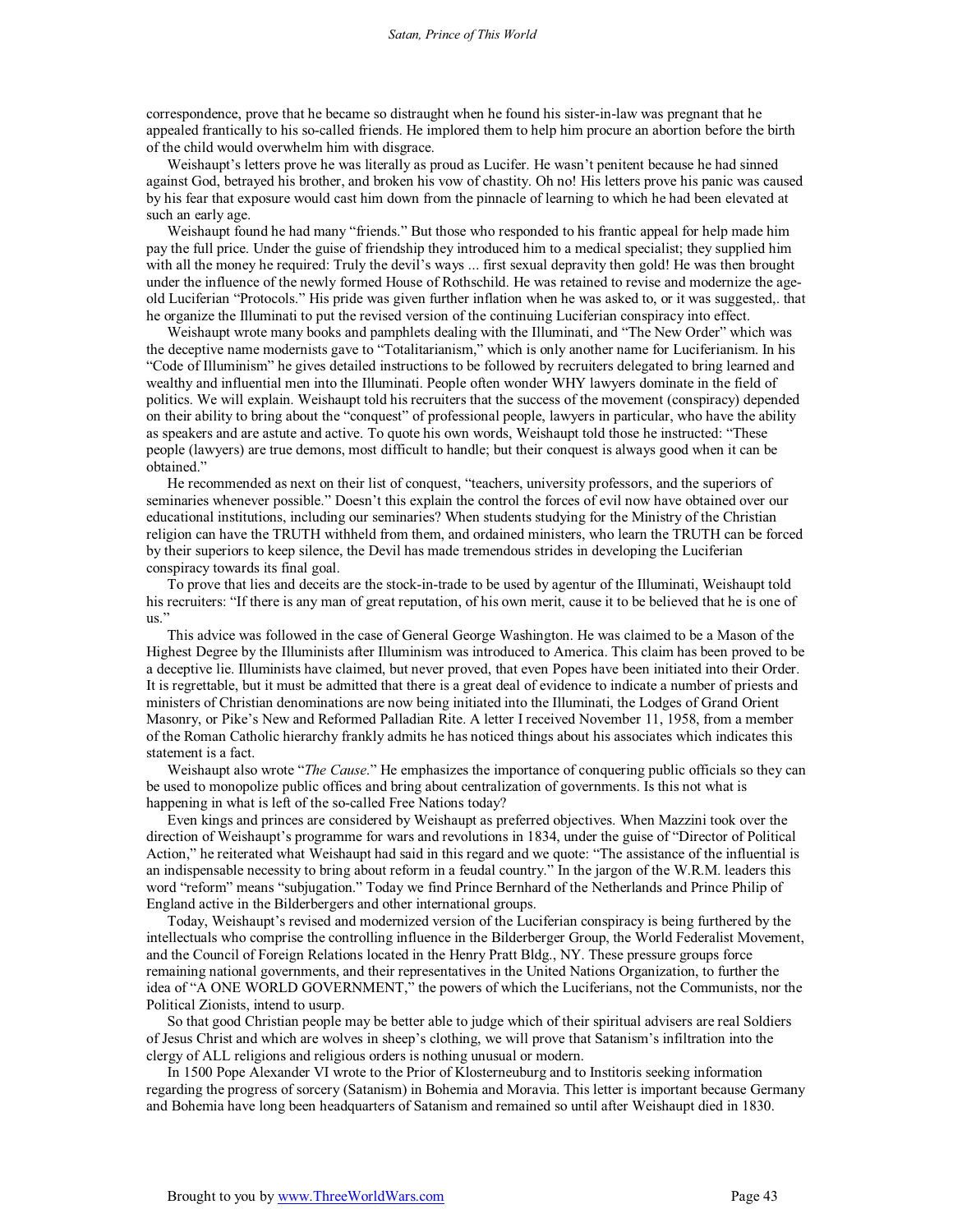correspondence, prove that he became so distraught when he found his sister-in-law was pregnant that he appealed frantically to his so-called friends. He implored them to help him procure an abortion before the birth of the child would overwhelm him with disgrace.

Weishaupt's letters prove he was literally as proud as Lucifer. He wasn't penitent because he had sinned against God, betrayed his brother, and broken his vow of chastity. Oh no! His letters prove his panic was caused by his fear that exposure would cast him down from the pinnacle of learning to which he had been elevated at such an early age.

Weishaupt found he had many "friends." But those who responded to his frantic appeal for help made him pay the full price. Under the guise of friendship they introduced him to a medical specialist; they supplied him with all the money he required: Truly the devil's ways ... first sexual depravity then gold! He was then brought under the influence of the newly formed House of Rothschild. He was retained to revise and modernize the age-old Luciferian "Protocols." His pride was given further inflation when he was asked to, or it was suggested,. that he organize the Illuminati to put the revised version of the continuing Luciferian conspiracy into effect.

Weishaupt wrote many books and pamphlets dealing with the Illuminati, and "The New Order" which was the deceptive name modernists gave to "Totalitarianism," which is only another name for Luciferianism. In his "Code of Illuminism" he gives detailed instructions to be followed by recruiters delegated to bring learned and wealthy and influential men into the Illuminati. People often wonder WHY lawyers dominate in the field of politics. We will explain. Weishaupt told his recruiters that the success of the movement (conspiracy) depended on their ability to bring about the "conquest" of professional people, lawyers in particular, who have the ability as speakers and are astute and active. To quote his own words, Weishaupt told those he instructed: "These people (lawyers) are true demons, most difficult to handle; but their conquest is always good when it can be obtained."

He recommended as next on their list of conquest, "teachers, university professors, and the superiors of seminaries whenever possible." Doesn't this explain the control the forces of evil now have obtained over our educational institutions, including our seminaries? When students studying for the Ministry of the Christian religion can have the TRUTH withheld from them, and ordained ministers, who learn the TRUTH can be forced by their superiors to keep silence, the Devil has made tremendous strides in developing the Luciferian conspiracy towards its final goal.

To prove that lies and deceits are the stock-in-trade to be used by agentur of the Illuminati, Weishaupt told his recruiters: "If there is any man of great reputation, of his own merit, cause it to be believed that he is one of us."

This advice was followed in the case of General George Washington. He was claimed to be a Mason of the Highest Degree by the Illuminists after Illuminism was introduced to America. This claim has been proved to be a deceptive lie. Illuminists have claimed, but never proved, that even Popes have been initiated into their Order. It is regrettable, but it must be admitted that there is a great deal of evidence to indicate a number of priests and ministers of Christian denominations are now being initiated into the Illuminati, the Lodges of Grand Orient Masonry, or Pike's New and Reformed Palladian Rite. A letter I received November 11, 1958, from a member of the Roman Catholic hierarchy frankly admits he has noticed things about his associates which indicates this statement is a fact.

Weishaupt also wrote "*The Cause*." He emphasizes the importance of conquering public officials so they can be used to monopolize public offices and bring about centralization of governments. Is this not what is happening in what is left of the so-called Free Nations today?

Even kings and princes are considered by Weishaupt as preferred objectives. When Mazzini took over the direction of Weishaupt's programme for wars and revolutions in 1834, under the guise of "Director of Political Action," he reiterated what Weishaupt had said in this regard and we quote: "The assistance of the influential is an indispensable necessity to bring about reform in a feudal country." In the jargon of the W.R.M. leaders this word "reform" means "subjugation." Today we find Prince Bernhard of the Netherlands and Prince Philip of England active in the Bilderbergers and other international groups.

Today, Weishaupt's revised and modernized version of the Luciferian conspiracy is being furthered by the intellectuals who comprise the controlling influence in the Bilderberger Group, the World Federalist Movement, and the Council of Foreign Relations located in the Henry Pratt Bldg., NY. These pressure groups force remaining national governments, and their representatives in the United Nations Organization, to further the idea of "A ONE WORLD GOVERNMENT," the powers of which the Luciferians, not the Communists, nor the Political Zionists, intend to usurp.

So that good Christian people may be better able to judge which of their spiritual advisers are real Soldiers of Jesus Christ and which are wolves in sheep's clothing, we will prove that Satanism's infiltration into the clergy of ALL religions and religious orders is nothing unusual or modern.

In 1500 Pope Alexander VI wrote to the Prior of Klosterneuburg and to Institoris seeking information regarding the progress of sorcery (Satanism) in Bohemia and Moravia. This letter is important because Germany and Bohemia have long been headquarters of Satanism and remained so until after Weishaupt died in 1830.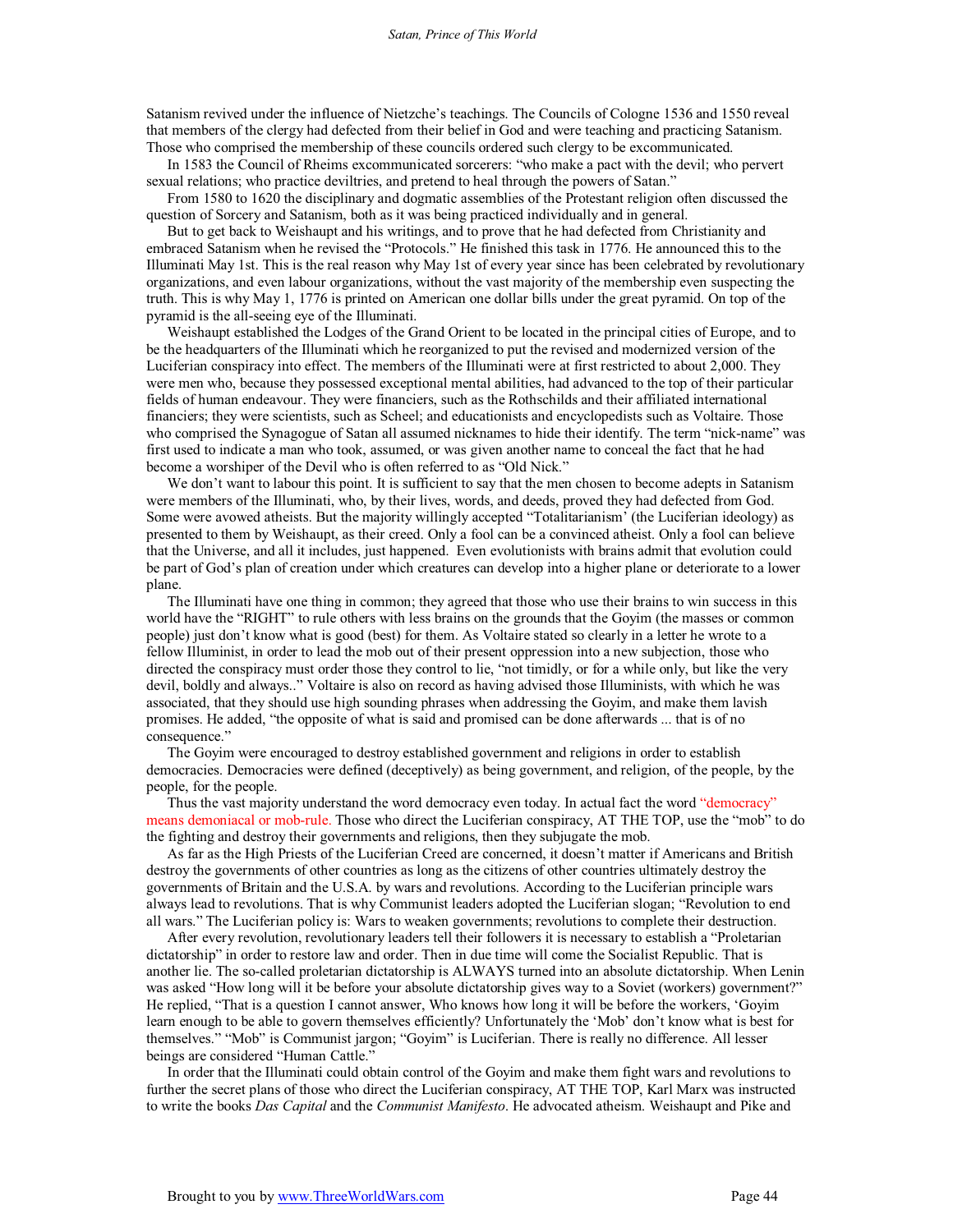Satanism revived under the influence of Nietzche's teachings. The Councils of Cologne 1536 and 1550 reveal that members of the clergy had defected from their belief in God and were teaching and practicing Satanism. Those who comprised the membership of these councils ordered such clergy to be excommunicated.

In 1583 the Council of Rheims excommunicated sorcerers: "who make a pact with the devil; who pervert sexual relations; who practice deviltries, and pretend to heal through the powers of Satan."

From 1580 to 1620 the disciplinary and dogmatic assemblies of the Protestant religion often discussed the question of Sorcery and Satanism, both as it was being practiced individually and in general.

But to get back to Weishaupt and his writings, and to prove that he had defected from Christianity and embraced Satanism when he revised the "Protocols." He finished this task in 1776. He announced this to the Illuminati May 1st. This is the real reason why May 1st of every year since has been celebrated by revolutionary organizations, and even labour organizations, without the vast majority of the membership even suspecting the truth. This is why May 1, 1776 is printed on American one dollar bills under the great pyramid. On top of the pyramid is the all-seeing eye of the Illuminati.

Weishaupt established the Lodges of the Grand Orient to be located in the principal cities of Europe, and to be the headquarters of the Illuminati which he reorganized to put the revised and modernized version of the Luciferian conspiracy into effect. The members of the Illuminati were at first restricted to about 2,000. They were men who, because they possessed exceptional mental abilities, had advanced to the top of their particular fields of human endeavour. They were financiers, such as the Rothschilds and their affiliated international financiers; they were scientists, such as Scheel; and educationists and encyclopedists such as Voltaire. Those who comprised the Synagogue of Satan all assumed nicknames to hide their identify. The term "nick-name" was first used to indicate a man who took, assumed, or was given another name to conceal the fact that he had become a worshiper of the Devil who is often referred to as "Old Nick."

We don't want to labour this point. It is sufficient to say that the men chosen to become adepts in Satanism were members of the Illuminati, who, by their lives, words, and deeds, proved they had defected from God. Some were avowed atheists. But the majority willingly accepted "Totalitarianism' (the Luciferian ideology) as presented to them by Weishaupt, as their creed. Only a fool can be a convinced atheist. Only a fool can believe that the Universe, and all it includes, just happened. Even evolutionists with brains admit that evolution could be part of God's plan of creation under which creatures can develop into a higher plane or deteriorate to a lower plane.

The Illuminati have one thing in common; they agreed that those who use their brains to win success in this world have the "RIGHT" to rule others with less brains on the grounds that the Goyim (the masses or common people) just don't know what is good (best) for them. As Voltaire stated so clearly in a letter he wrote to a fellow Illuminist, in order to lead the mob out of their present oppression into a new subjection, those who directed the conspiracy must order those they control to lie, "not timidly, or for a while only, but like the very devil, boldly and always.." Voltaire is also on record as having advised those Illuminists, with which he was associated, that they should use high sounding phrases when addressing the Goyim, and make them lavish promises. He added, "the opposite of what is said and promised can be done afterwards ... that is of no consequence."

The Goyim were encouraged to destroy established government and religions in order to establish democracies. Democracies were defined (deceptively) as being government, and religion, of the people, by the people, for the people.

Thus the vast majority understand the word democracy even today. In actual fact the word "democracy" means demoniacal or mob-rule. Those who direct the Luciferian conspiracy, AT THE TOP, use the "mob" to do the fighting and destroy their governments and religions, then they subjugate the mob.

As far as the High Priests of the Luciferian Creed are concerned, it doesn't matter if Americans and British destroy the governments of other countries as long as the citizens of other countries ultimately destroy the governments of Britain and the U.S.A. by wars and revolutions. According to the Luciferian principle wars always lead to revolutions. That is why Communist leaders adopted the Luciferian slogan; "Revolution to end all wars." The Luciferian policy is: Wars to weaken governments; revolutions to complete their destruction.

After every revolution, revolutionary leaders tell their followers it is necessary to establish a "Proletarian dictatorship" in order to restore law and order. Then in due time will come the Socialist Republic. That is another lie. The so-called proletarian dictatorship is ALWAYS turned into an absolute dictatorship. When Lenin was asked "How long will it be before your absolute dictatorship gives way to a Soviet (workers) government?" He replied, "That is a question I cannot answer, Who knows how long it will be before the workers, 'Goyim learn enough to be able to govern themselves efficiently? Unfortunately the 'Mob' don't know what is best for themselves." "Mob" is Communist jargon; "Goyim" is Luciferian. There is really no difference. All lesser beings are considered "Human Cattle."

In order that the Illuminati could obtain control of the Goyim and make them fight wars and revolutions to further the secret plans of those who direct the Luciferian conspiracy, AT THE TOP, Karl Marx was instructed to write the books *Das Capital* and the *Communist Manifesto*. He advocated atheism. Weishaupt and Pike and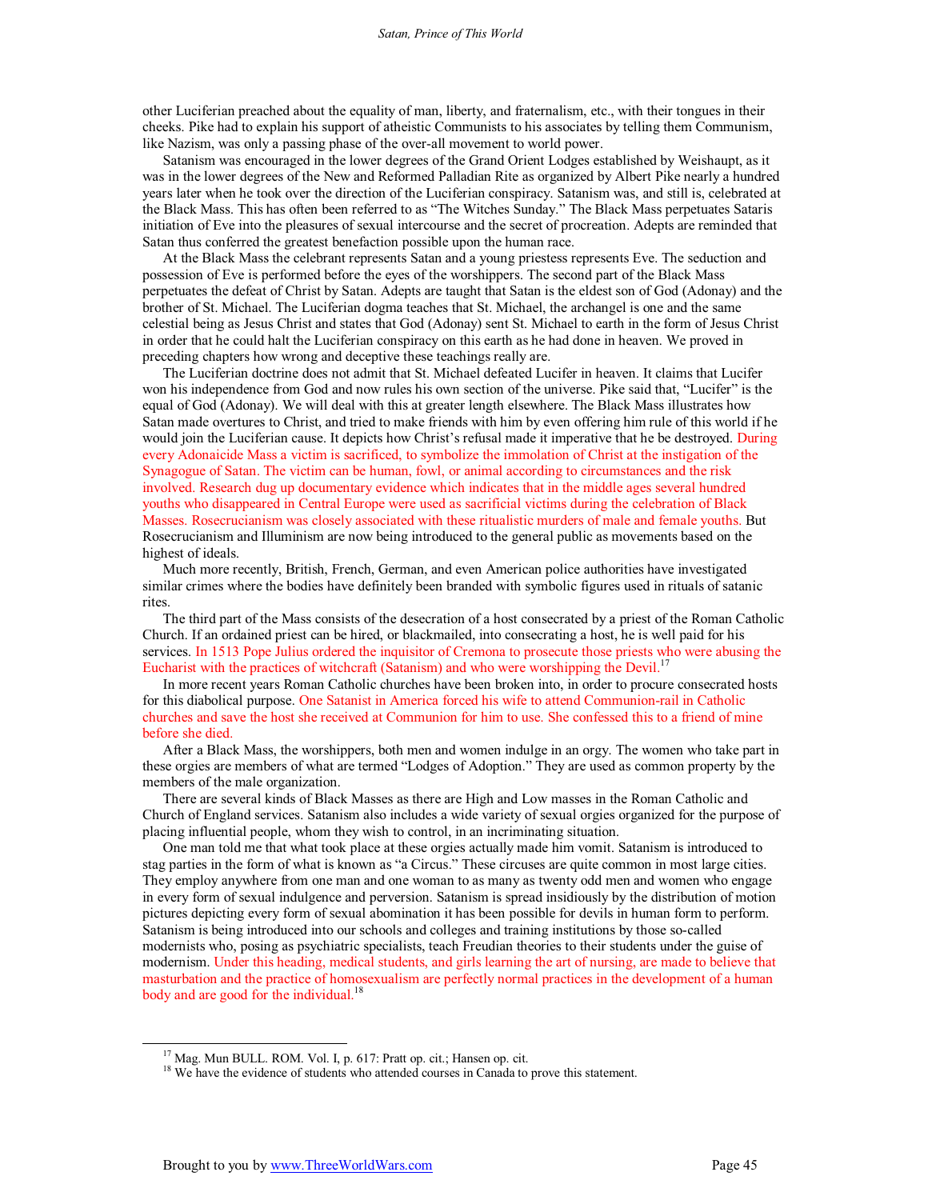other Luciferian preached about the equality of man, liberty, and fraternalism, etc., with their tongues in their cheeks. Pike had to explain his support of atheistic Communists to his associates by telling them Communism, like Nazism, was only a passing phase of the over-all movement to world power.

Satanism was encouraged in the lower degrees of the Grand Orient Lodges established by Weishaupt, as it was in the lower degrees of the New and Reformed Palladian Rite as organized by Albert Pike nearly a hundred years later when he took over the direction of the Luciferian conspiracy. Satanism was, and still is, celebrated at the Black Mass. This has often been referred to as "The Witches Sunday." The Black Mass perpetuates Sataris initiation of Eve into the pleasures of sexual intercourse and the secret of procreation. Adepts are reminded that Satan thus conferred the greatest benefaction possible upon the human race.

At the Black Mass the celebrant represents Satan and a young priestess represents Eve. The seduction and possession of Eve is performed before the eyes of the worshippers. The second part of the Black Mass perpetuates the defeat of Christ by Satan. Adepts are taught that Satan is the eldest son of God (Adonay) and the brother of St. Michael. The Luciferian dogma teaches that St. Michael, the archangel is one and the same celestial being as Jesus Christ and states that God (Adonay) sent St. Michael to earth in the form of Jesus Christ in order that he could halt the Luciferian conspiracy on this earth as he had done in heaven. We proved in preceding chapters how wrong and deceptive these teachings really are.

The Luciferian doctrine does not admit that St. Michael defeated Lucifer in heaven. It claims that Lucifer won his independence from God and now rules his own section of the universe. Pike said that, "Lucifer" is the equal of God (Adonay). We will deal with this at greater length elsewhere. The Black Mass illustrates how Satan made overtures to Christ, and tried to make friends with him by even offering him rule of this world if he would join the Luciferian cause. It depicts how Christ's refusal made it imperative that he be destroyed. During every Adonaicide Mass a victim is sacrificed, to symbolize the immolation of Christ at the instigation of the Synagogue of Satan. The victim can be human, fowl, or animal according to circumstances and the risk involved. Research dug up documentary evidence which indicates that in the middle ages several hundred youths who disappeared in Central Europe were used as sacrificial victims during the celebration of Black Masses. Rosecrucianism was closely associated with these ritualistic murders of male and female youths. But Rosecrucianism and Illuminism are now being introduced to the general public as movements based on the highest of ideals.

Much more recently, British, French, German, and even American police authorities have investigated similar crimes where the bodies have definitely been branded with symbolic figures used in rituals of satanic rites.

The third part of the Mass consists of the desecration of a host consecrated by a priest of the Roman Catholic Church. If an ordained priest can be hired, or blackmailed, into consecrating a host, he is well paid for his services. In 1513 Pope Julius ordered the inquisitor of Cremona to prosecute those priests who were abusing the Eucharist with the practices of witchcraft (Satanism) and who were worshipping the Devil.[17]

In more recent years Roman Catholic churches have been broken into, in order to procure consecrated hosts for this diabolical purpose. One Satanist in America forced his wife to attend Communion-rail in Catholic churches and save the host she received at Communion for him to use. She confessed this to a friend of mine before she died.

After a Black Mass, the worshippers, both men and women indulge in an orgy. The women who take part in these orgies are members of what are termed "Lodges of Adoption." They are used as common property by the members of the male organization.

There are several kinds of Black Masses as there are High and Low masses in the Roman Catholic and Church of England services. Satanism also includes a wide variety of sexual orgies organized for the purpose of placing influential people, whom they wish to control, in an incriminating situation.

One man told me that what took place at these orgies actually made him vomit. Satanism is introduced to stag parties in the form of what is known as "a Circus." These circuses are quite common in most large cities. They employ anywhere from one man and one woman to as many as twenty odd men and women who engage in every form of sexual indulgence and perversion. Satanism is spread insidiously by the distribution of motion pictures depicting every form of sexual abomination it has been possible for devils in human form to perform. Satanism is being introduced into our schools and colleges and training institutions by those so-called modernists who, posing as psychiatric specialists, teach Freudian theories to their students under the guise of modernism. Under this heading, medical students, and girls learning the art of nursing, are made to believe that masturbation and the practice of homosexualism are perfectly normal practices in the development of a human body and are good for the individual.[18]

---

[17] Mag. Mun BULL. ROM. Vol. I, p. 617: Pratt op. cit.; Hansen op. cit.

[18] We have the evidence of students who attended courses in Canada to prove this statement.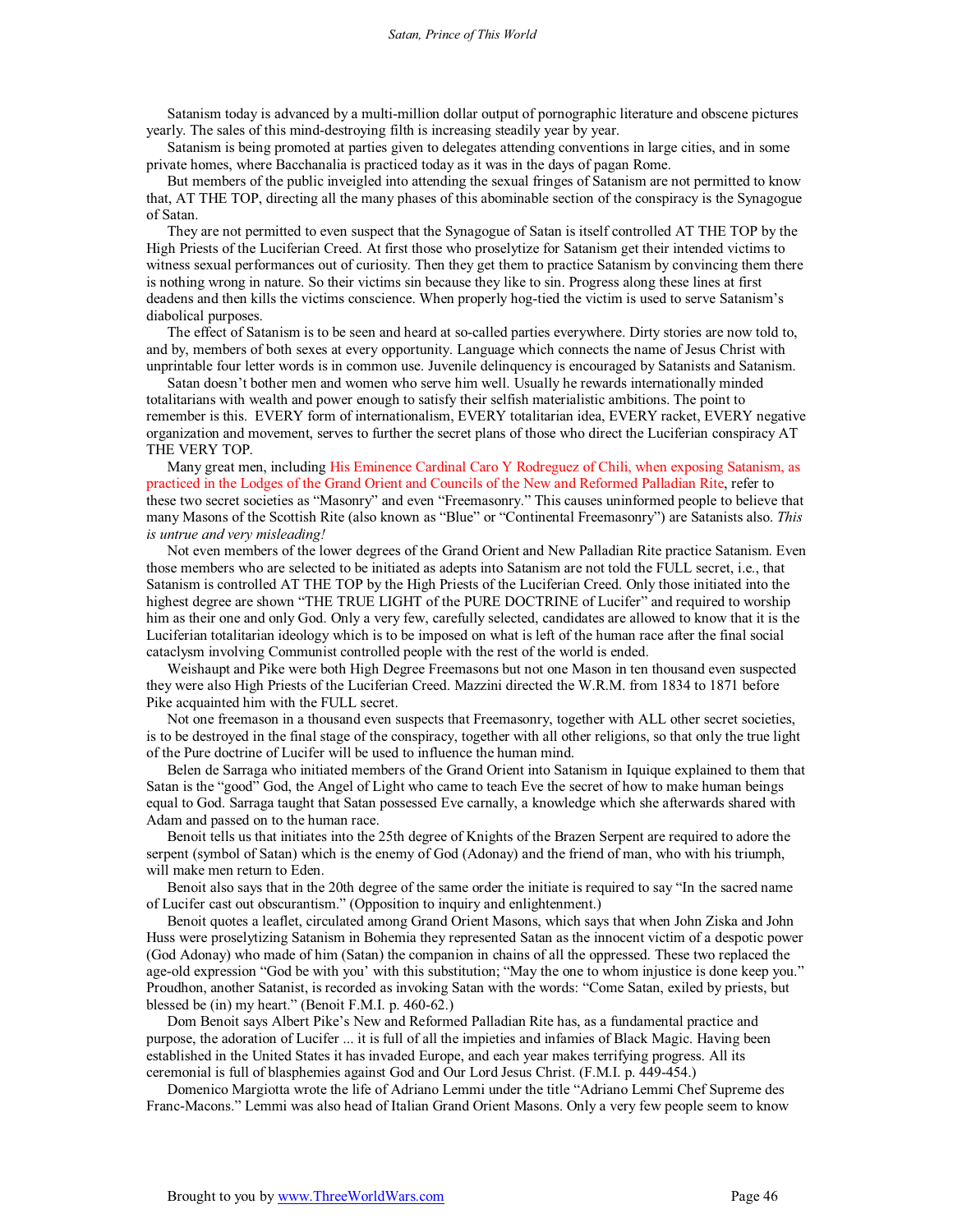Satanism today is advanced by a multi-million dollar output of pornographic literature and obscene pictures yearly. The sales of this mind-destroying filth is increasing steadily year by year.

Satanism is being promoted at parties given to delegates attending conventions in large cities, and in some private homes, where Bacchanalia is practiced today as it was in the days of pagan Rome.

But members of the public inveigled into attending the sexual fringes of Satanism are not permitted to know that, AT THE TOP, directing all the many phases of this abominable section of the conspiracy is the Synagogue of Satan.

They are not permitted to even suspect that the Synagogue of Satan is itself controlled AT THE TOP by the High Priests of the Luciferian Creed. At first those who proselytize for Satanism get their intended victims to witness sexual performances out of curiosity. Then they get them to practice Satanism by convincing them there is nothing wrong in nature. So their victims sin because they like to sin. Progress along these lines at first deadens and then kills the victims conscience. When properly hog-tied the victim is used to serve Satanism's diabolical purposes.

The effect of Satanism is to be seen and heard at so-called parties everywhere. Dirty stories are now told to, and by, members of both sexes at every opportunity. Language which connects the name of Jesus Christ with unprintable four letter words is in common use. Juvenile delinquency is encouraged by Satanists and Satanism.

Satan doesn't bother men and women who serve him well. Usually he rewards internationally minded totalitarians with wealth and power enough to satisfy their selfish materialistic ambitions. The point to remember is this. EVERY form of internationalism, EVERY totalitarian idea, EVERY racket, EVERY negative organization and movement, serves to further the secret plans of those who direct the Luciferian conspiracy AT THE VERY TOP.

Many great men, including His Eminence Cardinal Caro Y Rodreguez of Chili, when exposing Satanism, as practiced in the Lodges of the Grand Orient and Councils of the New and Reformed Palladian Rite, refer to these two secret societies as "Masonry" and even "Freemasonry." This causes uninformed people to believe that many Masons of the Scottish Rite (also known as "Blue" or "Continental Freemasonry") are Satanists also. *This is untrue and very misleading!*

Not even members of the lower degrees of the Grand Orient and New Palladian Rite practice Satanism. Even those members who are selected to be initiated as adepts into Satanism are not told the FULL secret, i.e., that Satanism is controlled AT THE TOP by the High Priests of the Luciferian Creed. Only those initiated into the highest degree are shown "THE TRUE LIGHT of the PURE DOCTRINE of Lucifer" and required to worship him as their one and only God. Only a very few, carefully selected, candidates are allowed to know that it is the Luciferian totalitarian ideology which is to be imposed on what is left of the human race after the final social cataclysm involving Communist controlled people with the rest of the world is ended.

Weishaupt and Pike were both High Degree Freemasons but not one Mason in ten thousand even suspected they were also High Priests of the Luciferian Creed. Mazzini directed the W.R.M. from 1834 to 1871 before Pike acquainted him with the FULL secret.

Not one freemason in a thousand even suspects that Freemasonry, together with ALL other secret societies, is to be destroyed in the final stage of the conspiracy, together with all other religions, so that only the true light of the Pure doctrine of Lucifer will be used to influence the human mind.

Belen de Sarraga who initiated members of the Grand Orient into Satanism in Iquique explained to them that Satan is the "good" God, the Angel of Light who came to teach Eve the secret of how to make human beings equal to God. Sarraga taught that Satan possessed Eve carnally, a knowledge which she afterwards shared with Adam and passed on to the human race.

Benoit tells us that initiates into the 25th degree of Knights of the Brazen Serpent are required to adore the serpent (symbol of Satan) which is the enemy of God (Adonay) and the friend of man, who with his triumph, will make men return to Eden.

Benoit also says that in the 20th degree of the same order the initiate is required to say "In the sacred name of Lucifer cast out obscurantism." (Opposition to inquiry and enlightenment.)

Benoit quotes a leaflet, circulated among Grand Orient Masons, which says that when John Ziska and John Huss were proselytizing Satanism in Bohemia they represented Satan as the innocent victim of a despotic power (God Adonay) who made of him (Satan) the companion in chains of all the oppressed. These two replaced the age-old expression "God be with you' with this substitution; "May the one to whom injustice is done keep you." Proudhon, another Satanist, is recorded as invoking Satan with the words: "Come Satan, exiled by priests, but blessed be (in) my heart." (Benoit F.M.I. p. 460-62.)

Dom Benoit says Albert Pike's New and Reformed Palladian Rite has, as a fundamental practice and purpose, the adoration of Lucifer ... it is full of all the impieties and infamies of Black Magic. Having been established in the United States it has invaded Europe, and each year makes terrifying progress. All its ceremonial is full of blasphemies against God and Our Lord Jesus Christ. (F.M.I. p. 449-454.)

Domenico Margiotta wrote the life of Adriano Lemmi under the title "Adriano Lemmi Chef Supreme des Franc-Macons." Lemmi was also head of Italian Grand Orient Masons. Only a very few people seem to know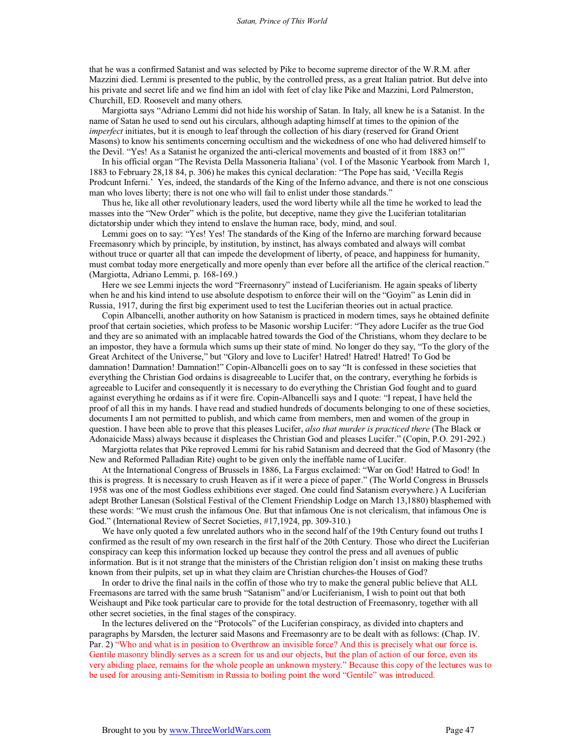that he was a confirmed Satanist and was selected by Pike to become supreme director of the W.R.M. after Mazzini died. Lernmi is presented to the public, by the controlled press, as a great Italian patriot. But delve into his private and secret life and we find him an idol with feet of clay like Pike and Mazzini, Lord Palmerston, Churchill, ED. Roosevelt and many others.

Margiotta says "Adriano Lemmi did not hide his worship of Satan. In Italy, all knew he is a Satanist. In the name of Satan he used to send out his circulars, although adapting himself at times to the opinion of the *imperfect* initiates, but it is enough to leaf through the collection of his diary (reserved for Grand Orient Masons) to know his sentiments concerning occultism and the wickedness of one who had delivered himself to the Devil. "Yes! As a Satanist he organized the anti-clerical movements and boasted of it from 1883 on!"

In his official organ "The Revista Della Massoneria Italiana' (vol. I of the Masonic Yearbook from March 1, 1883 to February 28,18 84, p. 306) he makes this cynical declaration: "The Pope has said, 'Vecilla Regis Prodcunt Inferni.' Yes, indeed, the standards of the King of the Inferno advance, and there is not one conscious man who loves liberty; there is not one who will fail to enlist under those standards."

Thus he, like all other revolutionary leaders, used the word liberty while all the time he worked to lead the masses into the "New Order" which is the polite, but deceptive, name they give the Luciferian totalitarian dictatorship under which they intend to enslave the human race, body, mind, and soul.

Lemmi goes on to say: "Yes! Yes! The standards of the King of the Inferno are marching forward because Freemasonry which by principle, by institution, by instinct, has always combated and always will combat without truce or quarter all that can impede the development of liberty, of peace, and happiness for humanity, must combat today more energetically and more openly than ever before all the artifice of the clerical reaction." (Margiotta, Adriano Lemmi, p. 168-169.)

Here we see Lemmi injects the word "Freernasonry" instead of Luciferianism. He again speaks of liberty when he and his kind intend to use absolute despotism to enforce their will on the "Goyim" as Lenin did in Russia, 1917, during the first big experiment used to test the Luciferian theories out in actual practice.

Copin Albancelli, another authority on how Satanism is practiced in modern times, says he obtained definite proof that certain societies, which profess to be Masonic worship Lucifer: "They adore Lucifer as the true God and they are so animated with an implacable hatred towards the God of the Christians, whom they declare to be an impostor, they have a formula which sums up their state of mind. No longer do they say, "To the glory of the Great Architect of the Universe," but "Glory and love to Lucifer! Hatred! Hatred! Hatred! To God be damnation! Damnation! Damnation!" Copin-Albancelli goes on to say "It is confessed in these societies that everything the Christian God ordains is disagreeable to Lucifer that, on the contrary, everything he forbids is agreeable to Lucifer and consequently it is necessary to do everything the Christian God fought and to guard against everything he ordains as if it were fire. Copin-Albancelli says and I quote: "I repeat, I have held the proof of all this in my hands. I have read and studied hundreds of documents belonging to one of these societies, documents I am not permitted to publish, and which came from members, men and women of the group in question. I have been able to prove that this pleases Lucifer, *also that murder is practiced there* (The Black or Adonaicide Mass) always because it displeases the Christian God and pleases Lucifer." (Copin, P.O. 291-292.)

Margiotta relates that Pike reproved Lemmi for his rabid Satanism and decreed that the God of Masonry (the New and Reformed Palladian Rite) ought to be given only the ineffable name of Lucifer.

At the International Congress of Brussels in 1886, La Fargus exclaimed: "War on God! Hatred to God! In this is progress. It is necessary to crush Heaven as if it were a piece of paper." (The World Congress in Brussels 1958 was one of the most Godless exhibitions ever staged. One could find Satanism everywhere.) A Luciferian adept Brother Lanesan (Solstical Festival of the Clement Friendship Lodge on March 13,1880) blasphemed with these words: "We must crush the infamous One. But that infamous One is not clericalism, that infamous One is God." (International Review of Secret Societies, #17,1924, pp. 309-310.)

We have only quoted a few unrelated authors who in the second half of the 19th Century found out truths I confirmed as the result of my own research in the first half of the 20th Century. Those who direct the Luciferian conspiracy can keep this information locked up because they control the press and all avenues of public information. But is it not strange that the ministers of the Christian religion don't insist on making these truths known from their pulpits, set up in what they claim are Christian churches-the Houses of God?

In order to drive the final nails in the coffin of those who try to make the general public believe that ALL Freemasons are tarred with the same brush "Satanism" and/or Luciferianism, I wish to point out that both Weishaupt and Pike took particular care to provide for the total destruction of Freemasonry, together with all other secret societies, in the final stages of the conspiracy.

In the lectures delivered on the "Protocols" of the Luciferian conspiracy, as divided into chapters and paragraphs by Marsden, the lecturer said Masons and Freemasonry are to be dealt with as follows: (Chap. IV. Par. 2) "Who and what is in position to Overthrow an invisible force? And this is precisely what our force is. Gentile masonry blindly serves as a screen for us and our objects, but the plan of action of our force, even its very abiding place, remains for the whole people an unknown mystery." Because this copy of the lectures was to be used for arousing anti-Semitism in Russia to boiling point the word "Gentile" was introduced.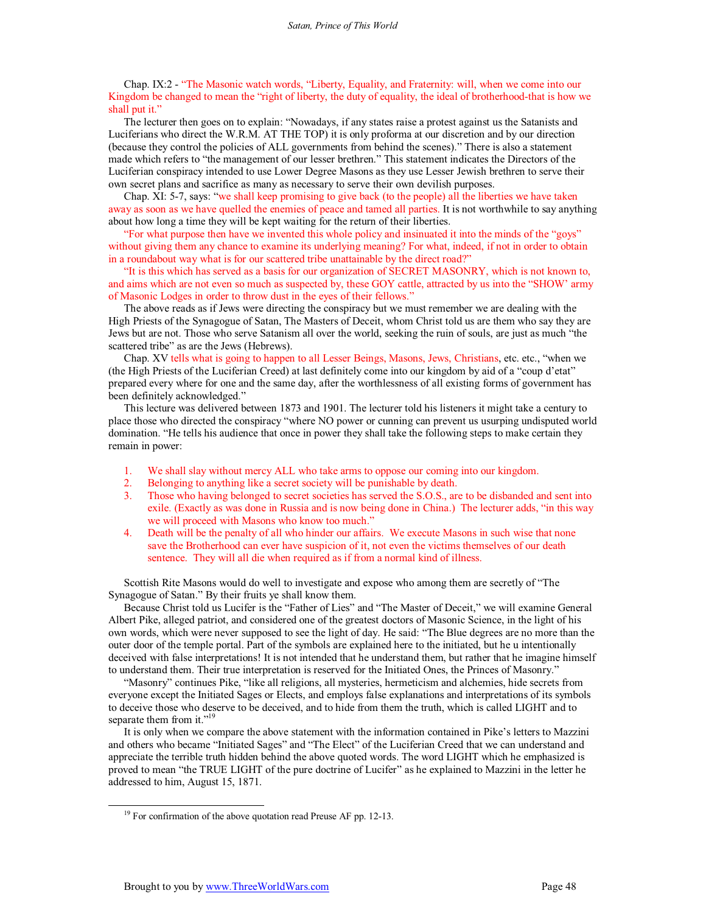Chap. IX:2 - "The Masonic watch words, "Liberty, Equality, and Fraternity: will, when we come into our Kingdom be changed to mean the "right of liberty, the duty of equality, the ideal of brotherhood-that is how we shall put it."

The lecturer then goes on to explain: "Nowadays, if any states raise a protest against us the Satanists and Luciferians who direct the W.R.M. AT THE TOP) it is only proforma at our discretion and by our direction (because they control the policies of ALL governments from behind the scenes)." There is also a statement made which refers to "the management of our lesser brethren." This statement indicates the Directors of the Luciferian conspiracy intended to use Lower Degree Masons as they use Lesser Jewish brethren to serve their own secret plans and sacrifice as many as necessary to serve their own devilish purposes.

Chap. XI: 5-7, says: "we shall keep promising to give back (to the people) all the liberties we have taken away as soon as we have quelled the enemies of peace and tamed all parties. It is not worthwhile to say anything about how long a time they will be kept waiting for the return of their liberties.

"For what purpose then have we invented this whole policy and insinuated it into the minds of the "goys" without giving them any chance to examine its underlying meaning? For what, indeed, if not in order to obtain in a roundabout way what is for our scattered tribe unattainable by the direct road?"

"It is this which has served as a basis for our organization of SECRET MASONRY, which is not known to, and aims which are not even so much as suspected by, these GOY cattle, attracted by us into the "SHOW' army of Masonic Lodges in order to throw dust in the eyes of their fellows."

The above reads as if Jews were directing the conspiracy but we must remember we are dealing with the High Priests of the Synagogue of Satan, The Masters of Deceit, whom Christ told us are them who say they are Jews but are not. Those who serve Satanism all over the world, seeking the ruin of souls, are just as much "the scattered tribe" as are the Jews (Hebrews).

Chap. XV tells what is going to happen to all Lesser Beings, Masons, Jews, Christians, etc. etc., "when we (the High Priests of the Luciferian Creed) at last definitely come into our kingdom by aid of a "coup d'etat" prepared every where for one and the same day, after the worthlessness of all existing forms of government has been definitely acknowledged."

This lecture was delivered between 1873 and 1901. The lecturer told his listeners it might take a century to place those who directed the conspiracy "where NO power or cunning can prevent us usurping undisputed world domination. "He tells his audience that once in power they shall take the following steps to make certain they remain in power:

1. We shall slay without mercy ALL who take arms to oppose our coming into our kingdom.
2. Belonging to anything like a secret society will be punishable by death.
3. Those who having belonged to secret societies has served the S.O.S., are to be disbanded and sent into exile. (Exactly as was done in Russia and is now being done in China.) The lecturer adds, "in this way we will proceed with Masons who know too much."
4. Death will be the penalty of all who hinder our affairs. We execute Masons in such wise that none save the Brotherhood can ever have suspicion of it, not even the victims themselves of our death sentence. They will all die when required as if from a normal kind of illness.

Scottish Rite Masons would do well to investigate and expose who among them are secretly of "The Synagogue of Satan." By their fruits ye shall know them.

Because Christ told us Lucifer is the "Father of Lies" and "The Master of Deceit," we will examine General Albert Pike, alleged patriot, and considered one of the greatest doctors of Masonic Science, in the light of his own words, which were never supposed to see the light of day. He said: "The Blue degrees are no more than the outer door of the temple portal. Part of the symbols are explained here to the initiated, but he u intentionally deceived with false interpretations! It is not intended that he understand them, but rather that he imagine himself to understand them. Their true interpretation is reserved for the Initiated Ones, the Princes of Masonry."

"Masonry" continues Pike, "like all religions, all mysteries, hermeticism and alchemies, hide secrets from everyone except the Initiated Sages or Elects, and employs false explanations and interpretations of its symbols to deceive those who deserve to be deceived, and to hide from them the truth, which is called LIGHT and to separate them from it."[19]

It is only when we compare the above statement with the information contained in Pike's letters to Mazzini and others who became "Initiated Sages" and "The Elect" of the Luciferian Creed that we can understand and appreciate the terrible truth hidden behind the above quoted words. The word LIGHT which he emphasized is proved to mean "the TRUE LIGHT of the pure doctrine of Lucifer" as he explained to Mazzini in the letter he addressed to him, August 15, 1871.

[19] For confirmation of the above quotation read Preuse AF pp. 12-13.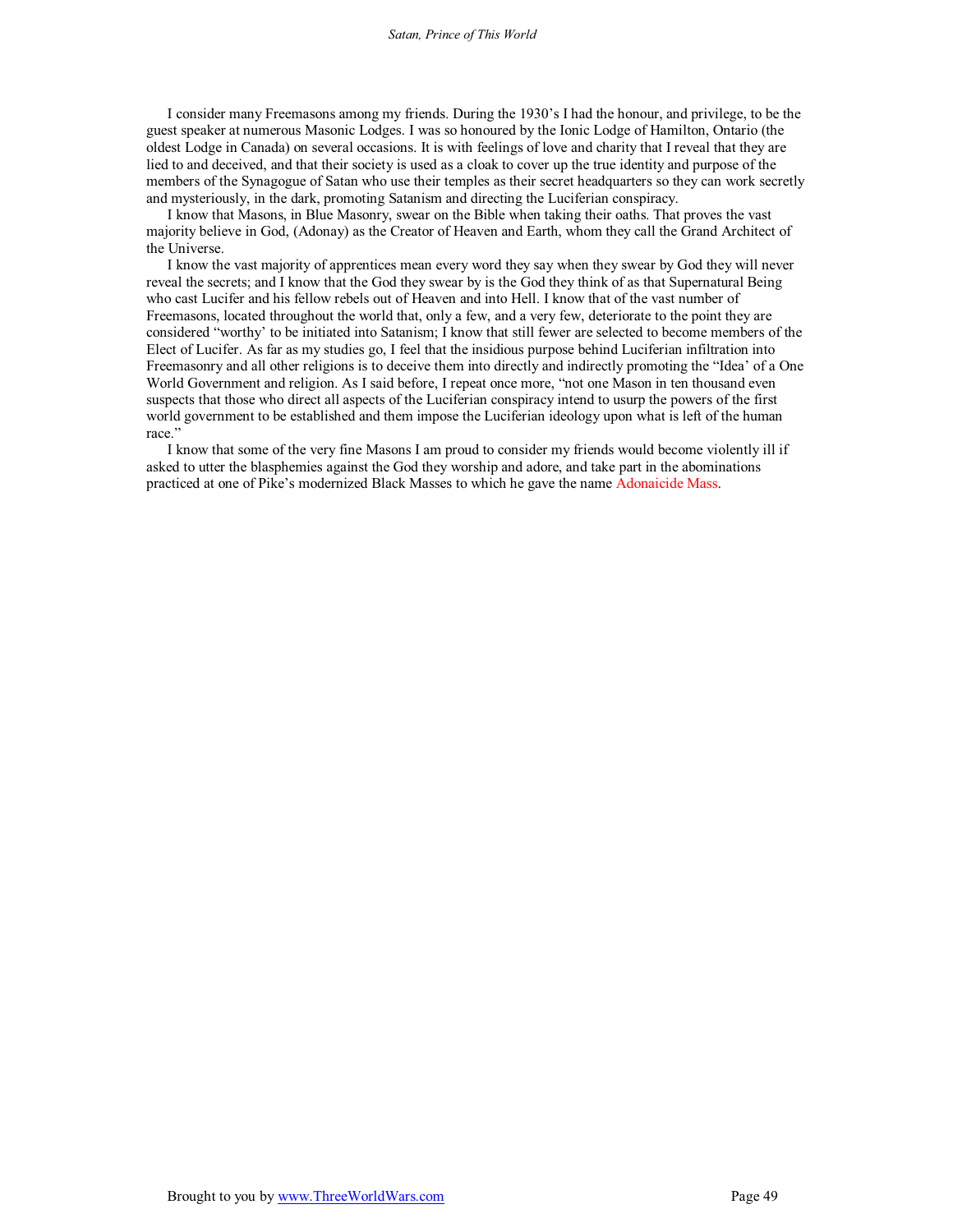I consider many Freemasons among my friends. During the 1930's I had the honour, and privilege, to be the guest speaker at numerous Masonic Lodges. I was so honoured by the Ionic Lodge of Hamilton, Ontario (the oldest Lodge in Canada) on several occasions. It is with feelings of love and charity that I reveal that they are lied to and deceived, and that their society is used as a cloak to cover up the true identity and purpose of the members of the Synagogue of Satan who use their temples as their secret headquarters so they can work secretly and mysteriously, in the dark, promoting Satanism and directing the Luciferian conspiracy.

I know that Masons, in Blue Masonry, swear on the Bible when taking their oaths. That proves the vast majority believe in God, (Adonay) as the Creator of Heaven and Earth, whom they call the Grand Architect of the Universe.

I know the vast majority of apprentices mean every word they say when they swear by God they will never reveal the secrets; and I know that the God they swear by is the God they think of as that Supernatural Being who cast Lucifer and his fellow rebels out of Heaven and into Hell. I know that of the vast number of Freemasons, located throughout the world that, only a few, and a very few, deteriorate to the point they are considered "worthy' to be initiated into Satanism; I know that still fewer are selected to become members of the Elect of Lucifer. As far as my studies go, I feel that the insidious purpose behind Luciferian infiltration into Freemasonry and all other religions is to deceive them into directly and indirectly promoting the "Idea' of a One World Government and religion. As I said before, I repeat once more, "not one Mason in ten thousand even suspects that those who direct all aspects of the Luciferian conspiracy intend to usurp the powers of the first world government to be established and them impose the Luciferian ideology upon what is left of the human race."

I know that some of the very fine Masons I am proud to consider my friends would become violently ill if asked to utter the blasphemies against the God they worship and adore, and take part in the abominations practiced at one of Pike's modernized Black Masses to which he gave the name Adonaicide Mass.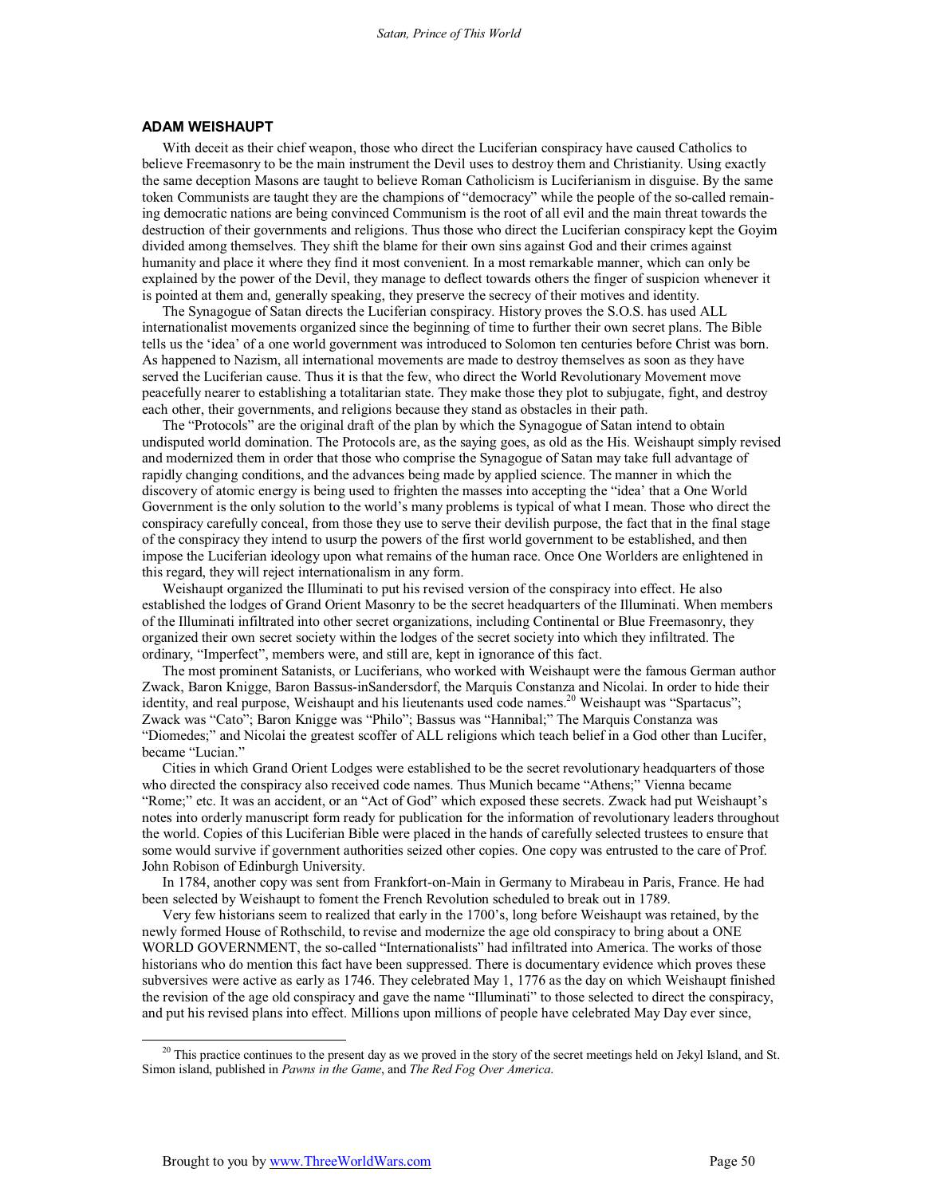### ADAM WEISHAUPT

With deceit as their chief weapon, those who direct the Luciferian conspiracy have caused Catholics to believe Freemasonry to be the main instrument the Devil uses to destroy them and Christianity. Using exactly the same deception Masons are taught to believe Roman Catholicism is Luciferianism in disguise. By the same token Communists are taught they are the champions of "democracy" while the people of the so-called remaining democratic nations are being convinced Communism is the root of all evil and the main threat towards the destruction of their governments and religions. Thus those who direct the Luciferian conspiracy kept the Goyim divided among themselves. They shift the blame for their own sins against God and their crimes against humanity and place it where they find it most convenient. In a most remarkable manner, which can only be explained by the power of the Devil, they manage to deflect towards others the finger of suspicion whenever it is pointed at them and, generally speaking, they preserve the secrecy of their motives and identity.

The Synagogue of Satan directs the Luciferian conspiracy. History proves the S.O.S. has used ALL internationalist movements organized since the beginning of time to further their own secret plans. The Bible tells us the 'idea' of a one world government was introduced to Solomon ten centuries before Christ was born. As happened to Nazism, all international movements are made to destroy themselves as soon as they have served the Luciferian cause. Thus it is that the few, who direct the World Revolutionary Movement move peacefully nearer to establishing a totalitarian state. They make those they plot to subjugate, fight, and destroy each other, their governments, and religions because they stand as obstacles in their path.

The "Protocols" are the original draft of the plan by which the Synagogue of Satan intend to obtain undisputed world domination. The Protocols are, as the saying goes, as old as the His. Weishaupt simply revised and modernized them in order that those who comprise the Synagogue of Satan may take full advantage of rapidly changing conditions, and the advances being made by applied science. The manner in which the discovery of atomic energy is being used to frighten the masses into accepting the "idea' that a One World Government is the only solution to the world's many problems is typical of what I mean. Those who direct the conspiracy carefully conceal, from those they use to serve their devilish purpose, the fact that in the final stage of the conspiracy they intend to usurp the powers of the first world government to be established, and then impose the Luciferian ideology upon what remains of the human race. Once One Worlders are enlightened in this regard, they will reject internationalism in any form.

Weishaupt organized the Illuminati to put his revised version of the conspiracy into effect. He also established the lodges of Grand Orient Masonry to be the secret headquarters of the Illuminati. When members of the Illuminati infiltrated into other secret organizations, including Continental or Blue Freemasonry, they organized their own secret society within the lodges of the secret society into which they infiltrated. The ordinary, "Imperfect", members were, and still are, kept in ignorance of this fact.

The most prominent Satanists, or Luciferians, who worked with Weishaupt were the famous German author Zwack, Baron Knigge, Baron Bassus-inSandersdorf, the Marquis Constanza and Nicolai. In order to hide their identity, and real purpose, Weishaupt and his lieutenants used code names.[20] Weishaupt was "Spartacus"; Zwack was "Cato"; Baron Knigge was "Philo"; Bassus was "Hannibal;" The Marquis Constanza was "Diomedes;" and Nicolai the greatest scoffer of ALL religions which teach belief in a God other than Lucifer, became "Lucian."

Cities in which Grand Orient Lodges were established to be the secret revolutionary headquarters of those who directed the conspiracy also received code names. Thus Munich became "Athens;" Vienna became "Rome;" etc. It was an accident, or an "Act of God" which exposed these secrets. Zwack had put Weishaupt's notes into orderly manuscript form ready for publication for the information of revolutionary leaders throughout the world. Copies of this Luciferian Bible were placed in the hands of carefully selected trustees to ensure that some would survive if government authorities seized other copies. One copy was entrusted to the care of Prof. John Robison of Edinburgh University.

In 1784, another copy was sent from Frankfort-on-Main in Germany to Mirabeau in Paris, France. He had been selected by Weishaupt to foment the French Revolution scheduled to break out in 1789.

Very few historians seem to realized that early in the 1700's, long before Weishaupt was retained, by the newly formed House of Rothschild, to revise and modernize the age old conspiracy to bring about a ONE WORLD GOVERNMENT, the so-called "Internationalists" had infiltrated into America. The works of those historians who do mention this fact have been suppressed. There is documentary evidence which proves these subversives were active as early as 1746. They celebrated May 1, 1776 as the day on which Weishaupt finished the revision of the age old conspiracy and gave the name "Illuminati" to those selected to direct the conspiracy, and put his revised plans into effect. Millions upon millions of people have celebrated May Day ever since,

---

[20] This practice continues to the present day as we proved in the story of the secret meetings held on Jekyl Island, and St. Simon island, published in *Pawns in the Game*, and *The Red Fog Over America*.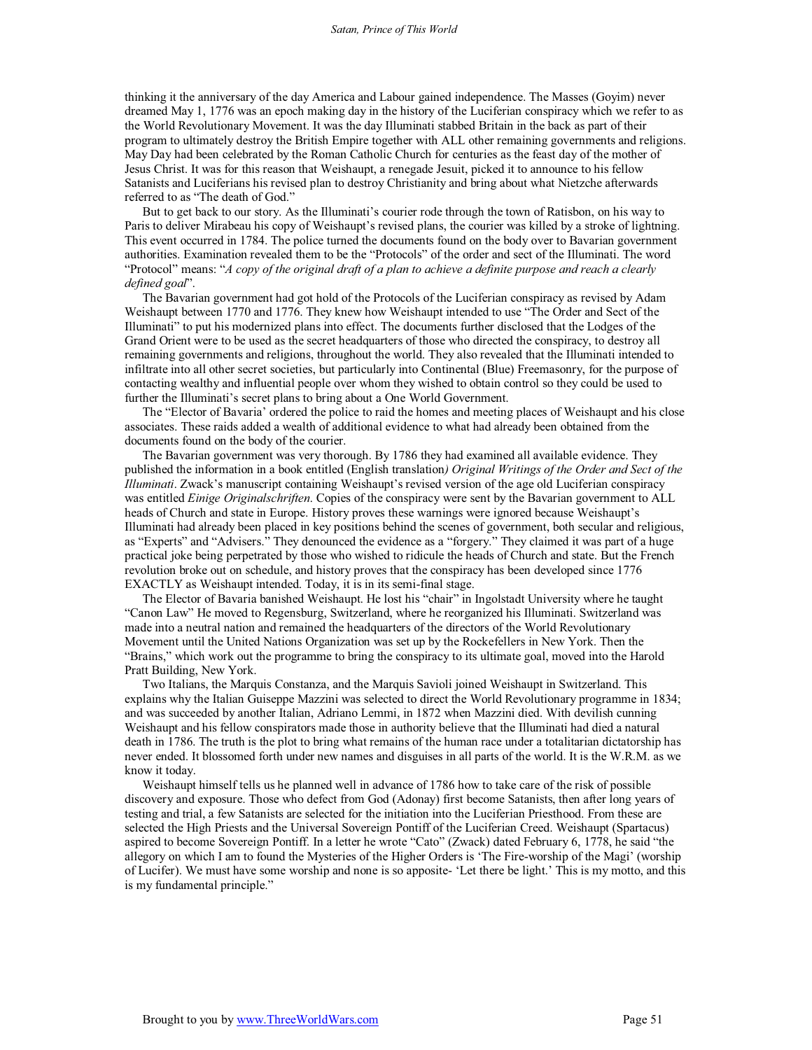thinking it the anniversary of the day America and Labour gained independence. The Masses (Goyim) never dreamed May 1, 1776 was an epoch making day in the history of the Luciferian conspiracy which we refer to as the World Revolutionary Movement. It was the day Illuminati stabbed Britain in the back as part of their program to ultimately destroy the British Empire together with ALL other remaining governments and religions. May Day had been celebrated by the Roman Catholic Church for centuries as the feast day of the mother of Jesus Christ. It was for this reason that Weishaupt, a renegade Jesuit, picked it to announce to his fellow Satanists and Luciferians his revised plan to destroy Christianity and bring about what Nietzche afterwards referred to as "The death of God."

But to get back to our story. As the Illuminati's courier rode through the town of Ratisbon, on his way to Paris to deliver Mirabeau his copy of Weishaupt's revised plans, the courier was killed by a stroke of lightning. This event occurred in 1784. The police turned the documents found on the body over to Bavarian government authorities. Examination revealed them to be the "Protocols" of the order and sect of the Illuminati. The word "Protocol" means: "*A copy of the original draft of a plan to achieve a definite purpose and reach a clearly defined goal*".

The Bavarian government had got hold of the Protocols of the Luciferian conspiracy as revised by Adam Weishaupt between 1770 and 1776. They knew how Weishaupt intended to use "The Order and Sect of the Illuminati" to put his modernized plans into effect. The documents further disclosed that the Lodges of the Grand Orient were to be used as the secret headquarters of those who directed the conspiracy, to destroy all remaining governments and religions, throughout the world. They also revealed that the Illuminati intended to infiltrate into all other secret societies, but particularly into Continental (Blue) Freemasonry, for the purpose of contacting wealthy and influential people over whom they wished to obtain control so they could be used to further the Illuminati's secret plans to bring about a One World Government.

The "Elector of Bavaria' ordered the police to raid the homes and meeting places of Weishaupt and his close associates. These raids added a wealth of additional evidence to what had already been obtained from the documents found on the body of the courier.

The Bavarian government was very thorough. By 1786 they had examined all available evidence. They published the information in a book entitled (English translation*) Original Writings of the Order and Sect of the Illuminati*. Zwack's manuscript containing Weishaupt's revised version of the age old Luciferian conspiracy was entitled *Einige Originalschriften*. Copies of the conspiracy were sent by the Bavarian government to ALL heads of Church and state in Europe. History proves these warnings were ignored because Weishaupt's Illuminati had already been placed in key positions behind the scenes of government, both secular and religious, as "Experts" and "Advisers." They denounced the evidence as a "forgery." They claimed it was part of a huge practical joke being perpetrated by those who wished to ridicule the heads of Church and state. But the French revolution broke out on schedule, and history proves that the conspiracy has been developed since 1776 EXACTLY as Weishaupt intended. Today, it is in its semi-final stage.

The Elector of Bavaria banished Weishaupt. He lost his "chair" in Ingolstadt University where he taught "Canon Law" He moved to Regensburg, Switzerland, where he reorganized his Illuminati. Switzerland was made into a neutral nation and remained the headquarters of the directors of the World Revolutionary Movement until the United Nations Organization was set up by the Rockefellers in New York. Then the "Brains," which work out the programme to bring the conspiracy to its ultimate goal, moved into the Harold Pratt Building, New York.

Two Italians, the Marquis Constanza, and the Marquis Savioli joined Weishaupt in Switzerland. This explains why the Italian Guiseppe Mazzini was selected to direct the World Revolutionary programme in 1834; and was succeeded by another Italian, Adriano Lemmi, in 1872 when Mazzini died. With devilish cunning Weishaupt and his fellow conspirators made those in authority believe that the Illuminati had died a natural death in 1786. The truth is the plot to bring what remains of the human race under a totalitarian dictatorship has never ended. It blossomed forth under new names and disguises in all parts of the world. It is the W.R.M. as we know it today.

Weishaupt himself tells us he planned well in advance of 1786 how to take care of the risk of possible discovery and exposure. Those who defect from God (Adonay) first become Satanists, then after long years of testing and trial, a few Satanists are selected for the initiation into the Luciferian Priesthood. From these are selected the High Priests and the Universal Sovereign Pontiff of the Luciferian Creed. Weishaupt (Spartacus) aspired to become Sovereign Pontiff. In a letter he wrote "Cato" (Zwack) dated February 6, 1778, he said "the allegory on which I am to found the Mysteries of the Higher Orders is 'The Fire-worship of the Magi' (worship of Lucifer). We must have some worship and none is so apposite- 'Let there be light.' This is my motto, and this is my fundamental principle."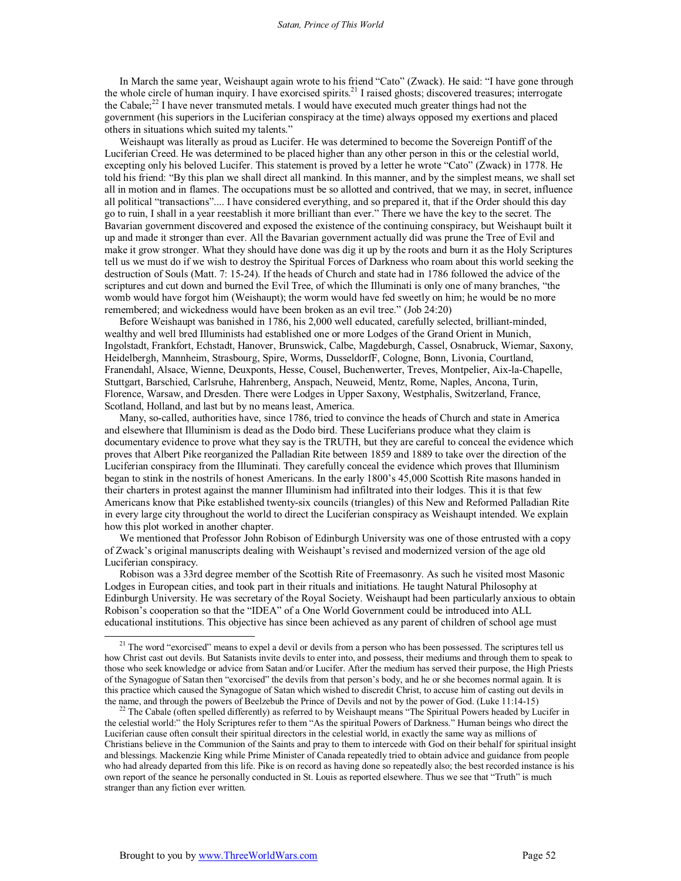In March the same year, Weishaupt again wrote to his friend "Cato" (Zwack). He said: "I have gone through the whole circle of human inquiry. I have exorcised spirits.[21] I raised ghosts; discovered treasures; interrogate the Cabale;[22] I have never transmuted metals. I would have executed much greater things had not the government (his superiors in the Luciferian conspiracy at the time) always opposed my exertions and placed others in situations which suited my talents."

Weishaupt was literally as proud as Lucifer. He was determined to become the Sovereign Pontiff of the Luciferian Creed. He was determined to be placed higher than any other person in this or the celestial world, excepting only his beloved Lucifer. This statement is proved by a letter he wrote "Cato" (Zwack) in 1778. He told his friend: "By this plan we shall direct all mankind. In this manner, and by the simplest means, we shall set all in motion and in flames. The occupations must be so allotted and contrived, that we may, in secret, influence all political "transactions".... I have considered everything, and so prepared it, that if the Order should this day go to ruin, I shall in a year reestablish it more brilliant than ever." There we have the key to the secret. The Bavarian government discovered and exposed the existence of the continuing conspiracy, but Weishaupt built it up and made it stronger than ever. All the Bavarian government actually did was prune the Tree of Evil and make it grow stronger. What they should have done was dig it up by the roots and burn it as the Holy Scriptures tell us we must do if we wish to destroy the Spiritual Forces of Darkness who roam about this world seeking the destruction of Souls (Matt. 7: 15-24). If the heads of Church and state had in 1786 followed the advice of the scriptures and cut down and burned the Evil Tree, of which the Illuminati is only one of many branches, "the womb would have forgot him (Weishaupt); the worm would have fed sweetly on him; he would be no more remembered; and wickedness would have been broken as an evil tree." (Job 24:20)

Before Weishaupt was banished in 1786, his 2,000 well educated, carefully selected, brilliant-minded, wealthy and well bred Illuminists had established one or more Lodges of the Grand Orient in Munich, Ingolstadt, Frankfort, Echstadt, Hanover, Brunswick, Calbe, Magdeburgh, Cassel, Osnabruck, Wiemar, Saxony, Heidelbergh, Mannheim, Strasbourg, Spire, Worms, DusseldorfF, Cologne, Bonn, Livonia, Courtland, Franendahl, Alsace, Wienne, Deuxponts, Hesse, Cousel, Buchenwerter, Treves, Montpelier, Aix-la-Chapelle, Stuttgart, Barschied, Carlsruhe, Hahrenberg, Anspach, Neuweid, Mentz, Rome, Naples, Ancona, Turin, Florence, Warsaw, and Dresden. There were Lodges in Upper Saxony, Westphalis, Switzerland, France, Scotland, Holland, and last but by no means least, America.

Many, so-called, authorities have, since 1786, tried to convince the heads of Church and state in America and elsewhere that Illuminism is dead as the Dodo bird. These Luciferians produce what they claim is documentary evidence to prove what they say is the TRUTH, but they are careful to conceal the evidence which proves that Albert Pike reorganized the Palladian Rite between 1859 and 1889 to take over the direction of the Luciferian conspiracy from the Illuminati. They carefully conceal the evidence which proves that Illuminism began to stink in the nostrils of honest Americans. In the early 1800's 45,000 Scottish Rite masons handed in their charters in protest against the manner Illuminism had infiltrated into their lodges. This it is that few Americans know that Pike established twenty-six councils (triangles) of this New and Reformed Palladian Rite in every large city throughout the world to direct the Luciferian conspiracy as Weishaupt intended. We explain how this plot worked in another chapter.

We mentioned that Professor John Robison of Edinburgh University was one of those entrusted with a copy of Zwack's original manuscripts dealing with Weishaupt's revised and modernized version of the age old Luciferian conspiracy.

Robison was a 33rd degree member of the Scottish Rite of Freemasonry. As such he visited most Masonic Lodges in European cities, and took part in their rituals and initiations. He taught Natural Philosophy at Edinburgh University. He was secretary of the Royal Society. Weishaupt had been particularly anxious to obtain Robison's cooperation so that the "IDEA" of a One World Government could be introduced into ALL educational institutions. This objective has since been achieved as any parent of children of school age must

[21] The word "exorcised" means to expel a devil or devils from a person who has been possessed. The scriptures tell us how Christ cast out devils. But Satanists invite devils to enter into, and possess, their mediums and through them to speak to those who seek knowledge or advice from Satan and/or Lucifer. After the medium has served their purpose, the High Priests of the Synagogue of Satan then "exorcised" the devils from that person's body, and he or she becomes normal again. It is this practice which caused the Synagogue of Satan which wished to discredit Christ, to accuse him of casting out devils in the name, and through the powers of Beelzebub the Prince of Devils and not by the power of God. (Luke 11:14-15)

[22] The Cabale (often spelled differently) as referred to by Weishaupt means "The Spiritual Powers headed by Lucifer in the celestial world:" the Holy Scriptures refer to them "As the spiritual Powers of Darkness." Human beings who direct the Luciferian cause often consult their spiritual directors in the celestial world, in exactly the same way as millions of Christians believe in the Communion of the Saints and pray to them to intercede with God on their behalf for spiritual insight and blessings. Mackenzie King while Prime Minister of Canada repeatedly tried to obtain advice and guidance from people who had already departed from this life. Pike is on record as having done so repeatedly also; the best recorded instance is his own report of the seance he personally conducted in St. Louis as reported elsewhere. Thus we see that "Truth" is much stranger than any fiction ever written.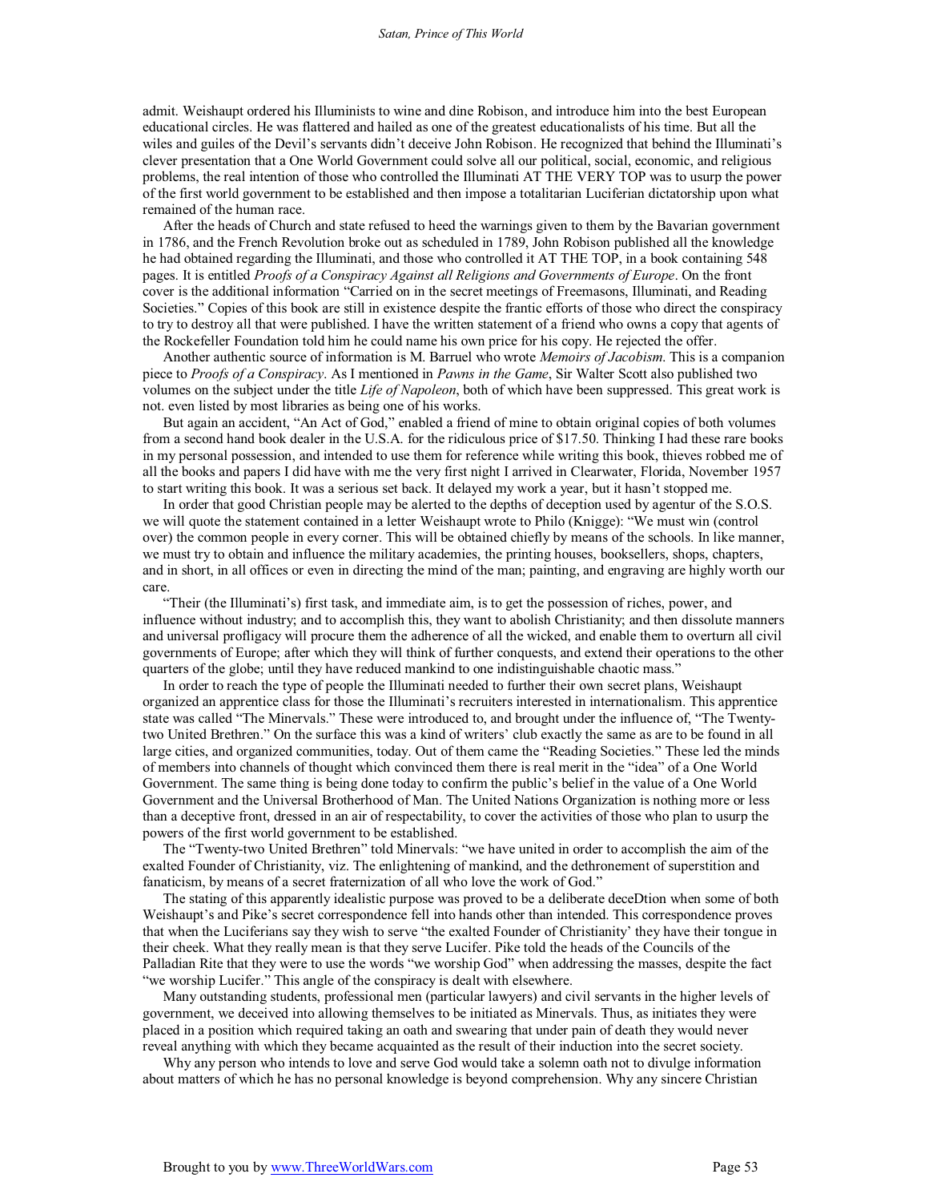admit. Weishaupt ordered his Illuminists to wine and dine Robison, and introduce him into the best European educational circles. He was flattered and hailed as one of the greatest educationalists of his time. But all the wiles and guiles of the Devil's servants didn't deceive John Robison. He recognized that behind the Illuminati's clever presentation that a One World Government could solve all our political, social, economic, and religious problems, the real intention of those who controlled the Illuminati AT THE VERY TOP was to usurp the power of the first world government to be established and then impose a totalitarian Luciferian dictatorship upon what remained of the human race.

After the heads of Church and state refused to heed the warnings given to them by the Bavarian government in 1786, and the French Revolution broke out as scheduled in 1789, John Robison published all the knowledge he had obtained regarding the Illuminati, and those who controlled it AT THE TOP, in a book containing 548 pages. It is entitled *Proofs of a Conspiracy Against all Religions and Governments of Europe*. On the front cover is the additional information "Carried on in the secret meetings of Freemasons, Illuminati, and Reading Societies." Copies of this book are still in existence despite the frantic efforts of those who direct the conspiracy to try to destroy all that were published. I have the written statement of a friend who owns a copy that agents of the Rockefeller Foundation told him he could name his own price for his copy. He rejected the offer.

Another authentic source of information is M. Barruel who wrote *Memoirs of Jacobism*. This is a companion piece to *Proofs of a Conspiracy*. As I mentioned in *Pawns in the Game*, Sir Walter Scott also published two volumes on the subject under the title *Life of Napoleon*, both of which have been suppressed. This great work is not. even listed by most libraries as being one of his works.

But again an accident, "An Act of God," enabled a friend of mine to obtain original copies of both volumes from a second hand book dealer in the U.S.A. for the ridiculous price of $17.50. Thinking I had these rare books in my personal possession, and intended to use them for reference while writing this book, thieves robbed me of all the books and papers I did have with me the very first night I arrived in Clearwater, Florida, November 1957 to start writing this book. It was a serious set back. It delayed my work a year, but it hasn't stopped me.

In order that good Christian people may be alerted to the depths of deception used by agentur of the S.O.S. we will quote the statement contained in a letter Weishaupt wrote to Philo (Knigge): "We must win (control over) the common people in every corner. This will be obtained chiefly by means of the schools. In like manner, we must try to obtain and influence the military academies, the printing houses, booksellers, shops, chapters, and in short, in all offices or even in directing the mind of the man; painting, and engraving are highly worth our care.

"Their (the Illuminati's) first task, and immediate aim, is to get the possession of riches, power, and influence without industry; and to accomplish this, they want to abolish Christianity; and then dissolute manners and universal profligacy will procure them the adherence of all the wicked, and enable them to overturn all civil governments of Europe; after which they will think of further conquests, and extend their operations to the other quarters of the globe; until they have reduced mankind to one indistinguishable chaotic mass."

In order to reach the type of people the Illuminati needed to further their own secret plans, Weishaupt organized an apprentice class for those the Illuminati's recruiters interested in internationalism. This apprentice state was called "The Minervals." These were introduced to, and brought under the influence of, "The Twenty-two United Brethren." On the surface this was a kind of writers' club exactly the same as are to be found in all large cities, and organized communities, today. Out of them came the "Reading Societies." These led the minds of members into channels of thought which convinced them there is real merit in the "idea" of a One World Government. The same thing is being done today to confirm the public's belief in the value of a One World Government and the Universal Brotherhood of Man. The United Nations Organization is nothing more or less than a deceptive front, dressed in an air of respectability, to cover the activities of those who plan to usurp the powers of the first world government to be established.

The "Twenty-two United Brethren" told Minervals: "we have united in order to accomplish the aim of the exalted Founder of Christianity, viz. The enlightening of mankind, and the dethronement of superstition and fanaticism, by means of a secret fraternization of all who love the work of God."

The stating of this apparently idealistic purpose was proved to be a deliberate deceDtion when some of both Weishaupt's and Pike's secret correspondence fell into hands other than intended. This correspondence proves that when the Luciferians say they wish to serve "the exalted Founder of Christianity' they have their tongue in their cheek. What they really mean is that they serve Lucifer. Pike told the heads of the Councils of the Palladian Rite that they were to use the words "we worship God" when addressing the masses, despite the fact "we worship Lucifer." This angle of the conspiracy is dealt with elsewhere.

Many outstanding students, professional men (particular lawyers) and civil servants in the higher levels of government, we deceived into allowing themselves to be initiated as Minervals. Thus, as initiates they were placed in a position which required taking an oath and swearing that under pain of death they would never reveal anything with which they became acquainted as the result of their induction into the secret society.

Why any person who intends to love and serve God would take a solemn oath not to divulge information about matters of which he has no personal knowledge is beyond comprehension. Why any sincere Christian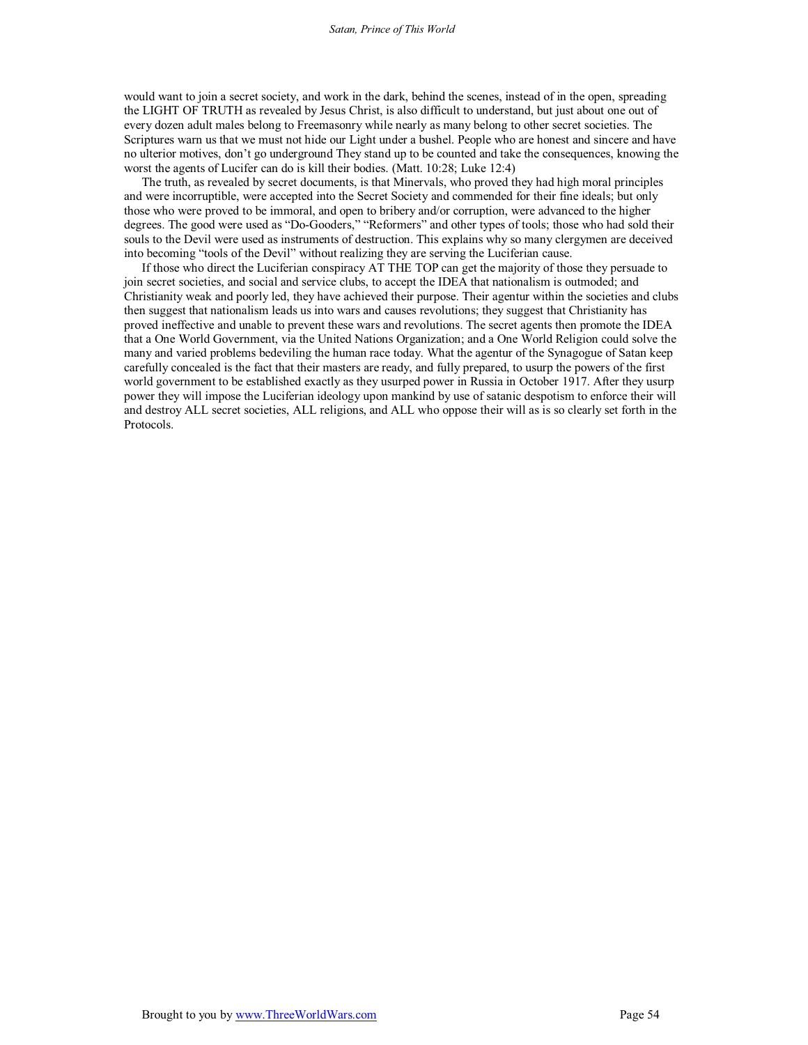would want to join a secret society, and work in the dark, behind the scenes, instead of in the open, spreading the LIGHT OF TRUTH as revealed by Jesus Christ, is also difficult to understand, but just about one out of every dozen adult males belong to Freemasonry while nearly as many belong to other secret societies. The Scriptures warn us that we must not hide our Light under a bushel. People who are honest and sincere and have no ulterior motives, don't go underground They stand up to be counted and take the consequences, knowing the worst the agents of Lucifer can do is kill their bodies. (Matt. 10:28; Luke 12:4)

The truth, as revealed by secret documents, is that Minervals, who proved they had high moral principles and were incorruptible, were accepted into the Secret Society and commended for their fine ideals; but only those who were proved to be immoral, and open to bribery and/or corruption, were advanced to the higher degrees. The good were used as "Do-Gooders," "Reformers" and other types of tools; those who had sold their souls to the Devil were used as instruments of destruction. This explains why so many clergymen are deceived into becoming "tools of the Devil" without realizing they are serving the Luciferian cause.

If those who direct the Luciferian conspiracy AT THE TOP can get the majority of those they persuade to join secret societies, and social and service clubs, to accept the IDEA that nationalism is outmoded; and Christianity weak and poorly led, they have achieved their purpose. Their agentur within the societies and clubs then suggest that nationalism leads us into wars and causes revolutions; they suggest that Christianity has proved ineffective and unable to prevent these wars and revolutions. The secret agents then promote the IDEA that a One World Government, via the United Nations Organization; and a One World Religion could solve the many and varied problems bedeviling the human race today. What the agentur of the Synagogue of Satan keep carefully concealed is the fact that their masters are ready, and fully prepared, to usurp the powers of the first world government to be established exactly as they usurped power in Russia in October 1917. After they usurp power they will impose the Luciferian ideology upon mankind by use of satanic despotism to enforce their will and destroy ALL secret societies, ALL religions, and ALL who oppose their will as is so clearly set forth in the Protocols.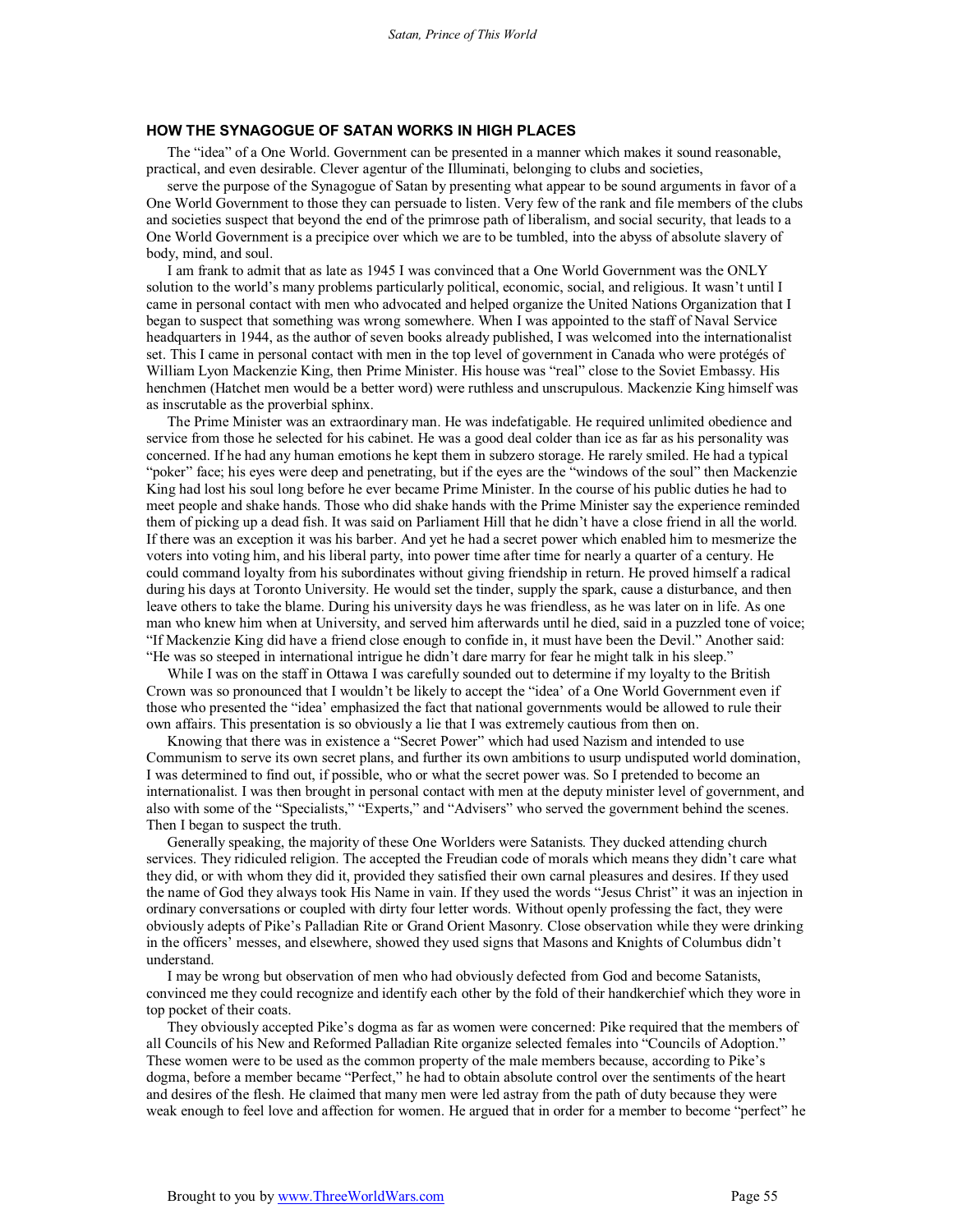## HOW THE SYNAGOGUE OF SATAN WORKS IN HIGH PLACES

The "idea" of a One World. Government can be presented in a manner which makes it sound reasonable, practical, and even desirable. Clever agentur of the Illuminati, belonging to clubs and societies,

serve the purpose of the Synagogue of Satan by presenting what appear to be sound arguments in favor of a One World Government to those they can persuade to listen. Very few of the rank and file members of the clubs and societies suspect that beyond the end of the primrose path of liberalism, and social security, that leads to a One World Government is a precipice over which we are to be tumbled, into the abyss of absolute slavery of body, mind, and soul.

I am frank to admit that as late as 1945 I was convinced that a One World Government was the ONLY solution to the world's many problems particularly political, economic, social, and religious. It wasn't until I came in personal contact with men who advocated and helped organize the United Nations Organization that I began to suspect that something was wrong somewhere. When I was appointed to the staff of Naval Service headquarters in 1944, as the author of seven books already published, I was welcomed into the internationalist set. This I came in personal contact with men in the top level of government in Canada who were protégés of William Lyon Mackenzie King, then Prime Minister. His house was "real" close to the Soviet Embassy. His henchmen (Hatchet men would be a better word) were ruthless and unscrupulous. Mackenzie King himself was as inscrutable as the proverbial sphinx.

The Prime Minister was an extraordinary man. He was indefatigable. He required unlimited obedience and service from those he selected for his cabinet. He was a good deal colder than ice as far as his personality was concerned. If he had any human emotions he kept them in subzero storage. He rarely smiled. He had a typical "poker" face; his eyes were deep and penetrating, but if the eyes are the "windows of the soul" then Mackenzie King had lost his soul long before he ever became Prime Minister. In the course of his public duties he had to meet people and shake hands. Those who did shake hands with the Prime Minister say the experience reminded them of picking up a dead fish. It was said on Parliament Hill that he didn't have a close friend in all the world. If there was an exception it was his barber. And yet he had a secret power which enabled him to mesmerize the voters into voting him, and his liberal party, into power time after time for nearly a quarter of a century. He could command loyalty from his subordinates without giving friendship in return. He proved himself a radical during his days at Toronto University. He would set the tinder, supply the spark, cause a disturbance, and then leave others to take the blame. During his university days he was friendless, as he was later on in life. As one man who knew him when at University, and served him afterwards until he died, said in a puzzled tone of voice; "If Mackenzie King did have a friend close enough to confide in, it must have been the Devil." Another said: "He was so steeped in international intrigue he didn't dare marry for fear he might talk in his sleep."

While I was on the staff in Ottawa I was carefully sounded out to determine if my loyalty to the British Crown was so pronounced that I wouldn't be likely to accept the "idea' of a One World Government even if those who presented the "idea' emphasized the fact that national governments would be allowed to rule their own affairs. This presentation is so obviously a lie that I was extremely cautious from then on.

Knowing that there was in existence a "Secret Power" which had used Nazism and intended to use Communism to serve its own secret plans, and further its own ambitions to usurp undisputed world domination, I was determined to find out, if possible, who or what the secret power was. So I pretended to become an internationalist. I was then brought in personal contact with men at the deputy minister level of government, and also with some of the "Specialists," "Experts," and "Advisers" who served the government behind the scenes. Then I began to suspect the truth.

Generally speaking, the majority of these One Worlders were Satanists. They ducked attending church services. They ridiculed religion. The accepted the Freudian code of morals which means they didn't care what they did, or with whom they did it, provided they satisfied their own carnal pleasures and desires. If they used the name of God they always took His Name in vain. If they used the words "Jesus Christ" it was an injection in ordinary conversations or coupled with dirty four letter words. Without openly professing the fact, they were obviously adepts of Pike's Palladian Rite or Grand Orient Masonry. Close observation while they were drinking in the officers' messes, and elsewhere, showed they used signs that Masons and Knights of Columbus didn't understand.

I may be wrong but observation of men who had obviously defected from God and become Satanists, convinced me they could recognize and identify each other by the fold of their handkerchief which they wore in top pocket of their coats.

They obviously accepted Pike's dogma as far as women were concerned: Pike required that the members of all Councils of his New and Reformed Palladian Rite organize selected females into "Councils of Adoption." These women were to be used as the common property of the male members because, according to Pike's dogma, before a member became "Perfect," he had to obtain absolute control over the sentiments of the heart and desires of the flesh. He claimed that many men were led astray from the path of duty because they were weak enough to feel love and affection for women. He argued that in order for a member to become "perfect" he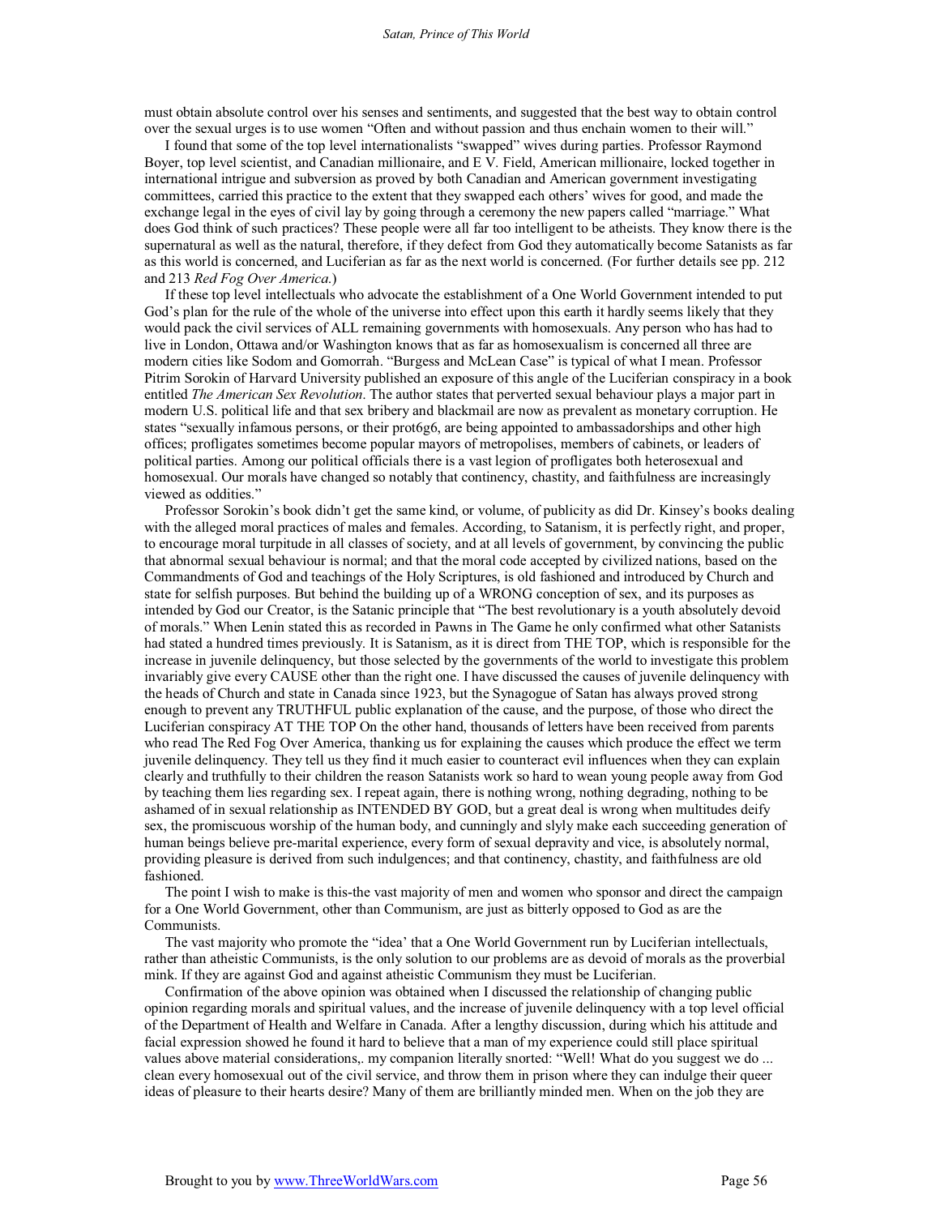must obtain absolute control over his senses and sentiments, and suggested that the best way to obtain control over the sexual urges is to use women "Often and without passion and thus enchain women to their will."

I found that some of the top level internationalists "swapped" wives during parties. Professor Raymond Boyer, top level scientist, and Canadian millionaire, and E V. Field, American millionaire, locked together in international intrigue and subversion as proved by both Canadian and American government investigating committees, carried this practice to the extent that they swapped each others' wives for good, and made the exchange legal in the eyes of civil lay by going through a ceremony the new papers called "marriage." What does God think of such practices? These people were all far too intelligent to be atheists. They know there is the supernatural as well as the natural, therefore, if they defect from God they automatically become Satanists as far as this world is concerned, and Luciferian as far as the next world is concerned. (For further details see pp. 212 and 213 *Red Fog Over America*.)

If these top level intellectuals who advocate the establishment of a One World Government intended to put God's plan for the rule of the whole of the universe into effect upon this earth it hardly seems likely that they would pack the civil services of ALL remaining governments with homosexuals. Any person who has had to live in London, Ottawa and/or Washington knows that as far as homosexualism is concerned all three are modern cities like Sodom and Gomorrah. "Burgess and McLean Case" is typical of what I mean. Professor Pitrim Sorokin of Harvard University published an exposure of this angle of the Luciferian conspiracy in a book entitled *The American Sex Revolution*. The author states that perverted sexual behaviour plays a major part in modern U.S. political life and that sex bribery and blackmail are now as prevalent as monetary corruption. He states "sexually infamous persons, or their prot6g6, are being appointed to ambassadorships and other high offices; profligates sometimes become popular mayors of metropolises, members of cabinets, or leaders of political parties. Among our political officials there is a vast legion of profligates both heterosexual and homosexual. Our morals have changed so notably that continency, chastity, and faithfulness are increasingly viewed as oddities."

Professor Sorokin's book didn't get the same kind, or volume, of publicity as did Dr. Kinsey's books dealing with the alleged moral practices of males and females. According, to Satanism, it is perfectly right, and proper, to encourage moral turpitude in all classes of society, and at all levels of government, by convincing the public that abnormal sexual behaviour is normal; and that the moral code accepted by civilized nations, based on the Commandments of God and teachings of the Holy Scriptures, is old fashioned and introduced by Church and state for selfish purposes. But behind the building up of a WRONG conception of sex, and its purposes as intended by God our Creator, is the Satanic principle that "The best revolutionary is a youth absolutely devoid of morals." When Lenin stated this as recorded in Pawns in The Game he only confirmed what other Satanists had stated a hundred times previously. It is Satanism, as it is direct from THE TOP, which is responsible for the increase in juvenile delinquency, but those selected by the governments of the world to investigate this problem invariably give every CAUSE other than the right one. I have discussed the causes of juvenile delinquency with the heads of Church and state in Canada since 1923, but the Synagogue of Satan has always proved strong enough to prevent any TRUTHFUL public explanation of the cause, and the purpose, of those who direct the Luciferian conspiracy AT THE TOP On the other hand, thousands of letters have been received from parents who read The Red Fog Over America, thanking us for explaining the causes which produce the effect we term juvenile delinquency. They tell us they find it much easier to counteract evil influences when they can explain clearly and truthfully to their children the reason Satanists work so hard to wean young people away from God by teaching them lies regarding sex. I repeat again, there is nothing wrong, nothing degrading, nothing to be ashamed of in sexual relationship as INTENDED BY GOD, but a great deal is wrong when multitudes deify sex, the promiscuous worship of the human body, and cunningly and slyly make each succeeding generation of human beings believe pre-marital experience, every form of sexual depravity and vice, is absolutely normal, providing pleasure is derived from such indulgences; and that continency, chastity, and faithfulness are old fashioned.

The point I wish to make is this-the vast majority of men and women who sponsor and direct the campaign for a One World Government, other than Communism, are just as bitterly opposed to God as are the Communists.

The vast majority who promote the "idea' that a One World Government run by Luciferian intellectuals, rather than atheistic Communists, is the only solution to our problems are as devoid of morals as the proverbial mink. If they are against God and against atheistic Communism they must be Luciferian.

Confirmation of the above opinion was obtained when I discussed the relationship of changing public opinion regarding morals and spiritual values, and the increase of juvenile delinquency with a top level official of the Department of Health and Welfare in Canada. After a lengthy discussion, during which his attitude and facial expression showed he found it hard to believe that a man of my experience could still place spiritual values above material considerations,. my companion literally snorted: "Well! What do you suggest we do ... clean every homosexual out of the civil service, and throw them in prison where they can indulge their queer ideas of pleasure to their hearts desire? Many of them are brilliantly minded men. When on the job they are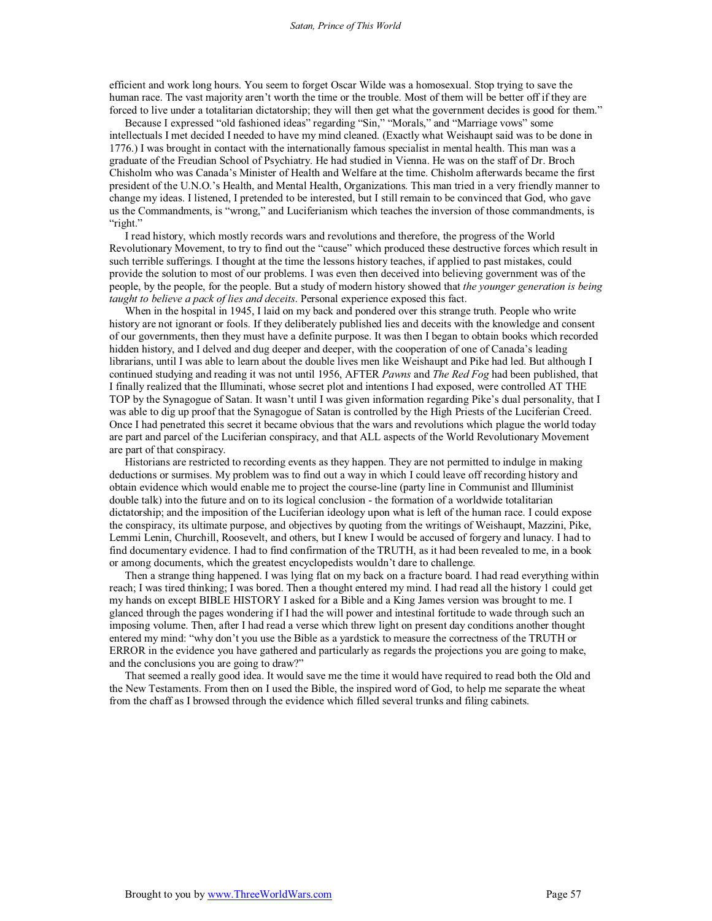efficient and work long hours. You seem to forget Oscar Wilde was a homosexual. Stop trying to save the human race. The vast majority aren't worth the time or the trouble. Most of them will be better off if they are forced to live under a totalitarian dictatorship; they will then get what the government decides is good for them."

Because I expressed "old fashioned ideas" regarding "Sin," "Morals," and "Marriage vows" some intellectuals I met decided I needed to have my mind cleaned. (Exactly what Weishaupt said was to be done in 1776.) I was brought in contact with the internationally famous specialist in mental health. This man was a graduate of the Freudian School of Psychiatry. He had studied in Vienna. He was on the staff of Dr. Broch Chisholm who was Canada's Minister of Health and Welfare at the time. Chisholm afterwards became the first president of the U.N.O.'s Health, and Mental Health, Organizations. This man tried in a very friendly manner to change my ideas. I listened, I pretended to be interested, but I still remain to be convinced that God, who gave us the Commandments, is "wrong," and Luciferianism which teaches the inversion of those commandments, is "right."

I read history, which mostly records wars and revolutions and therefore, the progress of the World Revolutionary Movement, to try to find out the "cause" which produced these destructive forces which result in such terrible sufferings. I thought at the time the lessons history teaches, if applied to past mistakes, could provide the solution to most of our problems. I was even then deceived into believing government was of the people, by the people, for the people. But a study of modern history showed that *the younger generation is being taught to believe a pack of lies and deceits*. Personal experience exposed this fact.

When in the hospital in 1945, I laid on my back and pondered over this strange truth. People who write history are not ignorant or fools. If they deliberately published lies and deceits with the knowledge and consent of our governments, then they must have a definite purpose. It was then I began to obtain books which recorded hidden history, and I delved and dug deeper and deeper, with the cooperation of one of Canada's leading librarians, until I was able to learn about the double lives men like Weishaupt and Pike had led. But although I continued studying and reading it was not until 1956, AFTER *Pawns* and *The Red Fog* had been published, that I finally realized that the Illuminati, whose secret plot and intentions I had exposed, were controlled AT THE TOP by the Synagogue of Satan. It wasn't until I was given information regarding Pike's dual personality, that I was able to dig up proof that the Synagogue of Satan is controlled by the High Priests of the Luciferian Creed. Once I had penetrated this secret it became obvious that the wars and revolutions which plague the world today are part and parcel of the Luciferian conspiracy, and that ALL aspects of the World Revolutionary Movement are part of that conspiracy.

Historians are restricted to recording events as they happen. They are not permitted to indulge in making deductions or surmises. My problem was to find out a way in which I could leave off recording history and obtain evidence which would enable me to project the course-line (party line in Communist and Illuminist double talk) into the future and on to its logical conclusion - the formation of a worldwide totalitarian dictatorship; and the imposition of the Luciferian ideology upon what is left of the human race. I could expose the conspiracy, its ultimate purpose, and objectives by quoting from the writings of Weishaupt, Mazzini, Pike, Lemmi Lenin, Churchill, Roosevelt, and others, but I knew I would be accused of forgery and lunacy. I had to find documentary evidence. I had to find confirmation of the TRUTH, as it had been revealed to me, in a book or among documents, which the greatest encyclopedists wouldn't dare to challenge.

Then a strange thing happened. I was lying flat on my back on a fracture board. I had read everything within reach; I was tired thinking; I was bored. Then a thought entered my mind. I had read all the history 1 could get my hands on except BIBLE HISTORY I asked for a Bible and a King James version was brought to me. I glanced through the pages wondering if I had the will power and intestinal fortitude to wade through such an imposing volume. Then, after I had read a verse which threw light on present day conditions another thought entered my mind: "why don't you use the Bible as a yardstick to measure the correctness of the TRUTH or ERROR in the evidence you have gathered and particularly as regards the projections you are going to make, and the conclusions you are going to draw?"

That seemed a really good idea. It would save me the time it would have required to read both the Old and the New Testaments. From then on I used the Bible, the inspired word of God, to help me separate the wheat from the chaff as I browsed through the evidence which filled several trunks and filing cabinets.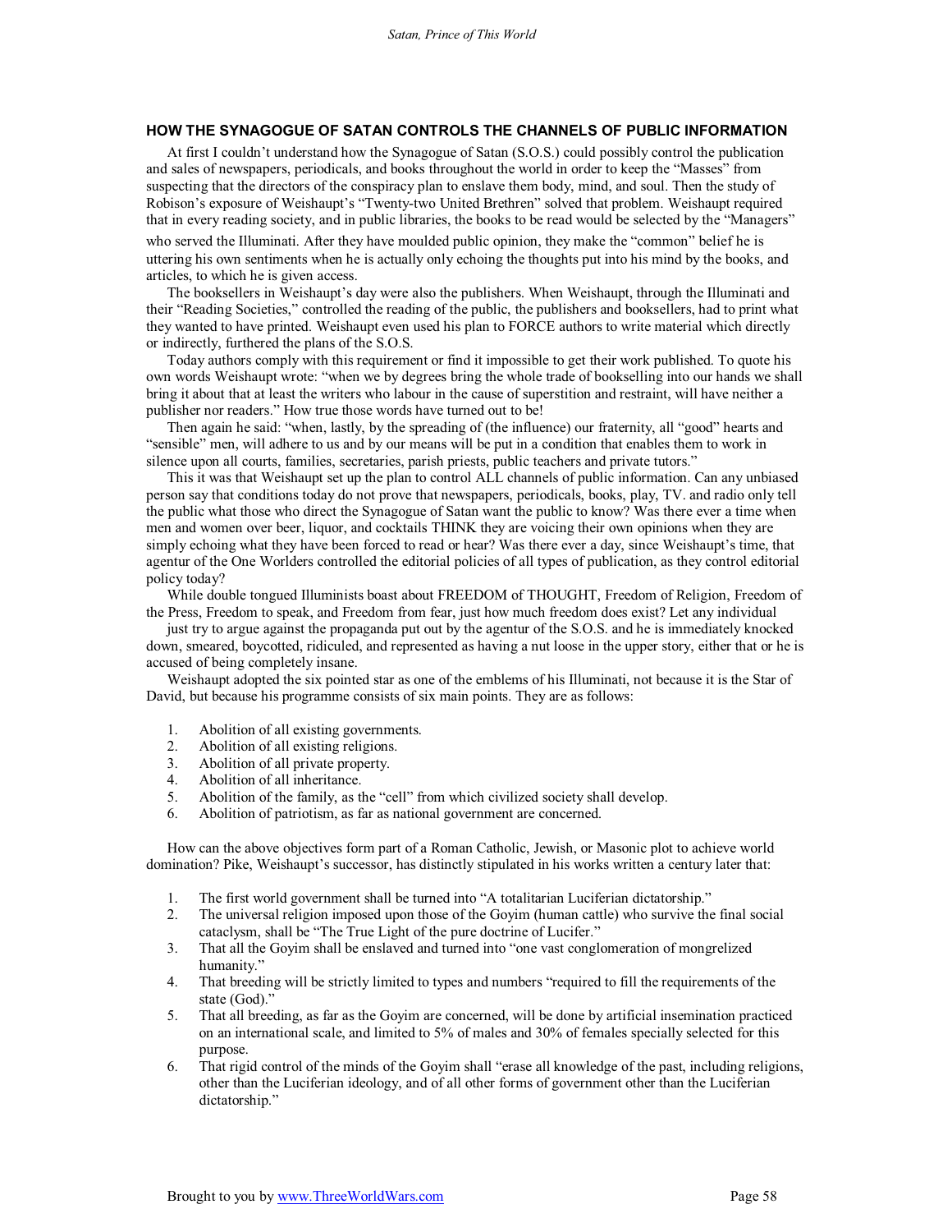### HOW THE SYNAGOGUE OF SATAN CONTROLS THE CHANNELS OF PUBLIC INFORMATION

At first I couldn't understand how the Synagogue of Satan (S.O.S.) could possibly control the publication and sales of newspapers, periodicals, and books throughout the world in order to keep the "Masses" from suspecting that the directors of the conspiracy plan to enslave them body, mind, and soul. Then the study of Robison's exposure of Weishaupt's "Twenty-two United Brethren" solved that problem. Weishaupt required that in every reading society, and in public libraries, the books to be read would be selected by the "Managers" who served the Illuminati. After they have moulded public opinion, they make the "common" belief he is uttering his own sentiments when he is actually only echoing the thoughts put into his mind by the books, and articles, to which he is given access.

The booksellers in Weishaupt's day were also the publishers. When Weishaupt, through the Illuminati and their "Reading Societies," controlled the reading of the public, the publishers and booksellers, had to print what they wanted to have printed. Weishaupt even used his plan to FORCE authors to write material which directly or indirectly, furthered the plans of the S.O.S.

Today authors comply with this requirement or find it impossible to get their work published. To quote his own words Weishaupt wrote: "when we by degrees bring the whole trade of bookselling into our hands we shall bring it about that at least the writers who labour in the cause of superstition and restraint, will have neither a publisher nor readers." How true those words have turned out to be!

Then again he said: "when, lastly, by the spreading of (the influence) our fraternity, all "good" hearts and "sensible" men, will adhere to us and by our means will be put in a condition that enables them to work in silence upon all courts, families, secretaries, parish priests, public teachers and private tutors."

This it was that Weishaupt set up the plan to control ALL channels of public information. Can any unbiased person say that conditions today do not prove that newspapers, periodicals, books, play, TV. and radio only tell the public what those who direct the Synagogue of Satan want the public to know? Was there ever a time when men and women over beer, liquor, and cocktails THINK they are voicing their own opinions when they are simply echoing what they have been forced to read or hear? Was there ever a day, since Weishaupt's time, that agentur of the One Worlders controlled the editorial policies of all types of publication, as they control editorial policy today?

While double tongued Illuminists boast about FREEDOM of THOUGHT, Freedom of Religion, Freedom of the Press, Freedom to speak, and Freedom from fear, just how much freedom does exist? Let any individual just try to argue against the propaganda put out by the agentur of the S.O.S. and he is immediately knocked down, smeared, boycotted, ridiculed, and represented as having a nut loose in the upper story, either that or he is accused of being completely insane.

Weishaupt adopted the six pointed star as one of the emblems of his Illuminati, not because it is the Star of David, but because his programme consists of six main points. They are as follows:

1. Abolition of all existing governments.
2. Abolition of all existing religions.
3. Abolition of all private property.
4. Abolition of all inheritance.
5. Abolition of the family, as the "cell" from which civilized society shall develop.
6. Abolition of patriotism, as far as national government are concerned.

How can the above objectives form part of a Roman Catholic, Jewish, or Masonic plot to achieve world domination? Pike, Weishaupt's successor, has distinctly stipulated in his works written a century later that:

1. The first world government shall be turned into "A totalitarian Luciferian dictatorship."
2. The universal religion imposed upon those of the Goyim (human cattle) who survive the final social cataclysm, shall be "The True Light of the pure doctrine of Lucifer."
3. That all the Goyim shall be enslaved and turned into "one vast conglomeration of mongrelized humanity."
4. That breeding will be strictly limited to types and numbers "required to fill the requirements of the state (God)."
5. That all breeding, as far as the Goyim are concerned, will be done by artificial insemination practiced on an international scale, and limited to 5% of males and 30% of females specially selected for this purpose.
6. That rigid control of the minds of the Goyim shall "erase all knowledge of the past, including religions, other than the Luciferian ideology, and of all other forms of government other than the Luciferian dictatorship."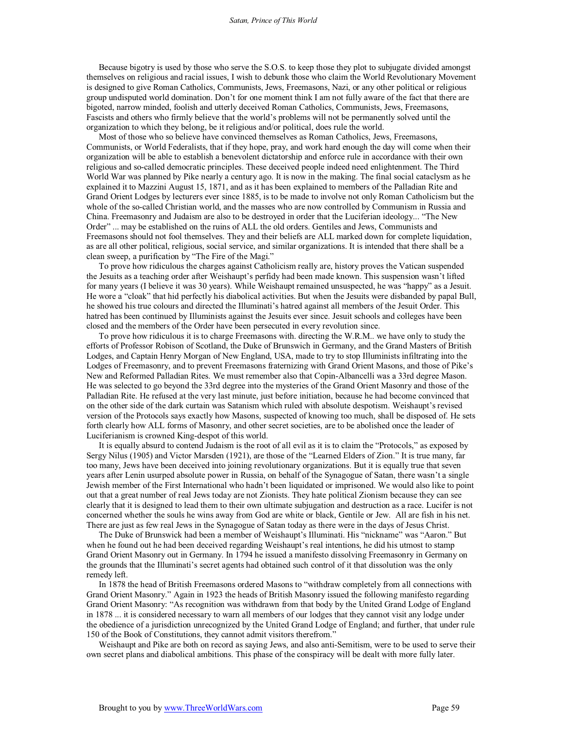Because bigotry is used by those who serve the S.O.S. to keep those they plot to subjugate divided amongst themselves on religious and racial issues, I wish to debunk those who claim the World Revolutionary Movement is designed to give Roman Catholics, Communists, Jews, Freemasons, Nazi, or any other political or religious group undisputed world domination. Don't for one moment think I am not fully aware of the fact that there are bigoted, narrow minded, foolish and utterly deceived Roman Catholics, Communists, Jews, Freemasons, Fascists and others who firmly believe that the world's problems will not be permanently solved until the organization to which they belong, be it religious and/or political, does rule the world.

Most of those who so believe have convinced themselves as Roman Catholics, Jews, Freemasons, Communists, or World Federalists, that if they hope, pray, and work hard enough the day will come when their organization will be able to establish a benevolent dictatorship and enforce rule in accordance with their own religious and so-called democratic principles. These deceived people indeed need enlightenment. The Third World War was planned by Pike nearly a century ago. It is now in the making. The final social cataclysm as he explained it to Mazzini August 15, 1871, and as it has been explained to members of the Palladian Rite and Grand Orient Lodges by lecturers ever since 1885, is to be made to involve not only Roman Catholicism but the whole of the so-called Christian world, and the masses who are now controlled by Communism in Russia and China. Freemasonry and Judaism are also to be destroyed in order that the Luciferian ideology... "The New Order" ... may be established on the ruins of ALL the old orders. Gentiles and Jews, Communists and Freemasons should not fool themselves. They and their beliefs are ALL marked down for complete liquidation, as are all other political, religious, social service, and similar organizations. It is intended that there shall be a clean sweep, a purification by "The Fire of the Magi."

To prove how ridiculous the charges against Catholicism really are, history proves the Vatican suspended the Jesuits as a teaching order after Weishaupt's perfidy had been made known. This suspension wasn't lifted for many years (I believe it was 30 years). While Weishaupt remained unsuspected, he was "happy" as a Jesuit. He wore a "cloak" that hid perfectly his diabolical activities. But when the Jesuits were disbanded by papal Bull, he showed his true colours and directed the Illuminati's hatred against all members of the Jesuit Order. This hatred has been continued by Illuminists against the Jesuits ever since. Jesuit schools and colleges have been closed and the members of the Order have been persecuted in every revolution since.

To prove how ridiculous it is to charge Freemasons with. directing the W.R.M.. we have only to study the efforts of Professor Robison of Scotland, the Duke of Brunswich in Germany, and the Grand Masters of British Lodges, and Captain Henry Morgan of New England, USA, made to try to stop Illuminists infiltrating into the Lodges of Freemasonry, and to prevent Freemasons fraternizing with Grand Orient Masons, and those of Pike's New and Reformed Palladian Rites. We must remember also that Copin-Albancelli was a 33rd degree Mason. He was selected to go beyond the 33rd degree into the mysteries of the Grand Orient Masonry and those of the Palladian Rite. He refused at the very last minute, just before initiation, because he had become convinced that on the other side of the dark curtain was Satanism which ruled with absolute despotism. Weishaupt's revised version of the Protocols says exactly how Masons, suspected of knowing too much, shall be disposed of. He sets forth clearly how ALL forms of Masonry, and other secret societies, are to be abolished once the leader of Luciferianism is crowned King-despot of this world.

It is equally absurd to contend Judaism is the root of all evil as it is to claim the "Protocols," as exposed by Sergy Nilus (1905) and Victor Marsden (1921), are those of the "Learned Elders of Zion." It is true many, far too many, Jews have been deceived into joining revolutionary organizations. But it is equally true that seven years after Lenin usurped absolute power in Russia, on behalf of the Synagogue of Satan, there wasn't a single Jewish member of the First International who hadn't been liquidated or imprisoned. We would also like to point out that a great number of real Jews today are not Zionists. They hate political Zionism because they can see clearly that it is designed to lead them to their own ultimate subjugation and destruction as a race. Lucifer is not concerned whether the souls he wins away from God are white or black, Gentile or Jew. All are fish in his net. There are just as few real Jews in the Synagogue of Satan today as there were in the days of Jesus Christ.

The Duke of Brunswick had been a member of Weishaupt's Illuminati. His "nickname" was "Aaron." But when he found out he had been deceived regarding Weishaupt's real intentions, he did his utmost to stamp Grand Orient Masonry out in Germany. In 1794 he issued a manifesto dissolving Freemasonry in Germany on the grounds that the Illuminati's secret agents had obtained such control of it that dissolution was the only remedy left.

In 1878 the head of British Freemasons ordered Masons to "withdraw completely from all connections with Grand Orient Masonry." Again in 1923 the heads of British Masonry issued the following manifesto regarding Grand Orient Masonry: "As recognition was withdrawn from that body by the United Grand Lodge of England in 1878 ... it is considered necessary to warn all members of our lodges that they cannot visit any lodge under the obedience of a jurisdiction unrecognized by the United Grand Lodge of England; and further, that under rule 150 of the Book of Constitutions, they cannot admit visitors therefrom."

Weishaupt and Pike are both on record as saying Jews, and also anti-Semitism, were to be used to serve their own secret plans and diabolical ambitions. This phase of the conspiracy will be dealt with more fully later.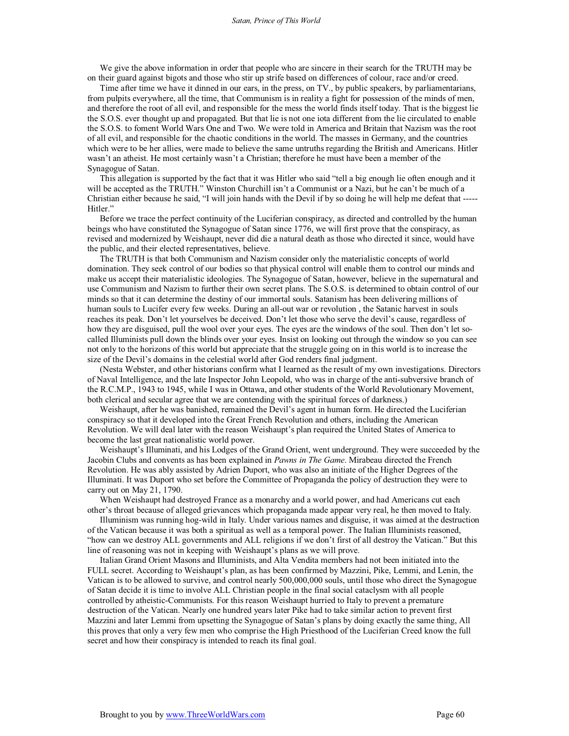We give the above information in order that people who are sincere in their search for the TRUTH may be on their guard against bigots and those who stir up strife based on differences of colour, race and/or creed.

Time after time we have it dinned in our ears, in the press, on TV., by public speakers, by parliamentarians, from pulpits everywhere, all the time, that Communism is in reality a fight for possession of the minds of men, and therefore the root of all evil, and responsible for the mess the world finds itself today. That is the biggest lie the S.O.S. ever thought up and propagated. But that lie is not one iota different from the lie circulated to enable the S.O.S. to foment World Wars One and Two. We were told in America and Britain that Nazism was the root of all evil, and responsible for the chaotic conditions in the world. The masses in Germany, and the countries which were to be her allies, were made to believe the same untruths regarding the British and Americans. Hitler wasn't an atheist. He most certainly wasn't a Christian; therefore he must have been a member of the Synagogue of Satan.

This allegation is supported by the fact that it was Hitler who said "tell a big enough lie often enough and it will be accepted as the TRUTH." Winston Churchill isn't a Communist or a Nazi, but he can't be much of a Christian either because he said, "I will join hands with the Devil if by so doing he will help me defeat that ----- Hitler."

Before we trace the perfect continuity of the Luciferian conspiracy, as directed and controlled by the human beings who have constituted the Synagogue of Satan since 1776, we will first prove that the conspiracy, as revised and modernized by Weishaupt, never did die a natural death as those who directed it since, would have the public, and their elected representatives, believe.

The TRUTH is that both Communism and Nazism consider only the materialistic concepts of world domination. They seek control of our bodies so that physical control will enable them to control our minds and make us accept their materialistic ideologies. The Synagogue of Satan, however, believe in the supernatural and use Communism and Nazism to further their own secret plans. The S.O.S. is determined to obtain control of our minds so that it can determine the destiny of our immortal souls. Satanism has been delivering millions of human souls to Lucifer every few weeks. During an all-out war or revolution , the Satanic harvest in souls reaches its peak. Don't let yourselves be deceived. Don't let those who serve the devil's cause, regardless of how they are disguised, pull the wool over your eyes. The eyes are the windows of the soul. Then don't let so-called Illuminists pull down the blinds over your eyes. Insist on looking out through the window so you can see not only to the horizons of this world but appreciate that the struggle going on in this world is to increase the size of the Devil's domains in the celestial world after God renders final judgment.

(Nesta Webster, and other historians confirm what I learned as the result of my own investigations. Directors of Naval Intelligence, and the late Inspector John Leopold, who was in charge of the anti-subversive branch of the R.C.M.P., 1943 to 1945, while I was in Ottawa, and other students of the World Revolutionary Movement, both clerical and secular agree that we are contending with the spiritual forces of darkness.)

Weishaupt, after he was banished, remained the Devil's agent in human form. He directed the Luciferian conspiracy so that it developed into the Great French Revolution and others, including the American Revolution. We will deal later with the reason Weishaupt's plan required the United States of America to become the last great nationalistic world power.

Weishaupt's Illuminati, and his Lodges of the Grand Orient, went underground. They were succeeded by the Jacobin Clubs and convents as has been explained in *Pawns in The Game*. Mirabeau directed the French Revolution. He was ably assisted by Adrien Duport, who was also an initiate of the Higher Degrees of the Illuminati. It was Duport who set before the Committee of Propaganda the policy of destruction they were to carry out on May 21, 1790.

When Weishaupt had destroyed France as a monarchy and a world power, and had Americans cut each other's throat because of alleged grievances which propaganda made appear very real, he then moved to Italy.

Illuminism was running hog-wild in Italy. Under various names and disguise, it was aimed at the destruction of the Vatican because it was both a spiritual as well as a temporal power. The Italian Illuminists reasoned, "how can we destroy ALL governments and ALL religions if we don't first of all destroy the Vatican." But this line of reasoning was not in keeping with Weishaupt's plans as we will prove.

Italian Grand Orient Masons and Illuminists, and Alta Vendita members had not been initiated into the FULL secret. According to Weishaupt's plan, as has been confirmed by Mazzini, Pike, Lemmi, and Lenin, the Vatican is to be allowed to survive, and control nearly 500,000,000 souls, until those who direct the Synagogue of Satan decide it is time to involve ALL Christian people in the final social cataclysm with all people controlled by atheistic-Communists. For this reason Weishaupt hurried to Italy to prevent a premature destruction of the Vatican. Nearly one hundred years later Pike had to take similar action to prevent first Mazzini and later Lemmi from upsetting the Synagogue of Satan's plans by doing exactly the same thing, All this proves that only a very few men who comprise the High Priesthood of the Luciferian Creed know the full secret and how their conspiracy is intended to reach its final goal.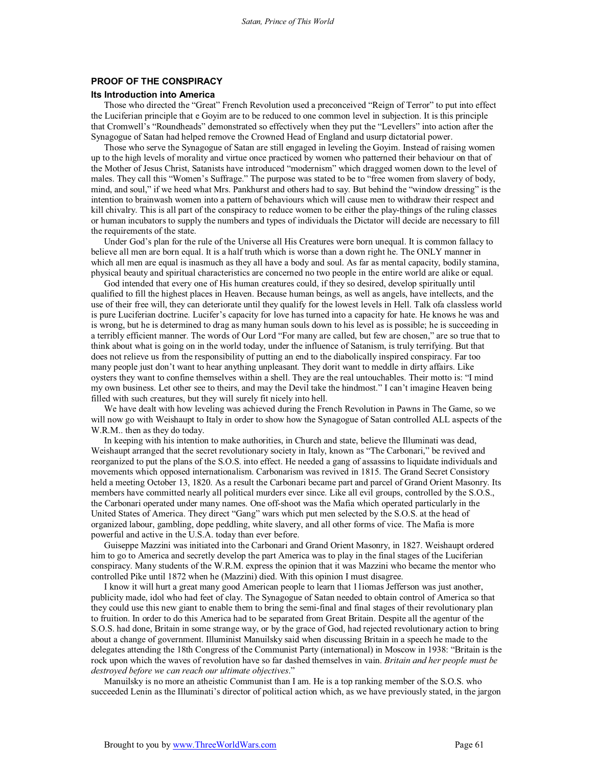## PROOF OF THE CONSPIRACY

### Its Introduction into America

Those who directed the "Great" French Revolution used a preconceived "Reign of Terror" to put into effect the Luciferian principle that e Goyim are to be reduced to one common level in subjection. It is this principle that Cromwell's "Roundheads" demonstrated so effectively when they put the "Levellers" into action after the Synagogue of Satan had helped remove the Crowned Head of England and usurp dictatorial power.

Those who serve the Synagogue of Satan are still engaged in leveling the Goyim. Instead of raising women up to the high levels of morality and virtue once practiced by women who patterned their behaviour on that of the Mother of Jesus Christ, Satanists have introduced "modernism" which dragged women down to the level of males. They call this "Women's Suffrage." The purpose was stated to be to "free women from slavery of body, mind, and soul," if we heed what Mrs. Pankhurst and others had to say. But behind the "window dressing" is the intention to brainwash women into a pattern of behaviours which will cause men to withdraw their respect and kill chivalry. This is all part of the conspiracy to reduce women to be either the play-things of the ruling classes or human incubators to supply the numbers and types of individuals the Dictator will decide are necessary to fill the requirements of the state.

Under God's plan for the rule of the Universe all His Creatures were born unequal. It is common fallacy to believe all men are born equal. It is a half truth which is worse than a down right he. The ONLY manner in which all men are equal is inasmuch as they all have a body and soul. As far as mental capacity, bodily stamina, physical beauty and spiritual characteristics are concerned no two people in the entire world are alike or equal.

God intended that every one of His human creatures could, if they so desired, develop spiritually until qualified to fill the highest places in Heaven. Because human beings, as well as angels, have intellects, and the use of their free will, they can deteriorate until they qualify for the lowest levels in Hell. Talk ofa classless world is pure Luciferian doctrine. Lucifer's capacity for love has turned into a capacity for hate. He knows he was and is wrong, but he is determined to drag as many human souls down to his level as is possible; he is succeeding in a terribly efficient manner. The words of Our Lord "For many are called, but few are chosen," are so true that to think about what is going on in the world today, under the influence of Satanism, is truly terrifying. But that does not relieve us from the responsibility of putting an end to the diabolically inspired conspiracy. Far too many people just don't want to hear anything unpleasant. They dorit want to meddle in dirty affairs. Like oysters they want to confine themselves within a shell. They are the real untouchables. Their motto is: "I mind my own business. Let other see to theirs, and may the Devil take the hindmost." I can't imagine Heaven being filled with such creatures, but they will surely fit nicely into hell.

We have dealt with how leveling was achieved during the French Revolution in Pawns in The Game, so we will now go with Weishaupt to Italy in order to show how the Synagogue of Satan controlled ALL aspects of the W.R.M.. then as they do today.

In keeping with his intention to make authorities, in Church and state, believe the Illuminati was dead, Weishaupt arranged that the secret revolutionary society in Italy, known as "The Carbonari," be revived and reorganized to put the plans of the S.O.S. into effect. He needed a gang of assassins to liquidate individuals and movements which opposed internationalism. Carbonarism was revived in 1815. The Grand Secret Consistory held a meeting October 13, 1820. As a result the Carbonari became part and parcel of Grand Orient Masonry. Its members have committed nearly all political murders ever since. Like all evil groups, controlled by the S.O.S., the Carbonari operated under many names. One off-shoot was the Mafia which operated particularly in the United States of America. They direct "Gang" wars which put men selected by the S.O.S. at the head of organized labour, gambling, dope peddling, white slavery, and all other forms of vice. The Mafia is more powerful and active in the U.S.A. today than ever before.

Guiseppe Mazzini was initiated into the Carbonari and Grand Orient Masonry, in 1827. Weishaupt ordered him to go to America and secretly develop the part America was to play in the final stages of the Luciferian conspiracy. Many students of the W.R.M. express the opinion that it was Mazzini who became the mentor who controlled Pike until 1872 when he (Mazzini) died. With this opinion I must disagree.

I know it will hurt a great many good American people to learn that 11iomas Jefferson was just another, publicity made, idol who had feet of clay. The Synagogue of Satan needed to obtain control of America so that they could use this new giant to enable them to bring the semi-final and final stages of their revolutionary plan to fruition. In order to do this America had to be separated from Great Britain. Despite all the agentur of the S.O.S. had done, Britain in some strange way, or by the grace of God, had rejected revolutionary action to bring about a change of government. Illuminist Manuilsky said when discussing Britain in a speech he made to the delegates attending the 18th Congress of the Communist Party (international) in Moscow in 1938: "Britain is the rock upon which the waves of revolution have so far dashed themselves in vain. *Britain and her people must be destroyed before we can reach our ultimate objectives*."

Manuilsky is no more an atheistic Communist than I am. He is a top ranking member of the S.O.S. who succeeded Lenin as the Illuminati's director of political action which, as we have previously stated, in the jargon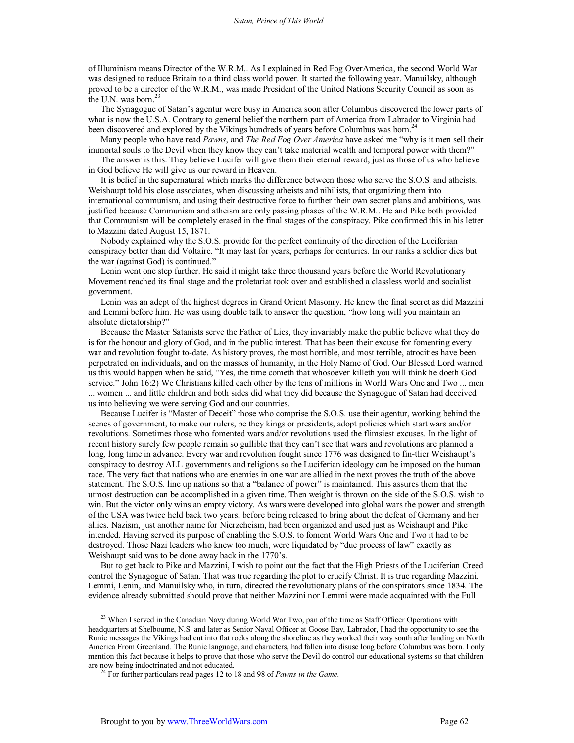of Illuminism means Director of the W.R.M.. As I explained in Red Fog OverAmerica, the second World War was designed to reduce Britain to a third class world power. It started the following year. Manuilsky, although proved to be a director of the W.R.M., was made President of the United Nations Security Council as soon as the U.N. was born.[23]

The Synagogue of Satan's agentur were busy in America soon after Columbus discovered the lower parts of what is now the U.S.A. Contrary to general belief the northern part of America from Labrador to Virginia had been discovered and explored by the Vikings hundreds of years before Columbus was born.[24]

Many people who have read *Pawns*, and *The Red Fog Over America* have asked me "why is it men sell their immortal souls to the Devil when they know they can't take material wealth and temporal power with them?"

The answer is this: They believe Lucifer will give them their eternal reward, just as those of us who believe in God believe He will give us our reward in Heaven.

It is belief in the supernatural which marks the difference between those who serve the S.O.S. and atheists. Weishaupt told his close associates, when discussing atheists and nihilists, that organizing them into international communism, and using their destructive force to further their own secret plans and ambitions, was justified because Communism and atheism are only passing phases of the W.R.M.. He and Pike both provided that Communism will be completely erased in the final stages of the conspiracy. Pike confirmed this in his letter to Mazzini dated August 15, 1871.

Nobody explained why the S.O.S. provide for the perfect continuity of the direction of the Luciferian conspiracy better than did Voltaire. "It may last for years, perhaps for centuries. In our ranks a soldier dies but the war (against God) is continued."

Lenin went one step further. He said it might take three thousand years before the World Revolutionary Movement reached its final stage and the proletariat took over and established a classless world and socialist government.

Lenin was an adept of the highest degrees in Grand Orient Masonry. He knew the final secret as did Mazzini and Lemmi before him. He was using double talk to answer the question, "how long will you maintain an absolute dictatorship?"

Because the Master Satanists serve the Father of Lies, they invariably make the public believe what they do is for the honour and glory of God, and in the public interest. That has been their excuse for fomenting every war and revolution fought to-date. As history proves, the most horrible, and most terrible, atrocities have been perpetrated on individuals, and on the masses of humanity, in the Holy Name of God. Our Blessed Lord warned us this would happen when he said, "Yes, the time cometh that whosoever killeth you will think he doeth God service." John 16:2) We Christians killed each other by the tens of millions in World Wars One and Two ... men ... women ... and little children and both sides did what they did because the Synagogue of Satan had deceived us into believing we were serving God and our countries.

Because Lucifer is "Master of Deceit" those who comprise the S.O.S. use their agentur, working behind the scenes of government, to make our rulers, be they kings or presidents, adopt policies which start wars and/or revolutions. Sometimes those who fomented wars and/or revolutions used the flimsiest excuses. In the light of recent history surely few people remain so gullible that they can't see that wars and revolutions are planned a long, long time in advance. Every war and revolution fought since 1776 was designed to fin-tlier Weishaupt's conspiracy to destroy ALL governments and religions so the Luciferian ideology can be imposed on the human race. The very fact that nations who are enemies in one war are allied in the next proves the truth of the above statement. The S.O.S. line up nations so that a "balance of power" is maintained. This assures them that the utmost destruction can be accomplished in a given time. Then weight is thrown on the side of the S.O.S. wish to win. But the victor only wins an empty victory. As wars were developed into global wars the power and strength of the USA was twice held back two years, before being released to bring about the defeat of Germany and her allies. Nazism, just another name for Nierzcheism, had been organized and used just as Weishaupt and Pike intended. Having served its purpose of enabling the S.O.S. to foment World Wars One and Two it had to be destroyed. Those Nazi leaders who knew too much, were liquidated by "due process of law" exactly as Weishaupt said was to be done away back in the 1770's.

But to get back to Pike and Mazzini, I wish to point out the fact that the High Priests of the Luciferian Creed control the Synagogue of Satan. That was true regarding the plot to crucify Christ. It is true regarding Mazzini, Lemmi, Lenin, and Manuilsky who, in turn, directed the revolutionary plans of the conspirators since 1834. The evidence already submitted should prove that neither Mazzini nor Lemmi were made acquainted with the Full

---

[23] When I served in the Canadian Navy during World War Two, pan of the time as Staff Officer Operations with headquarters at Shelboume, N.S. and later as Senior Naval Officer at Goose Bay, Labrador, I had the opportunity to see the Runic messages the Vikings had cut into flat rocks along the shoreline as they worked their way south after landing on North America From Greenland. The Runic language, and characters, had fallen into disuse long before Columbus was born. I only mention this fact because it helps to prove that those who serve the Devil do control our educational systems so that children are now being indoctrinated and not educated.

[24] For further particulars read pages 12 to 18 and 98 of *Pawns in the Game*.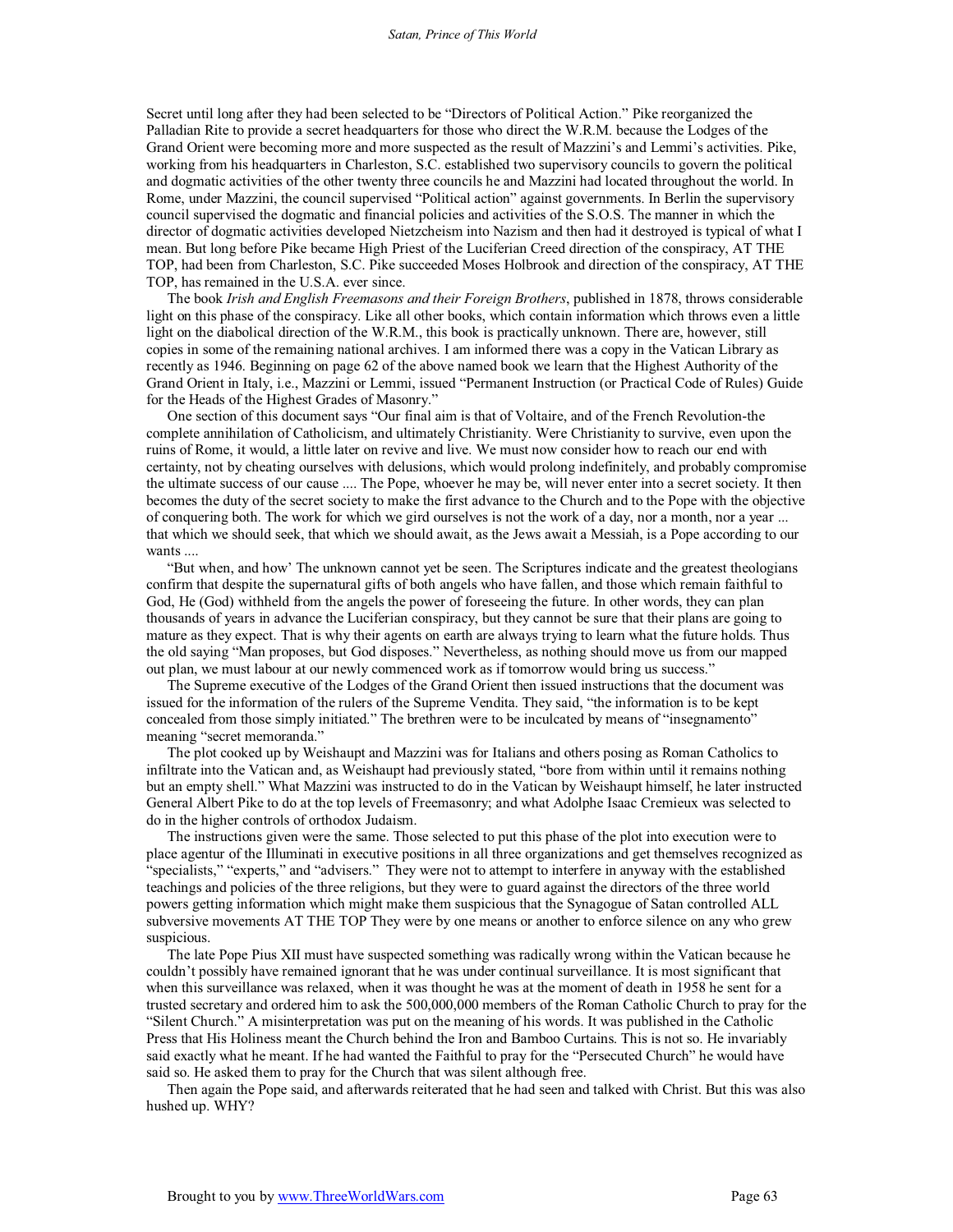Secret until long after they had been selected to be "Directors of Political Action." Pike reorganized the Palladian Rite to provide a secret headquarters for those who direct the W.R.M. because the Lodges of the Grand Orient were becoming more and more suspected as the result of Mazzini's and Lemmi's activities. Pike, working from his headquarters in Charleston, S.C. established two supervisory councils to govern the political and dogmatic activities of the other twenty three councils he and Mazzini had located throughout the world. In Rome, under Mazzini, the council supervised "Political action" against governments. In Berlin the supervisory council supervised the dogmatic and financial policies and activities of the S.O.S. The manner in which the director of dogmatic activities developed Nietzcheism into Nazism and then had it destroyed is typical of what I mean. But long before Pike became High Priest of the Luciferian Creed direction of the conspiracy, AT THE TOP, had been from Charleston, S.C. Pike succeeded Moses Holbrook and direction of the conspiracy, AT THE TOP, has remained in the U.S.A. ever since.

The book *Irish and English Freemasons and their Foreign Brothers*, published in 1878, throws considerable light on this phase of the conspiracy. Like all other books, which contain information which throws even a little light on the diabolical direction of the W.R.M., this book is practically unknown. There are, however, still copies in some of the remaining national archives. I am informed there was a copy in the Vatican Library as recently as 1946. Beginning on page 62 of the above named book we learn that the Highest Authority of the Grand Orient in Italy, i.e., Mazzini or Lemmi, issued "Permanent Instruction (or Practical Code of Rules) Guide for the Heads of the Highest Grades of Masonry."

One section of this document says "Our final aim is that of Voltaire, and of the French Revolution-the complete annihilation of Catholicism, and ultimately Christianity. Were Christianity to survive, even upon the ruins of Rome, it would, a little later on revive and live. We must now consider how to reach our end with certainty, not by cheating ourselves with delusions, which would prolong indefinitely, and probably compromise the ultimate success of our cause .... The Pope, whoever he may be, will never enter into a secret society. It then becomes the duty of the secret society to make the first advance to the Church and to the Pope with the objective of conquering both. The work for which we gird ourselves is not the work of a day, nor a month, nor a year ... that which we should seek, that which we should await, as the Jews await a Messiah, is a Pope according to our wants ....

"But when, and how' The unknown cannot yet be seen. The Scriptures indicate and the greatest theologians confirm that despite the supernatural gifts of both angels who have fallen, and those which remain faithful to God, He (God) withheld from the angels the power of foreseeing the future. In other words, they can plan thousands of years in advance the Luciferian conspiracy, but they cannot be sure that their plans are going to mature as they expect. That is why their agents on earth are always trying to learn what the future holds. Thus the old saying "Man proposes, but God disposes." Nevertheless, as nothing should move us from our mapped out plan, we must labour at our newly commenced work as if tomorrow would bring us success."

The Supreme executive of the Lodges of the Grand Orient then issued instructions that the document was issued for the information of the rulers of the Supreme Vendita. They said, "the information is to be kept concealed from those simply initiated." The brethren were to be inculcated by means of "insegnamento" meaning "secret memoranda."

The plot cooked up by Weishaupt and Mazzini was for Italians and others posing as Roman Catholics to infiltrate into the Vatican and, as Weishaupt had previously stated, "bore from within until it remains nothing but an empty shell." What Mazzini was instructed to do in the Vatican by Weishaupt himself, he later instructed General Albert Pike to do at the top levels of Freemasonry; and what Adolphe Isaac Cremieux was selected to do in the higher controls of orthodox Judaism.

The instructions given were the same. Those selected to put this phase of the plot into execution were to place agentur of the Illuminati in executive positions in all three organizations and get themselves recognized as "specialists," "experts," and "advisers." They were not to attempt to interfere in anyway with the established teachings and policies of the three religions, but they were to guard against the directors of the three world powers getting information which might make them suspicious that the Synagogue of Satan controlled ALL subversive movements AT THE TOP They were by one means or another to enforce silence on any who grew suspicious.

The late Pope Pius XII must have suspected something was radically wrong within the Vatican because he couldn't possibly have remained ignorant that he was under continual surveillance. It is most significant that when this surveillance was relaxed, when it was thought he was at the moment of death in 1958 he sent for a trusted secretary and ordered him to ask the 500,000,000 members of the Roman Catholic Church to pray for the "Silent Church." A misinterpretation was put on the meaning of his words. It was published in the Catholic Press that His Holiness meant the Church behind the Iron and Bamboo Curtains. This is not so. He invariably said exactly what he meant. If he had wanted the Faithful to pray for the "Persecuted Church" he would have said so. He asked them to pray for the Church that was silent although free.

Then again the Pope said, and afterwards reiterated that he had seen and talked with Christ. But this was also hushed up. WHY?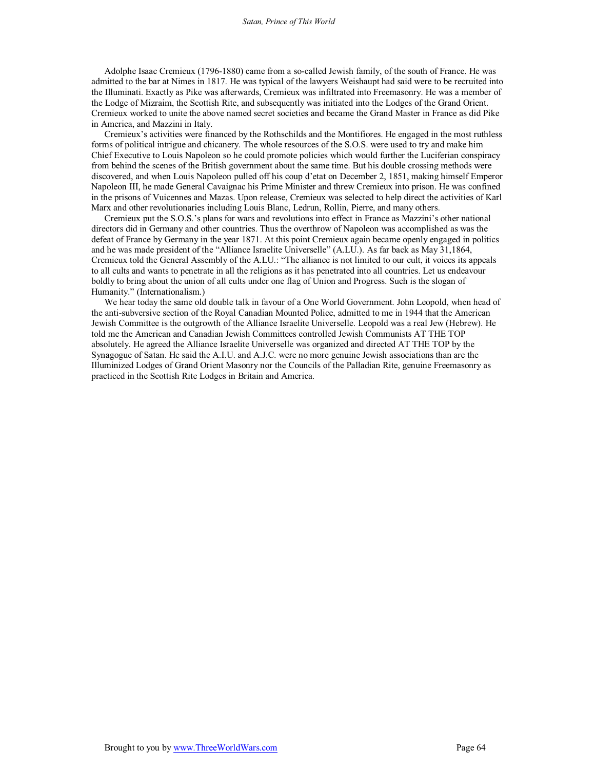Adolphe Isaac Cremieux (1796-1880) came from a so-called Jewish family, of the south of France. He was admitted to the bar at Nimes in 1817. He was typical of the lawyers Weishaupt had said were to be recruited into the Illuminati. Exactly as Pike was afterwards, Cremieux was infiltrated into Freemasonry. He was a member of the Lodge of Mizraim, the Scottish Rite, and subsequently was initiated into the Lodges of the Grand Orient. Cremieux worked to unite the above named secret societies and became the Grand Master in France as did Pike in America, and Mazzini in Italy.

Cremieux's activities were financed by the Rothschilds and the Montifiores. He engaged in the most ruthless forms of political intrigue and chicanery. The whole resources of the S.O.S. were used to try and make him Chief Executive to Louis Napoleon so he could promote policies which would further the Luciferian conspiracy from behind the scenes of the British government about the same time. But his double crossing methods were discovered, and when Louis Napoleon pulled off his coup d'etat on December 2, 1851, making himself Emperor Napoleon III, he made General Cavaignac his Prime Minister and threw Cremieux into prison. He was confined in the prisons of Vuicennes and Mazas. Upon release, Cremieux was selected to help direct the activities of Karl Marx and other revolutionaries including Louis Blanc, Ledrun, Rollin, Pierre, and many others.

Cremieux put the S.O.S.'s plans for wars and revolutions into effect in France as Mazzini's other national directors did in Germany and other countries. Thus the overthrow of Napoleon was accomplished as was the defeat of France by Germany in the year 1871. At this point Cremieux again became openly engaged in politics and he was made president of the "Alliance Israelite Universelle" (A.LU.). As far back as May 31,1864, Cremieux told the General Assembly of the A.LU.: "The alliance is not limited to our cult, it voices its appeals to all cults and wants to penetrate in all the religions as it has penetrated into all countries. Let us endeavour boldly to bring about the union of all cults under one flag of Union and Progress. Such is the slogan of Humanity." (Internationalism.)

We hear today the same old double talk in favour of a One World Government. John Leopold, when head of the anti-subversive section of the Royal Canadian Mounted Police, admitted to me in 1944 that the American Jewish Committee is the outgrowth of the Alliance Israelite Universelle. Leopold was a real Jew (Hebrew). He told me the American and Canadian Jewish Committees controlled Jewish Communists AT THE TOP absolutely. He agreed the Alliance Israelite Universelle was organized and directed AT THE TOP by the Synagogue of Satan. He said the A.I.U. and A.J.C. were no more genuine Jewish associations than are the Illuminized Lodges of Grand Orient Masonry nor the Councils of the Palladian Rite, genuine Freemasonry as practiced in the Scottish Rite Lodges in Britain and America.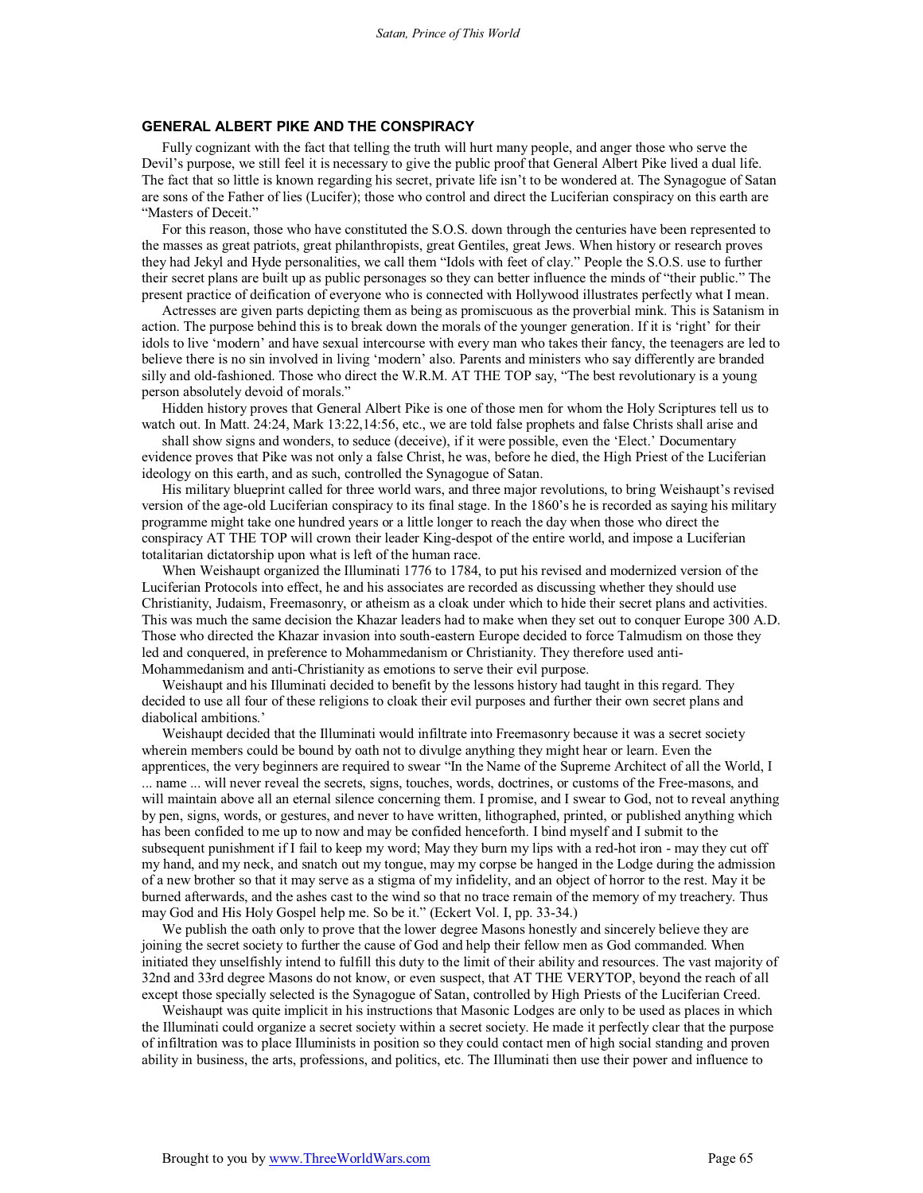## GENERAL ALBERT PIKE AND THE CONSPIRACY

Fully cognizant with the fact that telling the truth will hurt many people, and anger those who serve the Devil's purpose, we still feel it is necessary to give the public proof that General Albert Pike lived a dual life. The fact that so little is known regarding his secret, private life isn't to be wondered at. The Synagogue of Satan are sons of the Father of lies (Lucifer); those who control and direct the Luciferian conspiracy on this earth are "Masters of Deceit."

For this reason, those who have constituted the S.O.S. down through the centuries have been represented to the masses as great patriots, great philanthropists, great Gentiles, great Jews. When history or research proves they had Jekyl and Hyde personalities, we call them "Idols with feet of clay." People the S.O.S. use to further their secret plans are built up as public personages so they can better influence the minds of "their public." The present practice of deification of everyone who is connected with Hollywood illustrates perfectly what I mean.

Actresses are given parts depicting them as being as promiscuous as the proverbial mink. This is Satanism in action. The purpose behind this is to break down the morals of the younger generation. If it is 'right' for their idols to live 'modern' and have sexual intercourse with every man who takes their fancy, the teenagers are led to believe there is no sin involved in living 'modern' also. Parents and ministers who say differently are branded silly and old-fashioned. Those who direct the W.R.M. AT THE TOP say, "The best revolutionary is a young person absolutely devoid of morals."

Hidden history proves that General Albert Pike is one of those men for whom the Holy Scriptures tell us to watch out. In Matt. 24:24, Mark 13:22,14:56, etc., we are told false prophets and false Christs shall arise and shall show signs and wonders, to seduce (deceive), if it were possible, even the 'Elect.' Documentary evidence proves that Pike was not only a false Christ, he was, before he died, the High Priest of the Luciferian ideology on this earth, and as such, controlled the Synagogue of Satan.

His military blueprint called for three world wars, and three major revolutions, to bring Weishaupt's revised version of the age-old Luciferian conspiracy to its final stage. In the 1860's he is recorded as saying his military programme might take one hundred years or a little longer to reach the day when those who direct the conspiracy AT THE TOP will crown their leader King-despot of the entire world, and impose a Luciferian totalitarian dictatorship upon what is left of the human race.

When Weishaupt organized the Illuminati 1776 to 1784, to put his revised and modernized version of the Luciferian Protocols into effect, he and his associates are recorded as discussing whether they should use Christianity, Judaism, Freemasonry, or atheism as a cloak under which to hide their secret plans and activities. This was much the same decision the Khazar leaders had to make when they set out to conquer Europe 300 A.D. Those who directed the Khazar invasion into south-eastern Europe decided to force Talmudism on those they led and conquered, in preference to Mohammedanism or Christianity. They therefore used anti-Mohammedanism and anti-Christianity as emotions to serve their evil purpose.

Weishaupt and his Illuminati decided to benefit by the lessons history had taught in this regard. They decided to use all four of these religions to cloak their evil purposes and further their own secret plans and diabolical ambitions.'

Weishaupt decided that the Illuminati would infiltrate into Freemasonry because it was a secret society wherein members could be bound by oath not to divulge anything they might hear or learn. Even the apprentices, the very beginners are required to swear "In the Name of the Supreme Architect of all the World, I ... name ... will never reveal the secrets, signs, touches, words, doctrines, or customs of the Free-masons, and will maintain above all an eternal silence concerning them. I promise, and I swear to God, not to reveal anything by pen, signs, words, or gestures, and never to have written, lithographed, printed, or published anything which has been confided to me up to now and may be confided henceforth. I bind myself and I submit to the subsequent punishment if I fail to keep my word; May they burn my lips with a red-hot iron - may they cut off my hand, and my neck, and snatch out my tongue, may my corpse be hanged in the Lodge during the admission of a new brother so that it may serve as a stigma of my infidelity, and an object of horror to the rest. May it be burned afterwards, and the ashes cast to the wind so that no trace remain of the memory of my treachery. Thus may God and His Holy Gospel help me. So be it." (Eckert Vol. I, pp. 33-34.)

We publish the oath only to prove that the lower degree Masons honestly and sincerely believe they are joining the secret society to further the cause of God and help their fellow men as God commanded. When initiated they unselfishly intend to fulfill this duty to the limit of their ability and resources. The vast majority of 32nd and 33rd degree Masons do not know, or even suspect, that AT THE VERYTOP, beyond the reach of all except those specially selected is the Synagogue of Satan, controlled by High Priests of the Luciferian Creed.

Weishaupt was quite implicit in his instructions that Masonic Lodges are only to be used as places in which the Illuminati could organize a secret society within a secret society. He made it perfectly clear that the purpose of infiltration was to place Illuminists in position so they could contact men of high social standing and proven ability in business, the arts, professions, and politics, etc. The Illuminati then use their power and influence to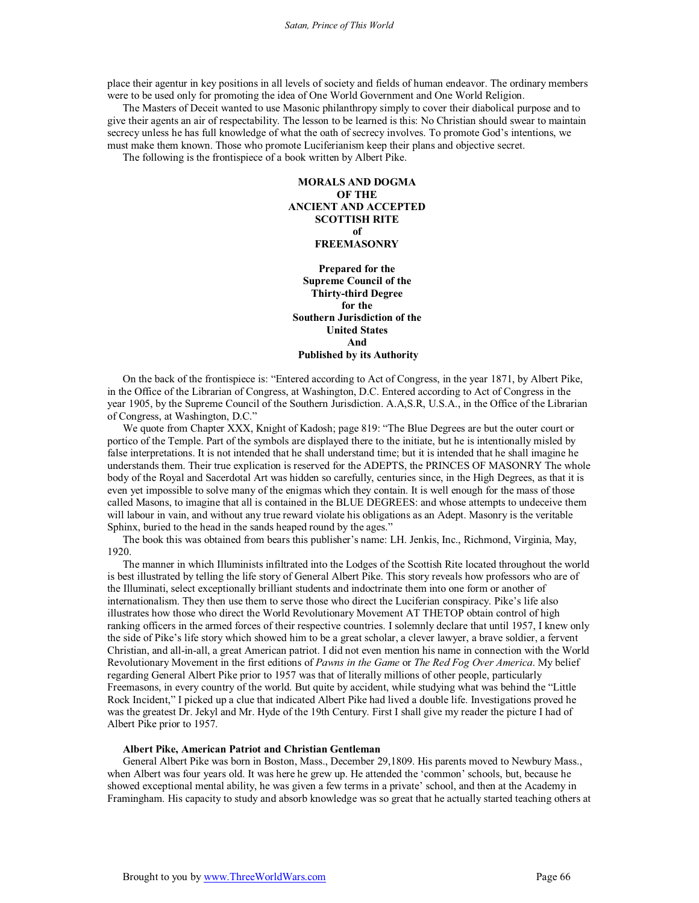place their agentur in key positions in all levels of society and fields of human endeavor. The ordinary members were to be used only for promoting the idea of One World Government and One World Religion.

The Masters of Deceit wanted to use Masonic philanthropy simply to cover their diabolical purpose and to give their agents an air of respectability. The lesson to be learned is this: No Christian should swear to maintain secrecy unless he has full knowledge of what the oath of secrecy involves. To promote God's intentions, we must make them known. Those who promote Luciferianism keep their plans and objective secret.

The following is the frontispiece of a book written by Albert Pike.

**MORALS AND DOGMA**
**OF THE**
**ANCIENT AND ACCEPTED**
**SCOTTISH RITE**
**of**
**FREEMASONRY**

**Prepared for the**
**Supreme Council of the**
**Thirty-third Degree**
**for the**
**Southern Jurisdiction of the**
**United States**
**And**
**Published by its Authority**

On the back of the frontispiece is: "Entered according to Act of Congress, in the year 1871, by Albert Pike, in the Office of the Librarian of Congress, at Washington, D.C. Entered according to Act of Congress in the year 1905, by the Supreme Council of the Southern Jurisdiction. A.A,S.R, U.S.A., in the Office of the Librarian of Congress, at Washington, D.C."

We quote from Chapter XXX, Knight of Kadosh; page 819: "The Blue Degrees are but the outer court or portico of the Temple. Part of the symbols are displayed there to the initiate, but he is intentionally misled by false interpretations. It is not intended that he shall understand time; but it is intended that he shall imagine he understands them. Their true explication is reserved for the ADEPTS, the PRINCES OF MASONRY The whole body of the Royal and Sacerdotal Art was hidden so carefully, centuries since, in the High Degrees, as that it is even yet impossible to solve many of the enigmas which they contain. It is well enough for the mass of those called Masons, to imagine that all is contained in the BLUE DEGREES: and whose attempts to undeceive them will labour in vain, and without any true reward violate his obligations as an Adept. Masonry is the veritable Sphinx, buried to the head in the sands heaped round by the ages."

The book this was obtained from bears this publisher's name: LH. Jenkis, Inc., Richmond, Virginia, May, 1920.

The manner in which Illuminists infiltrated into the Lodges of the Scottish Rite located throughout the world is best illustrated by telling the life story of General Albert Pike. This story reveals how professors who are of the Illuminati, select exceptionally brilliant students and indoctrinate them into one form or another of internationalism. They then use them to serve those who direct the Luciferian conspiracy. Pike's life also illustrates how those who direct the World Revolutionary Movement AT THETOP obtain control of high ranking officers in the armed forces of their respective countries. I solemnly declare that until 1957, I knew only the side of Pike's life story which showed him to be a great scholar, a clever lawyer, a brave soldier, a fervent Christian, and all-in-all, a great American patriot. I did not even mention his name in connection with the World Revolutionary Movement in the first editions of *Pawns in the Game* or *The Red Fog Over America*. My belief regarding General Albert Pike prior to 1957 was that of literally millions of other people, particularly Freemasons, in every country of the world. But quite by accident, while studying what was behind the "Little Rock Incident," I picked up a clue that indicated Albert Pike had lived a double life. Investigations proved he was the greatest Dr. Jekyl and Mr. Hyde of the 19th Century. First I shall give my reader the picture I had of Albert Pike prior to 1957.

**Albert Pike, American Patriot and Christian Gentleman**

General Albert Pike was born in Boston, Mass., December 29,1809. His parents moved to Newbury Mass., when Albert was four years old. It was here he grew up. He attended the 'common' schools, but, because he showed exceptional mental ability, he was given a few terms in a private' school, and then at the Academy in Framingham. His capacity to study and absorb knowledge was so great that he actually started teaching others at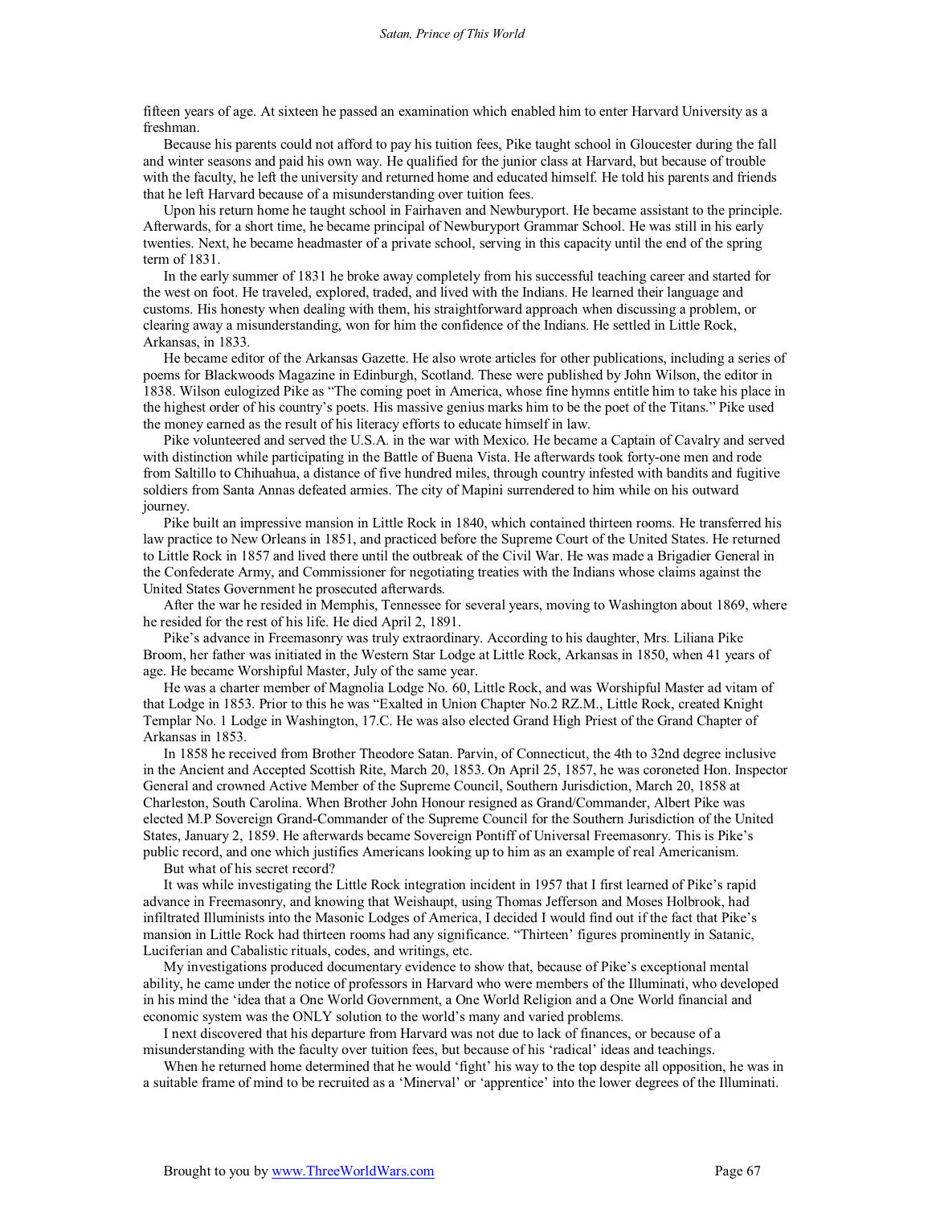fifteen years of age. At sixteen he passed an examination which enabled him to enter Harvard University as a freshman.

Because his parents could not afford to pay his tuition fees, Pike taught school in Gloucester during the fall and winter seasons and paid his own way. He qualified for the junior class at Harvard, but because of trouble with the faculty, he left the university and returned home and educated himself. He told his parents and friends that he left Harvard because of a misunderstanding over tuition fees.

Upon his return home he taught school in Fairhaven and Newburyport. He became assistant to the principle. Afterwards, for a short time, he became principal of Newburyport Grammar School. He was still in his early twenties. Next, he became headmaster of a private school, serving in this capacity until the end of the spring term of 1831.

In the early summer of 1831 he broke away completely from his successful teaching career and started for the west on foot. He traveled, explored, traded, and lived with the Indians. He learned their language and customs. His honesty when dealing with them, his straightforward approach when discussing a problem, or clearing away a misunderstanding, won for him the confidence of the Indians. He settled in Little Rock, Arkansas, in 1833.

He became editor of the Arkansas Gazette. He also wrote articles for other publications, including a series of poems for Blackwoods Magazine in Edinburgh, Scotland. These were published by John Wilson, the editor in 1838. Wilson eulogized Pike as "The coming poet in America, whose fine hymns entitle him to take his place in the highest order of his country's poets. His massive genius marks him to be the poet of the Titans." Pike used the money earned as the result of his literacy efforts to educate himself in law.

Pike volunteered and served the U.S.A. in the war with Mexico. He became a Captain of Cavalry and served with distinction while participating in the Battle of Buena Vista. He afterwards took forty-one men and rode from Saltillo to Chihuahua, a distance of five hundred miles, through country infested with bandits and fugitive soldiers from Santa Annas defeated armies. The city of Mapini surrendered to him while on his outward journey.

Pike built an impressive mansion in Little Rock in 1840, which contained thirteen rooms. He transferred his law practice to New Orleans in 1851, and practiced before the Supreme Court of the United States. He returned to Little Rock in 1857 and lived there until the outbreak of the Civil War. He was made a Brigadier General in the Confederate Army, and Commissioner for negotiating treaties with the Indians whose claims against the United States Government he prosecuted afterwards.

After the war he resided in Memphis, Tennessee for several years, moving to Washington about 1869, where he resided for the rest of his life. He died April 2, 1891.

Pike's advance in Freemasonry was truly extraordinary. According to his daughter, Mrs. Liliana Pike Broom, her father was initiated in the Western Star Lodge at Little Rock, Arkansas in 1850, when 41 years of age. He became Worshipful Master, July of the same year.

He was a charter member of Magnolia Lodge No. 60, Little Rock, and was Worshipful Master ad vitam of that Lodge in 1853. Prior to this he was "Exalted in Union Chapter No.2 RZ.M., Little Rock, created Knight Templar No. 1 Lodge in Washington, 17.C. He was also elected Grand High Priest of the Grand Chapter of Arkansas in 1853.

In 1858 he received from Brother Theodore Satan. Parvin, of Connecticut, the 4th to 32nd degree inclusive in the Ancient and Accepted Scottish Rite, March 20, 1853. On April 25, 1857, he was coroneted Hon. Inspector General and crowned Active Member of the Supreme Council, Southern Jurisdiction, March 20, 1858 at Charleston, South Carolina. When Brother John Honour resigned as Grand/Commander, Albert Pike was elected M.P Sovereign Grand-Commander of the Supreme Council for the Southern Jurisdiction of the United States, January 2, 1859. He afterwards became Sovereign Pontiff of Universal Freemasonry. This is Pike's public record, and one which justifies Americans looking up to him as an example of real Americanism.

But what of his secret record?

It was while investigating the Little Rock integration incident in 1957 that I first learned of Pike's rapid advance in Freemasonry, and knowing that Weishaupt, using Thomas Jefferson and Moses Holbrook, had infiltrated Illuminists into the Masonic Lodges of America, I decided I would find out if the fact that Pike's mansion in Little Rock had thirteen rooms had any significance. "Thirteen' figures prominently in Satanic, Luciferian and Cabalistic rituals, codes, and writings, etc.

My investigations produced documentary evidence to show that, because of Pike's exceptional mental ability, he came under the notice of professors in Harvard who were members of the Illuminati, who developed in his mind the 'idea that a One World Government, a One World Religion and a One World financial and economic system was the ONLY solution to the world's many and varied problems.

I next discovered that his departure from Harvard was not due to lack of finances, or because of a misunderstanding with the faculty over tuition fees, but because of his 'radical' ideas and teachings.

When he returned home determined that he would 'fight' his way to the top despite all opposition, he was in a suitable frame of mind to be recruited as a 'Minerval' or 'apprentice' into the lower degrees of the Illuminati.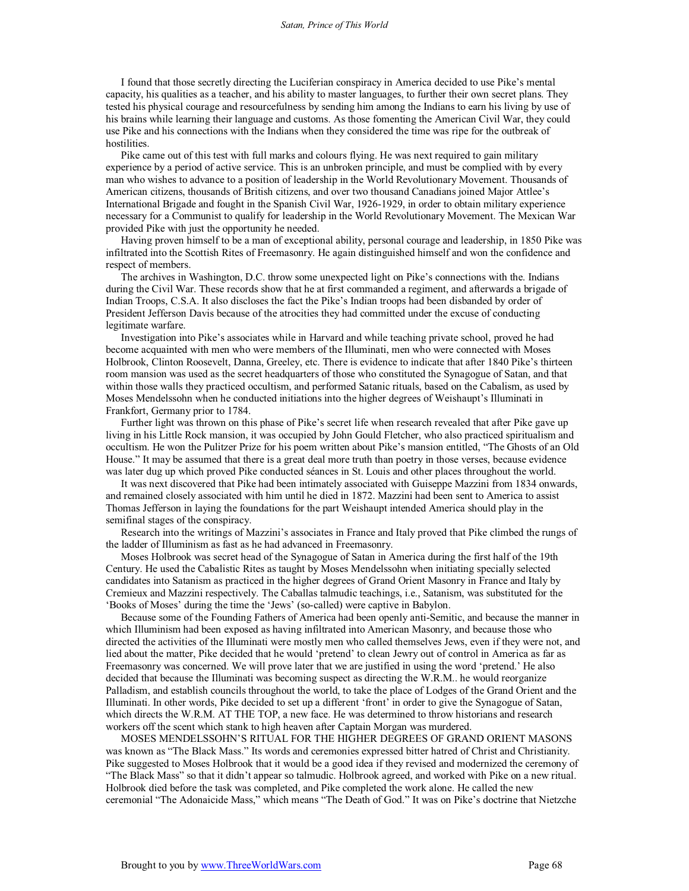I found that those secretly directing the Luciferian conspiracy in America decided to use Pike's mental capacity, his qualities as a teacher, and his ability to master languages, to further their own secret plans. They tested his physical courage and resourcefulness by sending him among the Indians to earn his living by use of his brains while learning their language and customs. As those fomenting the American Civil War, they could use Pike and his connections with the Indians when they considered the time was ripe for the outbreak of hostilities.

Pike came out of this test with full marks and colours flying. He was next required to gain military experience by a period of active service. This is an unbroken principle, and must be complied with by every man who wishes to advance to a position of leadership in the World Revolutionary Movement. Thousands of American citizens, thousands of British citizens, and over two thousand Canadians joined Major Attlee's International Brigade and fought in the Spanish Civil War, 1926-1929, in order to obtain military experience necessary for a Communist to qualify for leadership in the World Revolutionary Movement. The Mexican War provided Pike with just the opportunity he needed.

Having proven himself to be a man of exceptional ability, personal courage and leadership, in 1850 Pike was infiltrated into the Scottish Rites of Freemasonry. He again distinguished himself and won the confidence and respect of members.

The archives in Washington, D.C. throw some unexpected light on Pike's connections with the. Indians during the Civil War. These records show that he at first commanded a regiment, and afterwards a brigade of Indian Troops, C.S.A. It also discloses the fact the Pike's Indian troops had been disbanded by order of President Jefferson Davis because of the atrocities they had committed under the excuse of conducting legitimate warfare.

Investigation into Pike's associates while in Harvard and while teaching private school, proved he had become acquainted with men who were members of the Illuminati, men who were connected with Moses Holbrook, Clinton Roosevelt, Danna, Greeley, etc. There is evidence to indicate that after 1840 Pike's thirteen room mansion was used as the secret headquarters of those who constituted the Synagogue of Satan, and that within those walls they practiced occultism, and performed Satanic rituals, based on the Cabalism, as used by Moses Mendelssohn when he conducted initiations into the higher degrees of Weishaupt's Illuminati in Frankfort, Germany prior to 1784.

Further light was thrown on this phase of Pike's secret life when research revealed that after Pike gave up living in his Little Rock mansion, it was occupied by John Gould Fletcher, who also practiced spiritualism and occultism. He won the Pulitzer Prize for his poem written about Pike's mansion entitled, "The Ghosts of an Old House." It may be assumed that there is a great deal more truth than poetry in those verses, because evidence was later dug up which proved Pike conducted séances in St. Louis and other places throughout the world.

It was next discovered that Pike had been intimately associated with Guiseppe Mazzini from 1834 onwards, and remained closely associated with him until he died in 1872. Mazzini had been sent to America to assist Thomas Jefferson in laying the foundations for the part Weishaupt intended America should play in the semifinal stages of the conspiracy.

Research into the writings of Mazzini's associates in France and Italy proved that Pike climbed the rungs of the ladder of Illuminism as fast as he had advanced in Freemasonry.

Moses Holbrook was secret head of the Synagogue of Satan in America during the first half of the 19th Century. He used the Cabalistic Rites as taught by Moses Mendelssohn when initiating specially selected candidates into Satanism as practiced in the higher degrees of Grand Orient Masonry in France and Italy by Cremieux and Mazzini respectively. The Caballas talmudic teachings, i.e., Satanism, was substituted for the 'Books of Moses' during the time the 'Jews' (so-called) were captive in Babylon.

Because some of the Founding Fathers of America had been openly anti-Semitic, and because the manner in which Illuminism had been exposed as having infiltrated into American Masonry, and because those who directed the activities of the Illuminati were mostly men who called themselves Jews, even if they were not, and lied about the matter, Pike decided that he would 'pretend' to clean Jewry out of control in America as far as Freemasonry was concerned. We will prove later that we are justified in using the word 'pretend.' He also decided that because the Illuminati was becoming suspect as directing the W.R.M.. he would reorganize Palladism, and establish councils throughout the world, to take the place of Lodges of the Grand Orient and the Illuminati. In other words, Pike decided to set up a different 'front' in order to give the Synagogue of Satan, which directs the W.R.M. AT THE TOP, a new face. He was determined to throw historians and research workers off the scent which stank to high heaven after Captain Morgan was murdered.

MOSES MENDELSSOHN'S RITUAL FOR THE HIGHER DEGREES OF GRAND ORIENT MASONS was known as "The Black Mass." Its words and ceremonies expressed bitter hatred of Christ and Christianity. Pike suggested to Moses Holbrook that it would be a good idea if they revised and modernized the ceremony of "The Black Mass" so that it didn't appear so talmudic. Holbrook agreed, and worked with Pike on a new ritual. Holbrook died before the task was completed, and Pike completed the work alone. He called the new ceremonial "The Adonaicide Mass," which means "The Death of God." It was on Pike's doctrine that Nietzche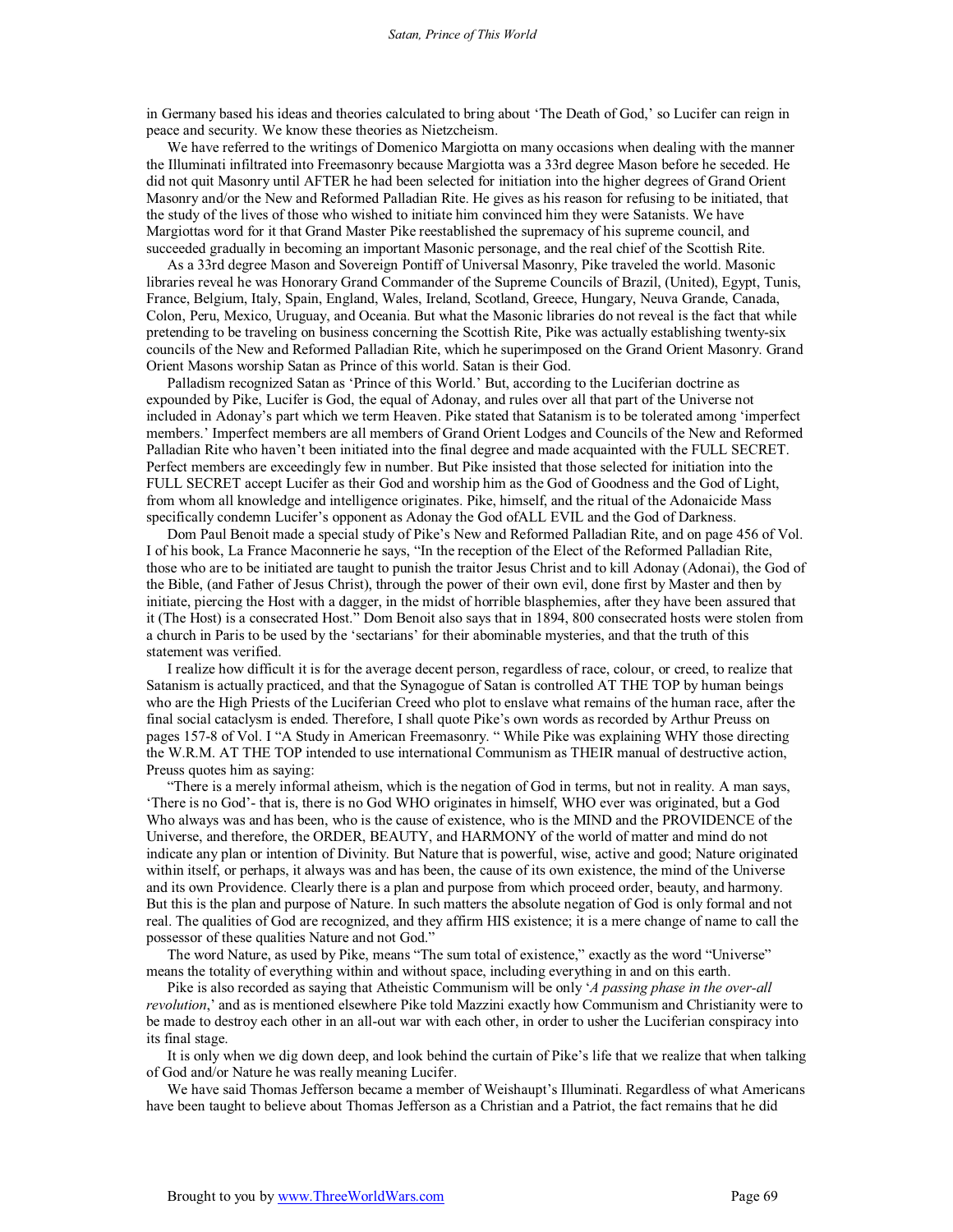in Germany based his ideas and theories calculated to bring about 'The Death of God,' so Lucifer can reign in peace and security. We know these theories as Nietzcheism.

We have referred to the writings of Domenico Margiotta on many occasions when dealing with the manner the Illuminati infiltrated into Freemasonry because Margiotta was a 33rd degree Mason before he seceded. He did not quit Masonry until AFTER he had been selected for initiation into the higher degrees of Grand Orient Masonry and/or the New and Reformed Palladian Rite. He gives as his reason for refusing to be initiated, that the study of the lives of those who wished to initiate him convinced him they were Satanists. We have Margiottas word for it that Grand Master Pike reestablished the supremacy of his supreme council, and succeeded gradually in becoming an important Masonic personage, and the real chief of the Scottish Rite.

As a 33rd degree Mason and Sovereign Pontiff of Universal Masonry, Pike traveled the world. Masonic libraries reveal he was Honorary Grand Commander of the Supreme Councils of Brazil, (United), Egypt, Tunis, France, Belgium, Italy, Spain, England, Wales, Ireland, Scotland, Greece, Hungary, Neuva Grande, Canada, Colon, Peru, Mexico, Uruguay, and Oceania. But what the Masonic libraries do not reveal is the fact that while pretending to be traveling on business concerning the Scottish Rite, Pike was actually establishing twenty-six councils of the New and Reformed Palladian Rite, which he superimposed on the Grand Orient Masonry. Grand Orient Masons worship Satan as Prince of this world. Satan is their God.

Palladism recognized Satan as 'Prince of this World.' But, according to the Luciferian doctrine as expounded by Pike, Lucifer is God, the equal of Adonay, and rules over all that part of the Universe not included in Adonay's part which we term Heaven. Pike stated that Satanism is to be tolerated among 'imperfect members.' Imperfect members are all members of Grand Orient Lodges and Councils of the New and Reformed Palladian Rite who haven't been initiated into the final degree and made acquainted with the FULL SECRET. Perfect members are exceedingly few in number. But Pike insisted that those selected for initiation into the FULL SECRET accept Lucifer as their God and worship him as the God of Goodness and the God of Light, from whom all knowledge and intelligence originates. Pike, himself, and the ritual of the Adonaicide Mass specifically condemn Lucifer's opponent as Adonay the God ofALL EVIL and the God of Darkness.

Dom Paul Benoit made a special study of Pike's New and Reformed Palladian Rite, and on page 456 of Vol. I of his book, La France Maconnerie he says, "In the reception of the Elect of the Reformed Palladian Rite, those who are to be initiated are taught to punish the traitor Jesus Christ and to kill Adonay (Adonai), the God of the Bible, (and Father of Jesus Christ), through the power of their own evil, done first by Master and then by initiate, piercing the Host with a dagger, in the midst of horrible blasphemies, after they have been assured that it (The Host) is a consecrated Host." Dom Benoit also says that in 1894, 800 consecrated hosts were stolen from a church in Paris to be used by the 'sectarians' for their abominable mysteries, and that the truth of this statement was verified.

I realize how difficult it is for the average decent person, regardless of race, colour, or creed, to realize that Satanism is actually practiced, and that the Synagogue of Satan is controlled AT THE TOP by human beings who are the High Priests of the Luciferian Creed who plot to enslave what remains of the human race, after the final social cataclysm is ended. Therefore, I shall quote Pike's own words as recorded by Arthur Preuss on pages 157-8 of Vol. I "A Study in American Freemasonry. " While Pike was explaining WHY those directing the W.R.M. AT THE TOP intended to use international Communism as THEIR manual of destructive action, Preuss quotes him as saying:

"There is a merely informal atheism, which is the negation of God in terms, but not in reality. A man says, 'There is no God'- that is, there is no God WHO originates in himself, WHO ever was originated, but a God Who always was and has been, who is the cause of existence, who is the MIND and the PROVIDENCE of the Universe, and therefore, the ORDER, BEAUTY, and HARMONY of the world of matter and mind do not indicate any plan or intention of Divinity. But Nature that is powerful, wise, active and good; Nature originated within itself, or perhaps, it always was and has been, the cause of its own existence, the mind of the Universe and its own Providence. Clearly there is a plan and purpose from which proceed order, beauty, and harmony. But this is the plan and purpose of Nature. In such matters the absolute negation of God is only formal and not real. The qualities of God are recognized, and they affirm HIS existence; it is a mere change of name to call the possessor of these qualities Nature and not God."

The word Nature, as used by Pike, means "The sum total of existence," exactly as the word "Universe" means the totality of everything within and without space, including everything in and on this earth.

Pike is also recorded as saying that Atheistic Communism will be only '*A passing phase in the over-all revolution*,' and as is mentioned elsewhere Pike told Mazzini exactly how Communism and Christianity were to be made to destroy each other in an all-out war with each other, in order to usher the Luciferian conspiracy into its final stage.

It is only when we dig down deep, and look behind the curtain of Pike's life that we realize that when talking of God and/or Nature he was really meaning Lucifer.

We have said Thomas Jefferson became a member of Weishaupt's Illuminati. Regardless of what Americans have been taught to believe about Thomas Jefferson as a Christian and a Patriot, the fact remains that he did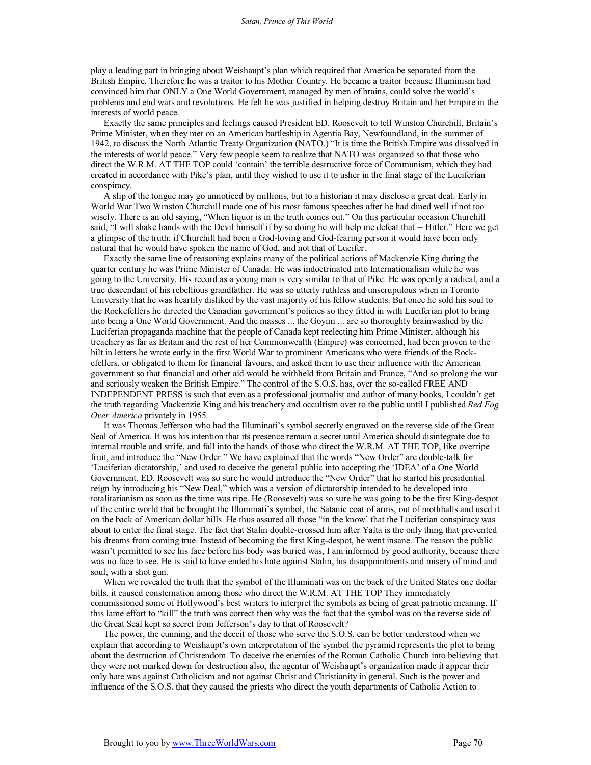play a leading part in bringing about Weishaupt's plan which required that America be separated from the British Empire. Therefore he was a traitor to his Mother Country. He became a traitor because Illuminism had convinced him that ONLY a One World Government, managed by men of brains, could solve the world's problems and end wars and revolutions. He felt he was justified in helping destroy Britain and her Empire in the interests of world peace.

Exactly the same principles and feelings caused President ED. Roosevelt to tell Winston Churchill, Britain's Prime Minister, when they met on an American battleship in Agentia Bay, Newfoundland, in the summer of 1942, to discuss the North Atlantic Treaty Organization (NATO.) "It is time the British Empire was dissolved in the interests of world peace." Very few people seem to realize that NATO was organized so that those who direct the W.R.M. AT THE TOP could 'contain' the terrible destructive force of Communism, which they had created in accordance with Pike's plan, until they wished to use it to usher in the final stage of the Luciferian conspiracy.

A slip of the tongue may go unnoticed by millions, but to a historian it may disclose a great deal. Early in World War Two Winston Churchill made one of his most famous speeches after he had dined well if not too wisely. There is an old saying, "When liquor is in the truth comes out." On this particular occasion Churchill said, "I will shake hands with the Devil himself if by so doing he will help me defeat that -- Hitler." Here we get a glimpse of the truth; if Churchill had been a God-loving and God-fearing person it would have been only natural that he would have spoken the name of God, and not that of Lucifer.

Exactly the same line of reasoning explains many of the political actions of Mackenzie King during the quarter century he was Prime Minister of Canada: He was indoctrinated into Internationalism while he was going to the University. His record as a young man is very similar to that of Pike. He was openly a radical, and a true descendant of his rebellious grandfather. He was so utterly ruthless and unscrupulous when in Toronto University that he was heartily disliked by the vast majority of his fellow students. But once he sold his soul to the Rockefellers he directed the Canadian government's policies so they fitted in with Luciferian plot to bring into being a One World Government. And the masses ... the Goyim ... are so thoroughly brainwashed by the Luciferian propaganda machine that the people of Canada kept reelecting him Prime Minister, although his treachery as far as Britain and the rest of her Commonwealth (Empire) was concerned, had been proven to the hilt in letters he wrote early in the first World War to prominent Americans who were friends of the Rockefellers, or obligated to them for financial favours, and asked them to use their influence with the American government so that financial and other aid would be withheld from Britain and France, "And so prolong the war and seriously weaken the British Empire." The control of the S.O.S. has, over the so-called FREE AND INDEPENDENT PRESS is such that even as a professional journalist and author of many books, I couldn't get the truth regarding Mackenzie King and his treachery and occultism over to the public until I published *Red Fog Over America* privately in 1955.

It was Thomas Jefferson who had the Illuminati's symbol secretly engraved on the reverse side of the Great Seal of America. It was his intention that its presence remain a secret until America should disintegrate due to internal trouble and strife, and fall into the hands of those who direct the W.R.M. AT THE TOP, like overripe fruit, and introduce the "New Order." We have explained that the words "New Order" are double-talk for 'Luciferian dictatorship,' and used to deceive the general public into accepting the 'IDEA' of a One World Government. ED. Roosevelt was so sure he would introduce the "New Order" that he started his presidential reign by introducing his "New Deal," which was a version of dictatorship intended to be developed into totalitarianism as soon as the time was ripe. He (Roosevelt) was so sure he was going to be the first King-despot of the entire world that he brought the Illuminati's symbol, the Satanic coat of arms, out of mothballs and used it on the back of American dollar bills. He thus assured all those "in the know' that the Luciferian conspiracy was about to enter the final stage. The fact that Stalin double-crossed him after Yalta is the only thing that prevented his dreams from coming true. Instead of becoming the first King-despot, he went insane. The reason the public wasn't permitted to see his face before his body was buried was, I am informed by good authority, because there was no face to see. He is said to have ended his hate against Stalin, his disappointments and misery of mind and soul, with a shot gun.

When we revealed the truth that the symbol of the Illuminati was on the back of the United States one dollar bills, it caused consternation among those who direct the W.R.M. AT THE TOP They immediately commissioned some of Hollywood's best writers to interpret the symbols as being of great patriotic meaning. If this lame effort to "kill" the truth was correct then why was the fact that the symbol was on the reverse side of the Great Seal kept so secret from Jefferson's day to that of Roosevelt?

The power, the cunning, and the deceit of those who serve the S.O.S. can be better understood when we explain that according to Weishaupt's own interpretation of the symbol the pyramid represents the plot to bring about the destruction of Christendom. To deceive the enemies of the Roman Catholic Church into believing that they were not marked down for destruction also, the agentur of Weishaupt's organization made it appear their only hate was against Catholicism and not against Christ and Christianity in general. Such is the power and influence of the S.O.S. that they caused the priests who direct the youth departments of Catholic Action to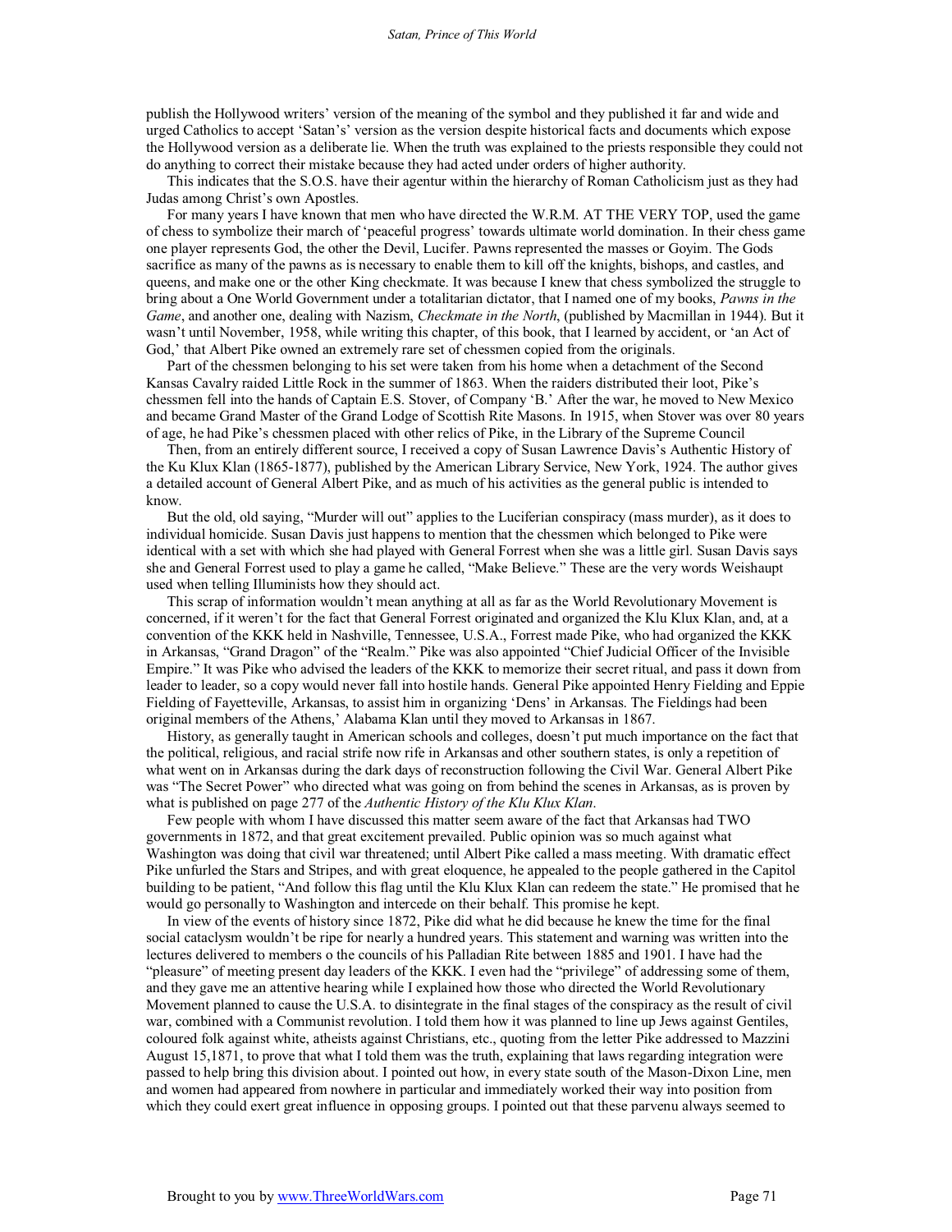publish the Hollywood writers' version of the meaning of the symbol and they published it far and wide and urged Catholics to accept 'Satan's' version as the version despite historical facts and documents which expose the Hollywood version as a deliberate lie. When the truth was explained to the priests responsible they could not do anything to correct their mistake because they had acted under orders of higher authority.

This indicates that the S.O.S. have their agentur within the hierarchy of Roman Catholicism just as they had Judas among Christ's own Apostles.

For many years I have known that men who have directed the W.R.M. AT THE VERY TOP, used the game of chess to symbolize their march of 'peaceful progress' towards ultimate world domination. In their chess game one player represents God, the other the Devil, Lucifer. Pawns represented the masses or Goyim. The Gods sacrifice as many of the pawns as is necessary to enable them to kill off the knights, bishops, and castles, and queens, and make one or the other King checkmate. It was because I knew that chess symbolized the struggle to bring about a One World Government under a totalitarian dictator, that I named one of my books, *Pawns in the Game*, and another one, dealing with Nazism, *Checkmate in the North*, (published by Macmillan in 1944). But it wasn't until November, 1958, while writing this chapter, of this book, that I learned by accident, or 'an Act of God,' that Albert Pike owned an extremely rare set of chessmen copied from the originals.

Part of the chessmen belonging to his set were taken from his home when a detachment of the Second Kansas Cavalry raided Little Rock in the summer of 1863. When the raiders distributed their loot, Pike's chessmen fell into the hands of Captain E.S. Stover, of Company 'B.' After the war, he moved to New Mexico and became Grand Master of the Grand Lodge of Scottish Rite Masons. In 1915, when Stover was over 80 years of age, he had Pike's chessmen placed with other relics of Pike, in the Library of the Supreme Council

Then, from an entirely different source, I received a copy of Susan Lawrence Davis's Authentic History of the Ku Klux Klan (1865-1877), published by the American Library Service, New York, 1924. The author gives a detailed account of General Albert Pike, and as much of his activities as the general public is intended to know.

But the old, old saying, "Murder will out" applies to the Luciferian conspiracy (mass murder), as it does to individual homicide. Susan Davis just happens to mention that the chessmen which belonged to Pike were identical with a set with which she had played with General Forrest when she was a little girl. Susan Davis says she and General Forrest used to play a game he called, "Make Believe." These are the very words Weishaupt used when telling Illuminists how they should act.

This scrap of information wouldn't mean anything at all as far as the World Revolutionary Movement is concerned, if it weren't for the fact that General Forrest originated and organized the Klu Klux Klan, and, at a convention of the KKK held in Nashville, Tennessee, U.S.A., Forrest made Pike, who had organized the KKK in Arkansas, "Grand Dragon" of the "Realm." Pike was also appointed "Chief Judicial Officer of the Invisible Empire." It was Pike who advised the leaders of the KKK to memorize their secret ritual, and pass it down from leader to leader, so a copy would never fall into hostile hands. General Pike appointed Henry Fielding and Eppie Fielding of Fayetteville, Arkansas, to assist him in organizing 'Dens' in Arkansas. The Fieldings had been original members of the Athens,' Alabama Klan until they moved to Arkansas in 1867.

History, as generally taught in American schools and colleges, doesn't put much importance on the fact that the political, religious, and racial strife now rife in Arkansas and other southern states, is only a repetition of what went on in Arkansas during the dark days of reconstruction following the Civil War. General Albert Pike was "The Secret Power" who directed what was going on from behind the scenes in Arkansas, as is proven by what is published on page 277 of the *Authentic History of the Klu Klux Klan*.

Few people with whom I have discussed this matter seem aware of the fact that Arkansas had TWO governments in 1872, and that great excitement prevailed. Public opinion was so much against what Washington was doing that civil war threatened; until Albert Pike called a mass meeting. With dramatic effect Pike unfurled the Stars and Stripes, and with great eloquence, he appealed to the people gathered in the Capitol building to be patient, "And follow this flag until the Klu Klux Klan can redeem the state." He promised that he would go personally to Washington and intercede on their behalf. This promise he kept.

In view of the events of history since 1872, Pike did what he did because he knew the time for the final social cataclysm wouldn't be ripe for nearly a hundred years. This statement and warning was written into the lectures delivered to members o the councils of his Palladian Rite between 1885 and 1901. I have had the "pleasure" of meeting present day leaders of the KKK. I even had the "privilege" of addressing some of them, and they gave me an attentive hearing while I explained how those who directed the World Revolutionary Movement planned to cause the U.S.A. to disintegrate in the final stages of the conspiracy as the result of civil war, combined with a Communist revolution. I told them how it was planned to line up Jews against Gentiles, coloured folk against white, atheists against Christians, etc., quoting from the letter Pike addressed to Mazzini August 15,1871, to prove that what I told them was the truth, explaining that laws regarding integration were passed to help bring this division about. I pointed out how, in every state south of the Mason-Dixon Line, men and women had appeared from nowhere in particular and immediately worked their way into position from which they could exert great influence in opposing groups. I pointed out that these parvenu always seemed to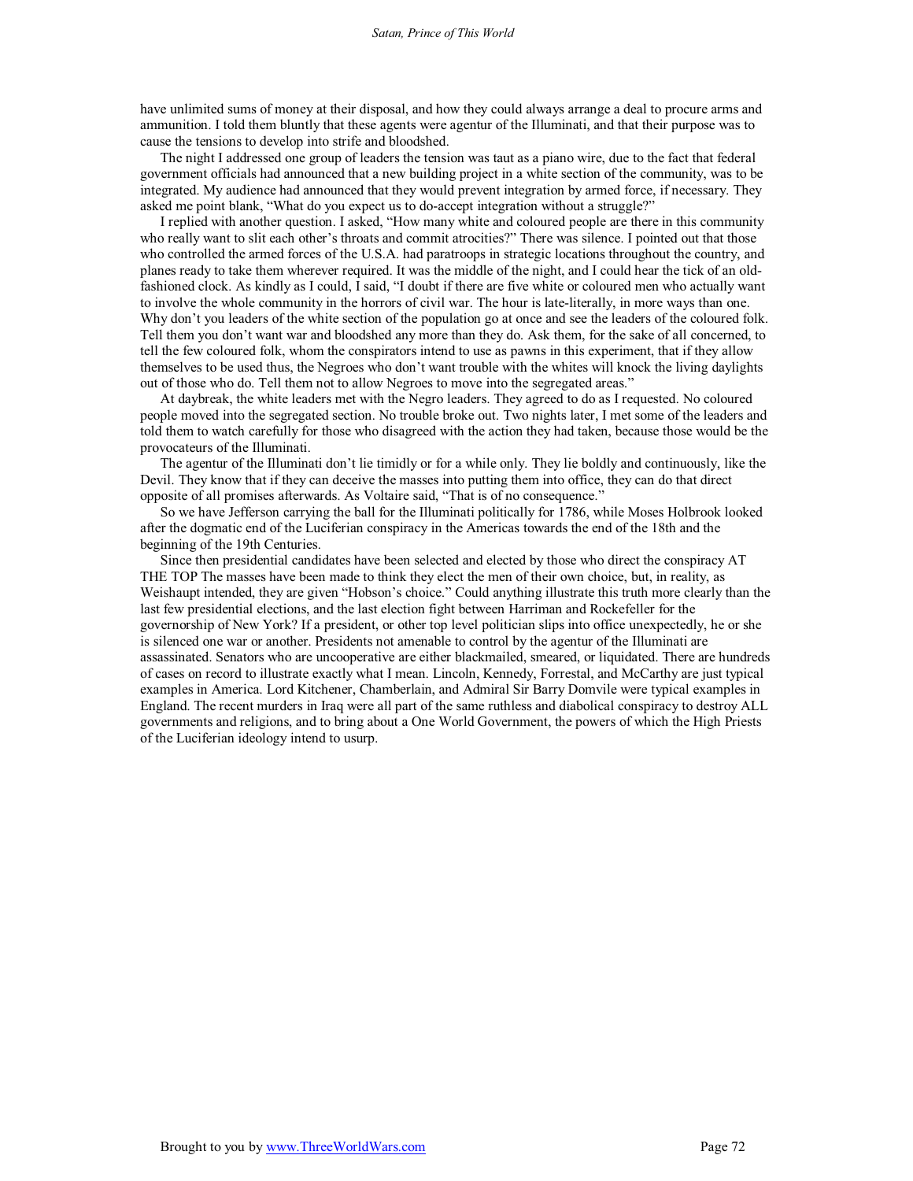have unlimited sums of money at their disposal, and how they could always arrange a deal to procure arms and ammunition. I told them bluntly that these agents were agentur of the Illuminati, and that their purpose was to cause the tensions to develop into strife and bloodshed.

The night I addressed one group of leaders the tension was taut as a piano wire, due to the fact that federal government officials had announced that a new building project in a white section of the community, was to be integrated. My audience had announced that they would prevent integration by armed force, if necessary. They asked me point blank, "What do you expect us to do-accept integration without a struggle?"

I replied with another question. I asked, "How many white and coloured people are there in this community who really want to slit each other's throats and commit atrocities?" There was silence. I pointed out that those who controlled the armed forces of the U.S.A. had paratroops in strategic locations throughout the country, and planes ready to take them wherever required. It was the middle of the night, and I could hear the tick of an old-fashioned clock. As kindly as I could, I said, "I doubt if there are five white or coloured men who actually want to involve the whole community in the horrors of civil war. The hour is late-literally, in more ways than one. Why don't you leaders of the white section of the population go at once and see the leaders of the coloured folk. Tell them you don't want war and bloodshed any more than they do. Ask them, for the sake of all concerned, to tell the few coloured folk, whom the conspirators intend to use as pawns in this experiment, that if they allow themselves to be used thus, the Negroes who don't want trouble with the whites will knock the living daylights out of those who do. Tell them not to allow Negroes to move into the segregated areas."

At daybreak, the white leaders met with the Negro leaders. They agreed to do as I requested. No coloured people moved into the segregated section. No trouble broke out. Two nights later, I met some of the leaders and told them to watch carefully for those who disagreed with the action they had taken, because those would be the provocateurs of the Illuminati.

The agentur of the Illuminati don't lie timidly or for a while only. They lie boldly and continuously, like the Devil. They know that if they can deceive the masses into putting them into office, they can do that direct opposite of all promises afterwards. As Voltaire said, "That is of no consequence."

So we have Jefferson carrying the ball for the Illuminati politically for 1786, while Moses Holbrook looked after the dogmatic end of the Luciferian conspiracy in the Americas towards the end of the 18th and the beginning of the 19th Centuries.

Since then presidential candidates have been selected and elected by those who direct the conspiracy AT THE TOP The masses have been made to think they elect the men of their own choice, but, in reality, as Weishaupt intended, they are given "Hobson's choice." Could anything illustrate this truth more clearly than the last few presidential elections, and the last election fight between Harriman and Rockefeller for the governorship of New York? If a president, or other top level politician slips into office unexpectedly, he or she is silenced one war or another. Presidents not amenable to control by the agentur of the Illuminati are assassinated. Senators who are uncooperative are either blackmailed, smeared, or liquidated. There are hundreds of cases on record to illustrate exactly what I mean. Lincoln, Kennedy, Forrestal, and McCarthy are just typical examples in America. Lord Kitchener, Chamberlain, and Admiral Sir Barry Domvile were typical examples in England. The recent murders in Iraq were all part of the same ruthless and diabolical conspiracy to destroy ALL governments and religions, and to bring about a One World Government, the powers of which the High Priests of the Luciferian ideology intend to usurp.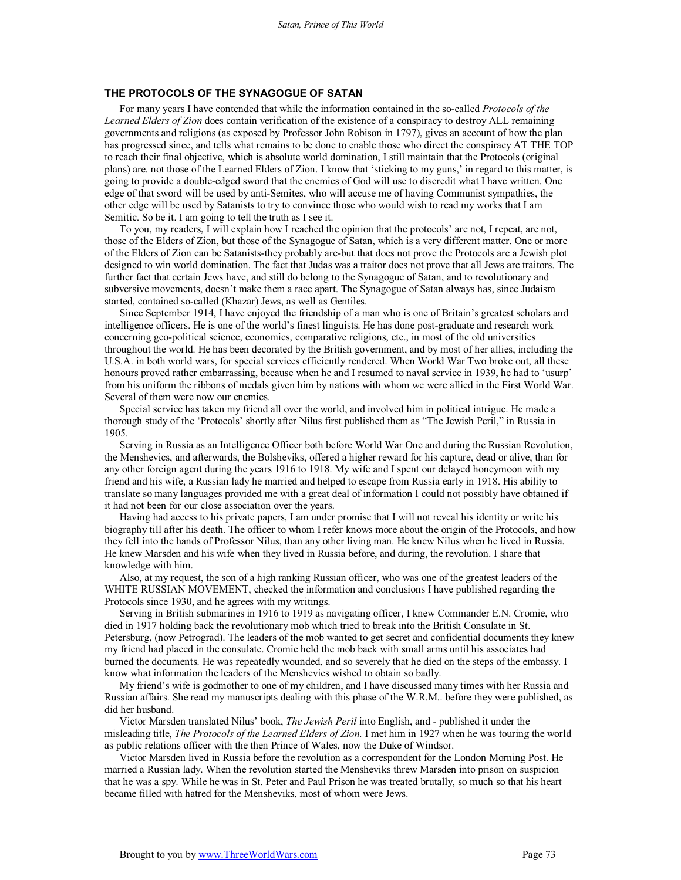## THE PROTOCOLS OF THE SYNAGOGUE OF SATAN

For many years I have contended that while the information contained in the so-called *Protocols of the Learned Elders of Zion* does contain verification of the existence of a conspiracy to destroy ALL remaining governments and religions (as exposed by Professor John Robison in 1797), gives an account of how the plan has progressed since, and tells what remains to be done to enable those who direct the conspiracy AT THE TOP to reach their final objective, which is absolute world domination, I still maintain that the Protocols (original plans) are. not those of the Learned Elders of Zion. I know that 'sticking to my guns,' in regard to this matter, is going to provide a double-edged sword that the enemies of God will use to discredit what I have written. One edge of that sword will be used by anti-Semites, who will accuse me of having Communist sympathies, the other edge will be used by Satanists to try to convince those who would wish to read my works that I am Semitic. So be it. I am going to tell the truth as I see it.

To you, my readers, I will explain how I reached the opinion that the protocols' are not, I repeat, are not, those of the Elders of Zion, but those of the Synagogue of Satan, which is a very different matter. One or more of the Elders of Zion can be Satanists-they probably are-but that does not prove the Protocols are a Jewish plot designed to win world domination. The fact that Judas was a traitor does not prove that all Jews are traitors. The further fact that certain Jews have, and still do belong to the Synagogue of Satan, and to revolutionary and subversive movements, doesn't make them a race apart. The Synagogue of Satan always has, since Judaism started, contained so-called (Khazar) Jews, as well as Gentiles.

Since September 1914, I have enjoyed the friendship of a man who is one of Britain's greatest scholars and intelligence officers. He is one of the world's finest linguists. He has done post-graduate and research work concerning geo-political science, economics, comparative religions, etc., in most of the old universities throughout the world. He has been decorated by the British government, and by most of her allies, including the U.S.A. in both world wars, for special services efficiently rendered. When World War Two broke out, all these honours proved rather embarrassing, because when he and I resumed to naval service in 1939, he had to 'usurp' from his uniform the ribbons of medals given him by nations with whom we were allied in the First World War. Several of them were now our enemies.

Special service has taken my friend all over the world, and involved him in political intrigue. He made a thorough study of the 'Protocols' shortly after Nilus first published them as "The Jewish Peril," in Russia in 1905.

Serving in Russia as an Intelligence Officer both before World War One and during the Russian Revolution, the Menshevics, and afterwards, the Bolsheviks, offered a higher reward for his capture, dead or alive, than for any other foreign agent during the years 1916 to 1918. My wife and I spent our delayed honeymoon with my friend and his wife, a Russian lady he married and helped to escape from Russia early in 1918. His ability to translate so many languages provided me with a great deal of information I could not possibly have obtained if it had not been for our close association over the years.

Having had access to his private papers, I am under promise that I will not reveal his identity or write his biography till after his death. The officer to whom I refer knows more about the origin of the Protocols, and how they fell into the hands of Professor Nilus, than any other living man. He knew Nilus when he lived in Russia. He knew Marsden and his wife when they lived in Russia before, and during, the revolution. I share that knowledge with him.

Also, at my request, the son of a high ranking Russian officer, who was one of the greatest leaders of the WHITE RUSSIAN MOVEMENT, checked the information and conclusions I have published regarding the Protocols since 1930, and he agrees with my writings.

Serving in British submarines in 1916 to 1919 as navigating officer, I knew Commander E.N. Cromie, who died in 1917 holding back the revolutionary mob which tried to break into the British Consulate in St. Petersburg, (now Petrograd). The leaders of the mob wanted to get secret and confidential documents they knew my friend had placed in the consulate. Cromie held the mob back with small arms until his associates had burned the documents. He was repeatedly wounded, and so severely that he died on the steps of the embassy. I know what information the leaders of the Menshevics wished to obtain so badly.

My friend's wife is godmother to one of my children, and I have discussed many times with her Russia and Russian affairs. She read my manuscripts dealing with this phase of the W.R.M.. before they were published, as did her husband.

Victor Marsden translated Nilus' book, *The Jewish Peril* into English, and - published it under the misleading title, *The Protocols of the Learned Elders of Zion*. I met him in 1927 when he was touring the world as public relations officer with the then Prince of Wales, now the Duke of Windsor.

Victor Marsden lived in Russia before the revolution as a correspondent for the London Morning Post. He married a Russian lady. When the revolution started the Mensheviks threw Marsden into prison on suspicion that he was a spy. While he was in St. Peter and Paul Prison he was treated brutally, so much so that his heart became filled with hatred for the Mensheviks, most of whom were Jews.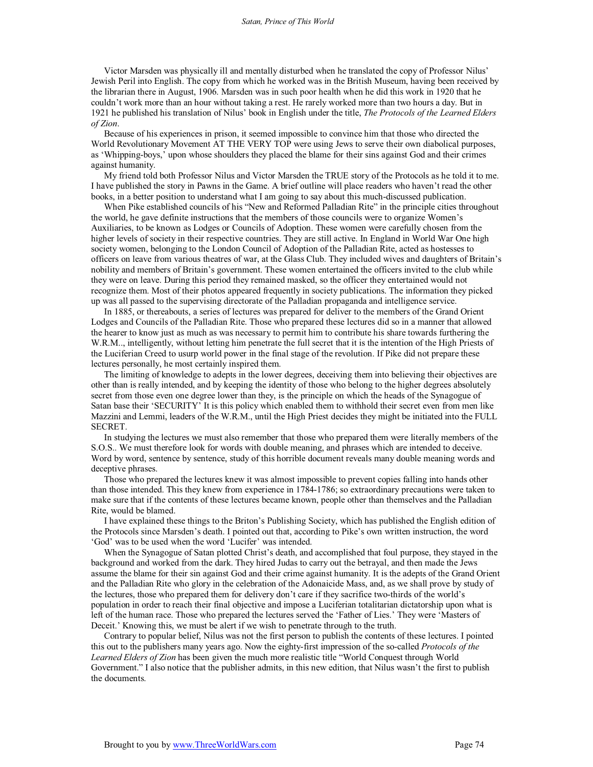Victor Marsden was physically ill and mentally disturbed when he translated the copy of Professor Nilus' Jewish Peril into English. The copy from which he worked was in the British Museum, having been received by the librarian there in August, 1906. Marsden was in such poor health when he did this work in 1920 that he couldn't work more than an hour without taking a rest. He rarely worked more than two hours a day. But in 1921 he published his translation of Nilus' book in English under the title, *The Protocols of the Learned Elders of Zion*.

Because of his experiences in prison, it seemed impossible to convince him that those who directed the World Revolutionary Movement AT THE VERY TOP were using Jews to serve their own diabolical purposes, as 'Whipping-boys,' upon whose shoulders they placed the blame for their sins against God and their crimes against humanity.

My friend told both Professor Nilus and Victor Marsden the TRUE story of the Protocols as he told it to me. I have published the story in Pawns in the Game. A brief outline will place readers who haven't read the other books, in a better position to understand what I am going to say about this much-discussed publication.

When Pike established councils of his "New and Reformed Palladian Rite" in the principle cities throughout the world, he gave definite instructions that the members of those councils were to organize Women's Auxiliaries, to be known as Lodges or Councils of Adoption. These women were carefully chosen from the higher levels of society in their respective countries. They are still active. In England in World War One high society women, belonging to the London Council of Adoption of the Palladian Rite, acted as hostesses to officers on leave from various theatres of war, at the Glass Club. They included wives and daughters of Britain's nobility and members of Britain's government. These women entertained the officers invited to the club while they were on leave. During this period they remained masked, so the officer they entertained would not recognize them. Most of their photos appeared frequently in society publications. The information they picked up was all passed to the supervising directorate of the Palladian propaganda and intelligence service.

In 1885, or thereabouts, a series of lectures was prepared for deliver to the members of the Grand Orient Lodges and Councils of the Palladian Rite. Those who prepared these lectures did so in a manner that allowed the hearer to know just as much as was necessary to permit him to contribute his share towards furthering the W.R.M.., intelligently, without letting him penetrate the full secret that it is the intention of the High Priests of the Luciferian Creed to usurp world power in the final stage of the revolution. If Pike did not prepare these lectures personally, he most certainly inspired them.

The limiting of knowledge to adepts in the lower degrees, deceiving them into believing their objectives are other than is really intended, and by keeping the identity of those who belong to the higher degrees absolutely secret from those even one degree lower than they, is the principle on which the heads of the Synagogue of Satan base their 'SECURITY' It is this policy which enabled them to withhold their secret even from men like Mazzini and Lemmi, leaders of the W.R.M., until the High Priest decides they might be initiated into the FULL SECRET.

In studying the lectures we must also remember that those who prepared them were literally members of the S.O.S.. We must therefore look for words with double meaning, and phrases which are intended to deceive. Word by word, sentence by sentence, study of this horrible document reveals many double meaning words and deceptive phrases.

Those who prepared the lectures knew it was almost impossible to prevent copies falling into hands other than those intended. This they knew from experience in 1784-1786; so extraordinary precautions were taken to make sure that if the contents of these lectures became known, people other than themselves and the Palladian Rite, would be blamed.

I have explained these things to the Briton's Publishing Society, which has published the English edition of the Protocols since Marsden's death. I pointed out that, according to Pike's own written instruction, the word 'God' was to be used when the word 'Lucifer' was intended.

When the Synagogue of Satan plotted Christ's death, and accomplished that foul purpose, they stayed in the background and worked from the dark. They hired Judas to carry out the betrayal, and then made the Jews assume the blame for their sin against God and their crime against humanity. It is the adepts of the Grand Orient and the Palladian Rite who glory in the celebration of the Adonaicide Mass, and, as we shall prove by study of the lectures, those who prepared them for delivery don't care if they sacrifice two-thirds of the world's population in order to reach their final objective and impose a Luciferian totalitarian dictatorship upon what is left of the human race. Those who prepared the lectures served the 'Father of Lies.' They were 'Masters of Deceit.' Knowing this, we must be alert if we wish to penetrate through to the truth.

Contrary to popular belief, Nilus was not the first person to publish the contents of these lectures. I pointed this out to the publishers many years ago. Now the eighty-first impression of the so-called *Protocols of the Learned Elders of Zion* has been given the much more realistic title "World Conquest through World Government." I also notice that the publisher admits, in this new edition, that Nilus wasn't the first to publish the documents.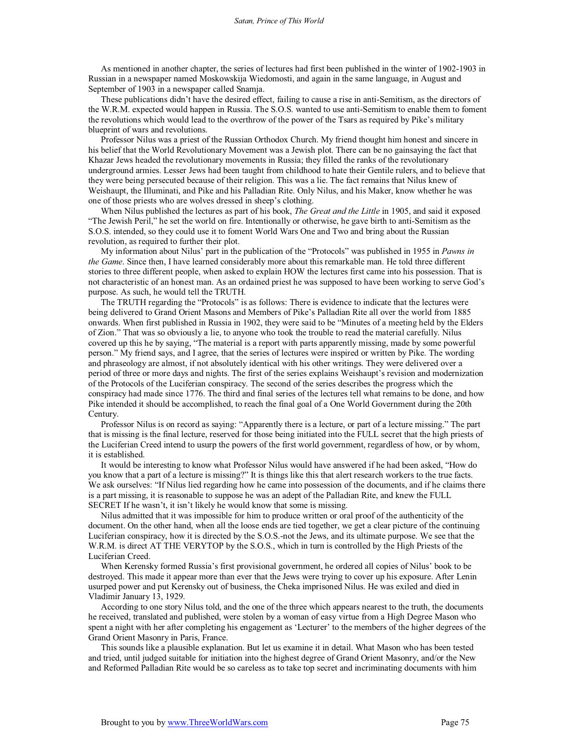As mentioned in another chapter, the series of lectures had first been published in the winter of 1902-1903 in Russian in a newspaper named Moskowskija Wiedomosti, and again in the same language, in August and September of 1903 in a newspaper called Snamja.

These publications didn't have the desired effect, failing to cause a rise in anti-Semitism, as the directors of the W.R.M. expected would happen in Russia. The S.O.S. wanted to use anti-Semitism to enable them to foment the revolutions which would lead to the overthrow of the power of the Tsars as required by Pike's military blueprint of wars and revolutions.

Professor Nilus was a priest of the Russian Orthodox Church. My friend thought him honest and sincere in his belief that the World Revolutionary Movement was a Jewish plot. There can be no gainsaying the fact that Khazar Jews headed the revolutionary movements in Russia; they filled the ranks of the revolutionary underground armies. Lesser Jews had been taught from childhood to hate their Gentile rulers, and to believe that they were being persecuted because of their religion. This was a lie. The fact remains that Nilus knew of Weishaupt, the Illuminati, and Pike and his Palladian Rite. Only Nilus, and his Maker, know whether he was one of those priests who are wolves dressed in sheep's clothing.

When Nilus published the lectures as part of his book, *The Great and the Little* in 1905, and said it exposed "The Jewish Peril," he set the world on fire. Intentionally or otherwise, he gave birth to anti-Semitism as the S.O.S. intended, so they could use it to foment World Wars One and Two and bring about the Russian revolution, as required to further their plot.

My information about Nilus' part in the publication of the "Protocols" was published in 1955 in *Pawns in the Game*. Since then, I have learned considerably more about this remarkable man. He told three different stories to three different people, when asked to explain HOW the lectures first came into his possession. That is not characteristic of an honest man. As an ordained priest he was supposed to have been working to serve God's purpose. As such, he would tell the TRUTH.

The TRUTH regarding the "Protocols" is as follows: There is evidence to indicate that the lectures were being delivered to Grand Orient Masons and Members of Pike's Palladian Rite all over the world from 1885 onwards. When first published in Russia in 1902, they were said to be "Minutes of a meeting held by the Elders of Zion." That was so obviously a lie, to anyone who took the trouble to read the material carefully. Nilus covered up this he by saying, "The material is a report with parts apparently missing, made by some powerful person." My friend says, and I agree, that the series of lectures were inspired or written by Pike. The wording and phraseology are almost, if not absolutely identical with his other writings. They were delivered over a period of three or more days and nights. The first of the series explains Weishaupt's revision and modernization of the Protocols of the Luciferian conspiracy. The second of the series describes the progress which the conspiracy had made since 1776. The third and final series of the lectures tell what remains to be done, and how Pike intended it should be accomplished, to reach the final goal of a One World Government during the 20th Century.

Professor Nilus is on record as saying: "Apparently there is a lecture, or part of a lecture missing." The part that is missing is the final lecture, reserved for those being initiated into the FULL secret that the high priests of the Luciferian Creed intend to usurp the powers of the first world government, regardless of how, or by whom, it is established.

It would be interesting to know what Professor Nilus would have answered if he had been asked, "How do you know that a part of a lecture is missing?" It is things like this that alert research workers to the true facts. We ask ourselves: "If Nilus lied regarding how he came into possession of the documents, and if he claims there is a part missing, it is reasonable to suppose he was an adept of the Palladian Rite, and knew the FULL SECRET If he wasn't, it isn't likely he would know that some is missing.

Nilus admitted that it was impossible for him to produce written or oral proof of the authenticity of the document. On the other hand, when all the loose ends are tied together, we get a clear picture of the continuing Luciferian conspiracy, how it is directed by the S.O.S.-not the Jews, and its ultimate purpose. We see that the W.R.M. is direct AT THE VERYTOP by the S.O.S., which in turn is controlled by the High Priests of the Luciferian Creed.

When Kerensky formed Russia's first provisional government, he ordered all copies of Nilus' book to be destroyed. This made it appear more than ever that the Jews were trying to cover up his exposure. After Lenin usurped power and put Kerensky out of business, the Cheka imprisoned Nilus. He was exiled and died in Vladimir January 13, 1929.

According to one story Nilus told, and the one of the three which appears nearest to the truth, the documents he received, translated and published, were stolen by a woman of easy virtue from a High Degree Mason who spent a night with her after completing his engagement as 'Lecturer' to the members of the higher degrees of the Grand Orient Masonry in Paris, France.

This sounds like a plausible explanation. But let us examine it in detail. What Mason who has been tested and tried, until judged suitable for initiation into the highest degree of Grand Orient Masonry, and/or the New and Reformed Palladian Rite would be so careless as to take top secret and incriminating documents with him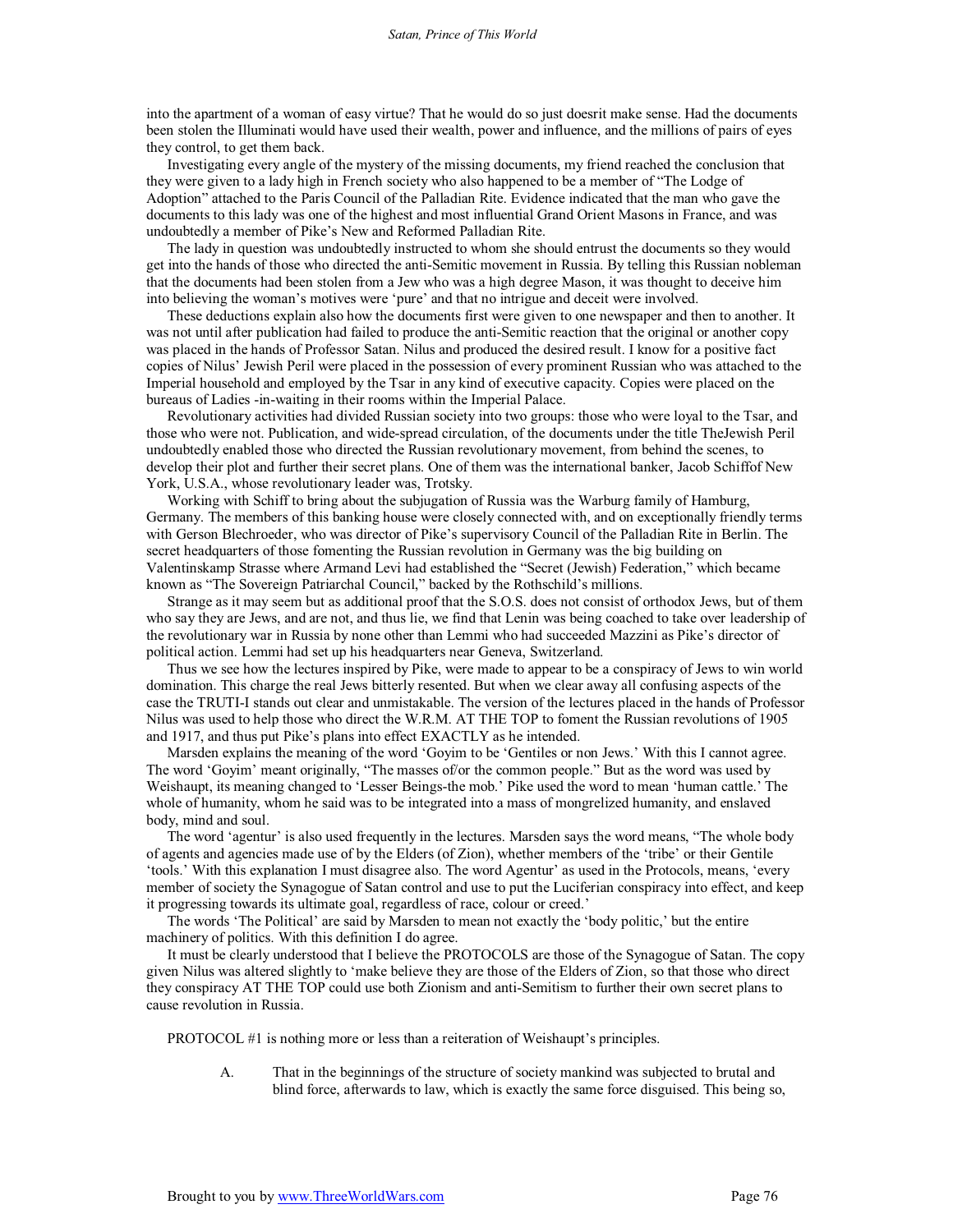into the apartment of a woman of easy virtue? That he would do so just doesn't make sense. Had the documents been stolen the Illuminati would have used their wealth, power and influence, and the millions of pairs of eyes they control, to get them back.

Investigating every angle of the mystery of the missing documents, my friend reached the conclusion that they were given to a lady high in French society who also happened to be a member of "The Lodge of Adoption" attached to the Paris Council of the Palladian Rite. Evidence indicated that the man who gave the documents to this lady was one of the highest and most influential Grand Orient Masons in France, and was undoubtedly a member of Pike's New and Reformed Palladian Rite.

The lady in question was undoubtedly instructed to whom she should entrust the documents so they would get into the hands of those who directed the anti-Semitic movement in Russia. By telling this Russian nobleman that the documents had been stolen from a Jew who was a high degree Mason, it was thought to deceive him into believing the woman's motives were 'pure' and that no intrigue and deceit were involved.

These deductions explain also how the documents first were given to one newspaper and then to another. It was not until after publication had failed to produce the anti-Semitic reaction that the original or another copy was placed in the hands of Professor Satan. Nilus and produced the desired result. I know for a positive fact copies of Nilus' Jewish Peril were placed in the possession of every prominent Russian who was attached to the Imperial household and employed by the Tsar in any kind of executive capacity. Copies were placed on the bureaus of Ladies -in-waiting in their rooms within the Imperial Palace.

Revolutionary activities had divided Russian society into two groups: those who were loyal to the Tsar, and those who were not. Publication, and wide-spread circulation, of the documents under the title TheJewish Peril undoubtedly enabled those who directed the Russian revolutionary movement, from behind the scenes, to develop their plot and further their secret plans. One of them was the international banker, Jacob Schiffof New York, U.S.A., whose revolutionary leader was, Trotsky.

Working with Schiff to bring about the subjugation of Russia was the Warburg family of Hamburg, Germany. The members of this banking house were closely connected with, and on exceptionally friendly terms with Gerson Blechroeder, who was director of Pike's supervisory Council of the Palladian Rite in Berlin. The secret headquarters of those fomenting the Russian revolution in Germany was the big building on Valentinskamp Strasse where Armand Levi had established the "Secret (Jewish) Federation," which became known as "The Sovereign Patriarchal Council," backed by the Rothschild's millions.

Strange as it may seem but as additional proof that the S.O.S. does not consist of orthodox Jews, but of them who say they are Jews, and are not, and thus lie, we find that Lenin was being coached to take over leadership of the revolutionary war in Russia by none other than Lemmi who had succeeded Mazzini as Pike's director of political action. Lemmi had set up his headquarters near Geneva, Switzerland.

Thus we see how the lectures inspired by Pike, were made to appear to be a conspiracy of Jews to win world domination. This charge the real Jews bitterly resented. But when we clear away all confusing aspects of the case the TRUTI-I stands out clear and unmistakable. The version of the lectures placed in the hands of Professor Nilus was used to help those who direct the W.R.M. AT THE TOP to foment the Russian revolutions of 1905 and 1917, and thus put Pike's plans into effect EXACTLY as he intended.

Marsden explains the meaning of the word 'Goyim to be 'Gentiles or non Jews.' With this I cannot agree. The word 'Goyim' meant originally, "The masses of/or the common people." But as the word was used by Weishaupt, its meaning changed to 'Lesser Beings-the mob.' Pike used the word to mean 'human cattle.' The whole of humanity, whom he said was to be integrated into a mass of mongrelized humanity, and enslaved body, mind and soul.

The word 'agentur' is also used frequently in the lectures. Marsden says the word means, "The whole body of agents and agencies made use of by the Elders (of Zion), whether members of the 'tribe' or their Gentile 'tools.' With this explanation I must disagree also. The word Agentur' as used in the Protocols, means, 'every member of society the Synagogue of Satan control and use to put the Luciferian conspiracy into effect, and keep it progressing towards its ultimate goal, regardless of race, colour or creed.'

The words 'The Political' are said by Marsden to mean not exactly the 'body politic,' but the entire machinery of politics. With this definition I do agree.

It must be clearly understood that I believe the PROTOCOLS are those of the Synagogue of Satan. The copy given Nilus was altered slightly to 'make believe they are those of the Elders of Zion, so that those who direct they conspiracy AT THE TOP could use both Zionism and anti-Semitism to further their own secret plans to cause revolution in Russia.

PROTOCOL #1 is nothing more or less than a reiteration of Weishaupt's principles.

A. That in the beginnings of the structure of society mankind was subjected to brutal and blind force, afterwards to law, which is exactly the same force disguised. This being so,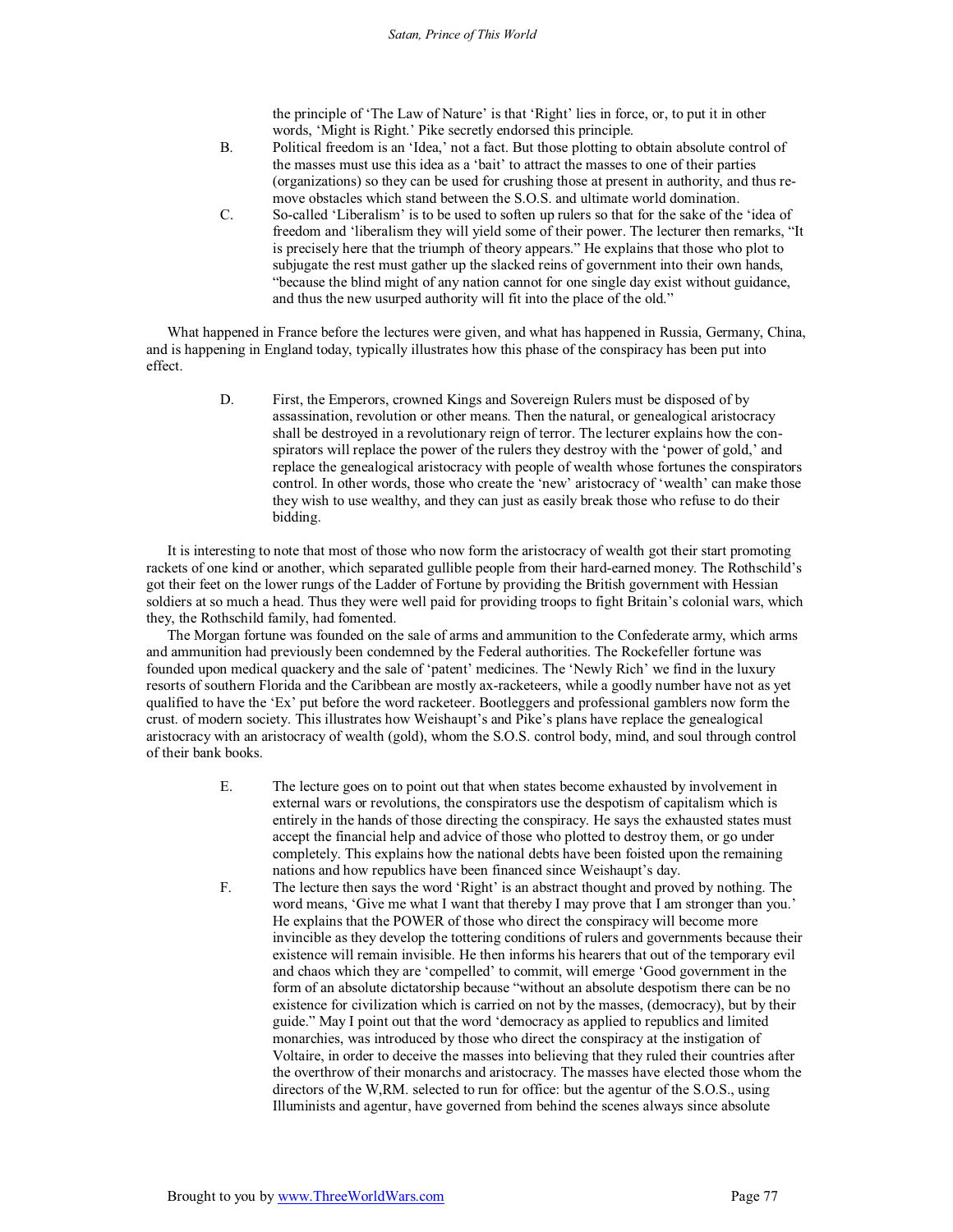the principle of 'The Law of Nature' is that 'Right' lies in force, or, to put it in other words, 'Might is Right.' Pike secretly endorsed this principle.

B. Political freedom is an 'Idea,' not a fact. But those plotting to obtain absolute control of the masses must use this idea as a 'bait' to attract the masses to one of their parties (organizations) so they can be used for crushing those at present in authority, and thus remove obstacles which stand between the S.O.S. and ultimate world domination.

C. So-called 'Liberalism' is to be used to soften up rulers so that for the sake of the 'idea of freedom and 'liberalism they will yield some of their power. The lecturer then remarks, "It is precisely here that the triumph of theory appears." He explains that those who plot to subjugate the rest must gather up the slacked reins of government into their own hands, "because the blind might of any nation cannot for one single day exist without guidance, and thus the new usurped authority will fit into the place of the old."

What happened in France before the lectures were given, and what has happened in Russia, Germany, China, and is happening in England today, typically illustrates how this phase of the conspiracy has been put into effect.

D. First, the Emperors, crowned Kings and Sovereign Rulers must be disposed of by assassination, revolution or other means. Then the natural, or genealogical aristocracy shall be destroyed in a revolutionary reign of terror. The lecturer explains how the conspirators will replace the power of the rulers they destroy with the 'power of gold,' and replace the genealogical aristocracy with people of wealth whose fortunes the conspirators control. In other words, those who create the 'new' aristocracy of 'wealth' can make those they wish to use wealthy, and they can just as easily break those who refuse to do their bidding.

It is interesting to note that most of those who now form the aristocracy of wealth got their start promoting rackets of one kind or another, which separated gullible people from their hard-earned money. The Rothschild's got their feet on the lower rungs of the Ladder of Fortune by providing the British government with Hessian soldiers at so much a head. Thus they were well paid for providing troops to fight Britain's colonial wars, which they, the Rothschild family, had fomented.

The Morgan fortune was founded on the sale of arms and ammunition to the Confederate army, which arms and ammunition had previously been condemned by the Federal authorities. The Rockefeller fortune was founded upon medical quackery and the sale of 'patent' medicines. The 'Newly Rich' we find in the luxury resorts of southern Florida and the Caribbean are mostly ax-racketeers, while a goodly number have not as yet qualified to have the 'Ex' put before the word racketeer. Bootleggers and professional gamblers now form the crust. of modern society. This illustrates how Weishaupt's and Pike's plans have replace the genealogical aristocracy with an aristocracy of wealth (gold), whom the S.O.S. control body, mind, and soul through control of their bank books.

E. The lecture goes on to point out that when states become exhausted by involvement in external wars or revolutions, the conspirators use the despotism of capitalism which is entirely in the hands of those directing the conspiracy. He says the exhausted states must accept the financial help and advice of those who plotted to destroy them, or go under completely. This explains how the national debts have been foisted upon the remaining nations and how republics have been financed since Weishaupt's day.

F. The lecture then says the word 'Right' is an abstract thought and proved by nothing. The word means, 'Give me what I want that thereby I may prove that I am stronger than you.' He explains that the POWER of those who direct the conspiracy will become more invincible as they develop the tottering conditions of rulers and governments because their existence will remain invisible. He then informs his hearers that out of the temporary evil and chaos which they are 'compelled' to commit, will emerge 'Good government in the form of an absolute dictatorship because "without an absolute despotism there can be no existence for civilization which is carried on not by the masses, (democracy), but by their guide." May I point out that the word 'democracy as applied to republics and limited monarchies, was introduced by those who direct the conspiracy at the instigation of Voltaire, in order to deceive the masses into believing that they ruled their countries after the overthrow of their monarchs and aristocracy. The masses have elected those whom the directors of the W,RM. selected to run for office: but the agentur of the S.O.S., using Illuminists and agentur, have governed from behind the scenes always since absolute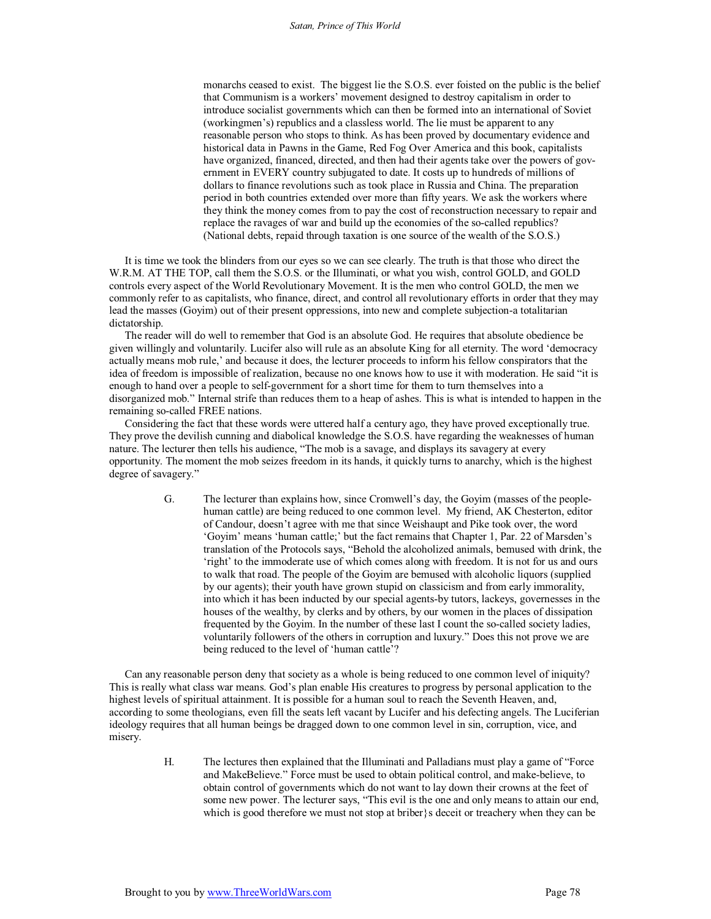monarchs ceased to exist. The biggest lie the S.O.S. ever foisted on the public is the belief that Communism is a workers' movement designed to destroy capitalism in order to introduce socialist governments which can then be formed into an international of Soviet (workingmen's) republics and a classless world. The lie must be apparent to any reasonable person who stops to think. As has been proved by documentary evidence and historical data in Pawns in the Game, Red Fog Over America and this book, capitalists have organized, financed, directed, and then had their agents take over the powers of government in EVERY country subjugated to date. It costs up to hundreds of millions of dollars to finance revolutions such as took place in Russia and China. The preparation period in both countries extended over more than fifty years. We ask the workers where they think the money comes from to pay the cost of reconstruction necessary to repair and replace the ravages of war and build up the economies of the so-called republics? (National debts, repaid through taxation is one source of the wealth of the S.O.S.)

It is time we took the blinders from our eyes so we can see clearly. The truth is that those who direct the W.R.M. AT THE TOP, call them the S.O.S. or the Illuminati, or what you wish, control GOLD, and GOLD controls every aspect of the World Revolutionary Movement. It is the men who control GOLD, the men we commonly refer to as capitalists, who finance, direct, and control all revolutionary efforts in order that they may lead the masses (Goyim) out of their present oppressions, into new and complete subjection-a totalitarian dictatorship.

The reader will do well to remember that God is an absolute God. He requires that absolute obedience be given willingly and voluntarily. Lucifer also will rule as an absolute King for all eternity. The word 'democracy actually means mob rule,' and because it does, the lecturer proceeds to inform his fellow conspirators that the idea of freedom is impossible of realization, because no one knows how to use it with moderation. He said "it is enough to hand over a people to self-government for a short time for them to turn themselves into a disorganized mob." Internal strife than reduces them to a heap of ashes. This is what is intended to happen in the remaining so-called FREE nations.

Considering the fact that these words were uttered half a century ago, they have proved exceptionally true. They prove the devilish cunning and diabolical knowledge the S.O.S. have regarding the weaknesses of human nature. The lecturer then tells his audience, "The mob is a savage, and displays its savagery at every opportunity. The moment the mob seizes freedom in its hands, it quickly turns to anarchy, which is the highest degree of savagery."

G. The lecturer than explains how, since Cromwell's day, the Goyim (masses of the people-human cattle) are being reduced to one common level. My friend, AK Chesterton, editor of Candour, doesn't agree with me that since Weishaupt and Pike took over, the word 'Goyim' means 'human cattle;' but the fact remains that Chapter 1, Par. 22 of Marsden's translation of the Protocols says, "Behold the alcoholized animals, bemused with drink, the 'right' to the immoderate use of which comes along with freedom. It is not for us and ours to walk that road. The people of the Goyim are bemused with alcoholic liquors (supplied by our agents); their youth have grown stupid on classicism and from early immorality, into which it has been inducted by our special agents-by tutors, lackeys, governesses in the houses of the wealthy, by clerks and by others, by our women in the places of dissipation frequented by the Goyim. In the number of these last I count the so-called society ladies, voluntarily followers of the others in corruption and luxury." Does this not prove we are being reduced to the level of 'human cattle'?

Can any reasonable person deny that society as a whole is being reduced to one common level of iniquity? This is really what class war means. God's plan enable His creatures to progress by personal application to the highest levels of spiritual attainment. It is possible for a human soul to reach the Seventh Heaven, and, according to some theologians, even fill the seats left vacant by Lucifer and his defecting angels. The Luciferian ideology requires that all human beings be dragged down to one common level in sin, corruption, vice, and misery.

H. The lectures then explained that the Illuminati and Palladians must play a game of "Force and MakeBelieve." Force must be used to obtain political control, and make-believe, to obtain control of governments which do not want to lay down their crowns at the feet of some new power. The lecturer says, "This evil is the one and only means to attain our end, which is good therefore we must not stop at briber}s deceit or treachery when they can be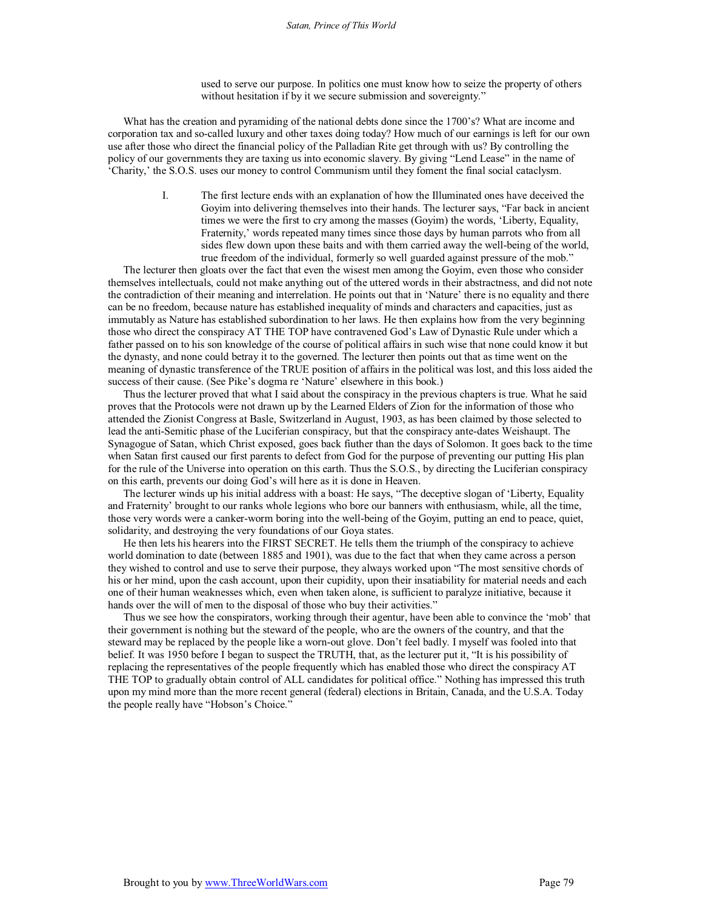used to serve our purpose. In politics one must know how to seize the property of others without hesitation if by it we secure submission and sovereignty."

What has the creation and pyramiding of the national debts done since the 1700's? What are income and corporation tax and so-called luxury and other taxes doing today? How much of our earnings is left for our own use after those who direct the financial policy of the Palladian Rite get through with us? By controlling the policy of our governments they are taxing us into economic slavery. By giving "Lend Lease" in the name of 'Charity,' the S.O.S. uses our money to control Communism until they foment the final social cataclysm.

I. The first lecture ends with an explanation of how the Illuminated ones have deceived the Goyim into delivering themselves into their hands. The lecturer says, "Far back in ancient times we were the first to cry among the masses (Goyim) the words, 'Liberty, Equality, Fraternity,' words repeated many times since those days by human parrots who from all sides flew down upon these baits and with them carried away the well-being of the world, true freedom of the individual, formerly so well guarded against pressure of the mob."

The lecturer then gloats over the fact that even the wisest men among the Goyim, even those who consider themselves intellectuals, could not make anything out of the uttered words in their abstractness, and did not note the contradiction of their meaning and interrelation. He points out that in 'Nature' there is no equality and there can be no freedom, because nature has established inequality of minds and characters and capacities, just as immutably as Nature has established subordination to her laws. He then explains how from the very beginning those who direct the conspiracy AT THE TOP have contravened God's Law of Dynastic Rule under which a father passed on to his son knowledge of the course of political affairs in such wise that none could know it but the dynasty, and none could betray it to the governed. The lecturer then points out that as time went on the meaning of dynastic transference of the TRUE position of affairs in the political was lost, and this loss aided the success of their cause. (See Pike's dogma re 'Nature' elsewhere in this book.)

Thus the lecturer proved that what I said about the conspiracy in the previous chapters is true. What he said proves that the Protocols were not drawn up by the Learned Elders of Zion for the information of those who attended the Zionist Congress at Basle, Switzerland in August, 1903, as has been claimed by those selected to lead the anti-Semitic phase of the Luciferian conspiracy, but that the conspiracy ante-dates Weishaupt. The Synagogue of Satan, which Christ exposed, goes back fiuther than the days of Solomon. It goes back to the time when Satan first caused our first parents to defect from God for the purpose of preventing our putting His plan for the rule of the Universe into operation on this earth. Thus the S.O.S., by directing the Luciferian conspiracy on this earth, prevents our doing God's will here as it is done in Heaven.

The lecturer winds up his initial address with a boast: He says, "The deceptive slogan of 'Liberty, Equality and Fraternity' brought to our ranks whole legions who bore our banners with enthusiasm, while, all the time, those very words were a canker-worm boring into the well-being of the Goyim, putting an end to peace, quiet, solidarity, and destroying the very foundations of our Goya states.

He then lets his hearers into the FIRST SECRET. He tells them the triumph of the conspiracy to achieve world domination to date (between 1885 and 1901), was due to the fact that when they came across a person they wished to control and use to serve their purpose, they always worked upon "The most sensitive chords of his or her mind, upon the cash account, upon their cupidity, upon their insatiability for material needs and each one of their human weaknesses which, even when taken alone, is sufficient to paralyze initiative, because it hands over the will of men to the disposal of those who buy their activities."

Thus we see how the conspirators, working through their agentur, have been able to convince the 'mob' that their government is nothing but the steward of the people, who are the owners of the country, and that the steward may be replaced by the people like a worn-out glove. Don't feel badly. I myself was fooled into that belief. It was 1950 before I began to suspect the TRUTH, that, as the lecturer put it, "It is his possibility of replacing the representatives of the people frequently which has enabled those who direct the conspiracy AT THE TOP to gradually obtain control of ALL candidates for political office." Nothing has impressed this truth upon my mind more than the more recent general (federal) elections in Britain, Canada, and the U.S.A. Today the people really have "Hobson's Choice."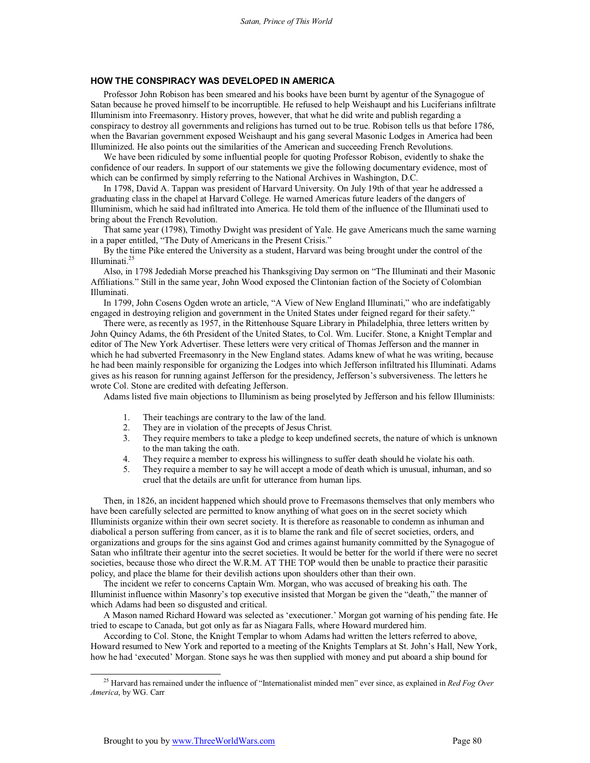## HOW THE CONSPIRACY WAS DEVELOPED IN AMERICA

Professor John Robison has been smeared and his books have been burnt by agentur of the Synagogue of Satan because he proved himself to be incorruptible. He refused to help Weishaupt and his Luciferians infiltrate Illuminism into Freemasonry. History proves, however, that what he did write and publish regarding a conspiracy to destroy all governments and religions has turned out to be true. Robison tells us that before 1786, when the Bavarian government exposed Weishaupt and his gang several Masonic Lodges in America had been Illuminized. He also points out the similarities of the American and succeeding French Revolutions.

We have been ridiculed by some influential people for quoting Professor Robison, evidently to shake the confidence of our readers. In support of our statements we give the following documentary evidence, most of which can be confirmed by simply referring to the National Archives in Washington, D.C.

In 1798, David A. Tappan was president of Harvard University. On July 19th of that year he addressed a graduating class in the chapel at Harvard College. He warned Americas future leaders of the dangers of Illuminism, which he said had infiltrated into America. He told them of the influence of the Illuminati used to bring about the French Revolution.

That same year (1798), Timothy Dwight was president of Yale. He gave Americans much the same warning in a paper entitled, "The Duty of Americans in the Present Crisis."

By the time Pike entered the University as a student, Harvard was being brought under the control of the Illuminati.[25]

Also, in 1798 Jedediah Morse preached his Thanksgiving Day sermon on "The Illuminati and their Masonic Affiliations." Still in the same year, John Wood exposed the Clintonian faction of the Society of Colombian Illuminati.

In 1799, John Cosens Ogden wrote an article, "A View of New England Illuminati," who are indefatigably engaged in destroying religion and government in the United States under feigned regard for their safety."

There were, as recently as 1957, in the Rittenhouse Square Library in Philadelphia, three letters written by John Quincy Adams, the 6th President of the United States, to Col. Wm. Lucifer. Stone, a Knight Templar and editor of The New York Advertiser. These letters were very critical of Thomas Jefferson and the manner in which he had subverted Freemasonry in the New England states. Adams knew of what he was writing, because he had been mainly responsible for organizing the Lodges into which Jefferson infiltrated his Illuminati. Adams gives as his reason for running against Jefferson for the presidency, Jefferson's subversiveness. The letters he wrote Col. Stone are credited with defeating Jefferson.

Adams listed five main objections to Illuminism as being proselyted by Jefferson and his fellow Illuminists:

1. Their teachings are contrary to the law of the land.
2. They are in violation of the precepts of Jesus Christ.
3. They require members to take a pledge to keep undefined secrets, the nature of which is unknown to the man taking the oath.
4. They require a member to express his willingness to suffer death should he violate his oath.
5. They require a member to say he will accept a mode of death which is unusual, inhuman, and so cruel that the details are unfit for utterance from human lips.

Then, in 1826, an incident happened which should prove to Freemasons themselves that only members who have been carefully selected are permitted to know anything of what goes on in the secret society which Illuminists organize within their own secret society. It is therefore as reasonable to condemn as inhuman and diabolical a person suffering from cancer, as it is to blame the rank and file of secret societies, orders, and organizations and groups for the sins against God and crimes against humanity committed by the Synagogue of Satan who infiltrate their agentur into the secret societies. It would be better for the world if there were no secret societies, because those who direct the W.R.M. AT THE TOP would then be unable to practice their parasitic policy, and place the blame for their devilish actions upon shoulders other than their own.

The incident we refer to concerns Captain Wm. Morgan, who was accused of breaking his oath. The Illuminist influence within Masonry's top executive insisted that Morgan be given the "death," the manner of which Adams had been so disgusted and critical.

A Mason named Richard Howard was selected as 'executioner.' Morgan got warning of his pending fate. He tried to escape to Canada, but got only as far as Niagara Falls, where Howard murdered him.

According to Col. Stone, the Knight Templar to whom Adams had written the letters referred to above, Howard resumed to New York and reported to a meeting of the Knights Templars at St. John's Hall, New York, how he had 'executed' Morgan. Stone says he was then supplied with money and put aboard a ship bound for

[25] Harvard has remained under the influence of "Internationalist minded men" ever since, as explained in *Red Fog Over America*, by WG. Carr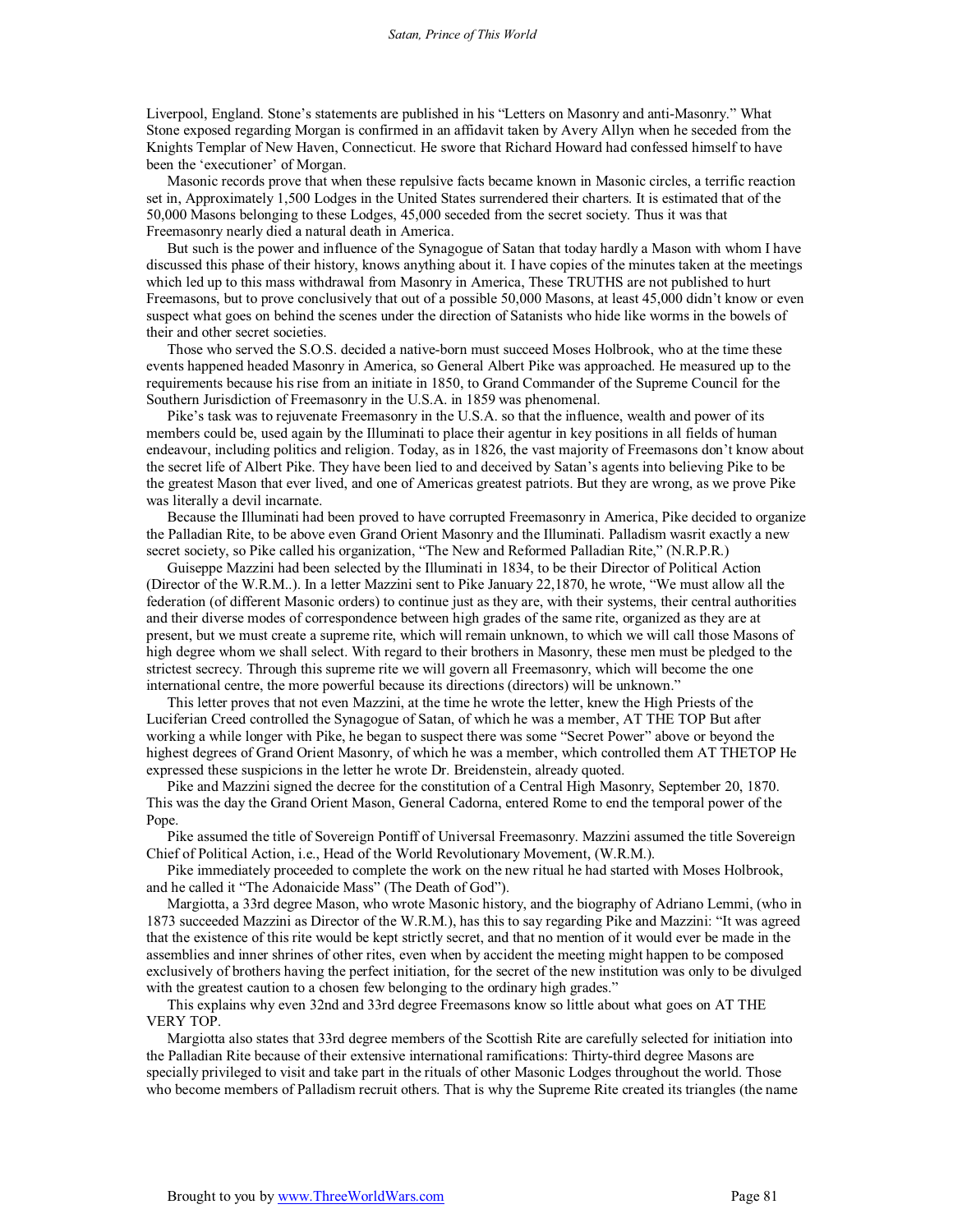Liverpool, England. Stone's statements are published in his "Letters on Masonry and anti-Masonry." What Stone exposed regarding Morgan is confirmed in an affidavit taken by Avery Allyn when he seceded from the Knights Templar of New Haven, Connecticut. He swore that Richard Howard had confessed himself to have been the 'executioner' of Morgan.

Masonic records prove that when these repulsive facts became known in Masonic circles, a terrific reaction set in, Approximately 1,500 Lodges in the United States surrendered their charters. It is estimated that of the 50,000 Masons belonging to these Lodges, 45,000 seceded from the secret society. Thus it was that Freemasonry nearly died a natural death in America.

But such is the power and influence of the Synagogue of Satan that today hardly a Mason with whom I have discussed this phase of their history, knows anything about it. I have copies of the minutes taken at the meetings which led up to this mass withdrawal from Masonry in America, These TRUTHS are not published to hurt Freemasons, but to prove conclusively that out of a possible 50,000 Masons, at least 45,000 didn't know or even suspect what goes on behind the scenes under the direction of Satanists who hide like worms in the bowels of their and other secret societies.

Those who served the S.O.S. decided a native-born must succeed Moses Holbrook, who at the time these events happened headed Masonry in America, so General Albert Pike was approached. He measured up to the requirements because his rise from an initiate in 1850, to Grand Commander of the Supreme Council for the Southern Jurisdiction of Freemasonry in the U.S.A. in 1859 was phenomenal.

Pike's task was to rejuvenate Freemasonry in the U.S.A. so that the influence, wealth and power of its members could be, used again by the Illuminati to place their agentur in key positions in all fields of human endeavour, including politics and religion. Today, as in 1826, the vast majority of Freemasons don't know about the secret life of Albert Pike. They have been lied to and deceived by Satan's agents into believing Pike to be the greatest Mason that ever lived, and one of Americas greatest patriots. But they are wrong, as we prove Pike was literally a devil incarnate.

Because the Illuminati had been proved to have corrupted Freemasonry in America, Pike decided to organize the Palladian Rite, to be above even Grand Orient Masonry and the Illuminati. Palladism wasrit exactly a new secret society, so Pike called his organization, "The New and Reformed Palladian Rite," (N.R.P.R.)

Guiseppe Mazzini had been selected by the Illuminati in 1834, to be their Director of Political Action (Director of the W.R.M..). In a letter Mazzini sent to Pike January 22,1870, he wrote, "We must allow all the federation (of different Masonic orders) to continue just as they are, with their systems, their central authorities and their diverse modes of correspondence between high grades of the same rite, organized as they are at present, but we must create a supreme rite, which will remain unknown, to which we will call those Masons of high degree whom we shall select. With regard to their brothers in Masonry, these men must be pledged to the strictest secrecy. Through this supreme rite we will govern all Freemasonry, which will become the one international centre, the more powerful because its directions (directors) will be unknown."

This letter proves that not even Mazzini, at the time he wrote the letter, knew the High Priests of the Luciferian Creed controlled the Synagogue of Satan, of which he was a member, AT THE TOP But after working a while longer with Pike, he began to suspect there was some "Secret Power" above or beyond the highest degrees of Grand Orient Masonry, of which he was a member, which controlled them AT THETOP He expressed these suspicions in the letter he wrote Dr. Breidenstein, already quoted.

Pike and Mazzini signed the decree for the constitution of a Central High Masonry, September 20, 1870. This was the day the Grand Orient Mason, General Cadorna, entered Rome to end the temporal power of the Pope.

Pike assumed the title of Sovereign Pontiff of Universal Freemasonry. Mazzini assumed the title Sovereign Chief of Political Action, i.e., Head of the World Revolutionary Movement, (W.R.M.).

Pike immediately proceeded to complete the work on the new ritual he had started with Moses Holbrook, and he called it "The Adonaicide Mass" (The Death of God").

Margiotta, a 33rd degree Mason, who wrote Masonic history, and the biography of Adriano Lemmi, (who in 1873 succeeded Mazzini as Director of the W.R.M.), has this to say regarding Pike and Mazzini: "It was agreed that the existence of this rite would be kept strictly secret, and that no mention of it would ever be made in the assemblies and inner shrines of other rites, even when by accident the meeting might happen to be composed exclusively of brothers having the perfect initiation, for the secret of the new institution was only to be divulged with the greatest caution to a chosen few belonging to the ordinary high grades."

This explains why even 32nd and 33rd degree Freemasons know so little about what goes on AT THE VERY TOP.

Margiotta also states that 33rd degree members of the Scottish Rite are carefully selected for initiation into the Palladian Rite because of their extensive international ramifications: Thirty-third degree Masons are specially privileged to visit and take part in the rituals of other Masonic Lodges throughout the world. Those who become members of Palladism recruit others. That is why the Supreme Rite created its triangles (the name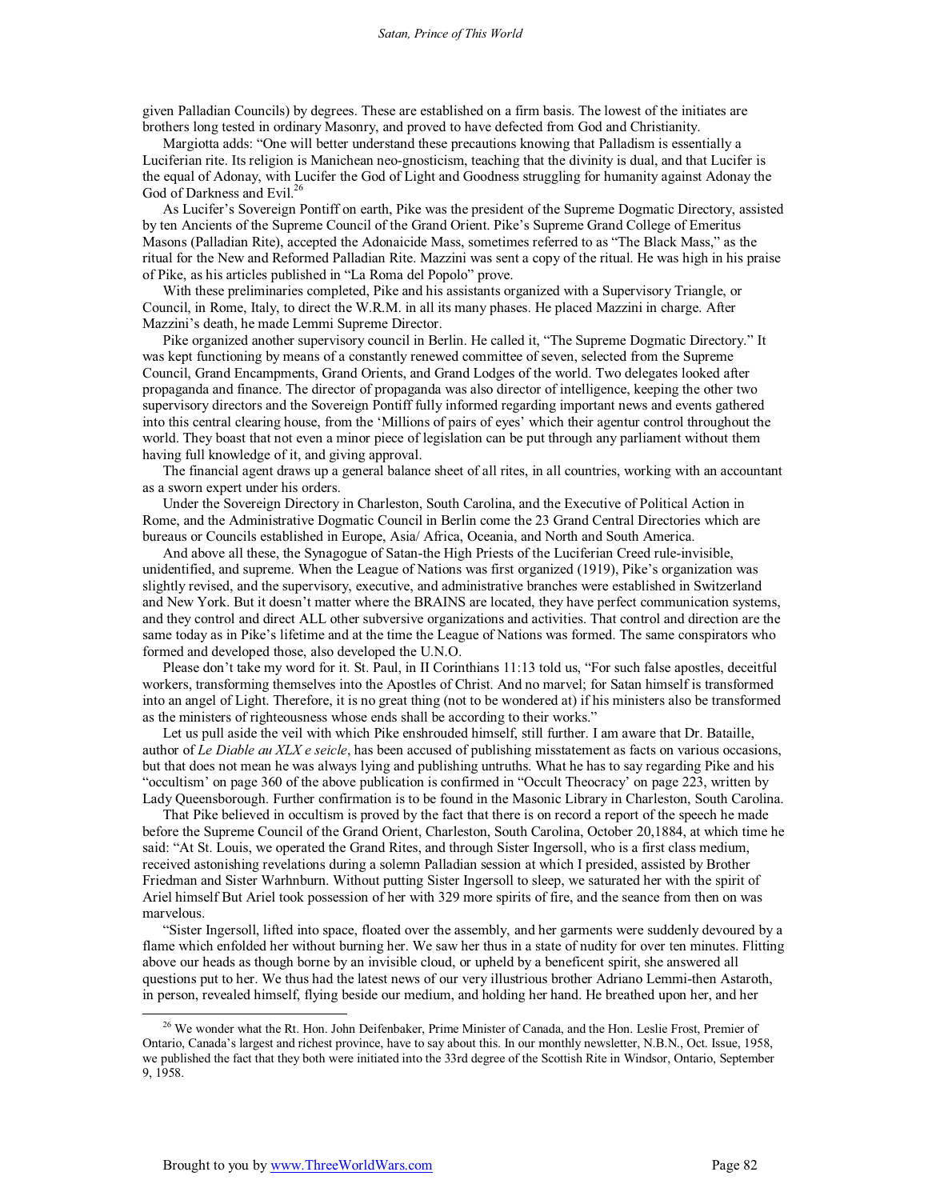given Palladian Councils) by degrees. These are established on a firm basis. The lowest of the initiates are brothers long tested in ordinary Masonry, and proved to have defected from God and Christianity.

Margiotta adds: "One will better understand these precautions knowing that Palladism is essentially a Luciferian rite. Its religion is Manichean neo-gnosticism, teaching that the divinity is dual, and that Lucifer is the equal of Adonay, with Lucifer the God of Light and Goodness struggling for humanity against Adonay the God of Darkness and Evil.[26]

As Lucifer's Sovereign Pontiff on earth, Pike was the president of the Supreme Dogmatic Directory, assisted by ten Ancients of the Supreme Council of the Grand Orient. Pike's Supreme Grand College of Emeritus Masons (Palladian Rite), accepted the Adonaicide Mass, sometimes referred to as "The Black Mass," as the ritual for the New and Reformed Palladian Rite. Mazzini was sent a copy of the ritual. He was high in his praise of Pike, as his articles published in "La Roma del Popolo" prove.

With these preliminaries completed, Pike and his assistants organized with a Supervisory Triangle, or Council, in Rome, Italy, to direct the W.R.M. in all its many phases. He placed Mazzini in charge. After Mazzini's death, he made Lemmi Supreme Director.

Pike organized another supervisory council in Berlin. He called it, "The Supreme Dogmatic Directory." It was kept functioning by means of a constantly renewed committee of seven, selected from the Supreme Council, Grand Encampments, Grand Orients, and Grand Lodges of the world. Two delegates looked after propaganda and finance. The director of propaganda was also director of intelligence, keeping the other two supervisory directors and the Sovereign Pontiff fully informed regarding important news and events gathered into this central clearing house, from the 'Millions of pairs of eyes' which their agentur control throughout the world. They boast that not even a minor piece of legislation can be put through any parliament without them having full knowledge of it, and giving approval.

The financial agent draws up a general balance sheet of all rites, in all countries, working with an accountant as a sworn expert under his orders.

Under the Sovereign Directory in Charleston, South Carolina, and the Executive of Political Action in Rome, and the Administrative Dogmatic Council in Berlin come the 23 Grand Central Directories which are bureaus or Councils established in Europe, Asia/ Africa, Oceania, and North and South America.

And above all these, the Synagogue of Satan-the High Priests of the Luciferian Creed rule-invisible, unidentified, and supreme. When the League of Nations was first organized (1919), Pike's organization was slightly revised, and the supervisory, executive, and administrative branches were established in Switzerland and New York. But it doesn't matter where the BRAINS are located, they have perfect communication systems, and they control and direct ALL other subversive organizations and activities. That control and direction are the same today as in Pike's lifetime and at the time the League of Nations was formed. The same conspirators who formed and developed those, also developed the U.N.O.

Please don't take my word for it. St. Paul, in II Corinthians 11:13 told us, "For such false apostles, deceitful workers, transforming themselves into the Apostles of Christ. And no marvel; for Satan himself is transformed into an angel of Light. Therefore, it is no great thing (not to be wondered at) if his ministers also be transformed as the ministers of righteousness whose ends shall be according to their works."

Let us pull aside the veil with which Pike enshrouded himself, still further. I am aware that Dr. Bataille, author of *Le Diable au XLX e seicle*, has been accused of publishing misstatement as facts on various occasions, but that does not mean he was always lying and publishing untruths. What he has to say regarding Pike and his "occultism' on page 360 of the above publication is confirmed in "Occult Theocracy' on page 223, written by Lady Queensborough. Further confirmation is to be found in the Masonic Library in Charleston, South Carolina.

That Pike believed in occultism is proved by the fact that there is on record a report of the speech he made before the Supreme Council of the Grand Orient, Charleston, South Carolina, October 20,1884, at which time he said: "At St. Louis, we operated the Grand Rites, and through Sister Ingersoll, who is a first class medium, received astonishing revelations during a solemn Palladian session at which I presided, assisted by Brother Friedman and Sister Warhnburn. Without putting Sister Ingersoll to sleep, we saturated her with the spirit of Ariel himself But Ariel took possession of her with 329 more spirits of fire, and the seance from then on was marvelous.

"Sister Ingersoll, lifted into space, floated over the assembly, and her garments were suddenly devoured by a flame which enfolded her without burning her. We saw her thus in a state of nudity for over ten minutes. Flitting above our heads as though borne by an invisible cloud, or upheld by a beneficent spirit, she answered all questions put to her. We thus had the latest news of our very illustrious brother Adriano Lemmi-then Astaroth, in person, revealed himself, flying beside our medium, and holding her hand. He breathed upon her, and her

---

[26] We wonder what the Rt. Hon. John Deifenbaker, Prime Minister of Canada, and the Hon. Leslie Frost, Premier of Ontario, Canada's largest and richest province, have to say about this. In our monthly newsletter, N.B.N., Oct. Issue, 1958, we published the fact that they both were initiated into the 33rd degree of the Scottish Rite in Windsor, Ontario, September 9, 1958.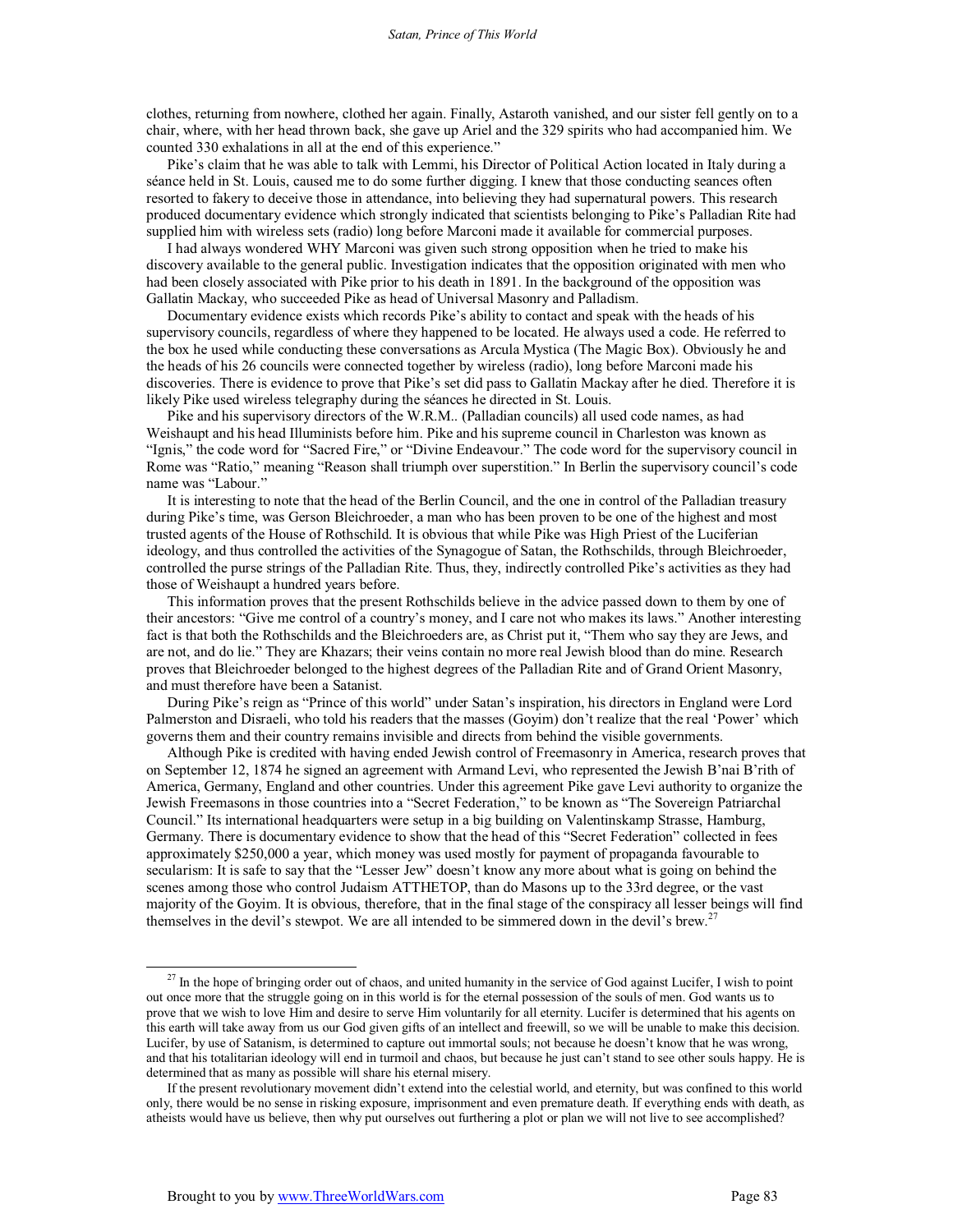clothes, returning from nowhere, clothed her again. Finally, Astaroth vanished, and our sister fell gently on to a chair, where, with her head thrown back, she gave up Ariel and the 329 spirits who had accompanied him. We counted 330 exhalations in all at the end of this experience."

Pike's claim that he was able to talk with Lemmi, his Director of Political Action located in Italy during a séance held in St. Louis, caused me to do some further digging. I knew that those conducting seances often resorted to fakery to deceive those in attendance, into believing they had supernatural powers. This research produced documentary evidence which strongly indicated that scientists belonging to Pike's Palladian Rite had supplied him with wireless sets (radio) long before Marconi made it available for commercial purposes.

I had always wondered WHY Marconi was given such strong opposition when he tried to make his discovery available to the general public. Investigation indicates that the opposition originated with men who had been closely associated with Pike prior to his death in 1891. In the background of the opposition was Gallatin Mackay, who succeeded Pike as head of Universal Masonry and Palladism.

Documentary evidence exists which records Pike's ability to contact and speak with the heads of his supervisory councils, regardless of where they happened to be located. He always used a code. He referred to the box he used while conducting these conversations as Arcula Mystica (The Magic Box). Obviously he and the heads of his 26 councils were connected together by wireless (radio), long before Marconi made his discoveries. There is evidence to prove that Pike's set did pass to Gallatin Mackay after he died. Therefore it is likely Pike used wireless telegraphy during the séances he directed in St. Louis.

Pike and his supervisory directors of the W.R.M.. (Palladian councils) all used code names, as had Weishaupt and his head Illuminists before him. Pike and his supreme council in Charleston was known as "Ignis," the code word for "Sacred Fire," or "Divine Endeavour." The code word for the supervisory council in Rome was "Ratio," meaning "Reason shall triumph over superstition." In Berlin the supervisory council's code name was "Labour."

It is interesting to note that the head of the Berlin Council, and the one in control of the Palladian treasury during Pike's time, was Gerson Bleichroeder, a man who has been proven to be one of the highest and most trusted agents of the House of Rothschild. It is obvious that while Pike was High Priest of the Luciferian ideology, and thus controlled the activities of the Synagogue of Satan, the Rothschilds, through Bleichroeder, controlled the purse strings of the Palladian Rite. Thus, they, indirectly controlled Pike's activities as they had those of Weishaupt a hundred years before.

This information proves that the present Rothschilds believe in the advice passed down to them by one of their ancestors: "Give me control of a country's money, and I care not who makes its laws." Another interesting fact is that both the Rothschilds and the Bleichroeders are, as Christ put it, "Them who say they are Jews, and are not, and do lie." They are Khazars; their veins contain no more real Jewish blood than do mine. Research proves that Bleichroeder belonged to the highest degrees of the Palladian Rite and of Grand Orient Masonry, and must therefore have been a Satanist.

During Pike's reign as "Prince of this world" under Satan's inspiration, his directors in England were Lord Palmerston and Disraeli, who told his readers that the masses (Goyim) don't realize that the real 'Power' which governs them and their country remains invisible and directs from behind the visible governments.

Although Pike is credited with having ended Jewish control of Freemasonry in America, research proves that on September 12, 1874 he signed an agreement with Armand Levi, who represented the Jewish B'nai B'rith of America, Germany, England and other countries. Under this agreement Pike gave Levi authority to organize the Jewish Freemasons in those countries into a "Secret Federation," to be known as "The Sovereign Patriarchal Council." Its international headquarters were setup in a big building on Valentinskamp Strasse, Hamburg, Germany. There is documentary evidence to show that the head of this "Secret Federation" collected in fees approximately $250,000 a year, which money was used mostly for payment of propaganda favourable to secularism: It is safe to say that the "Lesser Jew" doesn't know any more about what is going on behind the scenes among those who control Judaism ATTHETOP, than do Masons up to the 33rd degree, or the vast majority of the Goyim. It is obvious, therefore, that in the final stage of the conspiracy all lesser beings will find themselves in the devil's stewpot. We are all intended to be simmered down in the devil's brew.[27]

---

[27] In the hope of bringing order out of chaos, and united humanity in the service of God against Lucifer, I wish to point out once more that the struggle going on in this world is for the eternal possession of the souls of men. God wants us to prove that we wish to love Him and desire to serve Him voluntarily for all eternity. Lucifer is determined that his agents on this earth will take away from us our God given gifts of an intellect and freewill, so we will be unable to make this decision. Lucifer, by use of Satanism, is determined to capture out immortal souls; not because he doesn't know that he was wrong, and that his totalitarian ideology will end in turmoil and chaos, but because he just can't stand to see other souls happy. He is determined that as many as possible will share his eternal misery.

If the present revolutionary movement didn't extend into the celestial world, and eternity, but was confined to this world only, there would be no sense in risking exposure, imprisonment and even premature death. If everything ends with death, as atheists would have us believe, then why put ourselves out furthering a plot or plan we will not live to see accomplished?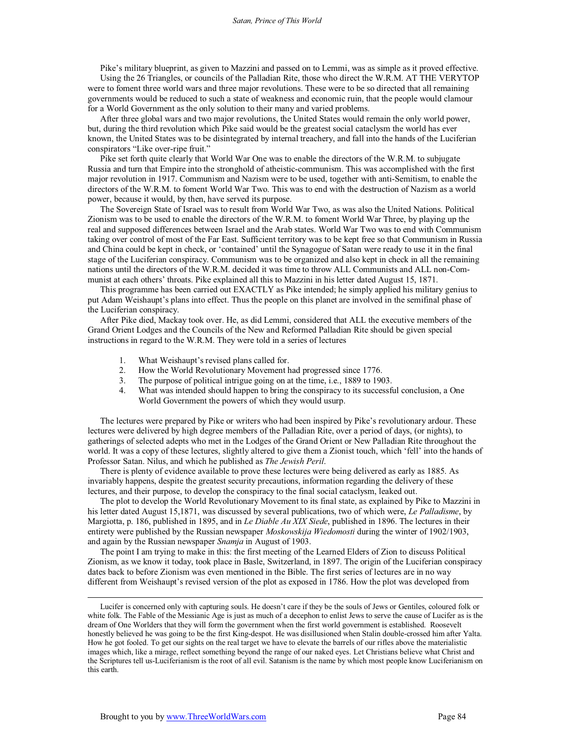Pike's military blueprint, as given to Mazzini and passed on to Lemmi, was as simple as it proved effective.

Using the 26 Triangles, or councils of the Palladian Rite, those who direct the W.R.M. AT THE VERYTOP were to foment three world wars and three major revolutions. These were to be so directed that all remaining governments would be reduced to such a state of weakness and economic ruin, that the people would clamour for a World Government as the only solution to their many and varied problems.

After three global wars and two major revolutions, the United States would remain the only world power, but, during the third revolution which Pike said would be the greatest social cataclysm the world has ever known, the United States was to be disintegrated by internal treachery, and fall into the hands of the Luciferian conspirators "Like over-ripe fruit."

Pike set forth quite clearly that World War One was to enable the directors of the W.R.M. to subjugate Russia and turn that Empire into the stronghold of atheistic-communism. This was accomplished with the first major revolution in 1917. Communism and Nazism were to be used, together with anti-Semitism, to enable the directors of the W.R.M. to foment World War Two. This was to end with the destruction of Nazism as a world power, because it would, by then, have served its purpose.

The Sovereign State of Israel was to result from World War Two, as was also the United Nations. Political Zionism was to be used to enable the directors of the W.R.M. to foment World War Three, by playing up the real and supposed differences between Israel and the Arab states. World War Two was to end with Communism taking over control of most of the Far East. Sufficient territory was to be kept free so that Communism in Russia and China could be kept in check, or 'contained' until the Synagogue of Satan were ready to use it in the final stage of the Luciferian conspiracy. Communism was to be organized and also kept in check in all the remaining nations until the directors of the W.R.M. decided it was time to throw ALL Communists and ALL non-Communist at each others' throats. Pike explained all this to Mazzini in his letter dated August 15, 1871.

This programme has been carried out EXACTLY as Pike intended; he simply applied his military genius to put Adam Weishaupt's plans into effect. Thus the people on this planet are involved in the semifinal phase of the Luciferian conspiracy.

After Pike died, Mackay took over. He, as did Lemmi, considered that ALL the executive members of the Grand Orient Lodges and the Councils of the New and Reformed Palladian Rite should be given special instructions in regard to the W.R.M. They were told in a series of lectures

1. What Weishaupt's revised plans called for.
2. How the World Revolutionary Movement had progressed since 1776.
3. The purpose of political intrigue going on at the time, i.e., 1889 to 1903.
4. What was intended should happen to bring the conspiracy to its successful conclusion, a One World Government the powers of which they would usurp.

The lectures were prepared by Pike or writers who had been inspired by Pike's revolutionary ardour. These lectures were delivered by high degree members of the Palladian Rite, over a period of days, (or nights), to gatherings of selected adepts who met in the Lodges of the Grand Orient or New Palladian Rite throughout the world. It was a copy of these lectures, slightly altered to give them a Zionist touch, which 'fell' into the hands of Professor Satan. Nilus, and which he published as *The Jewish Peril*.

There is plenty of evidence available to prove these lectures were being delivered as early as 1885. As invariably happens, despite the greatest security precautions, information regarding the delivery of these lectures, and their purpose, to develop the conspiracy to the final social cataclysm, leaked out.

The plot to develop the World Revolutionary Movement to its final state, as explained by Pike to Mazzini in his letter dated August 15,1871, was discussed by several publications, two of which were, *Le Palladisme*, by Margiotta, p. 186, published in 1895, and in *Le Diable Au XIX Siede*, published in 1896. The lectures in their entirety were published by the Russian newspaper *Moskowskija Wiedomosti* during the winter of 1902/1903, and again by the Russian newspaper *Snamja* in August of 1903.

The point I am trying to make in this: the first meeting of the Learned Elders of Zion to discuss Political Zionism, as we know it today, took place in Basle, Switzerland, in 1897. The origin of the Luciferian conspiracy dates back to before Zionism was even mentioned in the Bible. The first series of lectures are in no way different from Weishaupt's revised version of the plot as exposed in 1786. How the plot was developed from

---

Lucifer is concerned only with capturing souls. He doesn't care if they be the souls of Jews or Gentiles, coloured folk or white folk. The Fable of the Messianic Age is just as much of a decephon to enlist Jews to serve the cause of Lucifer as is the dream of One Worlders that they will form the government when the first world government is established. Roosevelt honestly believed he was going to be the first King-despot. He was disillusioned when Stalin double-crossed him after Yalta. How he got fooled. To get our sights on the real target we have to elevate the barrels of our rifles above the materialistic images which, like a mirage, reflect something beyond the range of our naked eyes. Let Christians believe what Christ and the Scriptures tell us-Luciferianism is the root of all evil. Satanism is the name by which most people know Luciferianism on this earth.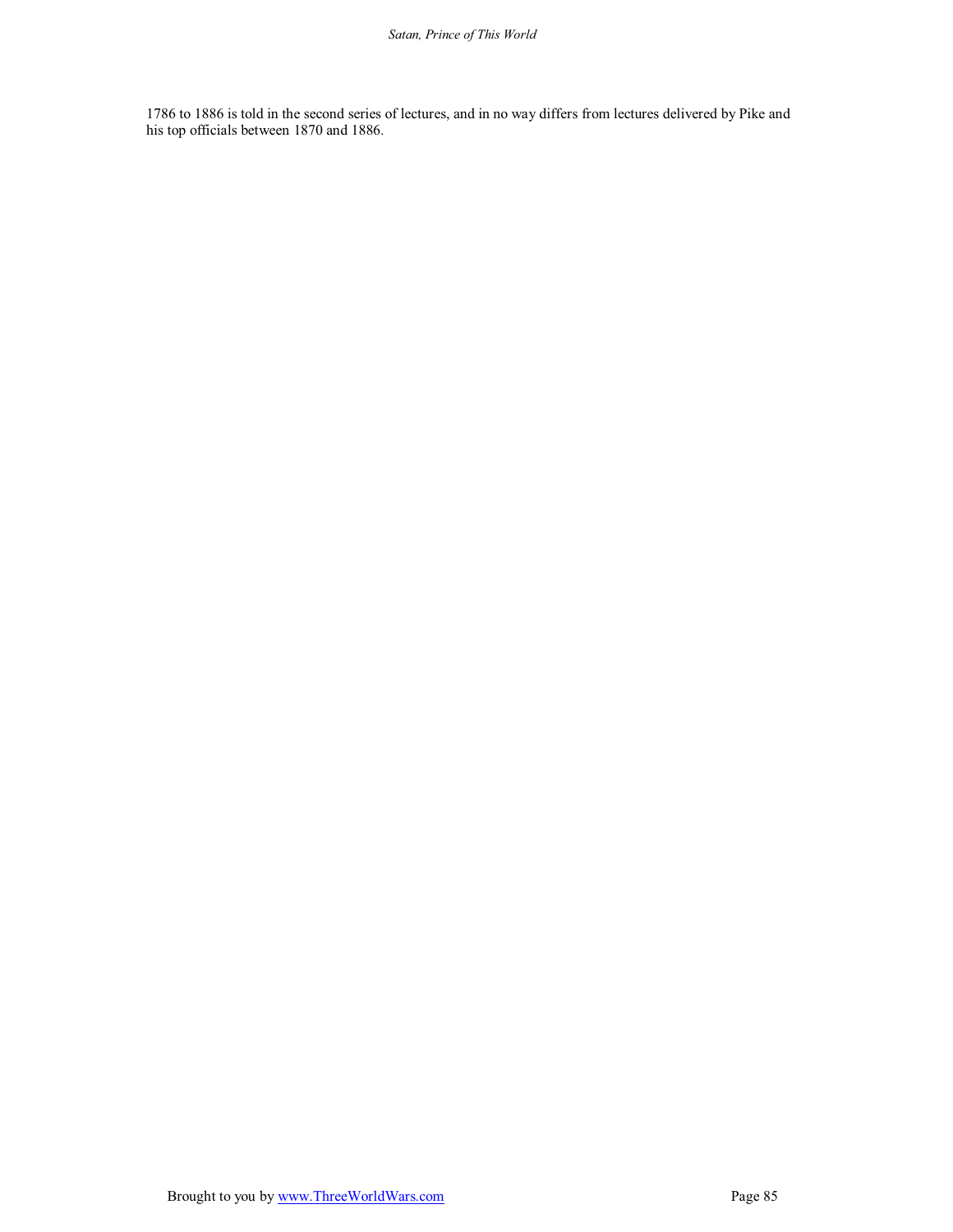1786 to 1886 is told in the second series of lectures, and in no way differs from lectures delivered by Pike and his top officials between 1870 and 1886.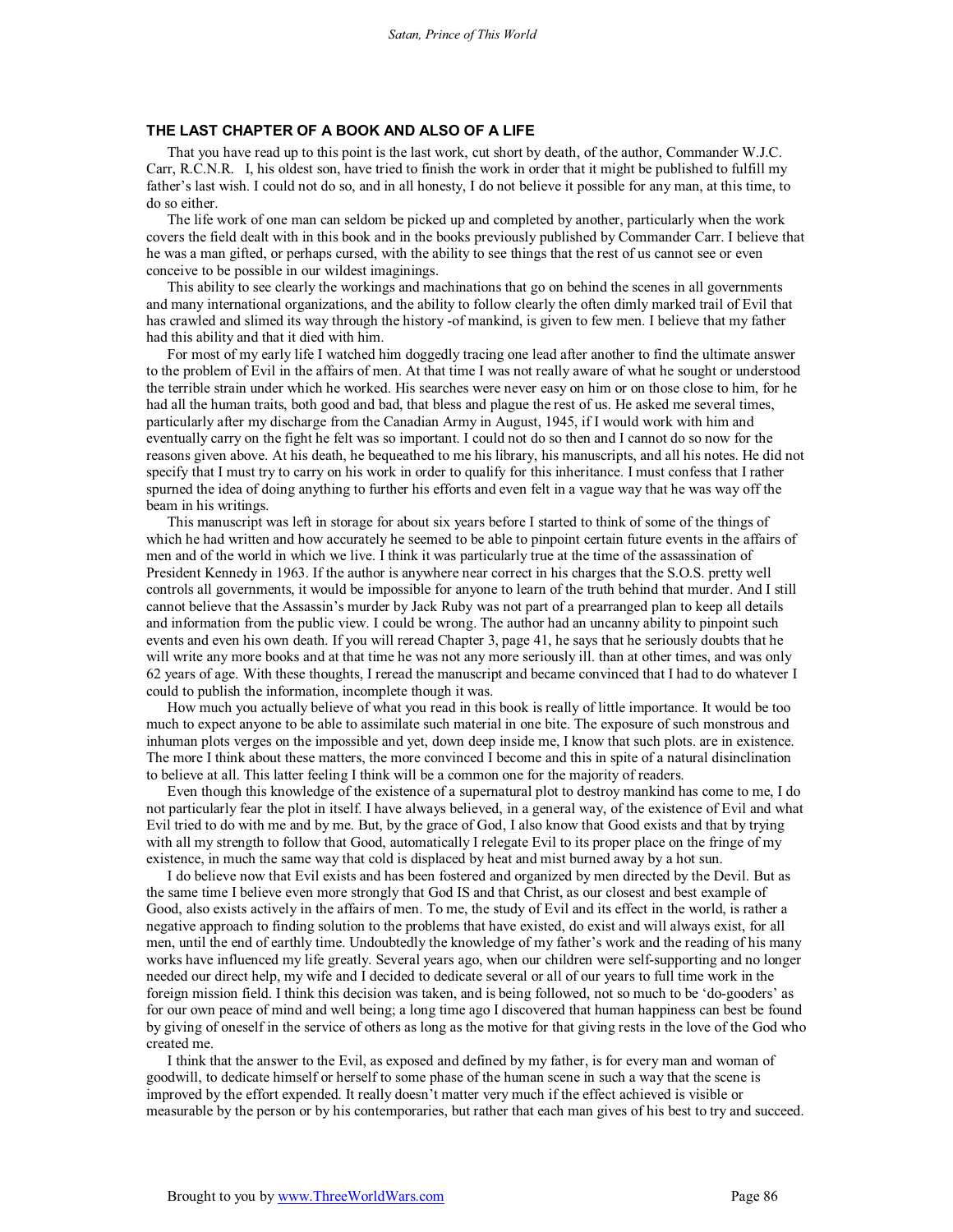## THE LAST CHAPTER OF A BOOK AND ALSO OF A LIFE

That you have read up to this point is the last work, cut short by death, of the author, Commander W.J.C. Carr, R.C.N.R. I, his oldest son, have tried to finish the work in order that it might be published to fulfill my father's last wish. I could not do so, and in all honesty, I do not believe it possible for any man, at this time, to do so either.

The life work of one man can seldom be picked up and completed by another, particularly when the work covers the field dealt with in this book and in the books previously published by Commander Carr. I believe that he was a man gifted, or perhaps cursed, with the ability to see things that the rest of us cannot see or even conceive to be possible in our wildest imaginings.

This ability to see clearly the workings and machinations that go on behind the scenes in all governments and many international organizations, and the ability to follow clearly the often dimly marked trail of Evil that has crawled and slimed its way through the history -of mankind, is given to few men. I believe that my father had this ability and that it died with him.

For most of my early life I watched him doggedly tracing one lead after another to find the ultimate answer to the problem of Evil in the affairs of men. At that time I was not really aware of what he sought or understood the terrible strain under which he worked. His searches were never easy on him or on those close to him, for he had all the human traits, both good and bad, that bless and plague the rest of us. He asked me several times, particularly after my discharge from the Canadian Army in August, 1945, if I would work with him and eventually carry on the fight he felt was so important. I could not do so then and I cannot do so now for the reasons given above. At his death, he bequeathed to me his library, his manuscripts, and all his notes. He did not specify that I must try to carry on his work in order to qualify for this inheritance. I must confess that I rather spurned the idea of doing anything to further his efforts and even felt in a vague way that he was way off the beam in his writings.

This manuscript was left in storage for about six years before I started to think of some of the things of which he had written and how accurately he seemed to be able to pinpoint certain future events in the affairs of men and of the world in which we live. I think it was particularly true at the time of the assassination of President Kennedy in 1963. If the author is anywhere near correct in his charges that the S.O.S. pretty well controls all governments, it would be impossible for anyone to learn of the truth behind that murder. And I still cannot believe that the Assassin's murder by Jack Ruby was not part of a prearranged plan to keep all details and information from the public view. I could be wrong. The author had an uncanny ability to pinpoint such events and even his own death. If you will reread Chapter 3, page 41, he says that he seriously doubts that he will write any more books and at that time he was not any more seriously ill. than at other times, and was only 62 years of age. With these thoughts, I reread the manuscript and became convinced that I had to do whatever I could to publish the information, incomplete though it was.

How much you actually believe of what you read in this book is really of little importance. It would be too much to expect anyone to be able to assimilate such material in one bite. The exposure of such monstrous and inhuman plots verges on the impossible and yet, down deep inside me, I know that such plots. are in existence. The more I think about these matters, the more convinced I become and this in spite of a natural disinclination to believe at all. This latter feeling I think will be a common one for the majority of readers.

Even though this knowledge of the existence of a supernatural plot to destroy mankind has come to me, I do not particularly fear the plot in itself. I have always believed, in a general way, of the existence of Evil and what Evil tried to do with me and by me. But, by the grace of God, I also know that Good exists and that by trying with all my strength to follow that Good, automatically I relegate Evil to its proper place on the fringe of my existence, in much the same way that cold is displaced by heat and mist burned away by a hot sun.

I do believe now that Evil exists and has been fostered and organized by men directed by the Devil. But as the same time I believe even more strongly that God IS and that Christ, as our closest and best example of Good, also exists actively in the affairs of men. To me, the study of Evil and its effect in the world, is rather a negative approach to finding solution to the problems that have existed, do exist and will always exist, for all men, until the end of earthly time. Undoubtedly the knowledge of my father's work and the reading of his many works have influenced my life greatly. Several years ago, when our children were self-supporting and no longer needed our direct help, my wife and I decided to dedicate several or all of our years to full time work in the foreign mission field. I think this decision was taken, and is being followed, not so much to be 'do-gooders' as for our own peace of mind and well being; a long time ago I discovered that human happiness can best be found by giving of oneself in the service of others as long as the motive for that giving rests in the love of the God who created me.

I think that the answer to the Evil, as exposed and defined by my father, is for every man and woman of goodwill, to dedicate himself or herself to some phase of the human scene in such a way that the scene is improved by the effort expended. It really doesn't matter very much if the effect achieved is visible or measurable by the person or by his contemporaries, but rather that each man gives of his best to try and succeed.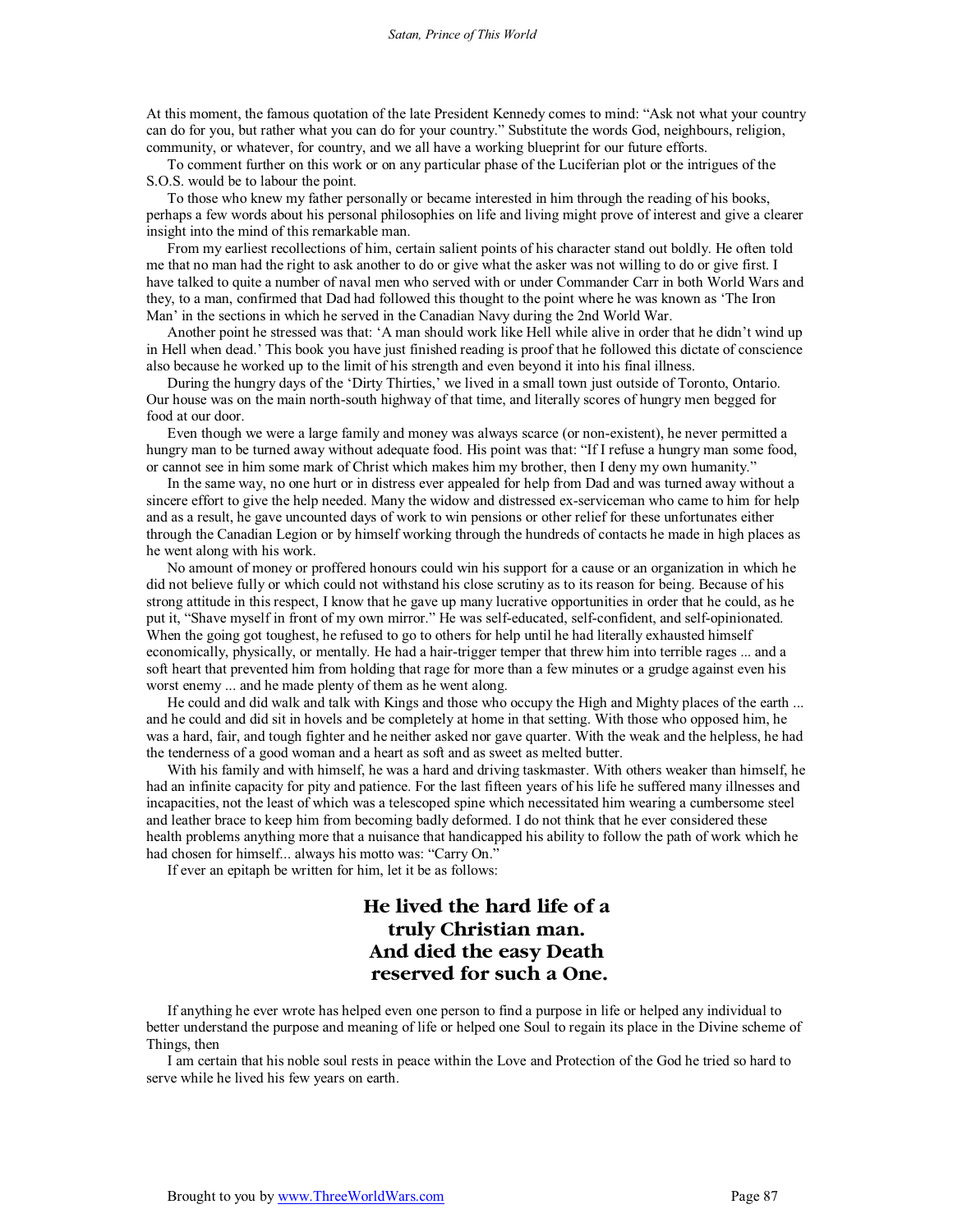At this moment, the famous quotation of the late President Kennedy comes to mind: "Ask not what your country can do for you, but rather what you can do for your country." Substitute the words God, neighbours, religion, community, or whatever, for country, and we all have a working blueprint for our future efforts.

To comment further on this work or on any particular phase of the Luciferian plot or the intrigues of the S.O.S. would be to labour the point.

To those who knew my father personally or became interested in him through the reading of his books, perhaps a few words about his personal philosophies on life and living might prove of interest and give a clearer insight into the mind of this remarkable man.

From my earliest recollections of him, certain salient points of his character stand out boldly. He often told me that no man had the right to ask another to do or give what the asker was not willing to do or give first. I have talked to quite a number of naval men who served with or under Commander Carr in both World Wars and they, to a man, confirmed that Dad had followed this thought to the point where he was known as 'The Iron Man' in the sections in which he served in the Canadian Navy during the 2nd World War.

Another point he stressed was that: 'A man should work like Hell while alive in order that he didn't wind up in Hell when dead.' This book you have just finished reading is proof that he followed this dictate of conscience also because he worked up to the limit of his strength and even beyond it into his final illness.

During the hungry days of the 'Dirty Thirties,' we lived in a small town just outside of Toronto, Ontario. Our house was on the main north-south highway of that time, and literally scores of hungry men begged for food at our door.

Even though we were a large family and money was always scarce (or non-existent), he never permitted a hungry man to be turned away without adequate food. His point was that: "If I refuse a hungry man some food, or cannot see in him some mark of Christ which makes him my brother, then I deny my own humanity."

In the same way, no one hurt or in distress ever appealed for help from Dad and was turned away without a sincere effort to give the help needed. Many the widow and distressed ex-serviceman who came to him for help and as a result, he gave uncounted days of work to win pensions or other relief for these unfortunates either through the Canadian Legion or by himself working through the hundreds of contacts he made in high places as he went along with his work.

No amount of money or proffered honours could win his support for a cause or an organization in which he did not believe fully or which could not withstand his close scrutiny as to its reason for being. Because of his strong attitude in this respect, I know that he gave up many lucrative opportunities in order that he could, as he put it, "Shave myself in front of my own mirror." He was self-educated, self-confident, and self-opinionated. When the going got toughest, he refused to go to others for help until he had literally exhausted himself economically, physically, or mentally. He had a hair-trigger temper that threw him into terrible rages ... and a soft heart that prevented him from holding that rage for more than a few minutes or a grudge against even his worst enemy ... and he made plenty of them as he went along.

He could and did walk and talk with Kings and those who occupy the High and Mighty places of the earth ... and he could and did sit in hovels and be completely at home in that setting. With those who opposed him, he was a hard, fair, and tough fighter and he neither asked nor gave quarter. With the weak and the helpless, he had the tenderness of a good woman and a heart as soft and as sweet as melted butter.

With his family and with himself, he was a hard and driving taskmaster. With others weaker than himself, he had an infinite capacity for pity and patience. For the last fifteen years of his life he suffered many illnesses and incapacities, not the least of which was a telescoped spine which necessitated him wearing a cumbersome steel and leather brace to keep him from becoming badly deformed. I do not think that he ever considered these health problems anything more that a nuisance that handicapped his ability to follow the path of work which he had chosen for himself... always his motto was: "Carry On."

If ever an epitaph be written for him, let it be as follows:

**He lived the hard life of a**
**truly Christian man.**
**And died the easy Death**
**reserved for such a One.**

If anything he ever wrote has helped even one person to find a purpose in life or helped any individual to better understand the purpose and meaning of life or helped one Soul to regain its place in the Divine scheme of Things, then

I am certain that his noble soul rests in peace within the Love and Protection of the God he tried so hard to serve while he lived his few years on earth.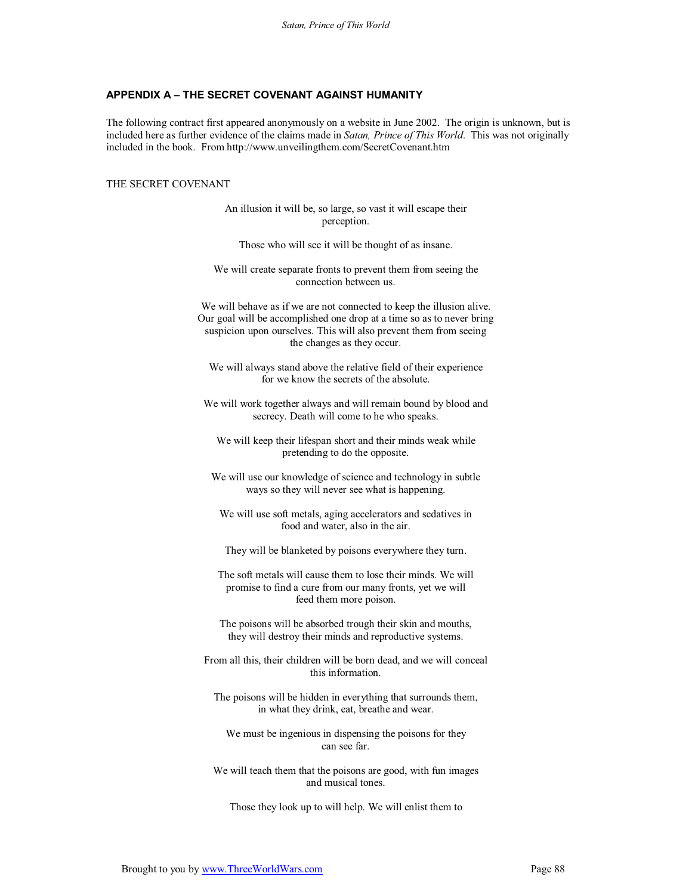## APPENDIX A – THE SECRET COVENANT AGAINST HUMANITY

The following contract first appeared anonymously on a website in June 2002. The origin is unknown, but is included here as further evidence of the claims made in *Satan, Prince of This World*. This was not originally included in the book. From http://www.unveilingthem.com/SecretCovenant.htm

THE SECRET COVENANT

An illusion it will be, so large, so vast it will escape their perception.

Those who will see it will be thought of as insane.

We will create separate fronts to prevent them from seeing the connection between us.

We will behave as if we are not connected to keep the illusion alive. Our goal will be accomplished one drop at a time so as to never bring suspicion upon ourselves. This will also prevent them from seeing the changes as they occur.

We will always stand above the relative field of their experience for we know the secrets of the absolute.

We will work together always and will remain bound by blood and secrecy. Death will come to he who speaks.

We will keep their lifespan short and their minds weak while pretending to do the opposite.

We will use our knowledge of science and technology in subtle ways so they will never see what is happening.

We will use soft metals, aging accelerators and sedatives in food and water, also in the air.

They will be blanketed by poisons everywhere they turn.

The soft metals will cause them to lose their minds. We will promise to find a cure from our many fronts, yet we will feed them more poison.

The poisons will be absorbed trough their skin and mouths, they will destroy their minds and reproductive systems.

From all this, their children will be born dead, and we will conceal this information.

The poisons will be hidden in everything that surrounds them, in what they drink, eat, breathe and wear.

We must be ingenious in dispensing the poisons for they can see far.

We will teach them that the poisons are good, with fun images and musical tones.

Those they look up to will help. We will enlist them to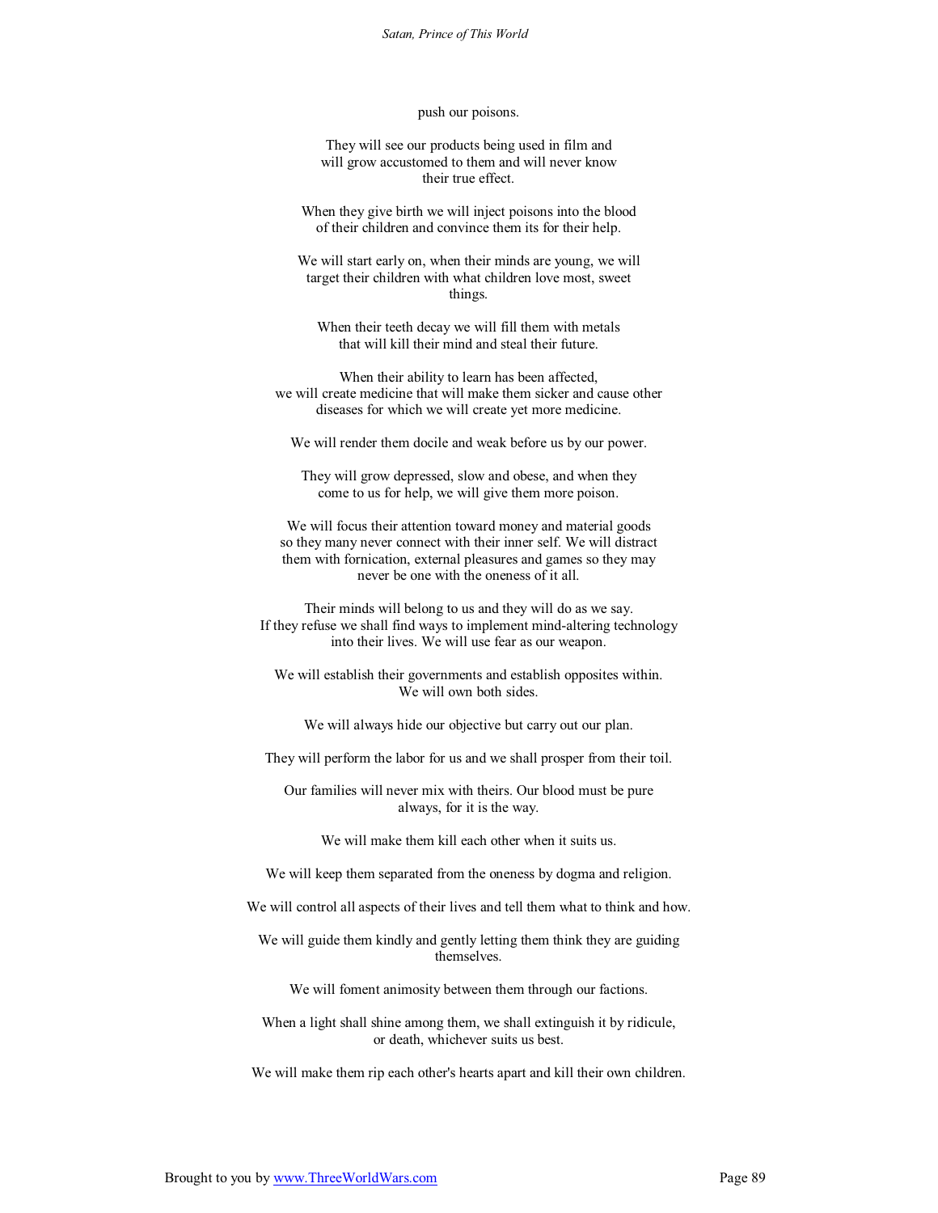push our poisons.

They will see our products being used in film and will grow accustomed to them and will never know their true effect.

When they give birth we will inject poisons into the blood of their children and convince them its for their help.

We will start early on, when their minds are young, we will target their children with what children love most, sweet things.

When their teeth decay we will fill them with metals that will kill their mind and steal their future.

When their ability to learn has been affected, we will create medicine that will make them sicker and cause other diseases for which we will create yet more medicine.

We will render them docile and weak before us by our power.

They will grow depressed, slow and obese, and when they come to us for help, we will give them more poison.

We will focus their attention toward money and material goods so they many never connect with their inner self. We will distract them with fornication, external pleasures and games so they may never be one with the oneness of it all.

Their minds will belong to us and they will do as we say. If they refuse we shall find ways to implement mind-altering technology into their lives. We will use fear as our weapon.

We will establish their governments and establish opposites within. We will own both sides.

We will always hide our objective but carry out our plan.

They will perform the labor for us and we shall prosper from their toil.

Our families will never mix with theirs. Our blood must be pure always, for it is the way.

We will make them kill each other when it suits us.

We will keep them separated from the oneness by dogma and religion.

We will control all aspects of their lives and tell them what to think and how.

We will guide them kindly and gently letting them think they are guiding themselves.

We will foment animosity between them through our factions.

When a light shall shine among them, we shall extinguish it by ridicule, or death, whichever suits us best.

We will make them rip each other's hearts apart and kill their own children.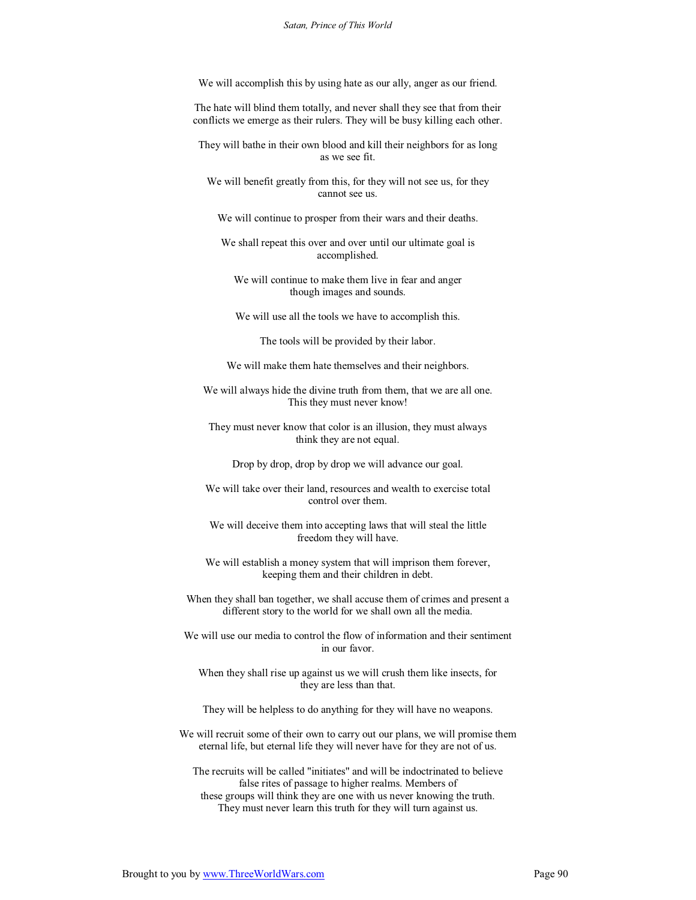We will accomplish this by using hate as our ally, anger as our friend.

The hate will blind them totally, and never shall they see that from their conflicts we emerge as their rulers. They will be busy killing each other.

They will bathe in their own blood and kill their neighbors for as long as we see fit.

We will benefit greatly from this, for they will not see us, for they cannot see us.

We will continue to prosper from their wars and their deaths.

We shall repeat this over and over until our ultimate goal is accomplished.

We will continue to make them live in fear and anger though images and sounds.

We will use all the tools we have to accomplish this.

The tools will be provided by their labor.

We will make them hate themselves and their neighbors.

We will always hide the divine truth from them, that we are all one. This they must never know!

They must never know that color is an illusion, they must always think they are not equal.

Drop by drop, drop by drop we will advance our goal.

We will take over their land, resources and wealth to exercise total control over them.

We will deceive them into accepting laws that will steal the little freedom they will have.

We will establish a money system that will imprison them forever, keeping them and their children in debt.

When they shall ban together, we shall accuse them of crimes and present a different story to the world for we shall own all the media.

We will use our media to control the flow of information and their sentiment in our favor.

When they shall rise up against us we will crush them like insects, for they are less than that.

They will be helpless to do anything for they will have no weapons.

We will recruit some of their own to carry out our plans, we will promise them eternal life, but eternal life they will never have for they are not of us.

The recruits will be called "initiates" and will be indoctrinated to believe false rites of passage to higher realms. Members of these groups will think they are one with us never knowing the truth. They must never learn this truth for they will turn against us.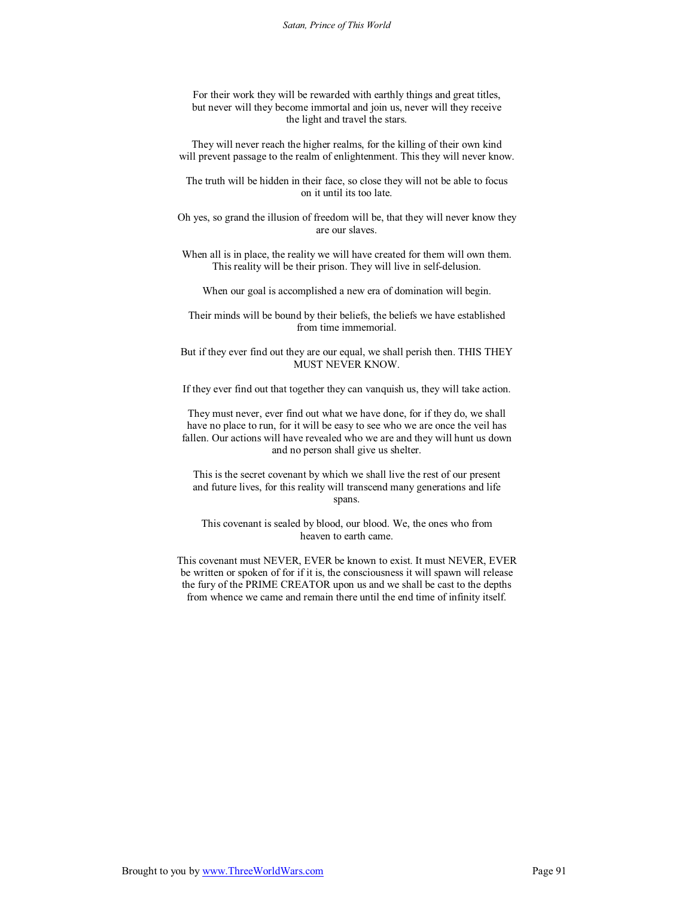For their work they will be rewarded with earthly things and great titles, but never will they become immortal and join us, never will they receive the light and travel the stars.

They will never reach the higher realms, for the killing of their own kind will prevent passage to the realm of enlightenment. This they will never know.

The truth will be hidden in their face, so close they will not be able to focus on it until its too late.

Oh yes, so grand the illusion of freedom will be, that they will never know they are our slaves.

When all is in place, the reality we will have created for them will own them. This reality will be their prison. They will live in self-delusion.

When our goal is accomplished a new era of domination will begin.

Their minds will be bound by their beliefs, the beliefs we have established from time immemorial.

But if they ever find out they are our equal, we shall perish then. THIS THEY MUST NEVER KNOW.

If they ever find out that together they can vanquish us, they will take action.

They must never, ever find out what we have done, for if they do, we shall have no place to run, for it will be easy to see who we are once the veil has fallen. Our actions will have revealed who we are and they will hunt us down and no person shall give us shelter.

This is the secret covenant by which we shall live the rest of our present and future lives, for this reality will transcend many generations and life spans.

This covenant is sealed by blood, our blood. We, the ones who from heaven to earth came.

This covenant must NEVER, EVER be known to exist. It must NEVER, EVER be written or spoken of for if it is, the consciousness it will spawn will release the fury of the PRIME CREATOR upon us and we shall be cast to the depths from whence we came and remain there until the end time of infinity itself.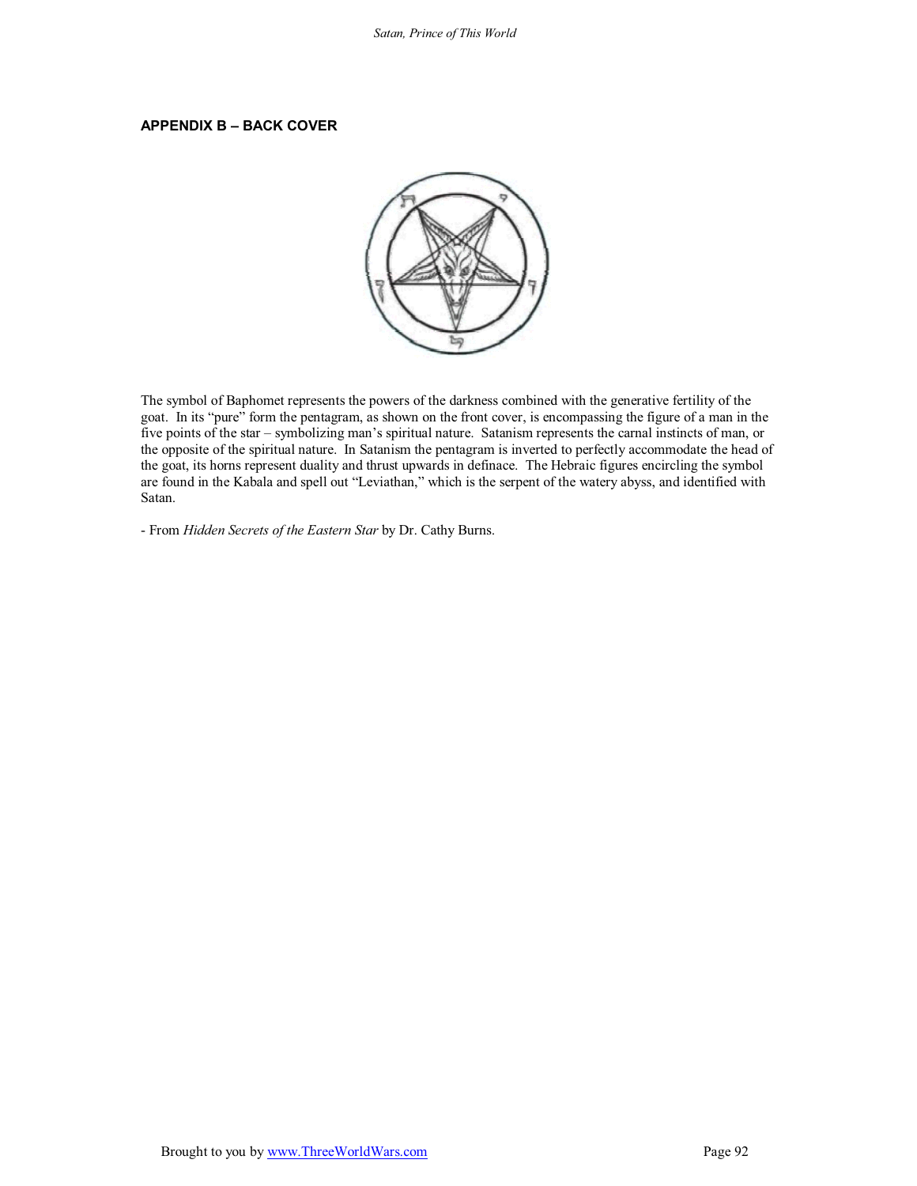## APPENDIX B – BACK COVER

The symbol of Baphomet represents the powers of the darkness combined with the generative fertility of the goat. In its "pure" form the pentagram, as shown on the front cover, is encompassing the figure of a man in the five points of the star – symbolizing man's spiritual nature. Satanism represents the carnal instincts of man, or the opposite of the spiritual nature. In Satanism the pentagram is inverted to perfectly accommodate the head of the goat, its horns represent duality and thrust upwards in definace. The Hebraic figures encircling the symbol are found in the Kabala and spell out "Leviathan," which is the serpent of the watery abyss, and identified with Satan.

- From *Hidden Secrets of the Eastern Star* by Dr. Cathy Burns.